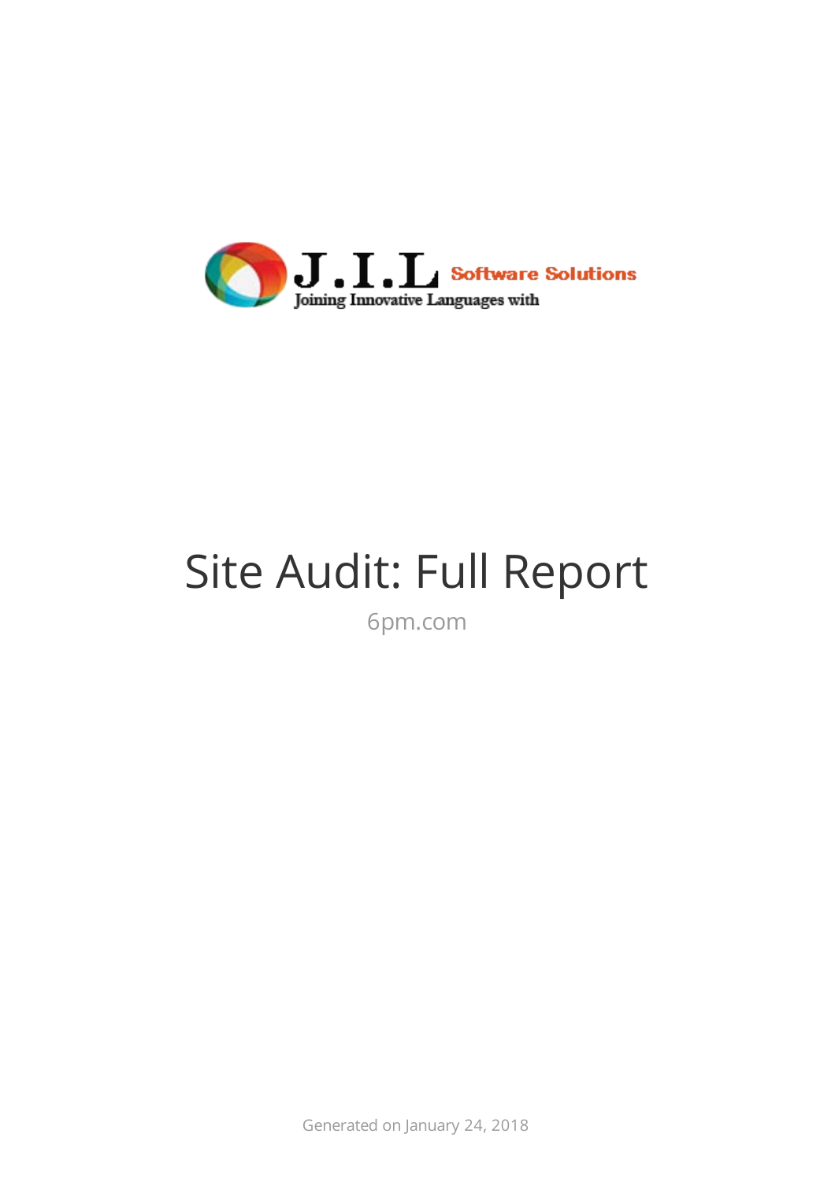J.I.L Software Solutions

Joining Innovative Languages with

# Site Audit: Full Report

6pm.com

Generated on January 24, 2018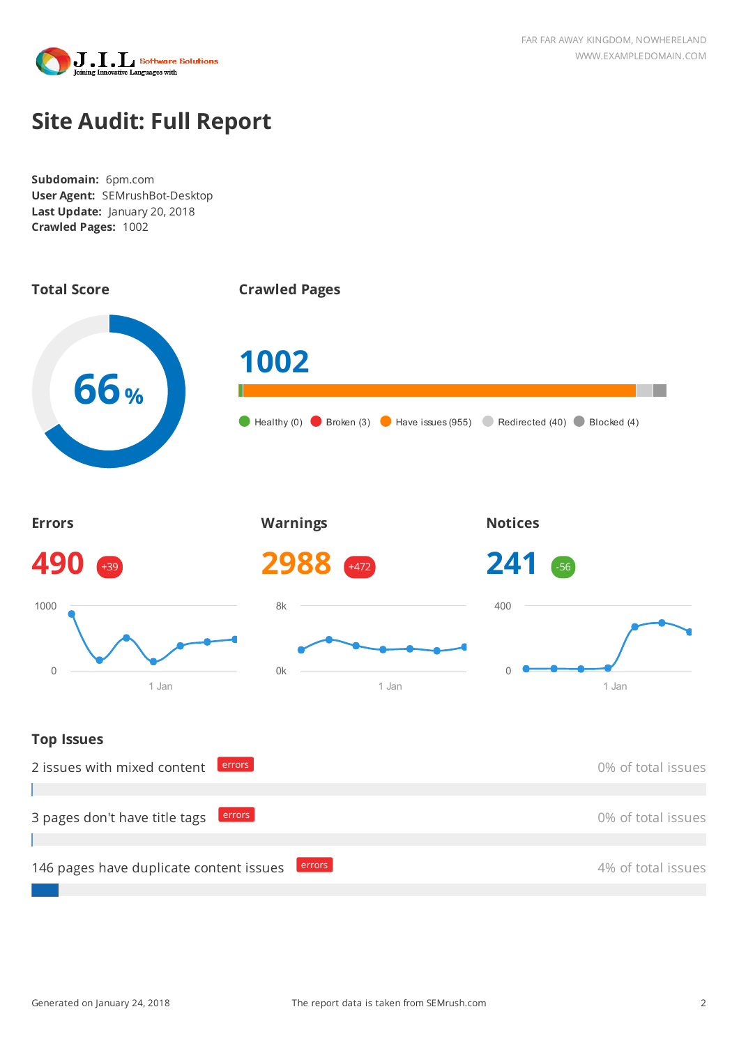# Site Audit: Full Report

**Subdomain:** 6pm.com
**User Agent:** SEMrushBot-Desktop
**Last Update:** January 20, 2018
**Crawled Pages:** 1002

## Total Score

66 %

## Crawled Pages

1002

Healthy (0) Broken (3) Have issues (955) Redirected (40) Blocked (4)

## Errors

490 +39

## Warnings

2988 +472

## Notices

241 -56

## Top Issues

2 issues with mixed content errors — 0% of total issues

3 pages don't have title tags errors — 0% of total issues

146 pages have duplicate content issues errors — 4% of total issues

Generated on January 24, 2018 The report data is taken from SEMrush.com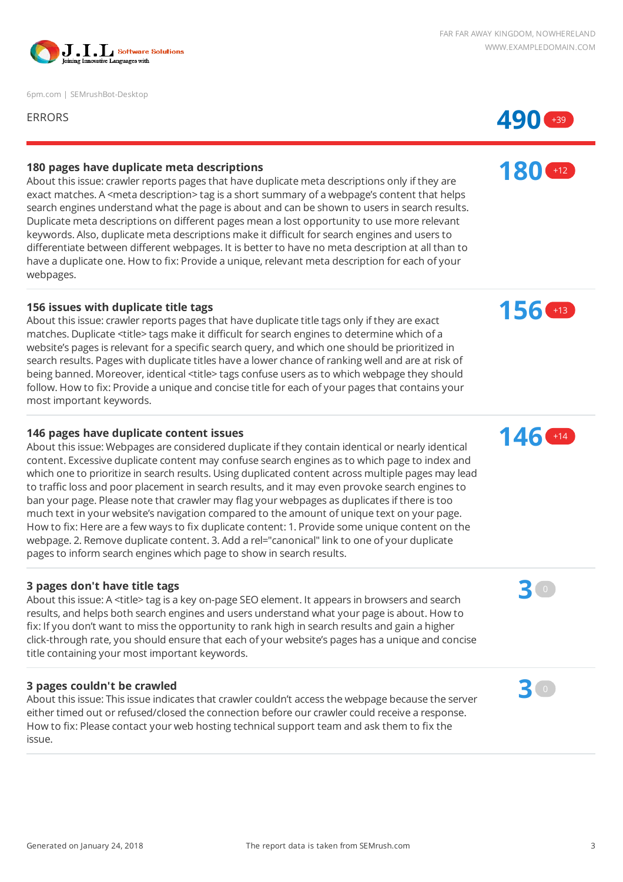6pm.com | SEMrushBot-Desktop

## ERRORS

**490** +39

### 180 pages have duplicate meta descriptions

**180** +12

About this issue: crawler reports pages that have duplicate meta descriptions only if they are exact matches. A <meta description> tag is a short summary of a webpage's content that helps search engines understand what the page is about and can be shown to users in search results. Duplicate meta descriptions on different pages mean a lost opportunity to use more relevant keywords. Also, duplicate meta descriptions make it difficult for search engines and users to differentiate between different webpages. It is better to have no meta description at all than to have a duplicate one. How to fix: Provide a unique, relevant meta description for each of your webpages.

### 156 issues with duplicate title tags

**156** +13

About this issue: crawler reports pages that have duplicate title tags only if they are exact matches. Duplicate <title> tags make it difficult for search engines to determine which of a website's pages is relevant for a specific search query, and which one should be prioritized in search results. Pages with duplicate titles have a lower chance of ranking well and are at risk of being banned. Moreover, identical <title> tags confuse users as to which webpage they should follow. How to fix: Provide a unique and concise title for each of your pages that contains your most important keywords.

### 146 pages have duplicate content issues

**146** +14

About this issue: Webpages are considered duplicate if they contain identical or nearly identical content. Excessive duplicate content may confuse search engines as to which page to index and which one to prioritize in search results. Using duplicated content across multiple pages may lead to traffic loss and poor placement in search results, and it may even provoke search engines to ban your page. Please note that crawler may flag your webpages as duplicates if there is too much text in your website's navigation compared to the amount of unique text on your page. How to fix: Here are a few ways to fix duplicate content: 1. Provide some unique content on the webpage. 2. Remove duplicate content. 3. Add a rel="canonical" link to one of your duplicate pages to inform search engines which page to show in search results.

### 3 pages don't have title tags

**3** 0

About this issue: A <title> tag is a key on-page SEO element. It appears in browsers and search results, and helps both search engines and users understand what your page is about. How to fix: If you don't want to miss the opportunity to rank high in search results and gain a higher click-through rate, you should ensure that each of your website's pages has a unique and concise title containing your most important keywords.

### 3 pages couldn't be crawled

**3** 0

About this issue: This issue indicates that crawler couldn't access the webpage because the server either timed out or refused/closed the connection before our crawler could receive a response. How to fix: Please contact your web hosting technical support team and ask them to fix the issue.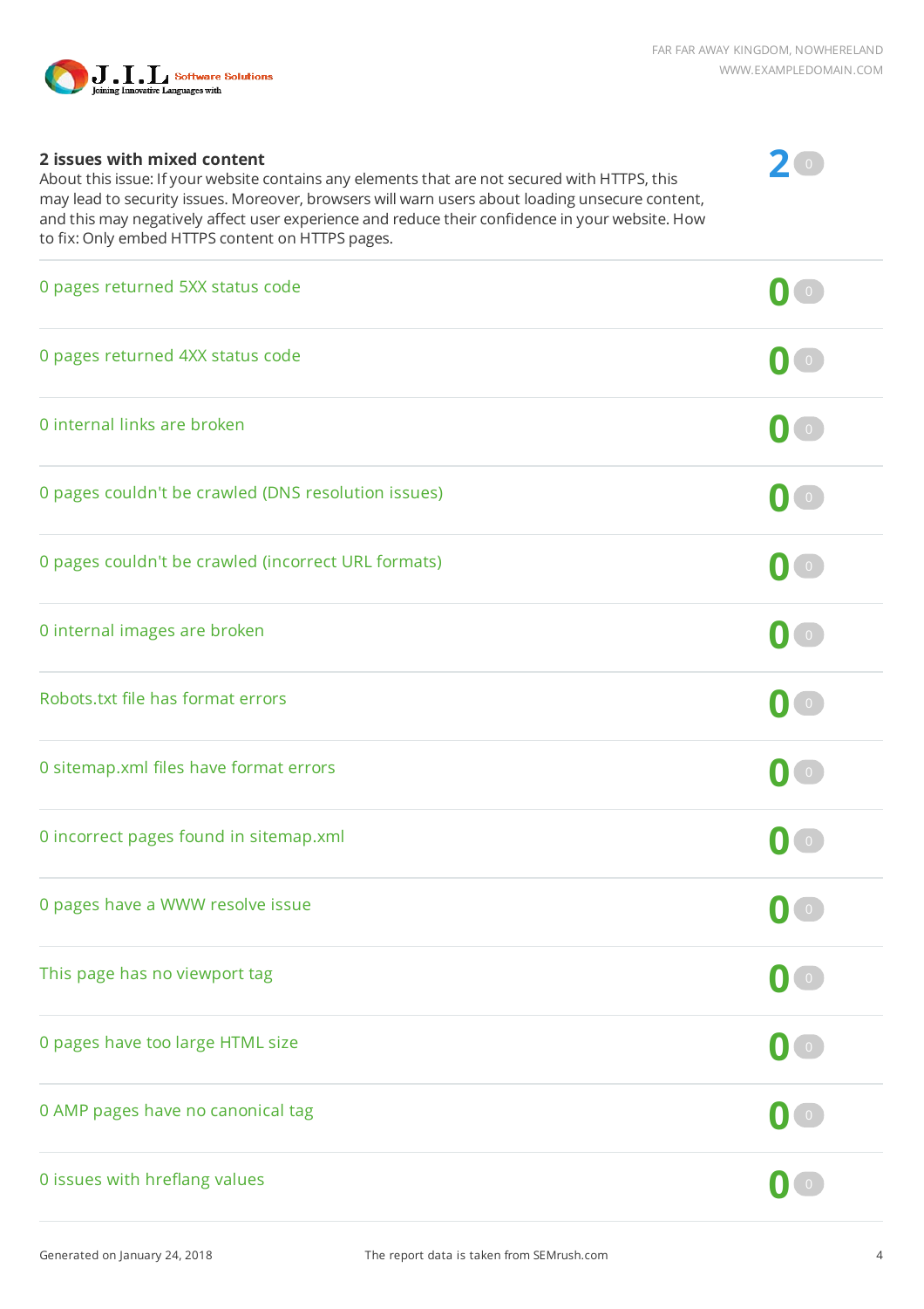### 2 issues with mixed content

About this issue: If your website contains any elements that are not secured with HTTPS, this may lead to security issues. Moreover, browsers will warn users about loading unsecure content, and this may negatively affect user experience and reduce their confidence in your website. How to fix: Only embed HTTPS content on HTTPS pages.

| Issue | Count | Change |
|---|---|---|
| 2 issues with mixed content | 2 | 0 |
| 0 pages returned 5XX status code | 0 | 0 |
| 0 pages returned 4XX status code | 0 | 0 |
| 0 internal links are broken | 0 | 0 |
| 0 pages couldn't be crawled (DNS resolution issues) | 0 | 0 |
| 0 pages couldn't be crawled (incorrect URL formats) | 0 | 0 |
| 0 internal images are broken | 0 | 0 |
| Robots.txt file has format errors | 0 | 0 |
| 0 sitemap.xml files have format errors | 0 | 0 |
| 0 incorrect pages found in sitemap.xml | 0 | 0 |
| 0 pages have a WWW resolve issue | 0 | 0 |
| This page has no viewport tag | 0 | 0 |
| 0 pages have too large HTML size | 0 | 0 |
| 0 AMP pages have no canonical tag | 0 | 0 |
| 0 issues with hreflang values | 0 | 0 |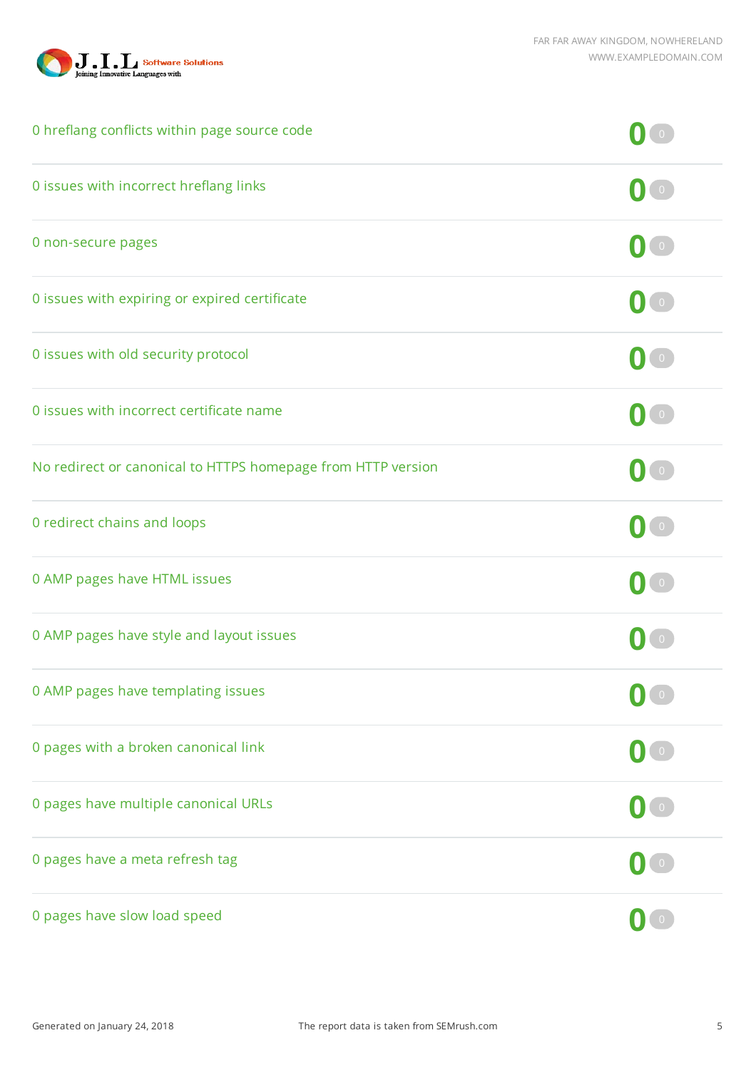| Issue | Count | Change |
| --- | --- | --- |
| 0 hreflang conflicts within page source code | 0 | 0 |
| 0 issues with incorrect hreflang links | 0 | 0 |
| 0 non-secure pages | 0 | 0 |
| 0 issues with expiring or expired certificate | 0 | 0 |
| 0 issues with old security protocol | 0 | 0 |
| 0 issues with incorrect certificate name | 0 | 0 |
| No redirect or canonical to HTTPS homepage from HTTP version | 0 | 0 |
| 0 redirect chains and loops | 0 | 0 |
| 0 AMP pages have HTML issues | 0 | 0 |
| 0 AMP pages have style and layout issues | 0 | 0 |
| 0 AMP pages have templating issues | 0 | 0 |
| 0 pages with a broken canonical link | 0 | 0 |
| 0 pages have multiple canonical URLs | 0 | 0 |
| 0 pages have a meta refresh tag | 0 | 0 |
| 0 pages have slow load speed | 0 | 0 |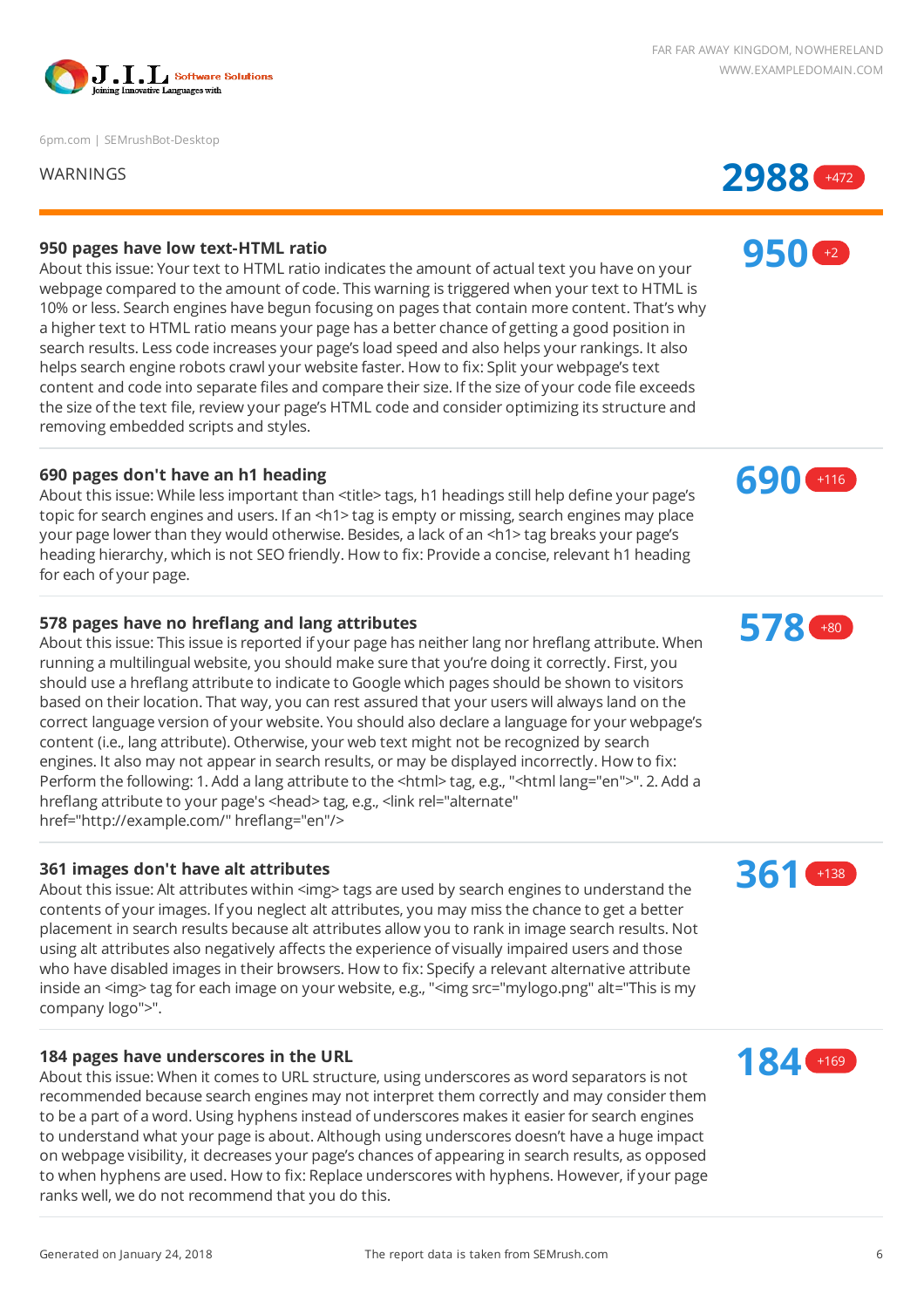6pm.com | SEMrushBot-Desktop

## WARNINGS

**2988** +472

### 950 pages have low text-HTML ratio

**950** +2

About this issue: Your text to HTML ratio indicates the amount of actual text you have on your webpage compared to the amount of code. This warning is triggered when your text to HTML is 10% or less. Search engines have begun focusing on pages that contain more content. That's why a higher text to HTML ratio means your page has a better chance of getting a good position in search results. Less code increases your page's load speed and also helps your rankings. It also helps search engine robots crawl your website faster. How to fix: Split your webpage's text content and code into separate files and compare their size. If the size of your code file exceeds the size of the text file, review your page's HTML code and consider optimizing its structure and removing embedded scripts and styles.

### 690 pages don't have an h1 heading

**690** +116

About this issue: While less important than <title> tags, h1 headings still help define your page's topic for search engines and users. If an <h1> tag is empty or missing, search engines may place your page lower than they would otherwise. Besides, a lack of an <h1> tag breaks your page's heading hierarchy, which is not SEO friendly. How to fix: Provide a concise, relevant h1 heading for each of your page.

### 578 pages have no hreflang and lang attributes

**578** +80

About this issue: This issue is reported if your page has neither lang nor hreflang attribute. When running a multilingual website, you should make sure that you're doing it correctly. First, you should use a hreflang attribute to indicate to Google which pages should be shown to visitors based on their location. That way, you can rest assured that your users will always land on the correct language version of your website. You should also declare a language for your webpage's content (i.e., lang attribute). Otherwise, your web text might not be recognized by search engines. It also may not appear in search results, or may be displayed incorrectly. How to fix: Perform the following: 1. Add a lang attribute to the <html> tag, e.g., "<html lang="en">". 2. Add a hreflang attribute to your page's <head> tag, e.g., <link rel="alternate" href="http://example.com/" hreflang="en"/>

### 361 images don't have alt attributes

**361** +138

About this issue: Alt attributes within <img> tags are used by search engines to understand the contents of your images. If you neglect alt attributes, you may miss the chance to get a better placement in search results because alt attributes allow you to rank in image search results. Not using alt attributes also negatively affects the experience of visually impaired users and those who have disabled images in their browsers. How to fix: Specify a relevant alternative attribute inside an <img> tag for each image on your website, e.g., "<img src="mylogo.png" alt="This is my company logo">".

### 184 pages have underscores in the URL

**184** +169

About this issue: When it comes to URL structure, using underscores as word separators is not recommended because search engines may not interpret them correctly and may consider them to be a part of a word. Using hyphens instead of underscores makes it easier for search engines to understand what your page is about. Although using underscores doesn't have a huge impact on webpage visibility, it decreases your page's chances of appearing in search results, as opposed to when hyphens are used. How to fix: Replace underscores with hyphens. However, if your page ranks well, we do not recommend that you do this.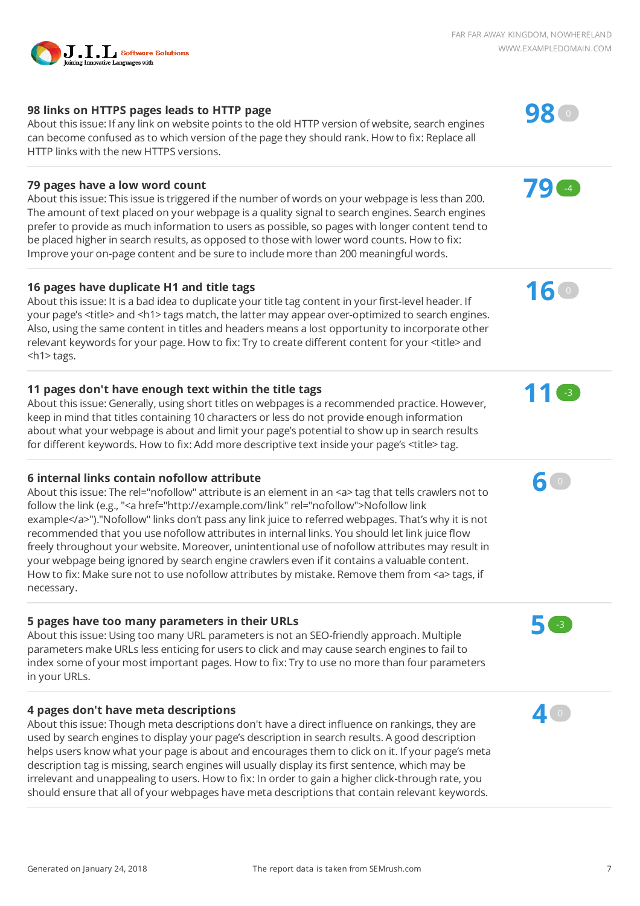### 98 links on HTTPS pages leads to HTTP page

**98** 0

About this issue: If any link on website points to the old HTTP version of website, search engines can become confused as to which version of the page they should rank. How to fix: Replace all HTTP links with the new HTTPS versions.

### 79 pages have a low word count

**79** -4

About this issue: This issue is triggered if the number of words on your webpage is less than 200. The amount of text placed on your webpage is a quality signal to search engines. Search engines prefer to provide as much information to users as possible, so pages with longer content tend to be placed higher in search results, as opposed to those with lower word counts. How to fix: Improve your on-page content and be sure to include more than 200 meaningful words.

### 16 pages have duplicate H1 and title tags

**16** 0

About this issue: It is a bad idea to duplicate your title tag content in your first-level header. If your page's <title> and <h1> tags match, the latter may appear over-optimized to search engines. Also, using the same content in titles and headers means a lost opportunity to incorporate other relevant keywords for your page. How to fix: Try to create different content for your <title> and <h1> tags.

### 11 pages don't have enough text within the title tags

**11** -3

About this issue: Generally, using short titles on webpages is a recommended practice. However, keep in mind that titles containing 10 characters or less do not provide enough information about what your webpage is about and limit your page's potential to show up in search results for different keywords. How to fix: Add more descriptive text inside your page's <title> tag.

### 6 internal links contain nofollow attribute

**6** 0

About this issue: The rel="nofollow" attribute is an element in an <a> tag that tells crawlers not to follow the link (e.g., "<a href="http://example.com/link" rel="nofollow">Nofollow link example</a>")."Nofollow" links don't pass any link juice to referred webpages. That's why it is not recommended that you use nofollow attributes in internal links. You should let link juice flow freely throughout your website. Moreover, unintentional use of nofollow attributes may result in your webpage being ignored by search engine crawlers even if it contains a valuable content. How to fix: Make sure not to use nofollow attributes by mistake. Remove them from <a> tags, if necessary.

### 5 pages have too many parameters in their URLs

**5** -3

About this issue: Using too many URL parameters is not an SEO-friendly approach. Multiple parameters make URLs less enticing for users to click and may cause search engines to fail to index some of your most important pages. How to fix: Try to use no more than four parameters in your URLs.

### 4 pages don't have meta descriptions

**4** 0

About this issue: Though meta descriptions don't have a direct influence on rankings, they are used by search engines to display your page's description in search results. A good description helps users know what your page is about and encourages them to click on it. If your page's meta description tag is missing, search engines will usually display its first sentence, which may be irrelevant and unappealing to users. How to fix: In order to gain a higher click-through rate, you should ensure that all of your webpages have meta descriptions that contain relevant keywords.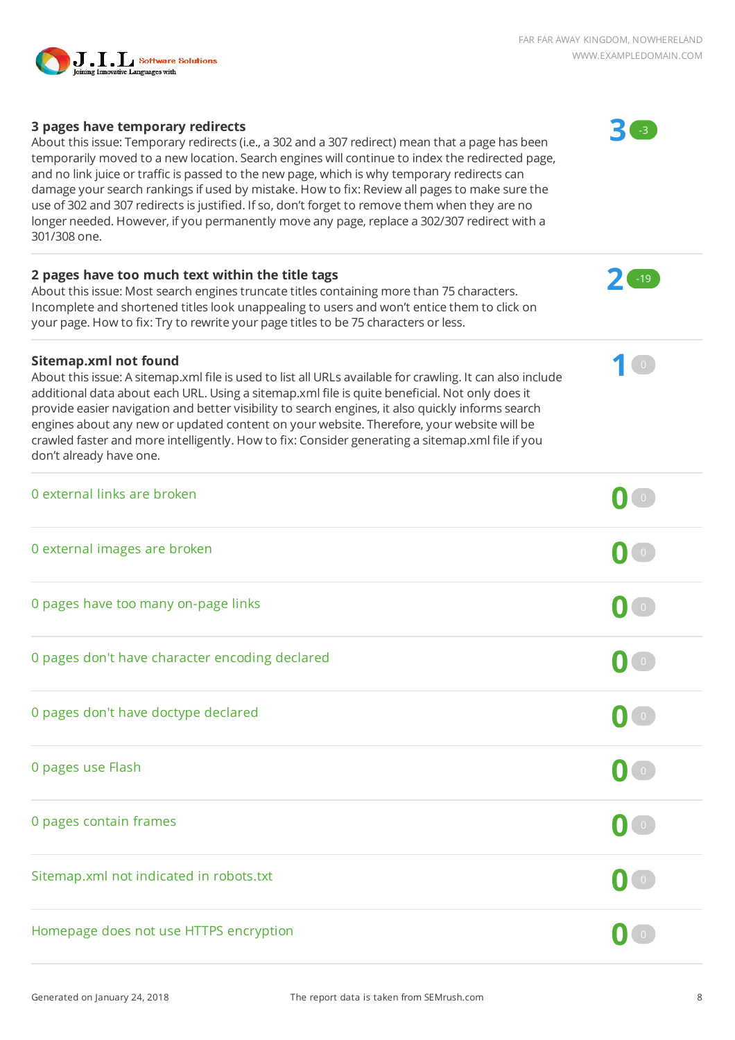### 3 pages have temporary redirects

**3** (-3)

About this issue: Temporary redirects (i.e., a 302 and a 307 redirect) mean that a page has been temporarily moved to a new location. Search engines will continue to index the redirected page, and no link juice or traffic is passed to the new page, which is why temporary redirects can damage your search rankings if used by mistake. How to fix: Review all pages to make sure the use of 302 and 307 redirects is justified. If so, don't forget to remove them when they are no longer needed. However, if you permanently move any page, replace a 302/307 redirect with a 301/308 one.

### 2 pages have too much text within the title tags

**2** (-19)

About this issue: Most search engines truncate titles containing more than 75 characters. Incomplete and shortened titles look unappealing to users and won't entice them to click on your page. How to fix: Try to rewrite your page titles to be 75 characters or less.

### Sitemap.xml not found

**1** (0)

About this issue: A sitemap.xml file is used to list all URLs available for crawling. It can also include additional data about each URL. Using a sitemap.xml file is quite beneficial. Not only does it provide easier navigation and better visibility to search engines, it also quickly informs search engines about any new or updated content on your website. Therefore, your website will be crawled faster and more intelligently. How to fix: Consider generating a sitemap.xml file if you don't already have one.

| Issue | Count | Change |
|---|---|---|
| 0 external links are broken | 0 | 0 |
| 0 external images are broken | 0 | 0 |
| 0 pages have too many on-page links | 0 | 0 |
| 0 pages don't have character encoding declared | 0 | 0 |
| 0 pages don't have doctype declared | 0 | 0 |
| 0 pages use Flash | 0 | 0 |
| 0 pages contain frames | 0 | 0 |
| Sitemap.xml not indicated in robots.txt | 0 | 0 |
| Homepage does not use HTTPS encryption | 0 | 0 |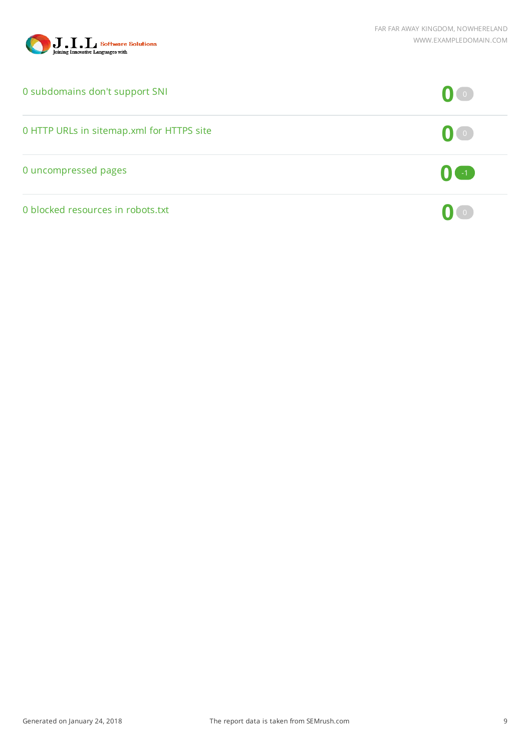| Issue | Count | Change |
| --- | --- | --- |
| 0 subdomains don't support SNI | 0 | 0 |
| 0 HTTP URLs in sitemap.xml for HTTPS site | 0 | 0 |
| 0 uncompressed pages | 0 | -1 |
| 0 blocked resources in robots.txt | 0 | 0 |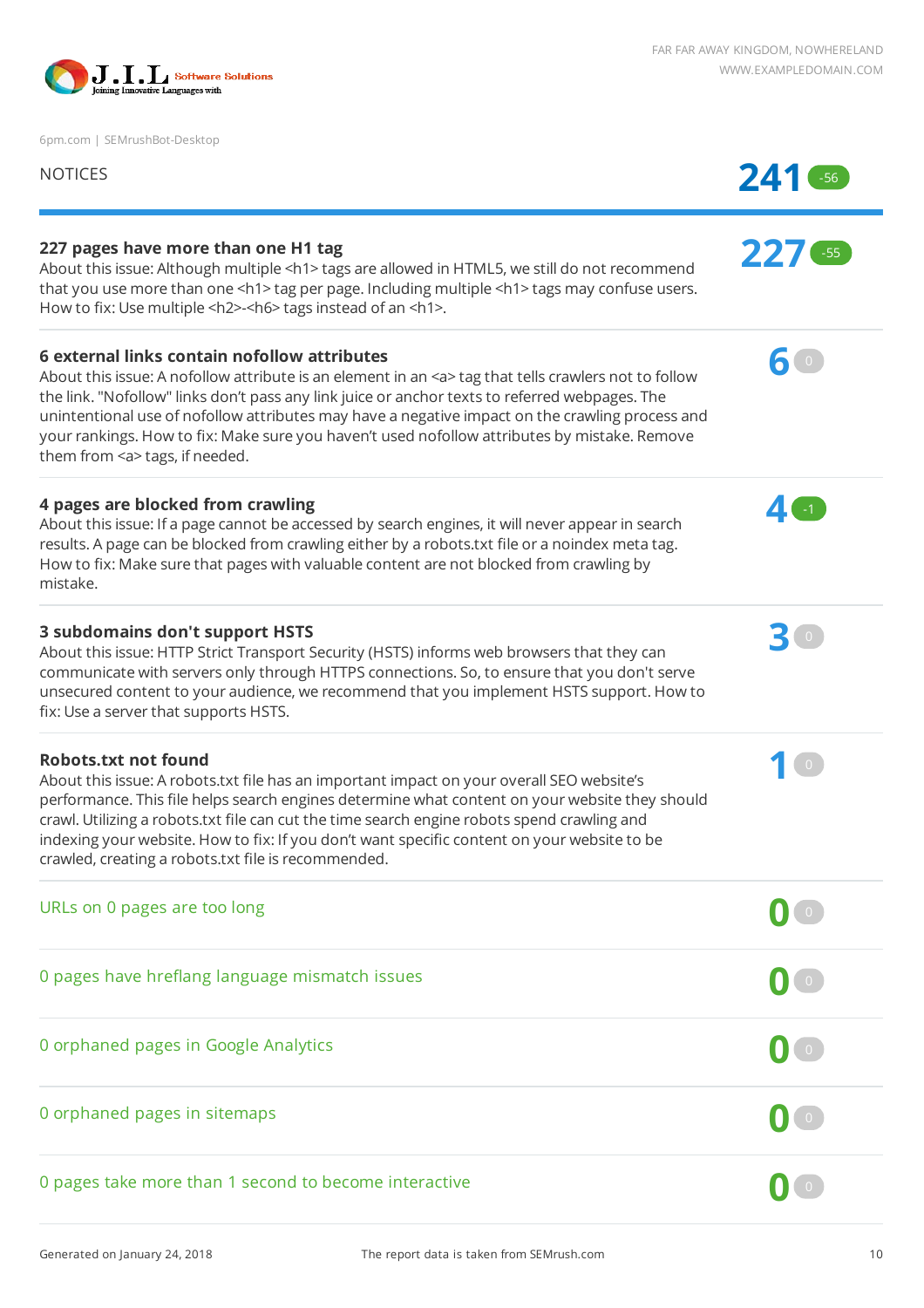6pm.com | SEMrushBot-Desktop

## NOTICES

**241** -56

### 227 pages have more than one H1 tag

**227** -55

About this issue: Although multiple <h1> tags are allowed in HTML5, we still do not recommend that you use more than one <h1> tag per page. Including multiple <h1> tags may confuse users. How to fix: Use multiple <h2>-<h6> tags instead of an <h1>.

### 6 external links contain nofollow attributes

**6** 0

About this issue: A nofollow attribute is an element in an <a> tag that tells crawlers not to follow the link. "Nofollow" links don't pass any link juice or anchor texts to referred webpages. The unintentional use of nofollow attributes may have a negative impact on the crawling process and your rankings. How to fix: Make sure you haven't used nofollow attributes by mistake. Remove them from <a> tags, if needed.

### 4 pages are blocked from crawling

**4** -1

About this issue: If a page cannot be accessed by search engines, it will never appear in search results. A page can be blocked from crawling either by a robots.txt file or a noindex meta tag. How to fix: Make sure that pages with valuable content are not blocked from crawling by mistake.

### 3 subdomains don't support HSTS

**3** 0

About this issue: HTTP Strict Transport Security (HSTS) informs web browsers that they can communicate with servers only through HTTPS connections. So, to ensure that you don't serve unsecured content to your audience, we recommend that you implement HSTS support. How to fix: Use a server that supports HSTS.

### Robots.txt not found

**1** 0

About this issue: A robots.txt file has an important impact on your overall SEO website's performance. This file helps search engines determine what content on your website they should crawl. Utilizing a robots.txt file can cut the time search engine robots spend crawling and indexing your website. How to fix: If you don't want specific content on your website to be crawled, creating a robots.txt file is recommended.

URLs on 0 pages are too long — **0** 0

0 pages have hreflang language mismatch issues — **0** 0

0 orphaned pages in Google Analytics — **0** 0

0 orphaned pages in sitemaps — **0** 0

0 pages take more than 1 second to become interactive — **0** 0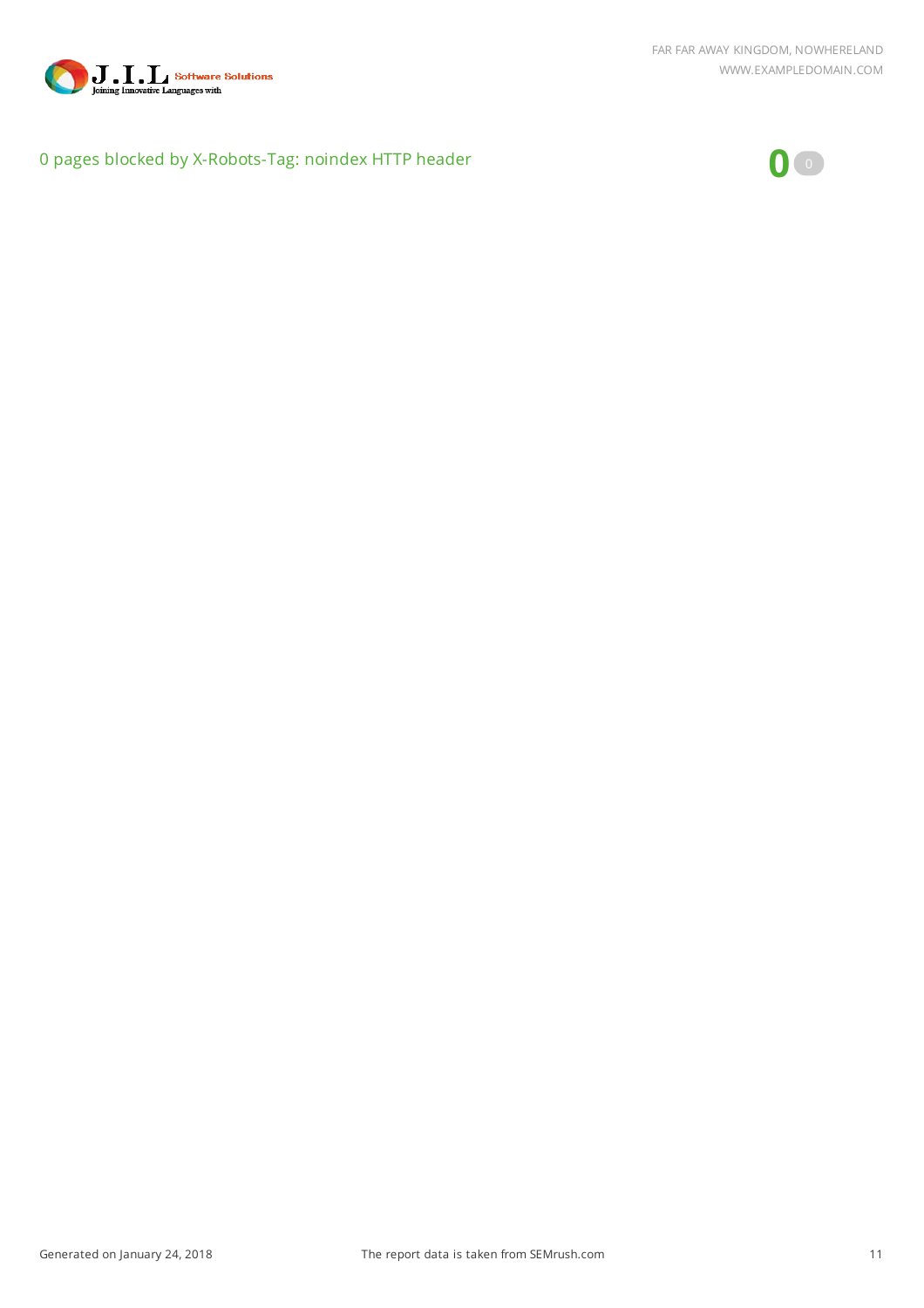0 pages blocked by X-Robots-Tag: noindex HTTP header

**0** 0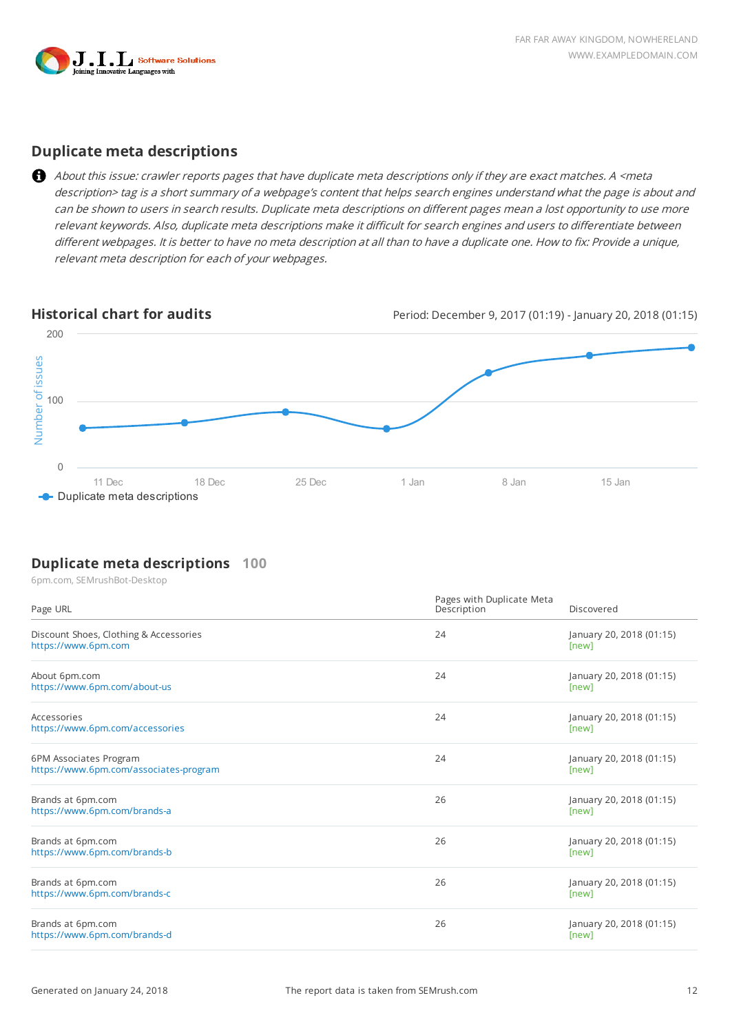## Duplicate meta descriptions

*About this issue: crawler reports pages that have duplicate meta descriptions only if they are exact matches. A <meta description> tag is a short summary of a webpage's content that helps search engines understand what the page is about and can be shown to users in search results. Duplicate meta descriptions on different pages mean a lost opportunity to use more relevant keywords. Also, duplicate meta descriptions make it difficult for search engines and users to differentiate between different webpages. It is better to have no meta description at all than to have a duplicate one. How to fix: Provide a unique, relevant meta description for each of your webpages.*

## Historical chart for audits

Period: December 9, 2017 (01:19) - January 20, 2018 (01:15)

## Duplicate meta descriptions 100

6pm.com, SEMrushBot-Desktop

| Page URL | Pages with Duplicate Meta Description | Discovered |
|---|---|---|
| Discount Shoes, Clothing & Accessories https://www.6pm.com | 24 | January 20, 2018 (01:15) [new] |
| About 6pm.com https://www.6pm.com/about-us | 24 | January 20, 2018 (01:15) [new] |
| Accessories https://www.6pm.com/accessories | 24 | January 20, 2018 (01:15) [new] |
| 6PM Associates Program https://www.6pm.com/associates-program | 24 | January 20, 2018 (01:15) [new] |
| Brands at 6pm.com https://www.6pm.com/brands-a | 26 | January 20, 2018 (01:15) [new] |
| Brands at 6pm.com https://www.6pm.com/brands-b | 26 | January 20, 2018 (01:15) [new] |
| Brands at 6pm.com https://www.6pm.com/brands-c | 26 | January 20, 2018 (01:15) [new] |
| Brands at 6pm.com https://www.6pm.com/brands-d | 26 | January 20, 2018 (01:15) [new] |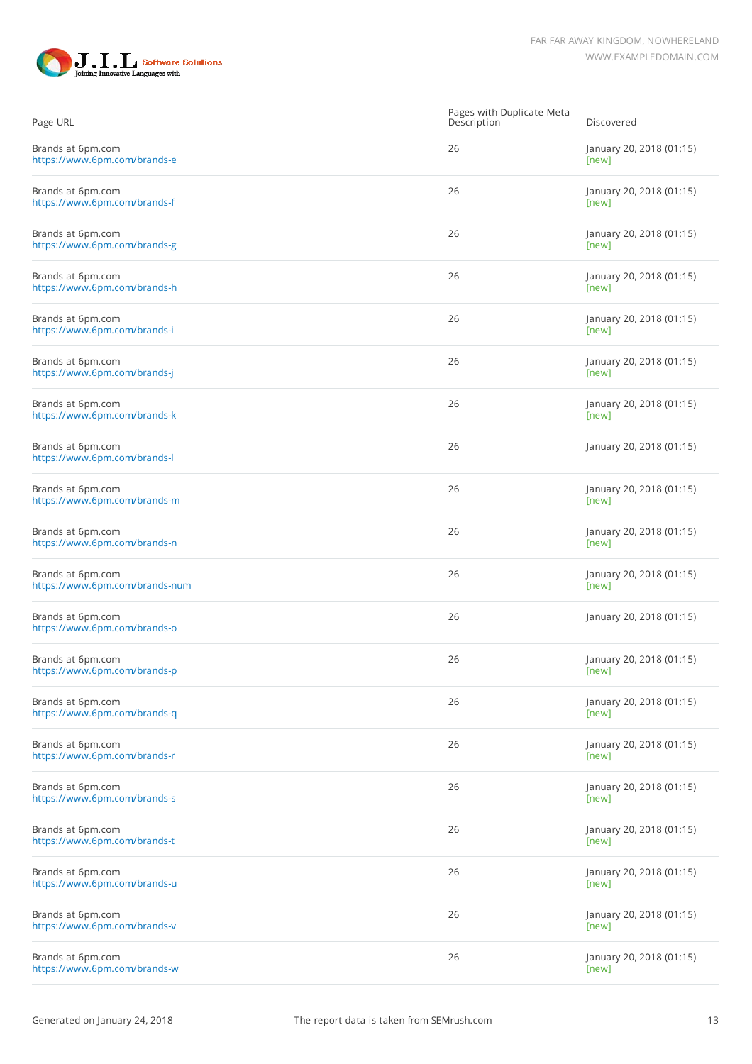| Page URL | Pages with Duplicate Meta Description | Discovered |
|---|---|---|
| Brands at 6pm.com https://www.6pm.com/brands-e | 26 | January 20, 2018 (01:15) [new] |
| Brands at 6pm.com https://www.6pm.com/brands-f | 26 | January 20, 2018 (01:15) [new] |
| Brands at 6pm.com https://www.6pm.com/brands-g | 26 | January 20, 2018 (01:15) [new] |
| Brands at 6pm.com https://www.6pm.com/brands-h | 26 | January 20, 2018 (01:15) [new] |
| Brands at 6pm.com https://www.6pm.com/brands-i | 26 | January 20, 2018 (01:15) [new] |
| Brands at 6pm.com https://www.6pm.com/brands-j | 26 | January 20, 2018 (01:15) [new] |
| Brands at 6pm.com https://www.6pm.com/brands-k | 26 | January 20, 2018 (01:15) [new] |
| Brands at 6pm.com https://www.6pm.com/brands-l | 26 | January 20, 2018 (01:15) |
| Brands at 6pm.com https://www.6pm.com/brands-m | 26 | January 20, 2018 (01:15) [new] |
| Brands at 6pm.com https://www.6pm.com/brands-n | 26 | January 20, 2018 (01:15) [new] |
| Brands at 6pm.com https://www.6pm.com/brands-num | 26 | January 20, 2018 (01:15) [new] |
| Brands at 6pm.com https://www.6pm.com/brands-o | 26 | January 20, 2018 (01:15) |
| Brands at 6pm.com https://www.6pm.com/brands-p | 26 | January 20, 2018 (01:15) [new] |
| Brands at 6pm.com https://www.6pm.com/brands-q | 26 | January 20, 2018 (01:15) [new] |
| Brands at 6pm.com https://www.6pm.com/brands-r | 26 | January 20, 2018 (01:15) [new] |
| Brands at 6pm.com https://www.6pm.com/brands-s | 26 | January 20, 2018 (01:15) [new] |
| Brands at 6pm.com https://www.6pm.com/brands-t | 26 | January 20, 2018 (01:15) [new] |
| Brands at 6pm.com https://www.6pm.com/brands-u | 26 | January 20, 2018 (01:15) [new] |
| Brands at 6pm.com https://www.6pm.com/brands-v | 26 | January 20, 2018 (01:15) [new] |
| Brands at 6pm.com https://www.6pm.com/brands-w | 26 | January 20, 2018 (01:15) [new] |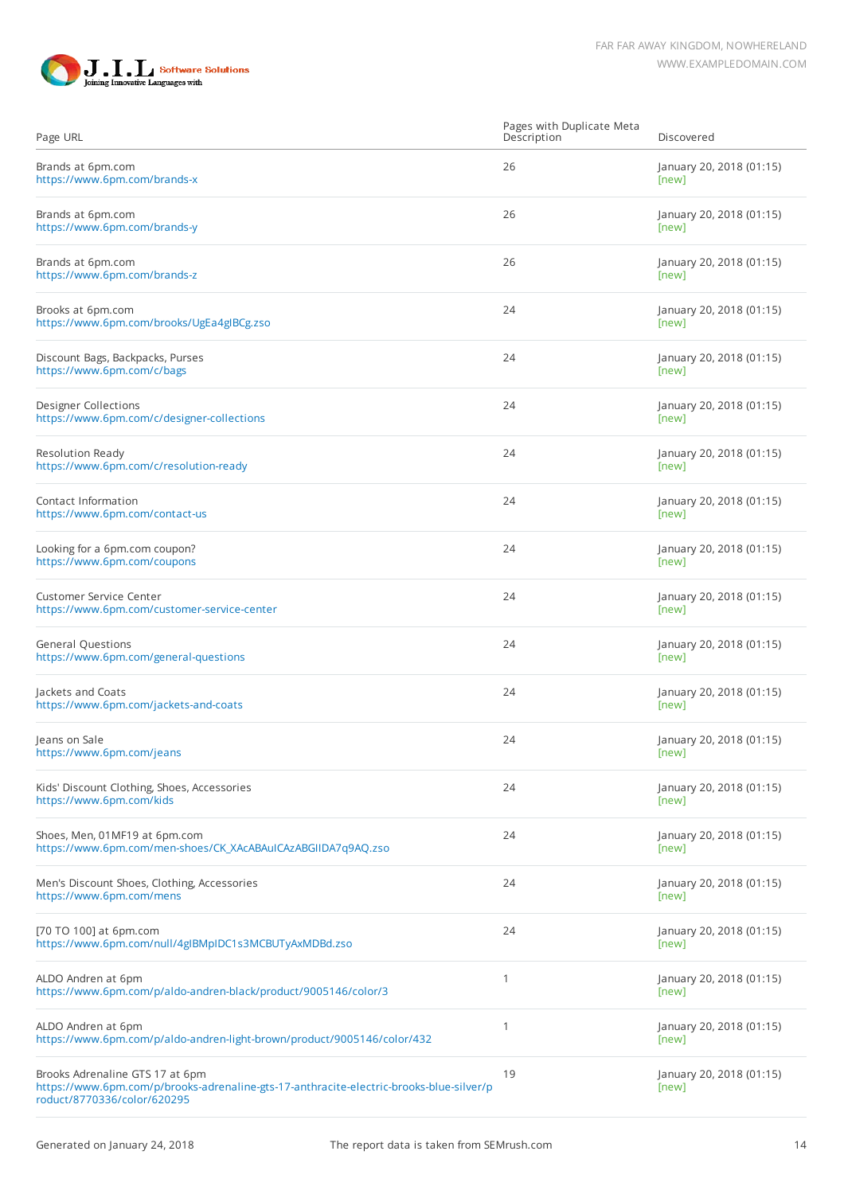| Page URL | Pages with Duplicate Meta Description | Discovered |
|---|---|---|
| Brands at 6pm.com<br>https://www.6pm.com/brands-x | 26 | January 20, 2018 (01:15)<br>[new] |
| Brands at 6pm.com<br>https://www.6pm.com/brands-y | 26 | January 20, 2018 (01:15)<br>[new] |
| Brands at 6pm.com<br>https://www.6pm.com/brands-z | 26 | January 20, 2018 (01:15)<br>[new] |
| Brooks at 6pm.com<br>https://www.6pm.com/brooks/UgEa4glBCg.zso | 24 | January 20, 2018 (01:15)<br>[new] |
| Discount Bags, Backpacks, Purses<br>https://www.6pm.com/c/bags | 24 | January 20, 2018 (01:15)<br>[new] |
| Designer Collections<br>https://www.6pm.com/c/designer-collections | 24 | January 20, 2018 (01:15)<br>[new] |
| Resolution Ready<br>https://www.6pm.com/c/resolution-ready | 24 | January 20, 2018 (01:15)<br>[new] |
| Contact Information<br>https://www.6pm.com/contact-us | 24 | January 20, 2018 (01:15)<br>[new] |
| Looking for a 6pm.com coupon?<br>https://www.6pm.com/coupons | 24 | January 20, 2018 (01:15)<br>[new] |
| Customer Service Center<br>https://www.6pm.com/customer-service-center | 24 | January 20, 2018 (01:15)<br>[new] |
| General Questions<br>https://www.6pm.com/general-questions | 24 | January 20, 2018 (01:15)<br>[new] |
| Jackets and Coats<br>https://www.6pm.com/jackets-and-coats | 24 | January 20, 2018 (01:15)<br>[new] |
| Jeans on Sale<br>https://www.6pm.com/jeans | 24 | January 20, 2018 (01:15)<br>[new] |
| Kids' Discount Clothing, Shoes, Accessories<br>https://www.6pm.com/kids | 24 | January 20, 2018 (01:15)<br>[new] |
| Shoes, Men, 01MF19 at 6pm.com<br>https://www.6pm.com/men-shoes/CK_XAcABAulCAzABGlIDA7q9AQ.zso | 24 | January 20, 2018 (01:15)<br>[new] |
| Men's Discount Shoes, Clothing, Accessories<br>https://www.6pm.com/mens | 24 | January 20, 2018 (01:15)<br>[new] |
| [70 TO 100] at 6pm.com<br>https://www.6pm.com/null/4gIBMpIDC1s3MCBUTyAxMDBd.zso | 24 | January 20, 2018 (01:15)<br>[new] |
| ALDO Andren at 6pm<br>https://www.6pm.com/p/aldo-andren-black/product/9005146/color/3 | 1 | January 20, 2018 (01:15)<br>[new] |
| ALDO Andren at 6pm<br>https://www.6pm.com/p/aldo-andren-light-brown/product/9005146/color/432 | 1 | January 20, 2018 (01:15)<br>[new] |
| Brooks Adrenaline GTS 17 at 6pm<br>https://www.6pm.com/p/brooks-adrenaline-gts-17-anthracite-electric-brooks-blue-silver/product/8770336/color/620295 | 19 | January 20, 2018 (01:15)<br>[new] |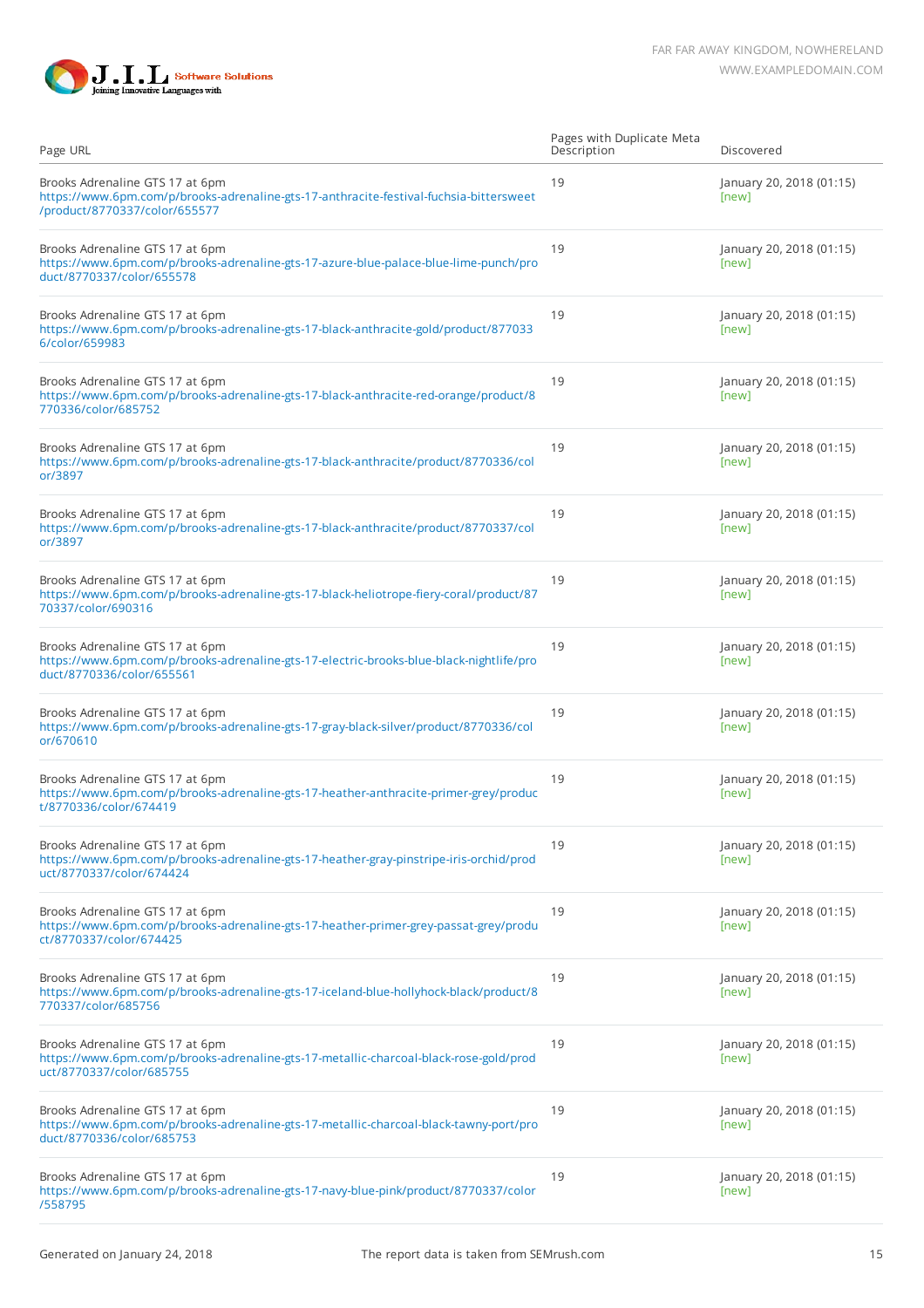| Page URL | Pages with Duplicate Meta Description | Discovered |
|---|---|---|
| Brooks Adrenaline GTS 17 at 6pm https://www.6pm.com/p/brooks-adrenaline-gts-17-anthracite-festival-fuchsia-bittersweet/product/8770337/color/655577 | 19 | January 20, 2018 (01:15) [new] |
| Brooks Adrenaline GTS 17 at 6pm https://www.6pm.com/p/brooks-adrenaline-gts-17-azure-blue-palace-blue-lime-punch/product/8770337/color/655578 | 19 | January 20, 2018 (01:15) [new] |
| Brooks Adrenaline GTS 17 at 6pm https://www.6pm.com/p/brooks-adrenaline-gts-17-black-anthracite-gold/product/8770336/color/659983 | 19 | January 20, 2018 (01:15) [new] |
| Brooks Adrenaline GTS 17 at 6pm https://www.6pm.com/p/brooks-adrenaline-gts-17-black-anthracite-red-orange/product/8770336/color/685752 | 19 | January 20, 2018 (01:15) [new] |
| Brooks Adrenaline GTS 17 at 6pm https://www.6pm.com/p/brooks-adrenaline-gts-17-black-anthracite/product/8770336/color/3897 | 19 | January 20, 2018 (01:15) [new] |
| Brooks Adrenaline GTS 17 at 6pm https://www.6pm.com/p/brooks-adrenaline-gts-17-black-anthracite/product/8770337/color/3897 | 19 | January 20, 2018 (01:15) [new] |
| Brooks Adrenaline GTS 17 at 6pm https://www.6pm.com/p/brooks-adrenaline-gts-17-black-heliotrope-fiery-coral/product/8770337/color/690316 | 19 | January 20, 2018 (01:15) [new] |
| Brooks Adrenaline GTS 17 at 6pm https://www.6pm.com/p/brooks-adrenaline-gts-17-electric-brooks-blue-black-nightlife/product/8770336/color/655561 | 19 | January 20, 2018 (01:15) [new] |
| Brooks Adrenaline GTS 17 at 6pm https://www.6pm.com/p/brooks-adrenaline-gts-17-gray-black-silver/product/8770336/color/670610 | 19 | January 20, 2018 (01:15) [new] |
| Brooks Adrenaline GTS 17 at 6pm https://www.6pm.com/p/brooks-adrenaline-gts-17-heather-anthracite-primer-grey/product/8770336/color/674419 | 19 | January 20, 2018 (01:15) [new] |
| Brooks Adrenaline GTS 17 at 6pm https://www.6pm.com/p/brooks-adrenaline-gts-17-heather-gray-pinstripe-iris-orchid/product/8770337/color/674424 | 19 | January 20, 2018 (01:15) [new] |
| Brooks Adrenaline GTS 17 at 6pm https://www.6pm.com/p/brooks-adrenaline-gts-17-heather-primer-grey-passat-grey/product/8770337/color/674425 | 19 | January 20, 2018 (01:15) [new] |
| Brooks Adrenaline GTS 17 at 6pm https://www.6pm.com/p/brooks-adrenaline-gts-17-iceland-blue-hollyhock-black/product/8770337/color/685756 | 19 | January 20, 2018 (01:15) [new] |
| Brooks Adrenaline GTS 17 at 6pm https://www.6pm.com/p/brooks-adrenaline-gts-17-metallic-charcoal-black-rose-gold/product/8770337/color/685755 | 19 | January 20, 2018 (01:15) [new] |
| Brooks Adrenaline GTS 17 at 6pm https://www.6pm.com/p/brooks-adrenaline-gts-17-metallic-charcoal-black-tawny-port/product/8770336/color/685753 | 19 | January 20, 2018 (01:15) [new] |
| Brooks Adrenaline GTS 17 at 6pm https://www.6pm.com/p/brooks-adrenaline-gts-17-navy-blue-pink/product/8770337/color/558795 | 19 | January 20, 2018 (01:15) [new] |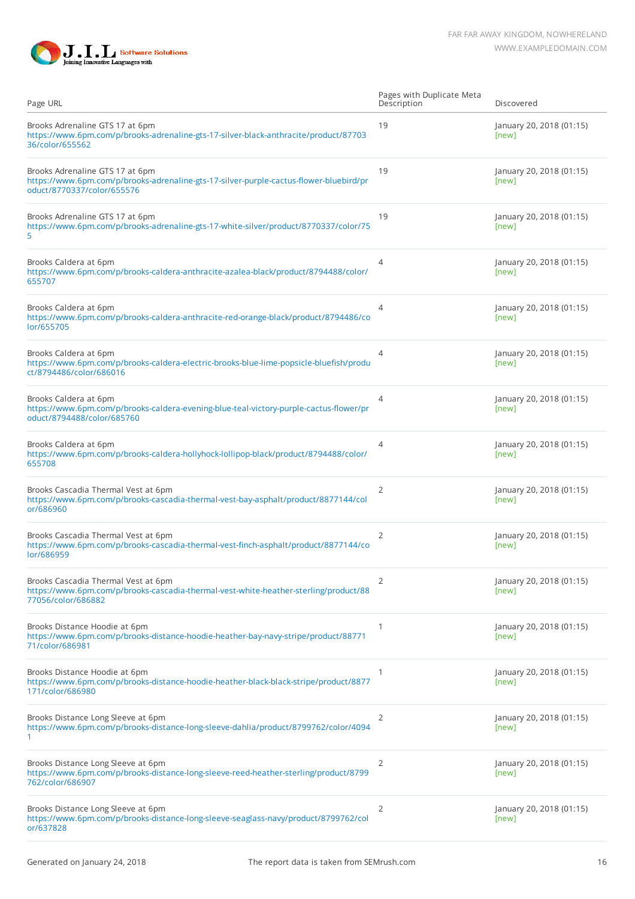| Page URL | Pages with Duplicate Meta Description | Discovered |
|---|---|---|
| Brooks Adrenaline GTS 17 at 6pm https://www.6pm.com/p/brooks-adrenaline-gts-17-silver-black-anthracite/product/8770336/color/655562 | 19 | January 20, 2018 (01:15) [new] |
| Brooks Adrenaline GTS 17 at 6pm https://www.6pm.com/p/brooks-adrenaline-gts-17-silver-purple-cactus-flower-bluebird/product/8770337/color/655576 | 19 | January 20, 2018 (01:15) [new] |
| Brooks Adrenaline GTS 17 at 6pm https://www.6pm.com/p/brooks-adrenaline-gts-17-white-silver/product/8770337/color/755 | 19 | January 20, 2018 (01:15) [new] |
| Brooks Caldera at 6pm https://www.6pm.com/p/brooks-caldera-anthracite-azalea-black/product/8794488/color/655707 | 4 | January 20, 2018 (01:15) [new] |
| Brooks Caldera at 6pm https://www.6pm.com/p/brooks-caldera-anthracite-red-orange-black/product/8794486/color/655705 | 4 | January 20, 2018 (01:15) [new] |
| Brooks Caldera at 6pm https://www.6pm.com/p/brooks-caldera-electric-brooks-blue-lime-popsicle-bluefish/product/8794486/color/686016 | 4 | January 20, 2018 (01:15) [new] |
| Brooks Caldera at 6pm https://www.6pm.com/p/brooks-caldera-evening-blue-teal-victory-purple-cactus-flower/product/8794488/color/685760 | 4 | January 20, 2018 (01:15) [new] |
| Brooks Caldera at 6pm https://www.6pm.com/p/brooks-caldera-hollyhock-lollipop-black/product/8794488/color/655708 | 4 | January 20, 2018 (01:15) [new] |
| Brooks Cascadia Thermal Vest at 6pm https://www.6pm.com/p/brooks-cascadia-thermal-vest-bay-asphalt/product/8877144/color/686960 | 2 | January 20, 2018 (01:15) [new] |
| Brooks Cascadia Thermal Vest at 6pm https://www.6pm.com/p/brooks-cascadia-thermal-vest-finch-asphalt/product/8877144/color/686959 | 2 | January 20, 2018 (01:15) [new] |
| Brooks Cascadia Thermal Vest at 6pm https://www.6pm.com/p/brooks-cascadia-thermal-vest-white-heather-sterling/product/8877056/color/686882 | 2 | January 20, 2018 (01:15) [new] |
| Brooks Distance Hoodie at 6pm https://www.6pm.com/p/brooks-distance-hoodie-heather-bay-navy-stripe/product/8877171/color/686981 | 1 | January 20, 2018 (01:15) [new] |
| Brooks Distance Hoodie at 6pm https://www.6pm.com/p/brooks-distance-hoodie-heather-black-black-stripe/product/8877171/color/686980 | 1 | January 20, 2018 (01:15) [new] |
| Brooks Distance Long Sleeve at 6pm https://www.6pm.com/p/brooks-distance-long-sleeve-dahlia/product/8799762/color/40941 | 2 | January 20, 2018 (01:15) [new] |
| Brooks Distance Long Sleeve at 6pm https://www.6pm.com/p/brooks-distance-long-sleeve-reed-heather-sterling/product/8799762/color/686907 | 2 | January 20, 2018 (01:15) [new] |
| Brooks Distance Long Sleeve at 6pm https://www.6pm.com/p/brooks-distance-long-sleeve-seaglass-navy/product/8799762/color/637828 | 2 | January 20, 2018 (01:15) [new] |

Generated on January 24, 2018 The report data is taken from SEMrush.com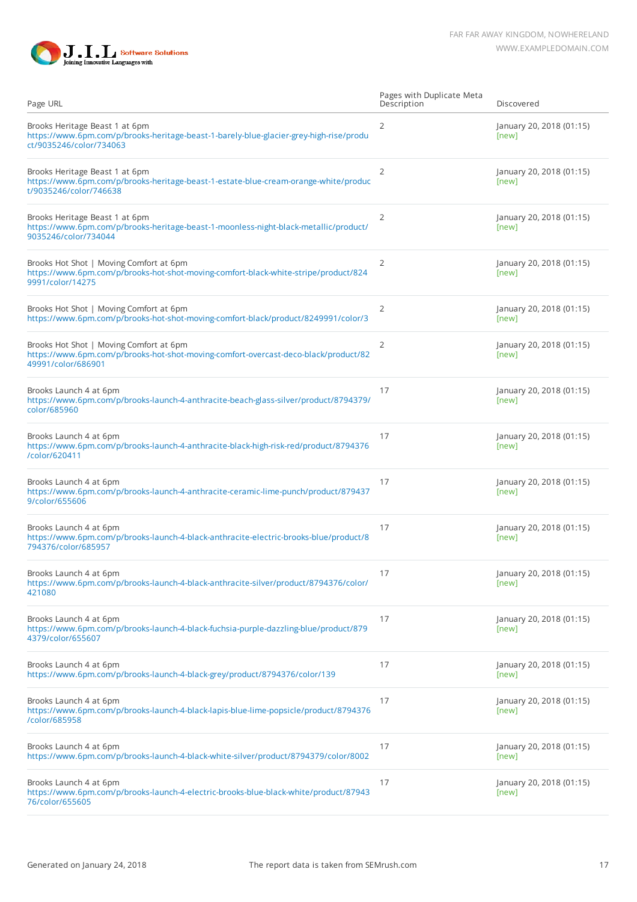| Page URL | Pages with Duplicate Meta Description | Discovered |
|---|---|---|
| Brooks Heritage Beast 1 at 6pm https://www.6pm.com/p/brooks-heritage-beast-1-barely-blue-glacier-grey-high-rise/product/9035246/color/734063 | 2 | January 20, 2018 (01:15) [new] |
| Brooks Heritage Beast 1 at 6pm https://www.6pm.com/p/brooks-heritage-beast-1-estate-blue-cream-orange-white/product/9035246/color/746638 | 2 | January 20, 2018 (01:15) [new] |
| Brooks Heritage Beast 1 at 6pm https://www.6pm.com/p/brooks-heritage-beast-1-moonless-night-black-metallic/product/9035246/color/734044 | 2 | January 20, 2018 (01:15) [new] |
| Brooks Hot Shot \| Moving Comfort at 6pm https://www.6pm.com/p/brooks-hot-shot-moving-comfort-black-white-stripe/product/8249991/color/14275 | 2 | January 20, 2018 (01:15) [new] |
| Brooks Hot Shot \| Moving Comfort at 6pm https://www.6pm.com/p/brooks-hot-shot-moving-comfort-black/product/8249991/color/3 | 2 | January 20, 2018 (01:15) [new] |
| Brooks Hot Shot \| Moving Comfort at 6pm https://www.6pm.com/p/brooks-hot-shot-moving-comfort-overcast-deco-black/product/8249991/color/686901 | 2 | January 20, 2018 (01:15) [new] |
| Brooks Launch 4 at 6pm https://www.6pm.com/p/brooks-launch-4-anthracite-beach-glass-silver/product/8794379/color/685960 | 17 | January 20, 2018 (01:15) [new] |
| Brooks Launch 4 at 6pm https://www.6pm.com/p/brooks-launch-4-anthracite-black-high-risk-red/product/8794376/color/620411 | 17 | January 20, 2018 (01:15) [new] |
| Brooks Launch 4 at 6pm https://www.6pm.com/p/brooks-launch-4-anthracite-ceramic-lime-punch/product/8794379/color/655606 | 17 | January 20, 2018 (01:15) [new] |
| Brooks Launch 4 at 6pm https://www.6pm.com/p/brooks-launch-4-black-anthracite-electric-brooks-blue/product/8794376/color/685957 | 17 | January 20, 2018 (01:15) [new] |
| Brooks Launch 4 at 6pm https://www.6pm.com/p/brooks-launch-4-black-anthracite-silver/product/8794376/color/421080 | 17 | January 20, 2018 (01:15) [new] |
| Brooks Launch 4 at 6pm https://www.6pm.com/p/brooks-launch-4-black-fuchsia-purple-dazzling-blue/product/8794379/color/655607 | 17 | January 20, 2018 (01:15) [new] |
| Brooks Launch 4 at 6pm https://www.6pm.com/p/brooks-launch-4-black-grey/product/8794376/color/139 | 17 | January 20, 2018 (01:15) [new] |
| Brooks Launch 4 at 6pm https://www.6pm.com/p/brooks-launch-4-black-lapis-blue-lime-popsicle/product/8794376/color/685958 | 17 | January 20, 2018 (01:15) [new] |
| Brooks Launch 4 at 6pm https://www.6pm.com/p/brooks-launch-4-black-white-silver/product/8794379/color/8002 | 17 | January 20, 2018 (01:15) [new] |
| Brooks Launch 4 at 6pm https://www.6pm.com/p/brooks-launch-4-electric-brooks-blue-black-white/product/8794376/color/655605 | 17 | January 20, 2018 (01:15) [new] |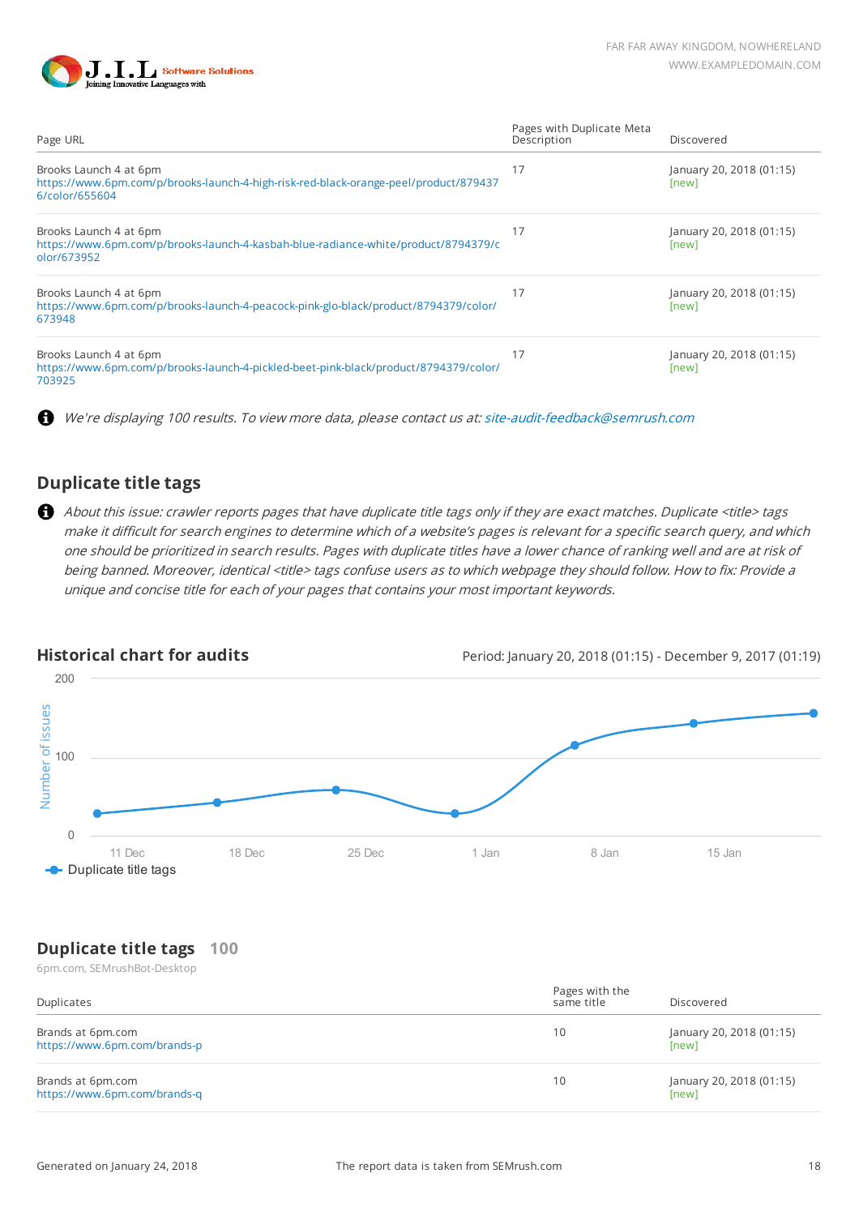| Page URL | Pages with Duplicate Meta Description | Discovered |
|---|---|---|
| Brooks Launch 4 at 6pm<br>https://www.6pm.com/p/brooks-launch-4-high-risk-red-black-orange-peel/product/8794376/color/655604 | 17 | January 20, 2018 (01:15)<br>[new] |
| Brooks Launch 4 at 6pm<br>https://www.6pm.com/p/brooks-launch-4-kasbah-blue-radiance-white/product/8794379/color/673952 | 17 | January 20, 2018 (01:15)<br>[new] |
| Brooks Launch 4 at 6pm<br>https://www.6pm.com/p/brooks-launch-4-peacock-pink-glo-black/product/8794379/color/673948 | 17 | January 20, 2018 (01:15)<br>[new] |
| Brooks Launch 4 at 6pm<br>https://www.6pm.com/p/brooks-launch-4-pickled-beet-pink-black/product/8794379/color/703925 | 17 | January 20, 2018 (01:15)<br>[new] |

*We're displaying 100 results. To view more data, please contact us at: site-audit-feedback@semrush.com*

## Duplicate title tags

*About this issue: crawler reports pages that have duplicate title tags only if they are exact matches. Duplicate <title> tags make it difficult for search engines to determine which of a website's pages is relevant for a specific search query, and which one should be prioritized in search results. Pages with duplicate titles have a lower chance of ranking well and are at risk of being banned. Moreover, identical <title> tags confuse users as to which webpage they should follow. How to fix: Provide a unique and concise title for each of your pages that contains your most important keywords.*

### Historical chart for audits

Period: January 20, 2018 (01:15) - December 9, 2017 (01:19)

Number of issues: 200, 100, 0

11 Dec, 18 Dec, 25 Dec, 1 Jan, 8 Jan, 15 Jan

Duplicate title tags

## Duplicate title tags 100

6pm.com, SEMrushBot-Desktop

| Duplicates | Pages with the same title | Discovered |
|---|---|---|
| Brands at 6pm.com<br>https://www.6pm.com/brands-p | 10 | January 20, 2018 (01:15)<br>[new] |
| Brands at 6pm.com<br>https://www.6pm.com/brands-q | 10 | January 20, 2018 (01:15)<br>[new] |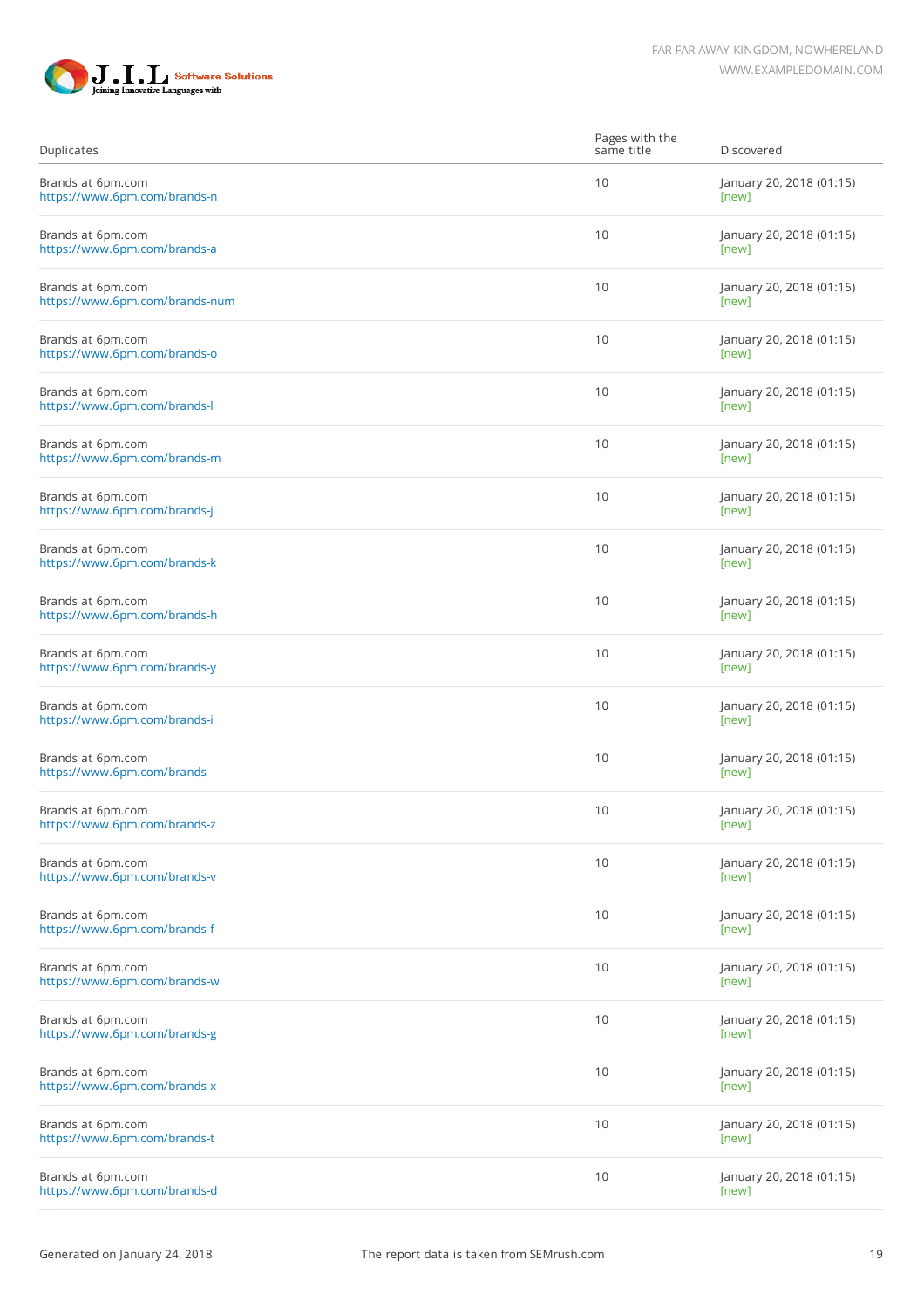| Duplicates | Pages with the same title | Discovered |
|---|---|---|
| Brands at 6pm.com<br>https://www.6pm.com/brands-n | 10 | January 20, 2018 (01:15)<br>[new] |
| Brands at 6pm.com<br>https://www.6pm.com/brands-a | 10 | January 20, 2018 (01:15)<br>[new] |
| Brands at 6pm.com<br>https://www.6pm.com/brands-num | 10 | January 20, 2018 (01:15)<br>[new] |
| Brands at 6pm.com<br>https://www.6pm.com/brands-o | 10 | January 20, 2018 (01:15)<br>[new] |
| Brands at 6pm.com<br>https://www.6pm.com/brands-l | 10 | January 20, 2018 (01:15)<br>[new] |
| Brands at 6pm.com<br>https://www.6pm.com/brands-m | 10 | January 20, 2018 (01:15)<br>[new] |
| Brands at 6pm.com<br>https://www.6pm.com/brands-j | 10 | January 20, 2018 (01:15)<br>[new] |
| Brands at 6pm.com<br>https://www.6pm.com/brands-k | 10 | January 20, 2018 (01:15)<br>[new] |
| Brands at 6pm.com<br>https://www.6pm.com/brands-h | 10 | January 20, 2018 (01:15)<br>[new] |
| Brands at 6pm.com<br>https://www.6pm.com/brands-y | 10 | January 20, 2018 (01:15)<br>[new] |
| Brands at 6pm.com<br>https://www.6pm.com/brands-i | 10 | January 20, 2018 (01:15)<br>[new] |
| Brands at 6pm.com<br>https://www.6pm.com/brands | 10 | January 20, 2018 (01:15)<br>[new] |
| Brands at 6pm.com<br>https://www.6pm.com/brands-z | 10 | January 20, 2018 (01:15)<br>[new] |
| Brands at 6pm.com<br>https://www.6pm.com/brands-v | 10 | January 20, 2018 (01:15)<br>[new] |
| Brands at 6pm.com<br>https://www.6pm.com/brands-f | 10 | January 20, 2018 (01:15)<br>[new] |
| Brands at 6pm.com<br>https://www.6pm.com/brands-w | 10 | January 20, 2018 (01:15)<br>[new] |
| Brands at 6pm.com<br>https://www.6pm.com/brands-g | 10 | January 20, 2018 (01:15)<br>[new] |
| Brands at 6pm.com<br>https://www.6pm.com/brands-x | 10 | January 20, 2018 (01:15)<br>[new] |
| Brands at 6pm.com<br>https://www.6pm.com/brands-t | 10 | January 20, 2018 (01:15)<br>[new] |
| Brands at 6pm.com<br>https://www.6pm.com/brands-d | 10 | January 20, 2018 (01:15)<br>[new] |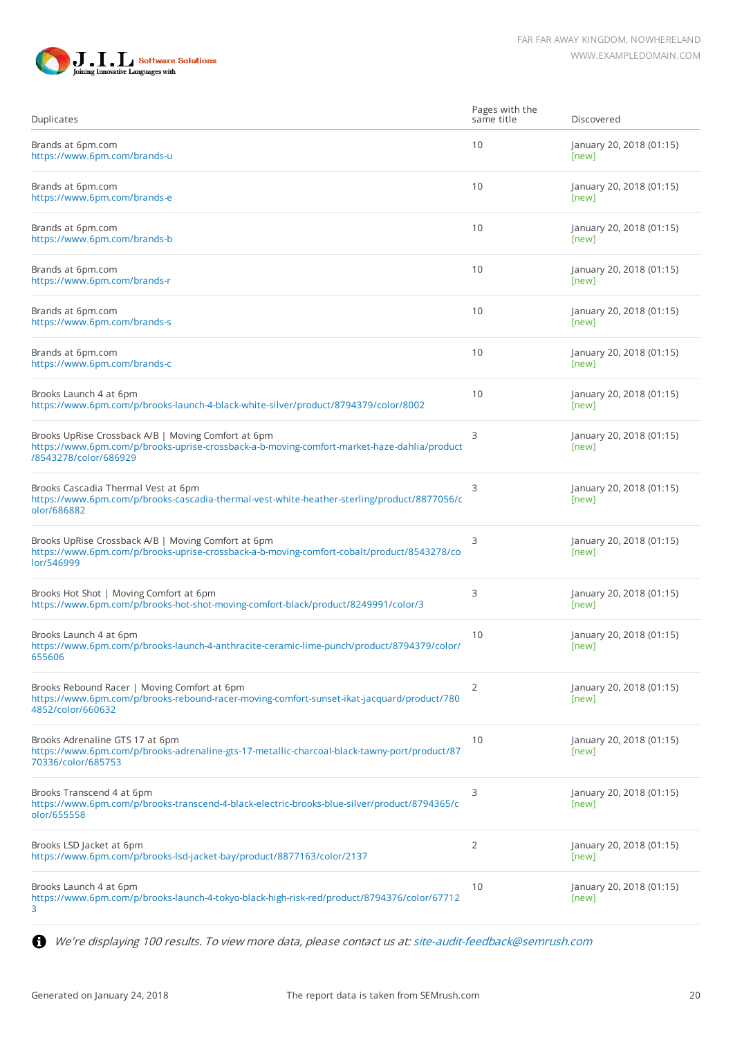| Duplicates | Pages with the same title | Discovered |
|---|---|---|
| Brands at 6pm.com https://www.6pm.com/brands-u | 10 | January 20, 2018 (01:15) [new] |
| Brands at 6pm.com https://www.6pm.com/brands-e | 10 | January 20, 2018 (01:15) [new] |
| Brands at 6pm.com https://www.6pm.com/brands-b | 10 | January 20, 2018 (01:15) [new] |
| Brands at 6pm.com https://www.6pm.com/brands-r | 10 | January 20, 2018 (01:15) [new] |
| Brands at 6pm.com https://www.6pm.com/brands-s | 10 | January 20, 2018 (01:15) [new] |
| Brands at 6pm.com https://www.6pm.com/brands-c | 10 | January 20, 2018 (01:15) [new] |
| Brooks Launch 4 at 6pm https://www.6pm.com/p/brooks-launch-4-black-white-silver/product/8794379/color/8002 | 10 | January 20, 2018 (01:15) [new] |
| Brooks UpRise Crossback A/B \| Moving Comfort at 6pm https://www.6pm.com/p/brooks-uprise-crossback-a-b-moving-comfort-market-haze-dahlia/product/8543278/color/686929 | 3 | January 20, 2018 (01:15) [new] |
| Brooks Cascadia Thermal Vest at 6pm https://www.6pm.com/p/brooks-cascadia-thermal-vest-white-heather-sterling/product/8877056/color/686882 | 3 | January 20, 2018 (01:15) [new] |
| Brooks UpRise Crossback A/B \| Moving Comfort at 6pm https://www.6pm.com/p/brooks-uprise-crossback-a-b-moving-comfort-cobalt/product/8543278/color/546999 | 3 | January 20, 2018 (01:15) [new] |
| Brooks Hot Shot \| Moving Comfort at 6pm https://www.6pm.com/p/brooks-hot-shot-moving-comfort-black/product/8249991/color/3 | 3 | January 20, 2018 (01:15) [new] |
| Brooks Launch 4 at 6pm https://www.6pm.com/p/brooks-launch-4-anthracite-ceramic-lime-punch/product/8794379/color/655606 | 10 | January 20, 2018 (01:15) [new] |
| Brooks Rebound Racer \| Moving Comfort at 6pm https://www.6pm.com/p/brooks-rebound-racer-moving-comfort-sunset-ikat-jacquard/product/7804852/color/660632 | 2 | January 20, 2018 (01:15) [new] |
| Brooks Adrenaline GTS 17 at 6pm https://www.6pm.com/p/brooks-adrenaline-gts-17-metallic-charcoal-black-tawny-port/product/8770336/color/685753 | 10 | January 20, 2018 (01:15) [new] |
| Brooks Transcend 4 at 6pm https://www.6pm.com/p/brooks-transcend-4-black-electric-brooks-blue-silver/product/8794365/color/655558 | 3 | January 20, 2018 (01:15) [new] |
| Brooks LSD Jacket at 6pm https://www.6pm.com/p/brooks-lsd-jacket-bay/product/8877163/color/2137 | 2 | January 20, 2018 (01:15) [new] |
| Brooks Launch 4 at 6pm https://www.6pm.com/p/brooks-launch-4-tokyo-black-high-risk-red/product/8794376/color/677123 | 10 | January 20, 2018 (01:15) [new] |

*We're displaying 100 results. To view more data, please contact us at: site-audit-feedback@semrush.com*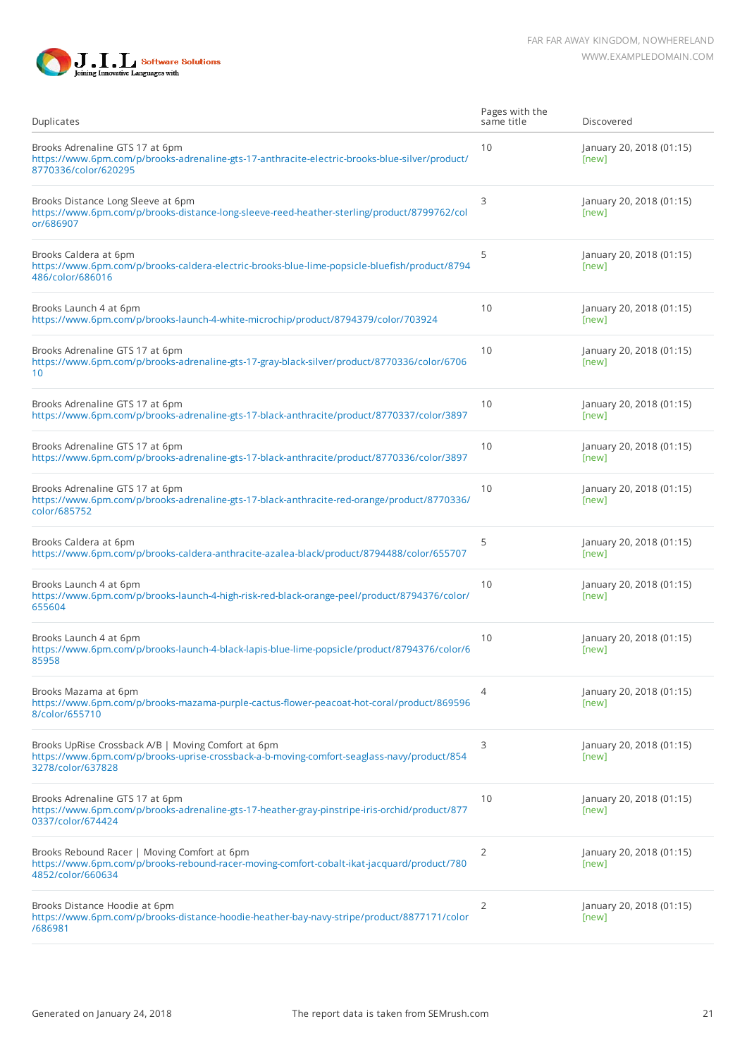| Duplicates | Pages with the same title | Discovered |
|---|---|---|
| Brooks Adrenaline GTS 17 at 6pm https://www.6pm.com/p/brooks-adrenaline-gts-17-anthracite-electric-brooks-blue-silver/product/8770336/color/620295 | 10 | January 20, 2018 (01:15) [new] |
| Brooks Distance Long Sleeve at 6pm https://www.6pm.com/p/brooks-distance-long-sleeve-reed-heather-sterling/product/8799762/color/686907 | 3 | January 20, 2018 (01:15) [new] |
| Brooks Caldera at 6pm https://www.6pm.com/p/brooks-caldera-electric-brooks-blue-lime-popsicle-bluefish/product/8794486/color/686016 | 5 | January 20, 2018 (01:15) [new] |
| Brooks Launch 4 at 6pm https://www.6pm.com/p/brooks-launch-4-white-microchip/product/8794379/color/703924 | 10 | January 20, 2018 (01:15) [new] |
| Brooks Adrenaline GTS 17 at 6pm https://www.6pm.com/p/brooks-adrenaline-gts-17-gray-black-silver/product/8770336/color/670610 | 10 | January 20, 2018 (01:15) [new] |
| Brooks Adrenaline GTS 17 at 6pm https://www.6pm.com/p/brooks-adrenaline-gts-17-black-anthracite/product/8770337/color/3897 | 10 | January 20, 2018 (01:15) [new] |
| Brooks Adrenaline GTS 17 at 6pm https://www.6pm.com/p/brooks-adrenaline-gts-17-black-anthracite/product/8770336/color/3897 | 10 | January 20, 2018 (01:15) [new] |
| Brooks Adrenaline GTS 17 at 6pm https://www.6pm.com/p/brooks-adrenaline-gts-17-black-anthracite-red-orange/product/8770336/color/685752 | 10 | January 20, 2018 (01:15) [new] |
| Brooks Caldera at 6pm https://www.6pm.com/p/brooks-caldera-anthracite-azalea-black/product/8794488/color/655707 | 5 | January 20, 2018 (01:15) [new] |
| Brooks Launch 4 at 6pm https://www.6pm.com/p/brooks-launch-4-high-risk-red-black-orange-peel/product/8794376/color/655604 | 10 | January 20, 2018 (01:15) [new] |
| Brooks Launch 4 at 6pm https://www.6pm.com/p/brooks-launch-4-black-lapis-blue-lime-popsicle/product/8794376/color/685958 | 10 | January 20, 2018 (01:15) [new] |
| Brooks Mazama at 6pm https://www.6pm.com/p/brooks-mazama-purple-cactus-flower-peacoat-hot-coral/product/8695968/color/655710 | 4 | January 20, 2018 (01:15) [new] |
| Brooks UpRise Crossback A/B \| Moving Comfort at 6pm https://www.6pm.com/p/brooks-uprise-crossback-a-b-moving-comfort-seaglass-navy/product/8543278/color/637828 | 3 | January 20, 2018 (01:15) [new] |
| Brooks Adrenaline GTS 17 at 6pm https://www.6pm.com/p/brooks-adrenaline-gts-17-heather-gray-pinstripe-iris-orchid/product/8770337/color/674424 | 10 | January 20, 2018 (01:15) [new] |
| Brooks Rebound Racer \| Moving Comfort at 6pm https://www.6pm.com/p/brooks-rebound-racer-moving-comfort-cobalt-ikat-jacquard/product/7804852/color/660634 | 2 | January 20, 2018 (01:15) [new] |
| Brooks Distance Hoodie at 6pm https://www.6pm.com/p/brooks-distance-hoodie-heather-bay-navy-stripe/product/8877171/color/686981 | 2 | January 20, 2018 (01:15) [new] |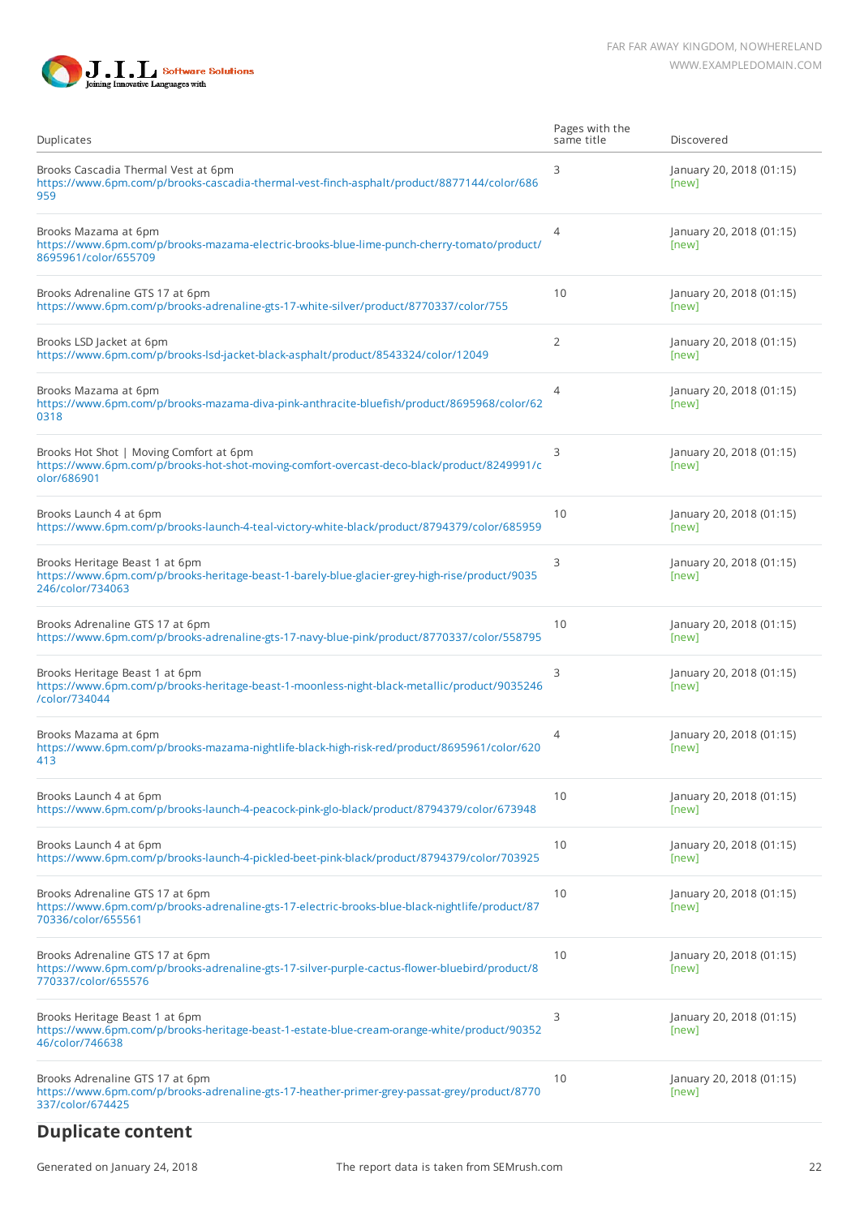| Duplicates | Pages with the same title | Discovered |
| --- | --- | --- |
| Brooks Cascadia Thermal Vest at 6pm https://www.6pm.com/p/brooks-cascadia-thermal-vest-finch-asphalt/product/8877144/color/686959 | 3 | January 20, 2018 (01:15) [new] |
| Brooks Mazama at 6pm https://www.6pm.com/p/brooks-mazama-electric-brooks-blue-lime-punch-cherry-tomato/product/8695961/color/655709 | 4 | January 20, 2018 (01:15) [new] |
| Brooks Adrenaline GTS 17 at 6pm https://www.6pm.com/p/brooks-adrenaline-gts-17-white-silver/product/8770337/color/755 | 10 | January 20, 2018 (01:15) [new] |
| Brooks LSD Jacket at 6pm https://www.6pm.com/p/brooks-lsd-jacket-black-asphalt/product/8543324/color/12049 | 2 | January 20, 2018 (01:15) [new] |
| Brooks Mazama at 6pm https://www.6pm.com/p/brooks-mazama-diva-pink-anthracite-bluefish/product/8695968/color/620318 | 4 | January 20, 2018 (01:15) [new] |
| Brooks Hot Shot \| Moving Comfort at 6pm https://www.6pm.com/p/brooks-hot-shot-moving-comfort-overcast-deco-black/product/8249991/color/686901 | 3 | January 20, 2018 (01:15) [new] |
| Brooks Launch 4 at 6pm https://www.6pm.com/p/brooks-launch-4-teal-victory-white-black/product/8794379/color/685959 | 10 | January 20, 2018 (01:15) [new] |
| Brooks Heritage Beast 1 at 6pm https://www.6pm.com/p/brooks-heritage-beast-1-barely-blue-glacier-grey-high-rise/product/9035246/color/734063 | 3 | January 20, 2018 (01:15) [new] |
| Brooks Adrenaline GTS 17 at 6pm https://www.6pm.com/p/brooks-adrenaline-gts-17-navy-blue-pink/product/8770337/color/558795 | 10 | January 20, 2018 (01:15) [new] |
| Brooks Heritage Beast 1 at 6pm https://www.6pm.com/p/brooks-heritage-beast-1-moonless-night-black-metallic/product/9035246/color/734044 | 3 | January 20, 2018 (01:15) [new] |
| Brooks Mazama at 6pm https://www.6pm.com/p/brooks-mazama-nightlife-black-high-risk-red/product/8695961/color/620413 | 4 | January 20, 2018 (01:15) [new] |
| Brooks Launch 4 at 6pm https://www.6pm.com/p/brooks-launch-4-peacock-pink-glo-black/product/8794379/color/673948 | 10 | January 20, 2018 (01:15) [new] |
| Brooks Launch 4 at 6pm https://www.6pm.com/p/brooks-launch-4-pickled-beet-pink-black/product/8794379/color/703925 | 10 | January 20, 2018 (01:15) [new] |
| Brooks Adrenaline GTS 17 at 6pm https://www.6pm.com/p/brooks-adrenaline-gts-17-electric-brooks-blue-black-nightlife/product/8770336/color/655561 | 10 | January 20, 2018 (01:15) [new] |
| Brooks Adrenaline GTS 17 at 6pm https://www.6pm.com/p/brooks-adrenaline-gts-17-silver-purple-cactus-flower-bluebird/product/8770337/color/655576 | 10 | January 20, 2018 (01:15) [new] |
| Brooks Heritage Beast 1 at 6pm https://www.6pm.com/p/brooks-heritage-beast-1-estate-blue-cream-orange-white/product/9035246/color/746638 | 3 | January 20, 2018 (01:15) [new] |
| Brooks Adrenaline GTS 17 at 6pm https://www.6pm.com/p/brooks-adrenaline-gts-17-heather-primer-grey-passat-grey/product/8770337/color/674425 | 10 | January 20, 2018 (01:15) [new] |

## Duplicate content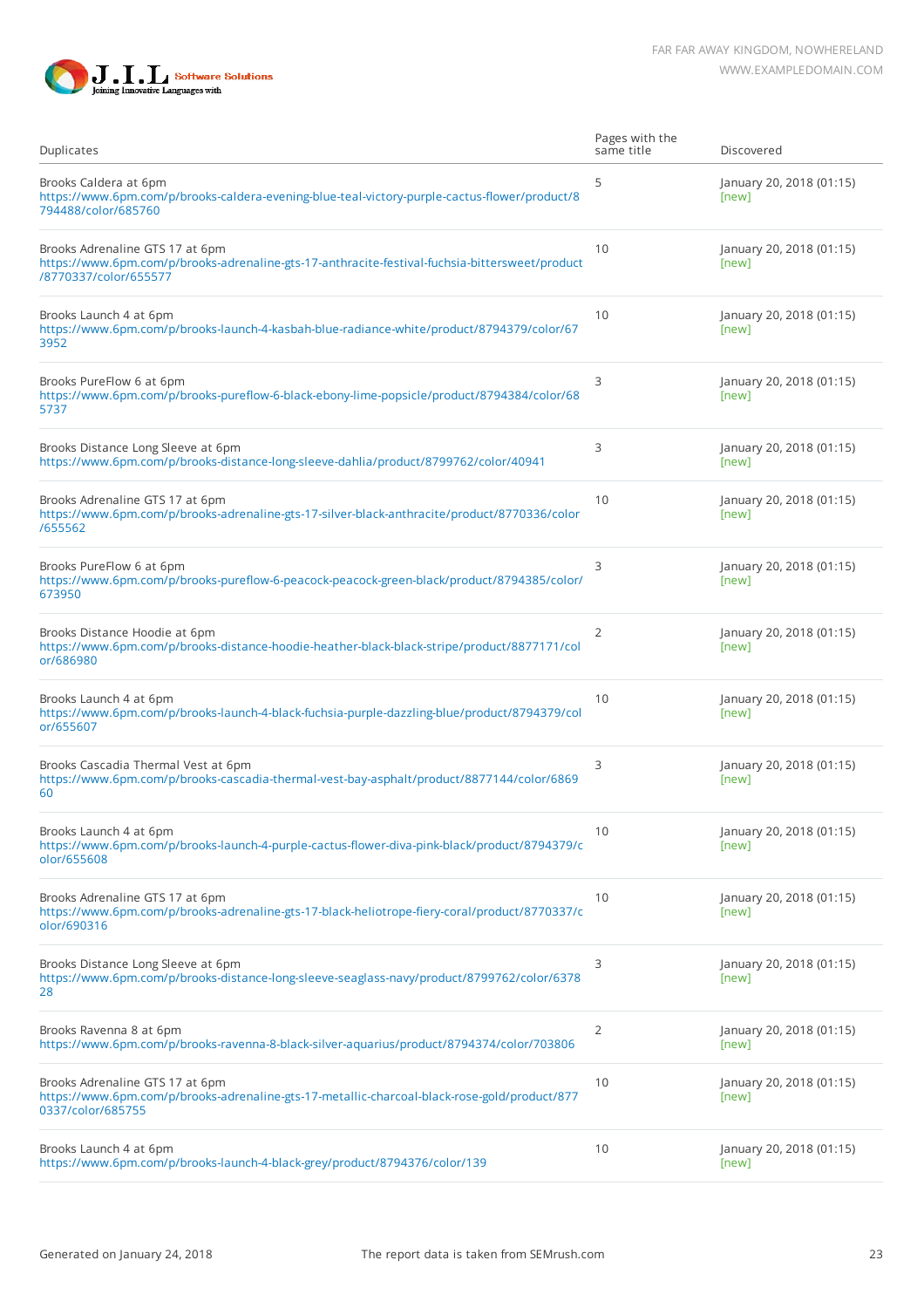| Duplicates | Pages with the same title | Discovered |
|---|---|---|
| Brooks Caldera at 6pm https://www.6pm.com/p/brooks-caldera-evening-blue-teal-victory-purple-cactus-flower/product/8794488/color/685760 | 5 | January 20, 2018 (01:15) [new] |
| Brooks Adrenaline GTS 17 at 6pm https://www.6pm.com/p/brooks-adrenaline-gts-17-anthracite-festival-fuchsia-bittersweet/product/8770337/color/655577 | 10 | January 20, 2018 (01:15) [new] |
| Brooks Launch 4 at 6pm https://www.6pm.com/p/brooks-launch-4-kasbah-blue-radiance-white/product/8794379/color/673952 | 10 | January 20, 2018 (01:15) [new] |
| Brooks PureFlow 6 at 6pm https://www.6pm.com/p/brooks-pureflow-6-black-ebony-lime-popsicle/product/8794384/color/685737 | 3 | January 20, 2018 (01:15) [new] |
| Brooks Distance Long Sleeve at 6pm https://www.6pm.com/p/brooks-distance-long-sleeve-dahlia/product/8799762/color/40941 | 3 | January 20, 2018 (01:15) [new] |
| Brooks Adrenaline GTS 17 at 6pm https://www.6pm.com/p/brooks-adrenaline-gts-17-silver-black-anthracite/product/8770336/color/655562 | 10 | January 20, 2018 (01:15) [new] |
| Brooks PureFlow 6 at 6pm https://www.6pm.com/p/brooks-pureflow-6-peacock-peacock-green-black/product/8794385/color/673950 | 3 | January 20, 2018 (01:15) [new] |
| Brooks Distance Hoodie at 6pm https://www.6pm.com/p/brooks-distance-hoodie-heather-black-black-stripe/product/8877171/color/686980 | 2 | January 20, 2018 (01:15) [new] |
| Brooks Launch 4 at 6pm https://www.6pm.com/p/brooks-launch-4-black-fuchsia-purple-dazzling-blue/product/8794379/color/655607 | 10 | January 20, 2018 (01:15) [new] |
| Brooks Cascadia Thermal Vest at 6pm https://www.6pm.com/p/brooks-cascadia-thermal-vest-bay-asphalt/product/8877144/color/686960 | 3 | January 20, 2018 (01:15) [new] |
| Brooks Launch 4 at 6pm https://www.6pm.com/p/brooks-launch-4-purple-cactus-flower-diva-pink-black/product/8794379/color/655608 | 10 | January 20, 2018 (01:15) [new] |
| Brooks Adrenaline GTS 17 at 6pm https://www.6pm.com/p/brooks-adrenaline-gts-17-black-heliotrope-fiery-coral/product/8770337/color/690316 | 10 | January 20, 2018 (01:15) [new] |
| Brooks Distance Long Sleeve at 6pm https://www.6pm.com/p/brooks-distance-long-sleeve-seaglass-navy/product/8799762/color/637828 | 3 | January 20, 2018 (01:15) [new] |
| Brooks Ravenna 8 at 6pm https://www.6pm.com/p/brooks-ravenna-8-black-silver-aquarius/product/8794374/color/703806 | 2 | January 20, 2018 (01:15) [new] |
| Brooks Adrenaline GTS 17 at 6pm https://www.6pm.com/p/brooks-adrenaline-gts-17-metallic-charcoal-black-rose-gold/product/8770337/color/685755 | 10 | January 20, 2018 (01:15) [new] |
| Brooks Launch 4 at 6pm https://www.6pm.com/p/brooks-launch-4-black-grey/product/8794376/color/139 | 10 | January 20, 2018 (01:15) [new] |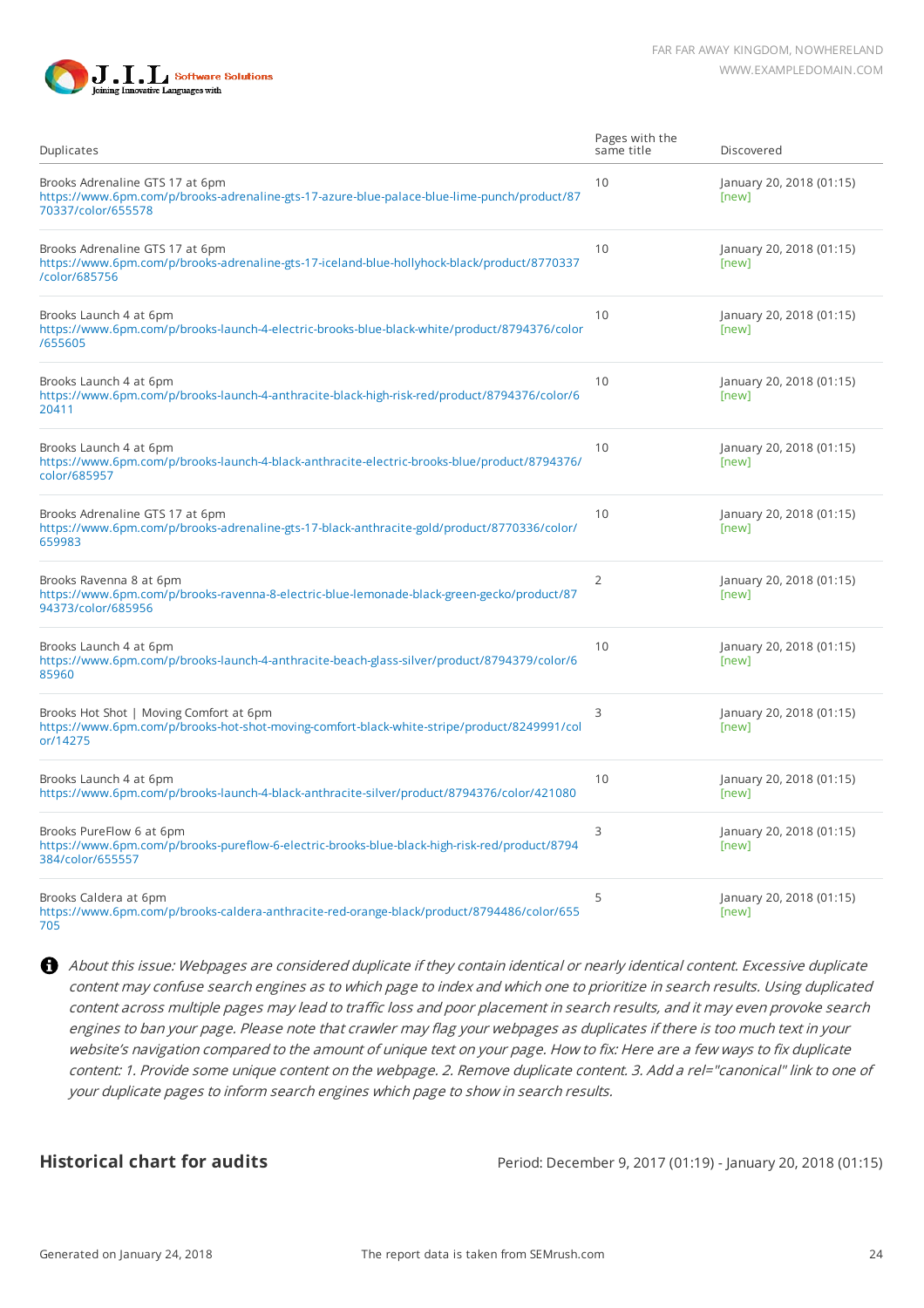| Duplicates | Pages with the same title | Discovered |
|---|---|---|
| Brooks Adrenaline GTS 17 at 6pm https://www.6pm.com/p/brooks-adrenaline-gts-17-azure-blue-palace-blue-lime-punch/product/8770337/color/655578 | 10 | January 20, 2018 (01:15) [new] |
| Brooks Adrenaline GTS 17 at 6pm https://www.6pm.com/p/brooks-adrenaline-gts-17-iceland-blue-hollyhock-black/product/8770337/color/685756 | 10 | January 20, 2018 (01:15) [new] |
| Brooks Launch 4 at 6pm https://www.6pm.com/p/brooks-launch-4-electric-brooks-blue-black-white/product/8794376/color/655605 | 10 | January 20, 2018 (01:15) [new] |
| Brooks Launch 4 at 6pm https://www.6pm.com/p/brooks-launch-4-anthracite-black-high-risk-red/product/8794376/color/620411 | 10 | January 20, 2018 (01:15) [new] |
| Brooks Launch 4 at 6pm https://www.6pm.com/p/brooks-launch-4-black-anthracite-electric-brooks-blue/product/8794376/color/685957 | 10 | January 20, 2018 (01:15) [new] |
| Brooks Adrenaline GTS 17 at 6pm https://www.6pm.com/p/brooks-adrenaline-gts-17-black-anthracite-gold/product/8770336/color/659983 | 10 | January 20, 2018 (01:15) [new] |
| Brooks Ravenna 8 at 6pm https://www.6pm.com/p/brooks-ravenna-8-electric-blue-lemonade-black-green-gecko/product/8794373/color/685956 | 2 | January 20, 2018 (01:15) [new] |
| Brooks Launch 4 at 6pm https://www.6pm.com/p/brooks-launch-4-anthracite-beach-glass-silver/product/8794379/color/685960 | 10 | January 20, 2018 (01:15) [new] |
| Brooks Hot Shot \| Moving Comfort at 6pm https://www.6pm.com/p/brooks-hot-shot-moving-comfort-black-white-stripe/product/8249991/color/14275 | 3 | January 20, 2018 (01:15) [new] |
| Brooks Launch 4 at 6pm https://www.6pm.com/p/brooks-launch-4-black-anthracite-silver/product/8794376/color/421080 | 10 | January 20, 2018 (01:15) [new] |
| Brooks PureFlow 6 at 6pm https://www.6pm.com/p/brooks-pureflow-6-electric-brooks-blue-black-high-risk-red/product/8794384/color/655557 | 3 | January 20, 2018 (01:15) [new] |
| Brooks Caldera at 6pm https://www.6pm.com/p/brooks-caldera-anthracite-red-orange-black/product/8794486/color/655705 | 5 | January 20, 2018 (01:15) [new] |

*About this issue: Webpages are considered duplicate if they contain identical or nearly identical content. Excessive duplicate content may confuse search engines as to which page to index and which one to prioritize in search results. Using duplicated content across multiple pages may lead to traffic loss and poor placement in search results, and it may even provoke search engines to ban your page. Please note that crawler may flag your webpages as duplicates if there is too much text in your website's navigation compared to the amount of unique text on your page. How to fix: Here are a few ways to fix duplicate content: 1. Provide some unique content on the webpage. 2. Remove duplicate content. 3. Add a rel="canonical" link to one of your duplicate pages to inform search engines which page to show in search results.*

## Historical chart for audits

Period: December 9, 2017 (01:19) - January 20, 2018 (01:15)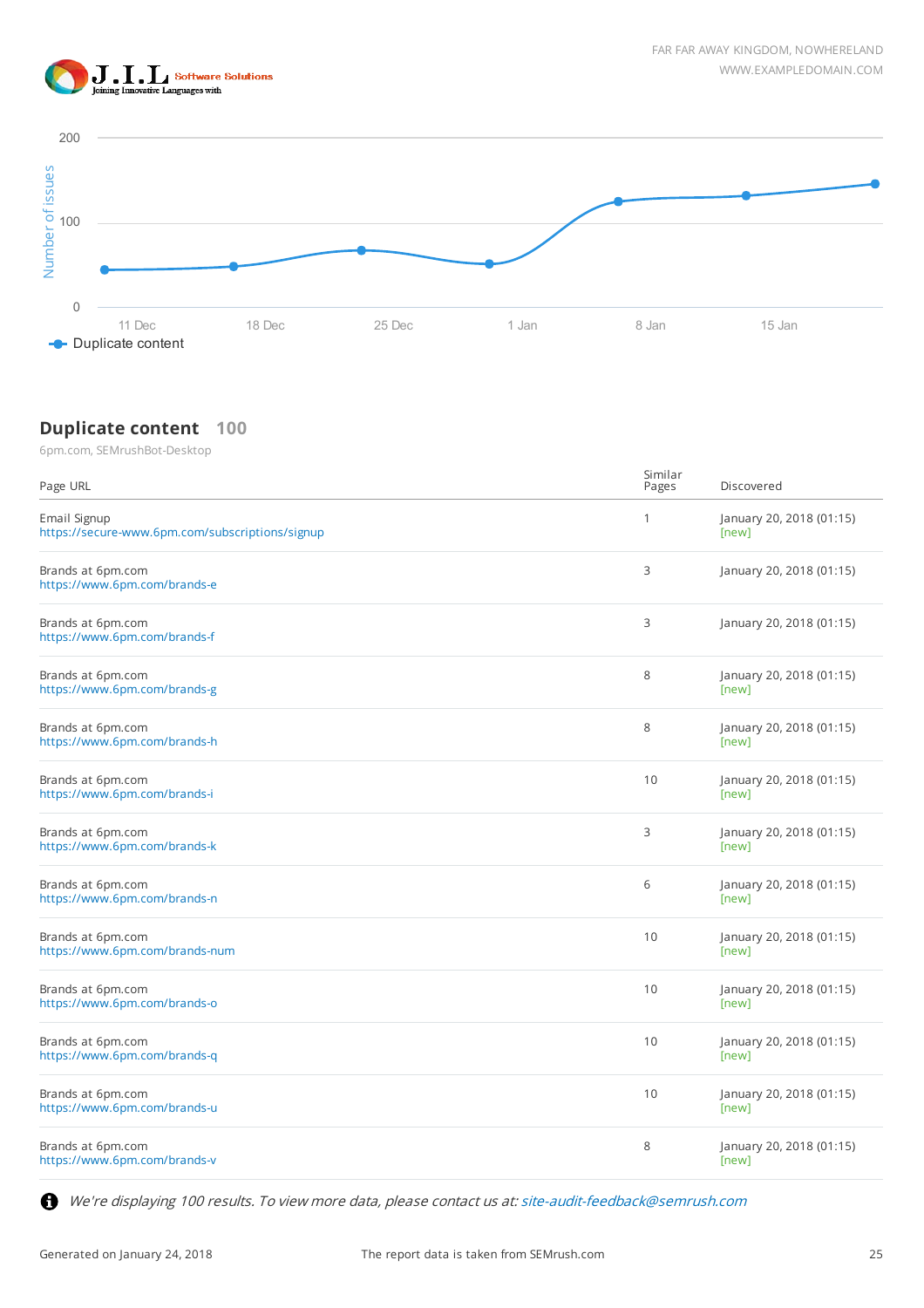200

Number of issues

100

0

11 Dec 18 Dec 25 Dec 1 Jan 8 Jan 15 Jan

Duplicate content

## Duplicate content 100

6pm.com, SEMrushBot-Desktop

| Page URL | Similar Pages | Discovered |
|---|---|---|
| Email Signup https://secure-www.6pm.com/subscriptions/signup | 1 | January 20, 2018 (01:15) [new] |
| Brands at 6pm.com https://www.6pm.com/brands-e | 3 | January 20, 2018 (01:15) |
| Brands at 6pm.com https://www.6pm.com/brands-f | 3 | January 20, 2018 (01:15) |
| Brands at 6pm.com https://www.6pm.com/brands-g | 8 | January 20, 2018 (01:15) [new] |
| Brands at 6pm.com https://www.6pm.com/brands-h | 8 | January 20, 2018 (01:15) [new] |
| Brands at 6pm.com https://www.6pm.com/brands-i | 10 | January 20, 2018 (01:15) [new] |
| Brands at 6pm.com https://www.6pm.com/brands-k | 3 | January 20, 2018 (01:15) [new] |
| Brands at 6pm.com https://www.6pm.com/brands-n | 6 | January 20, 2018 (01:15) [new] |
| Brands at 6pm.com https://www.6pm.com/brands-num | 10 | January 20, 2018 (01:15) [new] |
| Brands at 6pm.com https://www.6pm.com/brands-o | 10 | January 20, 2018 (01:15) [new] |
| Brands at 6pm.com https://www.6pm.com/brands-q | 10 | January 20, 2018 (01:15) [new] |
| Brands at 6pm.com https://www.6pm.com/brands-u | 10 | January 20, 2018 (01:15) [new] |
| Brands at 6pm.com https://www.6pm.com/brands-v | 8 | January 20, 2018 (01:15) [new] |

*We're displaying 100 results. To view more data, please contact us at: site-audit-feedback@semrush.com*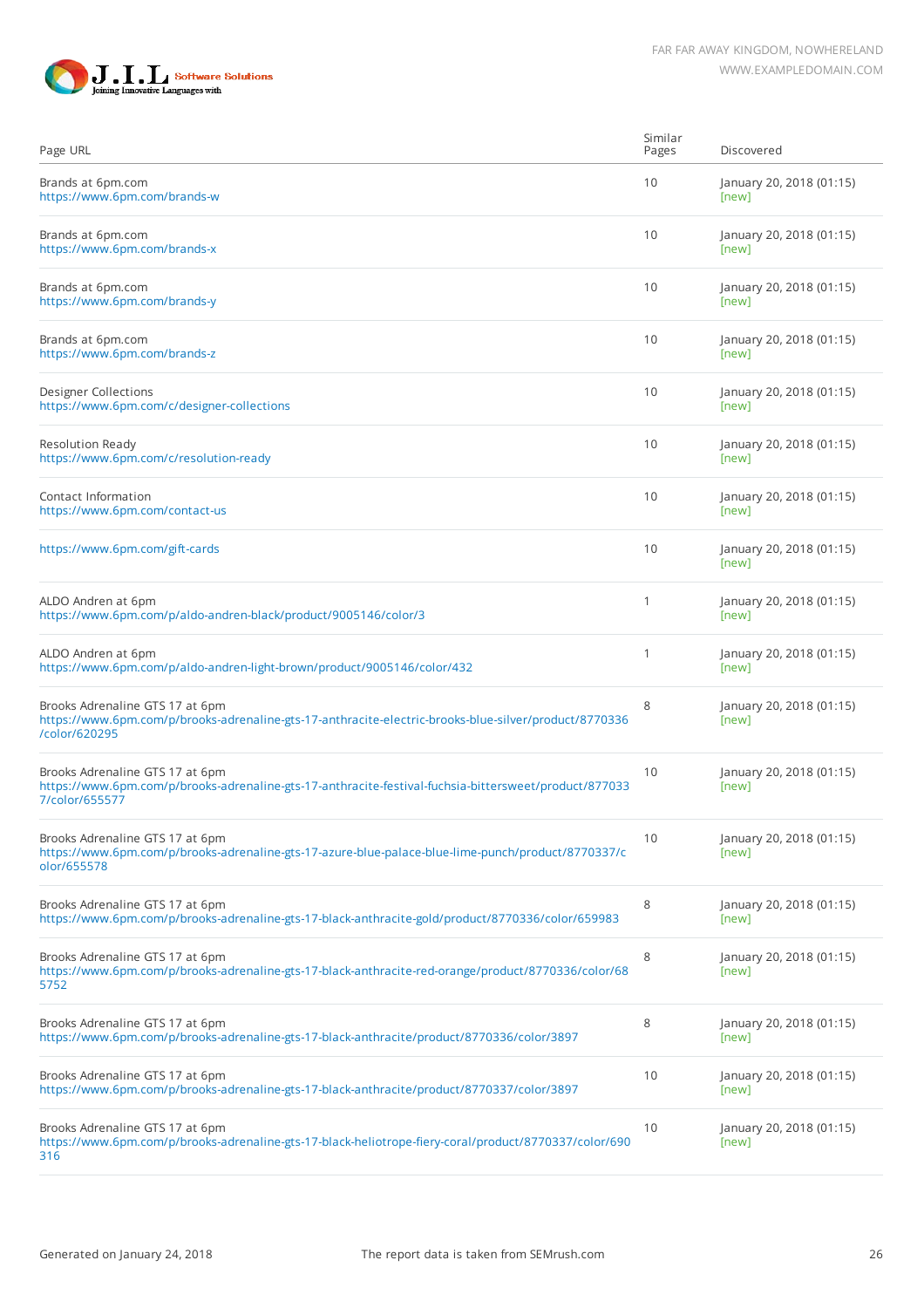| Page URL | Similar Pages | Discovered |
|---|---|---|
| Brands at 6pm.com<br>https://www.6pm.com/brands-w | 10 | January 20, 2018 (01:15)<br>[new] |
| Brands at 6pm.com<br>https://www.6pm.com/brands-x | 10 | January 20, 2018 (01:15)<br>[new] |
| Brands at 6pm.com<br>https://www.6pm.com/brands-y | 10 | January 20, 2018 (01:15)<br>[new] |
| Brands at 6pm.com<br>https://www.6pm.com/brands-z | 10 | January 20, 2018 (01:15)<br>[new] |
| Designer Collections<br>https://www.6pm.com/c/designer-collections | 10 | January 20, 2018 (01:15)<br>[new] |
| Resolution Ready<br>https://www.6pm.com/c/resolution-ready | 10 | January 20, 2018 (01:15)<br>[new] |
| Contact Information<br>https://www.6pm.com/contact-us | 10 | January 20, 2018 (01:15)<br>[new] |
| https://www.6pm.com/gift-cards | 10 | January 20, 2018 (01:15)<br>[new] |
| ALDO Andren at 6pm<br>https://www.6pm.com/p/aldo-andren-black/product/9005146/color/3 | 1 | January 20, 2018 (01:15)<br>[new] |
| ALDO Andren at 6pm<br>https://www.6pm.com/p/aldo-andren-light-brown/product/9005146/color/432 | 1 | January 20, 2018 (01:15)<br>[new] |
| Brooks Adrenaline GTS 17 at 6pm<br>https://www.6pm.com/p/brooks-adrenaline-gts-17-anthracite-electric-brooks-blue-silver/product/8770336/color/620295 | 8 | January 20, 2018 (01:15)<br>[new] |
| Brooks Adrenaline GTS 17 at 6pm<br>https://www.6pm.com/p/brooks-adrenaline-gts-17-anthracite-festival-fuchsia-bittersweet/product/8770337/color/655577 | 10 | January 20, 2018 (01:15)<br>[new] |
| Brooks Adrenaline GTS 17 at 6pm<br>https://www.6pm.com/p/brooks-adrenaline-gts-17-azure-blue-palace-blue-lime-punch/product/8770337/color/655578 | 10 | January 20, 2018 (01:15)<br>[new] |
| Brooks Adrenaline GTS 17 at 6pm<br>https://www.6pm.com/p/brooks-adrenaline-gts-17-black-anthracite-gold/product/8770336/color/659983 | 8 | January 20, 2018 (01:15)<br>[new] |
| Brooks Adrenaline GTS 17 at 6pm<br>https://www.6pm.com/p/brooks-adrenaline-gts-17-black-anthracite-red-orange/product/8770336/color/685752 | 8 | January 20, 2018 (01:15)<br>[new] |
| Brooks Adrenaline GTS 17 at 6pm<br>https://www.6pm.com/p/brooks-adrenaline-gts-17-black-anthracite/product/8770336/color/3897 | 8 | January 20, 2018 (01:15)<br>[new] |
| Brooks Adrenaline GTS 17 at 6pm<br>https://www.6pm.com/p/brooks-adrenaline-gts-17-black-anthracite/product/8770337/color/3897 | 10 | January 20, 2018 (01:15)<br>[new] |
| Brooks Adrenaline GTS 17 at 6pm<br>https://www.6pm.com/p/brooks-adrenaline-gts-17-black-heliotrope-fiery-coral/product/8770337/color/690316 | 10 | January 20, 2018 (01:15)<br>[new] |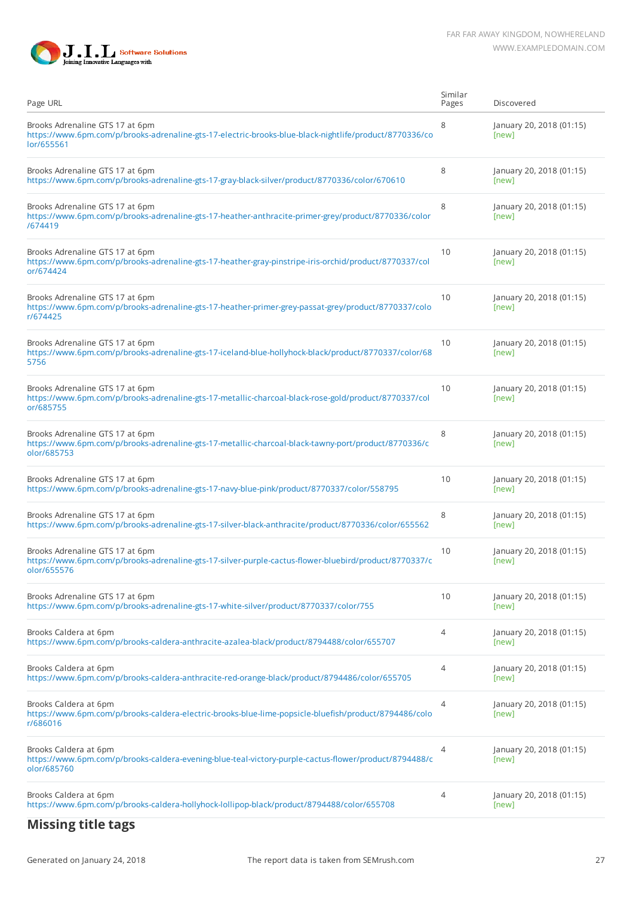| Page URL | Similar Pages | Discovered |
|---|---|---|
| Brooks Adrenaline GTS 17 at 6pm https://www.6pm.com/p/brooks-adrenaline-gts-17-electric-brooks-blue-black-nightlife/product/8770336/color/655561 | 8 | January 20, 2018 (01:15) [new] |
| Brooks Adrenaline GTS 17 at 6pm https://www.6pm.com/p/brooks-adrenaline-gts-17-gray-black-silver/product/8770336/color/670610 | 8 | January 20, 2018 (01:15) [new] |
| Brooks Adrenaline GTS 17 at 6pm https://www.6pm.com/p/brooks-adrenaline-gts-17-heather-anthracite-primer-grey/product/8770336/color/674419 | 8 | January 20, 2018 (01:15) [new] |
| Brooks Adrenaline GTS 17 at 6pm https://www.6pm.com/p/brooks-adrenaline-gts-17-heather-gray-pinstripe-iris-orchid/product/8770337/color/674424 | 10 | January 20, 2018 (01:15) [new] |
| Brooks Adrenaline GTS 17 at 6pm https://www.6pm.com/p/brooks-adrenaline-gts-17-heather-primer-grey-passat-grey/product/8770337/color/674425 | 10 | January 20, 2018 (01:15) [new] |
| Brooks Adrenaline GTS 17 at 6pm https://www.6pm.com/p/brooks-adrenaline-gts-17-iceland-blue-hollyhock-black/product/8770337/color/685756 | 10 | January 20, 2018 (01:15) [new] |
| Brooks Adrenaline GTS 17 at 6pm https://www.6pm.com/p/brooks-adrenaline-gts-17-metallic-charcoal-black-rose-gold/product/8770337/color/685755 | 10 | January 20, 2018 (01:15) [new] |
| Brooks Adrenaline GTS 17 at 6pm https://www.6pm.com/p/brooks-adrenaline-gts-17-metallic-charcoal-black-tawny-port/product/8770336/color/685753 | 8 | January 20, 2018 (01:15) [new] |
| Brooks Adrenaline GTS 17 at 6pm https://www.6pm.com/p/brooks-adrenaline-gts-17-navy-blue-pink/product/8770337/color/558795 | 10 | January 20, 2018 (01:15) [new] |
| Brooks Adrenaline GTS 17 at 6pm https://www.6pm.com/p/brooks-adrenaline-gts-17-silver-black-anthracite/product/8770336/color/655562 | 8 | January 20, 2018 (01:15) [new] |
| Brooks Adrenaline GTS 17 at 6pm https://www.6pm.com/p/brooks-adrenaline-gts-17-silver-purple-cactus-flower-bluebird/product/8770337/color/655576 | 10 | January 20, 2018 (01:15) [new] |
| Brooks Adrenaline GTS 17 at 6pm https://www.6pm.com/p/brooks-adrenaline-gts-17-white-silver/product/8770337/color/755 | 10 | January 20, 2018 (01:15) [new] |
| Brooks Caldera at 6pm https://www.6pm.com/p/brooks-caldera-anthracite-azalea-black/product/8794488/color/655707 | 4 | January 20, 2018 (01:15) [new] |
| Brooks Caldera at 6pm https://www.6pm.com/p/brooks-caldera-anthracite-red-orange-black/product/8794486/color/655705 | 4 | January 20, 2018 (01:15) [new] |
| Brooks Caldera at 6pm https://www.6pm.com/p/brooks-caldera-electric-brooks-blue-lime-popsicle-bluefish/product/8794486/color/686016 | 4 | January 20, 2018 (01:15) [new] |
| Brooks Caldera at 6pm https://www.6pm.com/p/brooks-caldera-evening-blue-teal-victory-purple-cactus-flower/product/8794488/color/685760 | 4 | January 20, 2018 (01:15) [new] |
| Brooks Caldera at 6pm https://www.6pm.com/p/brooks-caldera-hollyhock-lollipop-black/product/8794488/color/655708 | 4 | January 20, 2018 (01:15) [new] |

## Missing title tags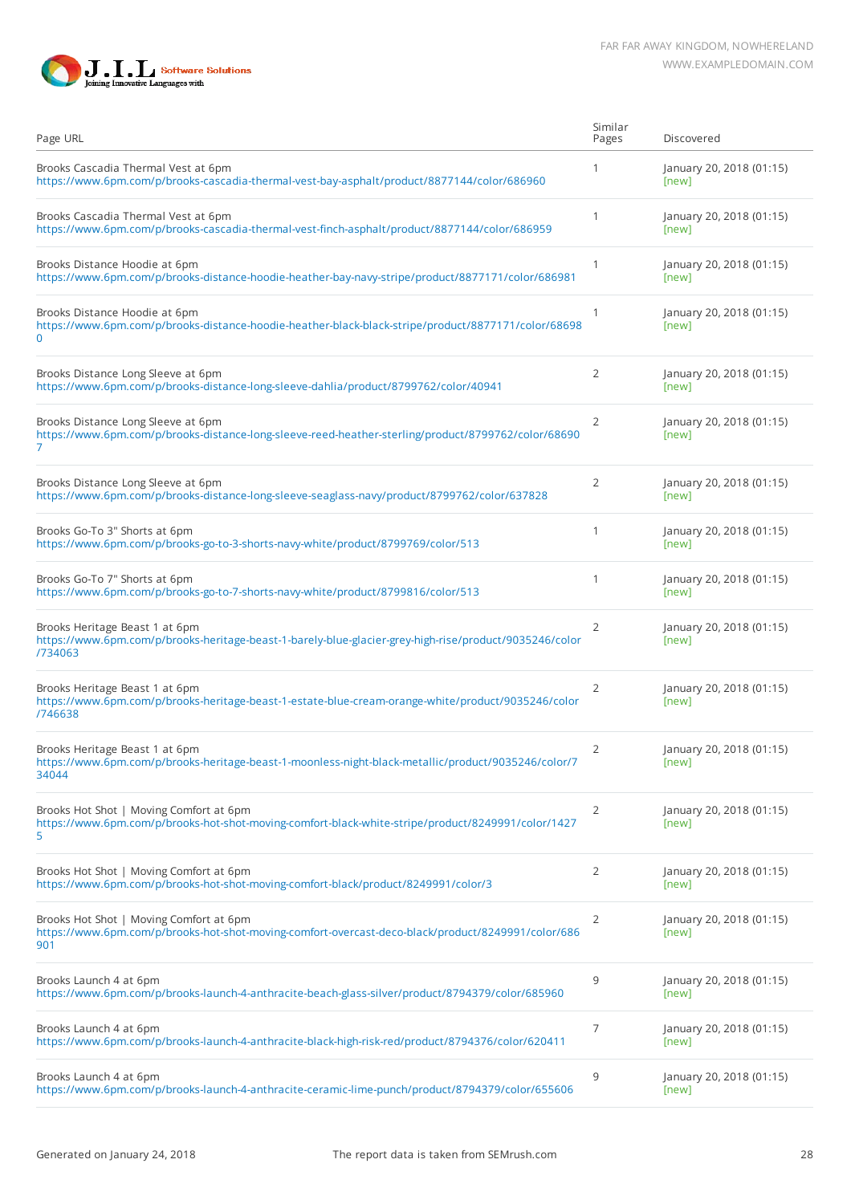| Page URL | Similar Pages | Discovered |
|---|---|---|
| Brooks Cascadia Thermal Vest at 6pm<br>https://www.6pm.com/p/brooks-cascadia-thermal-vest-bay-asphalt/product/8877144/color/686960 | 1 | January 20, 2018 (01:15)<br>[new] |
| Brooks Cascadia Thermal Vest at 6pm<br>https://www.6pm.com/p/brooks-cascadia-thermal-vest-finch-asphalt/product/8877144/color/686959 | 1 | January 20, 2018 (01:15)<br>[new] |
| Brooks Distance Hoodie at 6pm<br>https://www.6pm.com/p/brooks-distance-hoodie-heather-bay-navy-stripe/product/8877171/color/686981 | 1 | January 20, 2018 (01:15)<br>[new] |
| Brooks Distance Hoodie at 6pm<br>https://www.6pm.com/p/brooks-distance-hoodie-heather-black-black-stripe/product/8877171/color/686980 | 1 | January 20, 2018 (01:15)<br>[new] |
| Brooks Distance Long Sleeve at 6pm<br>https://www.6pm.com/p/brooks-distance-long-sleeve-dahlia/product/8799762/color/40941 | 2 | January 20, 2018 (01:15)<br>[new] |
| Brooks Distance Long Sleeve at 6pm<br>https://www.6pm.com/p/brooks-distance-long-sleeve-reed-heather-sterling/product/8799762/color/686907 | 2 | January 20, 2018 (01:15)<br>[new] |
| Brooks Distance Long Sleeve at 6pm<br>https://www.6pm.com/p/brooks-distance-long-sleeve-seaglass-navy/product/8799762/color/637828 | 2 | January 20, 2018 (01:15)<br>[new] |
| Brooks Go-To 3" Shorts at 6pm<br>https://www.6pm.com/p/brooks-go-to-3-shorts-navy-white/product/8799769/color/513 | 1 | January 20, 2018 (01:15)<br>[new] |
| Brooks Go-To 7" Shorts at 6pm<br>https://www.6pm.com/p/brooks-go-to-7-shorts-navy-white/product/8799816/color/513 | 1 | January 20, 2018 (01:15)<br>[new] |
| Brooks Heritage Beast 1 at 6pm<br>https://www.6pm.com/p/brooks-heritage-beast-1-barely-blue-glacier-grey-high-rise/product/9035246/color/734063 | 2 | January 20, 2018 (01:15)<br>[new] |
| Brooks Heritage Beast 1 at 6pm<br>https://www.6pm.com/p/brooks-heritage-beast-1-estate-blue-cream-orange-white/product/9035246/color/746638 | 2 | January 20, 2018 (01:15)<br>[new] |
| Brooks Heritage Beast 1 at 6pm<br>https://www.6pm.com/p/brooks-heritage-beast-1-moonless-night-black-metallic/product/9035246/color/734044 | 2 | January 20, 2018 (01:15)<br>[new] |
| Brooks Hot Shot \| Moving Comfort at 6pm<br>https://www.6pm.com/p/brooks-hot-shot-moving-comfort-black-white-stripe/product/8249991/color/14275 | 2 | January 20, 2018 (01:15)<br>[new] |
| Brooks Hot Shot \| Moving Comfort at 6pm<br>https://www.6pm.com/p/brooks-hot-shot-moving-comfort-black/product/8249991/color/3 | 2 | January 20, 2018 (01:15)<br>[new] |
| Brooks Hot Shot \| Moving Comfort at 6pm<br>https://www.6pm.com/p/brooks-hot-shot-moving-comfort-overcast-deco-black/product/8249991/color/686901 | 2 | January 20, 2018 (01:15)<br>[new] |
| Brooks Launch 4 at 6pm<br>https://www.6pm.com/p/brooks-launch-4-anthracite-beach-glass-silver/product/8794379/color/685960 | 9 | January 20, 2018 (01:15)<br>[new] |
| Brooks Launch 4 at 6pm<br>https://www.6pm.com/p/brooks-launch-4-anthracite-black-high-risk-red/product/8794376/color/620411 | 7 | January 20, 2018 (01:15)<br>[new] |
| Brooks Launch 4 at 6pm<br>https://www.6pm.com/p/brooks-launch-4-anthracite-ceramic-lime-punch/product/8794379/color/655606 | 9 | January 20, 2018 (01:15)<br>[new] |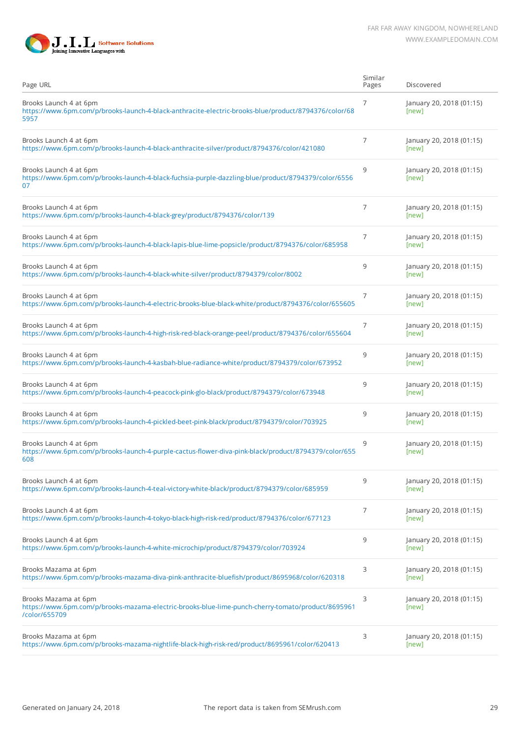| Page URL | Similar Pages | Discovered |
|---|---|---|
| Brooks Launch 4 at 6pm https://www.6pm.com/p/brooks-launch-4-black-anthracite-electric-brooks-blue/product/8794376/color/685957 | 7 | January 20, 2018 (01:15) [new] |
| Brooks Launch 4 at 6pm https://www.6pm.com/p/brooks-launch-4-black-anthracite-silver/product/8794376/color/421080 | 7 | January 20, 2018 (01:15) [new] |
| Brooks Launch 4 at 6pm https://www.6pm.com/p/brooks-launch-4-black-fuchsia-purple-dazzling-blue/product/8794379/color/655607 | 9 | January 20, 2018 (01:15) [new] |
| Brooks Launch 4 at 6pm https://www.6pm.com/p/brooks-launch-4-black-grey/product/8794376/color/139 | 7 | January 20, 2018 (01:15) [new] |
| Brooks Launch 4 at 6pm https://www.6pm.com/p/brooks-launch-4-black-lapis-blue-lime-popsicle/product/8794376/color/685958 | 7 | January 20, 2018 (01:15) [new] |
| Brooks Launch 4 at 6pm https://www.6pm.com/p/brooks-launch-4-black-white-silver/product/8794379/color/8002 | 9 | January 20, 2018 (01:15) [new] |
| Brooks Launch 4 at 6pm https://www.6pm.com/p/brooks-launch-4-electric-brooks-blue-black-white/product/8794376/color/655605 | 7 | January 20, 2018 (01:15) [new] |
| Brooks Launch 4 at 6pm https://www.6pm.com/p/brooks-launch-4-high-risk-red-black-orange-peel/product/8794376/color/655604 | 7 | January 20, 2018 (01:15) [new] |
| Brooks Launch 4 at 6pm https://www.6pm.com/p/brooks-launch-4-kasbah-blue-radiance-white/product/8794379/color/673952 | 9 | January 20, 2018 (01:15) [new] |
| Brooks Launch 4 at 6pm https://www.6pm.com/p/brooks-launch-4-peacock-pink-glo-black/product/8794379/color/673948 | 9 | January 20, 2018 (01:15) [new] |
| Brooks Launch 4 at 6pm https://www.6pm.com/p/brooks-launch-4-pickled-beet-pink-black/product/8794379/color/703925 | 9 | January 20, 2018 (01:15) [new] |
| Brooks Launch 4 at 6pm https://www.6pm.com/p/brooks-launch-4-purple-cactus-flower-diva-pink-black/product/8794379/color/655608 | 9 | January 20, 2018 (01:15) [new] |
| Brooks Launch 4 at 6pm https://www.6pm.com/p/brooks-launch-4-teal-victory-white-black/product/8794379/color/685959 | 9 | January 20, 2018 (01:15) [new] |
| Brooks Launch 4 at 6pm https://www.6pm.com/p/brooks-launch-4-tokyo-black-high-risk-red/product/8794376/color/677123 | 7 | January 20, 2018 (01:15) [new] |
| Brooks Launch 4 at 6pm https://www.6pm.com/p/brooks-launch-4-white-microchip/product/8794379/color/703924 | 9 | January 20, 2018 (01:15) [new] |
| Brooks Mazama at 6pm https://www.6pm.com/p/brooks-mazama-diva-pink-anthracite-bluefish/product/8695968/color/620318 | 3 | January 20, 2018 (01:15) [new] |
| Brooks Mazama at 6pm https://www.6pm.com/p/brooks-mazama-electric-brooks-blue-lime-punch-cherry-tomato/product/8695961/color/655709 | 3 | January 20, 2018 (01:15) [new] |
| Brooks Mazama at 6pm https://www.6pm.com/p/brooks-mazama-nightlife-black-high-risk-red/product/8695961/color/620413 | 3 | January 20, 2018 (01:15) [new] |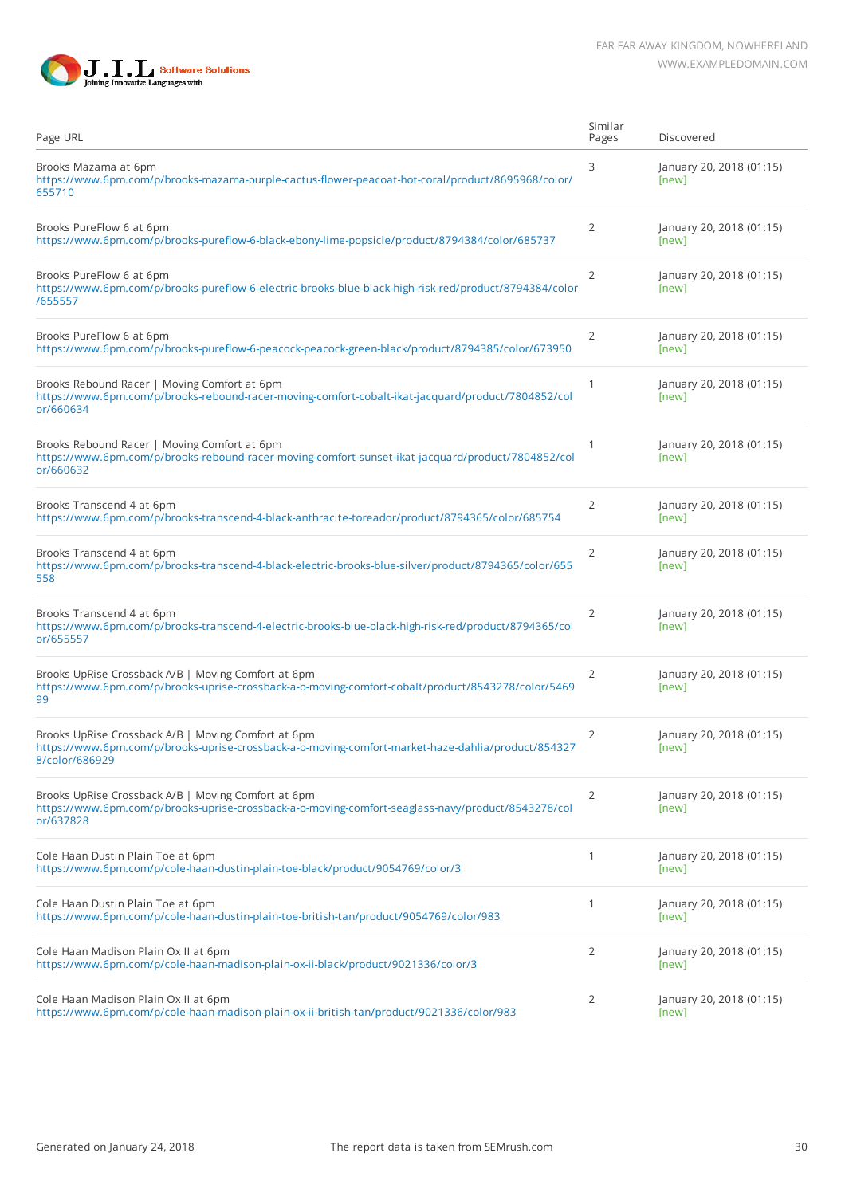| Page URL | Similar Pages | Discovered |
| --- | --- | --- |
| Brooks Mazama at 6pm<br>https://www.6pm.com/p/brooks-mazama-purple-cactus-flower-peacoat-hot-coral/product/8695968/color/655710 | 3 | January 20, 2018 (01:15)<br>[new] |
| Brooks PureFlow 6 at 6pm<br>https://www.6pm.com/p/brooks-pureflow-6-black-ebony-lime-popsicle/product/8794384/color/685737 | 2 | January 20, 2018 (01:15)<br>[new] |
| Brooks PureFlow 6 at 6pm<br>https://www.6pm.com/p/brooks-pureflow-6-electric-brooks-blue-black-high-risk-red/product/8794384/color/655557 | 2 | January 20, 2018 (01:15)<br>[new] |
| Brooks PureFlow 6 at 6pm<br>https://www.6pm.com/p/brooks-pureflow-6-peacock-peacock-green-black/product/8794385/color/673950 | 2 | January 20, 2018 (01:15)<br>[new] |
| Brooks Rebound Racer \| Moving Comfort at 6pm<br>https://www.6pm.com/p/brooks-rebound-racer-moving-comfort-cobalt-ikat-jacquard/product/7804852/color/660634 | 1 | January 20, 2018 (01:15)<br>[new] |
| Brooks Rebound Racer \| Moving Comfort at 6pm<br>https://www.6pm.com/p/brooks-rebound-racer-moving-comfort-sunset-ikat-jacquard/product/7804852/color/660632 | 1 | January 20, 2018 (01:15)<br>[new] |
| Brooks Transcend 4 at 6pm<br>https://www.6pm.com/p/brooks-transcend-4-black-anthracite-toreador/product/8794365/color/685754 | 2 | January 20, 2018 (01:15)<br>[new] |
| Brooks Transcend 4 at 6pm<br>https://www.6pm.com/p/brooks-transcend-4-black-electric-brooks-blue-silver/product/8794365/color/655558 | 2 | January 20, 2018 (01:15)<br>[new] |
| Brooks Transcend 4 at 6pm<br>https://www.6pm.com/p/brooks-transcend-4-electric-brooks-blue-black-high-risk-red/product/8794365/color/655557 | 2 | January 20, 2018 (01:15)<br>[new] |
| Brooks UpRise Crossback A/B \| Moving Comfort at 6pm<br>https://www.6pm.com/p/brooks-uprise-crossback-a-b-moving-comfort-cobalt/product/8543278/color/546999 | 2 | January 20, 2018 (01:15)<br>[new] |
| Brooks UpRise Crossback A/B \| Moving Comfort at 6pm<br>https://www.6pm.com/p/brooks-uprise-crossback-a-b-moving-comfort-market-haze-dahlia/product/8543278/color/686929 | 2 | January 20, 2018 (01:15)<br>[new] |
| Brooks UpRise Crossback A/B \| Moving Comfort at 6pm<br>https://www.6pm.com/p/brooks-uprise-crossback-a-b-moving-comfort-seaglass-navy/product/8543278/color/637828 | 2 | January 20, 2018 (01:15)<br>[new] |
| Cole Haan Dustin Plain Toe at 6pm<br>https://www.6pm.com/p/cole-haan-dustin-plain-toe-black/product/9054769/color/3 | 1 | January 20, 2018 (01:15)<br>[new] |
| Cole Haan Dustin Plain Toe at 6pm<br>https://www.6pm.com/p/cole-haan-dustin-plain-toe-british-tan/product/9054769/color/983 | 1 | January 20, 2018 (01:15)<br>[new] |
| Cole Haan Madison Plain Ox II at 6pm<br>https://www.6pm.com/p/cole-haan-madison-plain-ox-ii-black/product/9021336/color/3 | 2 | January 20, 2018 (01:15)<br>[new] |
| Cole Haan Madison Plain Ox II at 6pm<br>https://www.6pm.com/p/cole-haan-madison-plain-ox-ii-british-tan/product/9021336/color/983 | 2 | January 20, 2018 (01:15)<br>[new] |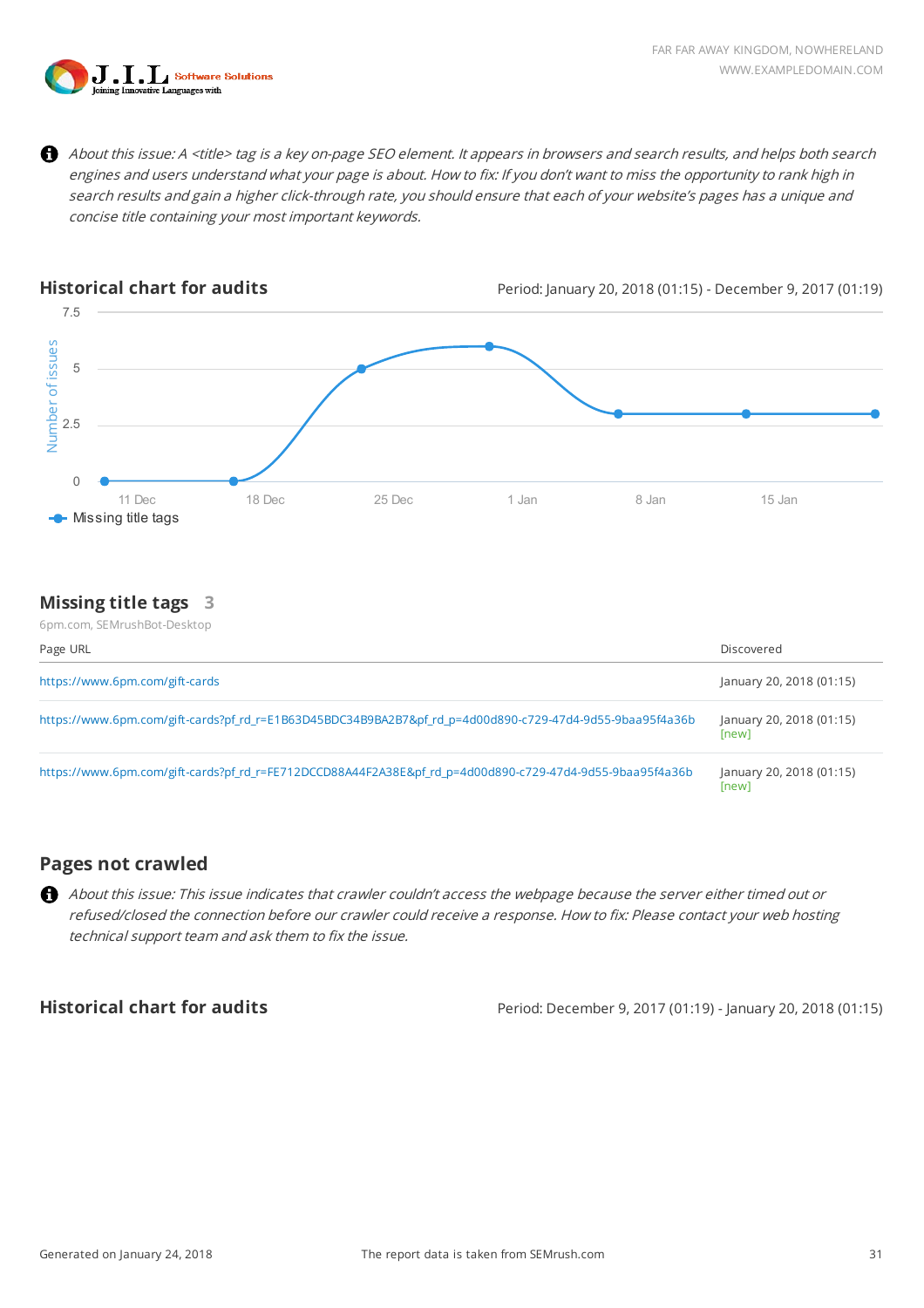*About this issue: A <title> tag is a key on-page SEO element. It appears in browsers and search results, and helps both search engines and users understand what your page is about. How to fix: If you don't want to miss the opportunity to rank high in search results and gain a higher click-through rate, you should ensure that each of your website's pages has a unique and concise title containing your most important keywords.*

## Historical chart for audits

Period: January 20, 2018 (01:15) - December 9, 2017 (01:19)

## Missing title tags 3

6pm.com, SEMrushBot-Desktop

| Page URL | Discovered |
|---|---|
| https://www.6pm.com/gift-cards | January 20, 2018 (01:15) |
| https://www.6pm.com/gift-cards?pf_rd_r=E1B63D45BDC34B9BA2B7&pf_rd_p=4d00d890-c729-47d4-9d55-9baa95f4a36b | January 20, 2018 (01:15) [new] |
| https://www.6pm.com/gift-cards?pf_rd_r=FE712DCCD88A44F2A38E&pf_rd_p=4d00d890-c729-47d4-9d55-9baa95f4a36b | January 20, 2018 (01:15) [new] |

## Pages not crawled

*About this issue: This issue indicates that crawler couldn't access the webpage because the server either timed out or refused/closed the connection before our crawler could receive a response. How to fix: Please contact your web hosting technical support team and ask them to fix the issue.*

## Historical chart for audits

Period: December 9, 2017 (01:19) - January 20, 2018 (01:15)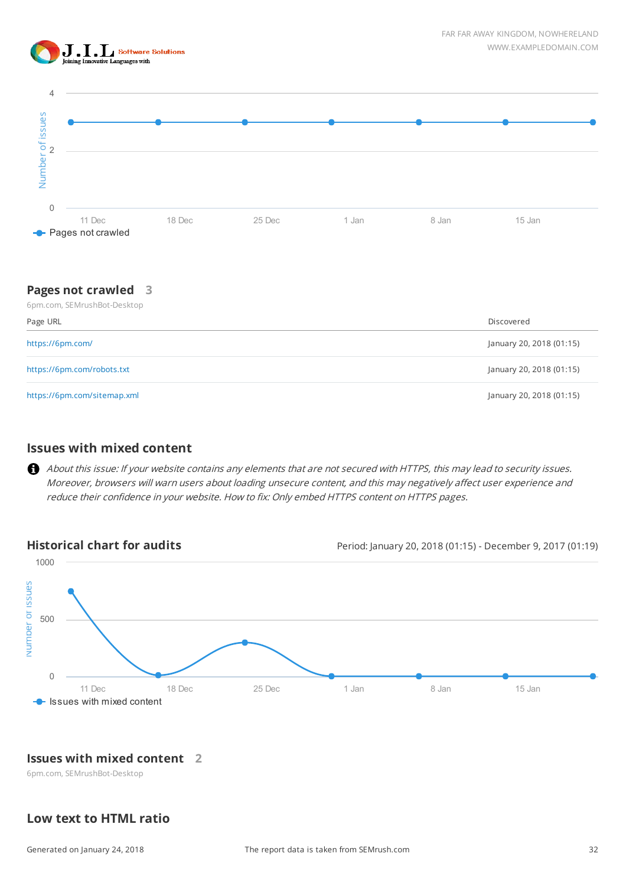Pages not crawled

## Pages not crawled 3

6pm.com, SEMrushBot-Desktop

| Page URL | Discovered |
|---|---|
| https://6pm.com/ | January 20, 2018 (01:15) |
| https://6pm.com/robots.txt | January 20, 2018 (01:15) |
| https://6pm.com/sitemap.xml | January 20, 2018 (01:15) |

## Issues with mixed content

*About this issue: If your website contains any elements that are not secured with HTTPS, this may lead to security issues. Moreover, browsers will warn users about loading unsecure content, and this may negatively affect user experience and reduce their confidence in your website. How to fix: Only embed HTTPS content on HTTPS pages.*

### Historical chart for audits

Period: January 20, 2018 (01:15) - December 9, 2017 (01:19)

Issues with mixed content

## Issues with mixed content 2

6pm.com, SEMrushBot-Desktop

## Low text to HTML ratio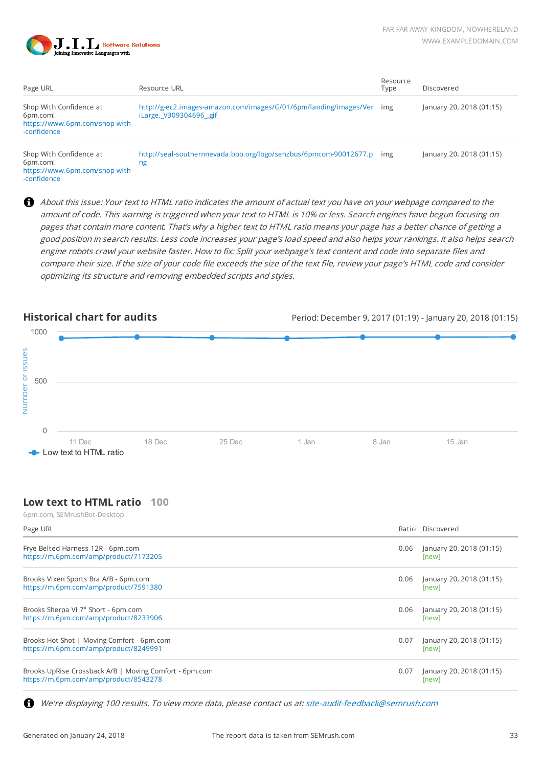| Page URL | Resource URL | Resource Type | Discovered |
|---|---|---|---|
| Shop With Confidence at 6pm.com! https://www.6pm.com/shop-with-confidence | http://g-ec2.images-amazon.com/images/G/01/6pm/landing/images/VeriLarge._V309304696_.gif | img | January 20, 2018 (01:15) |
| Shop With Confidence at 6pm.com! https://www.6pm.com/shop-with-confidence | http://seal-southernnevada.bbb.org/logo/sehzbus/6pmcom-90012677.png | img | January 20, 2018 (01:15) |

*About this issue: Your text to HTML ratio indicates the amount of actual text you have on your webpage compared to the amount of code. This warning is triggered when your text to HTML is 10% or less. Search engines have begun focusing on pages that contain more content. That's why a higher text to HTML ratio means your page has a better chance of getting a good position in search results. Less code increases your page's load speed and also helps your rankings. It also helps search engine robots crawl your website faster. How to fix: Split your webpage's text content and code into separate files and compare their size. If the size of your code file exceeds the size of the text file, review your page's HTML code and consider optimizing its structure and removing embedded scripts and styles.*

## Historical chart for audits

Period: December 9, 2017 (01:19) - January 20, 2018 (01:15)

Number of issues: 1000, 500, 0

11 Dec, 18 Dec, 25 Dec, 1 Jan, 8 Jan, 15 Jan

Low text to HTML ratio

## Low text to HTML ratio 100

6pm.com, SEMrushBot-Desktop

| Page URL | Ratio | Discovered |
|---|---|---|
| Frye Belted Harness 12R - 6pm.com https://m.6pm.com/amp/product/7173205 | 0.06 | January 20, 2018 (01:15) [new] |
| Brooks Vixen Sports Bra A/B - 6pm.com https://m.6pm.com/amp/product/7591380 | 0.06 | January 20, 2018 (01:15) [new] |
| Brooks Sherpa VI 7" Short - 6pm.com https://m.6pm.com/amp/product/8233906 | 0.06 | January 20, 2018 (01:15) [new] |
| Brooks Hot Shot \| Moving Comfort - 6pm.com https://m.6pm.com/amp/product/8249991 | 0.07 | January 20, 2018 (01:15) [new] |
| Brooks UpRise Crossback A/B \| Moving Comfort - 6pm.com https://m.6pm.com/amp/product/8543278 | 0.07 | January 20, 2018 (01:15) [new] |

*We're displaying 100 results. To view more data, please contact us at: site-audit-feedback@semrush.com*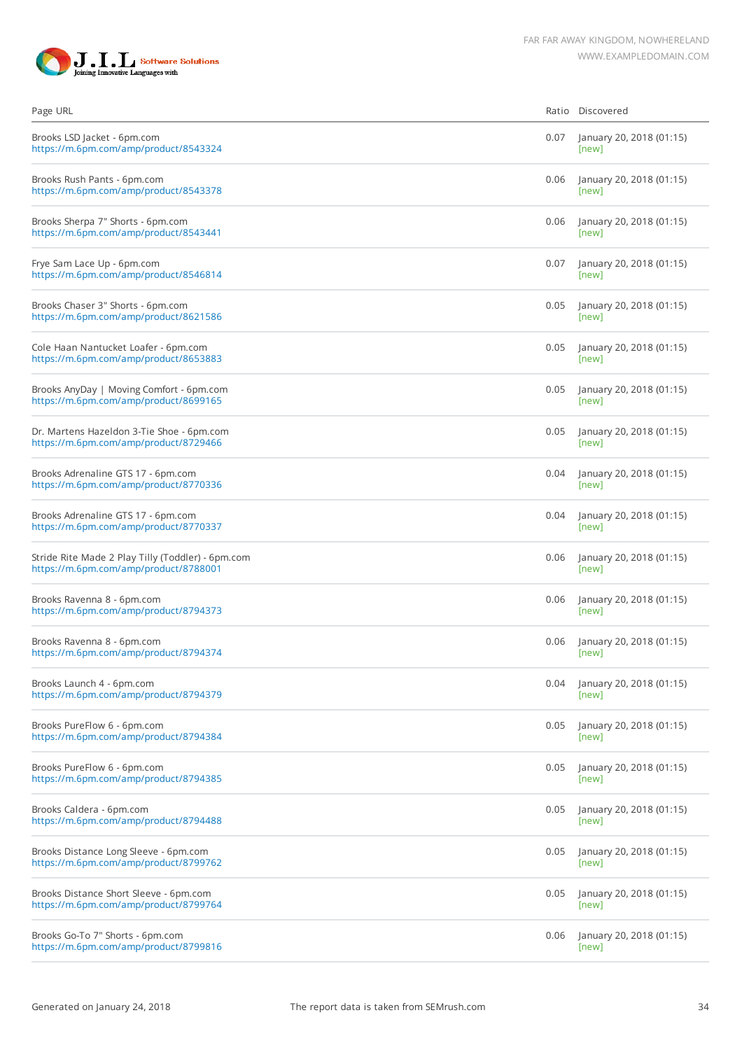| Page URL | Ratio | Discovered |
|---|---|---|
| Brooks LSD Jacket - 6pm.com<br>https://m.6pm.com/amp/product/8543324 | 0.07 | January 20, 2018 (01:15)<br>[new] |
| Brooks Rush Pants - 6pm.com<br>https://m.6pm.com/amp/product/8543378 | 0.06 | January 20, 2018 (01:15)<br>[new] |
| Brooks Sherpa 7" Shorts - 6pm.com<br>https://m.6pm.com/amp/product/8543441 | 0.06 | January 20, 2018 (01:15)<br>[new] |
| Frye Sam Lace Up - 6pm.com<br>https://m.6pm.com/amp/product/8546814 | 0.07 | January 20, 2018 (01:15)<br>[new] |
| Brooks Chaser 3" Shorts - 6pm.com<br>https://m.6pm.com/amp/product/8621586 | 0.05 | January 20, 2018 (01:15)<br>[new] |
| Cole Haan Nantucket Loafer - 6pm.com<br>https://m.6pm.com/amp/product/8653883 | 0.05 | January 20, 2018 (01:15)<br>[new] |
| Brooks AnyDay \| Moving Comfort - 6pm.com<br>https://m.6pm.com/amp/product/8699165 | 0.05 | January 20, 2018 (01:15)<br>[new] |
| Dr. Martens Hazeldon 3-Tie Shoe - 6pm.com<br>https://m.6pm.com/amp/product/8729466 | 0.05 | January 20, 2018 (01:15)<br>[new] |
| Brooks Adrenaline GTS 17 - 6pm.com<br>https://m.6pm.com/amp/product/8770336 | 0.04 | January 20, 2018 (01:15)<br>[new] |
| Brooks Adrenaline GTS 17 - 6pm.com<br>https://m.6pm.com/amp/product/8770337 | 0.04 | January 20, 2018 (01:15)<br>[new] |
| Stride Rite Made 2 Play Tilly (Toddler) - 6pm.com<br>https://m.6pm.com/amp/product/8788001 | 0.06 | January 20, 2018 (01:15)<br>[new] |
| Brooks Ravenna 8 - 6pm.com<br>https://m.6pm.com/amp/product/8794373 | 0.06 | January 20, 2018 (01:15)<br>[new] |
| Brooks Ravenna 8 - 6pm.com<br>https://m.6pm.com/amp/product/8794374 | 0.06 | January 20, 2018 (01:15)<br>[new] |
| Brooks Launch 4 - 6pm.com<br>https://m.6pm.com/amp/product/8794379 | 0.04 | January 20, 2018 (01:15)<br>[new] |
| Brooks PureFlow 6 - 6pm.com<br>https://m.6pm.com/amp/product/8794384 | 0.05 | January 20, 2018 (01:15)<br>[new] |
| Brooks PureFlow 6 - 6pm.com<br>https://m.6pm.com/amp/product/8794385 | 0.05 | January 20, 2018 (01:15)<br>[new] |
| Brooks Caldera - 6pm.com<br>https://m.6pm.com/amp/product/8794488 | 0.05 | January 20, 2018 (01:15)<br>[new] |
| Brooks Distance Long Sleeve - 6pm.com<br>https://m.6pm.com/amp/product/8799762 | 0.05 | January 20, 2018 (01:15)<br>[new] |
| Brooks Distance Short Sleeve - 6pm.com<br>https://m.6pm.com/amp/product/8799764 | 0.05 | January 20, 2018 (01:15)<br>[new] |
| Brooks Go-To 7" Shorts - 6pm.com<br>https://m.6pm.com/amp/product/8799816 | 0.06 | January 20, 2018 (01:15)<br>[new] |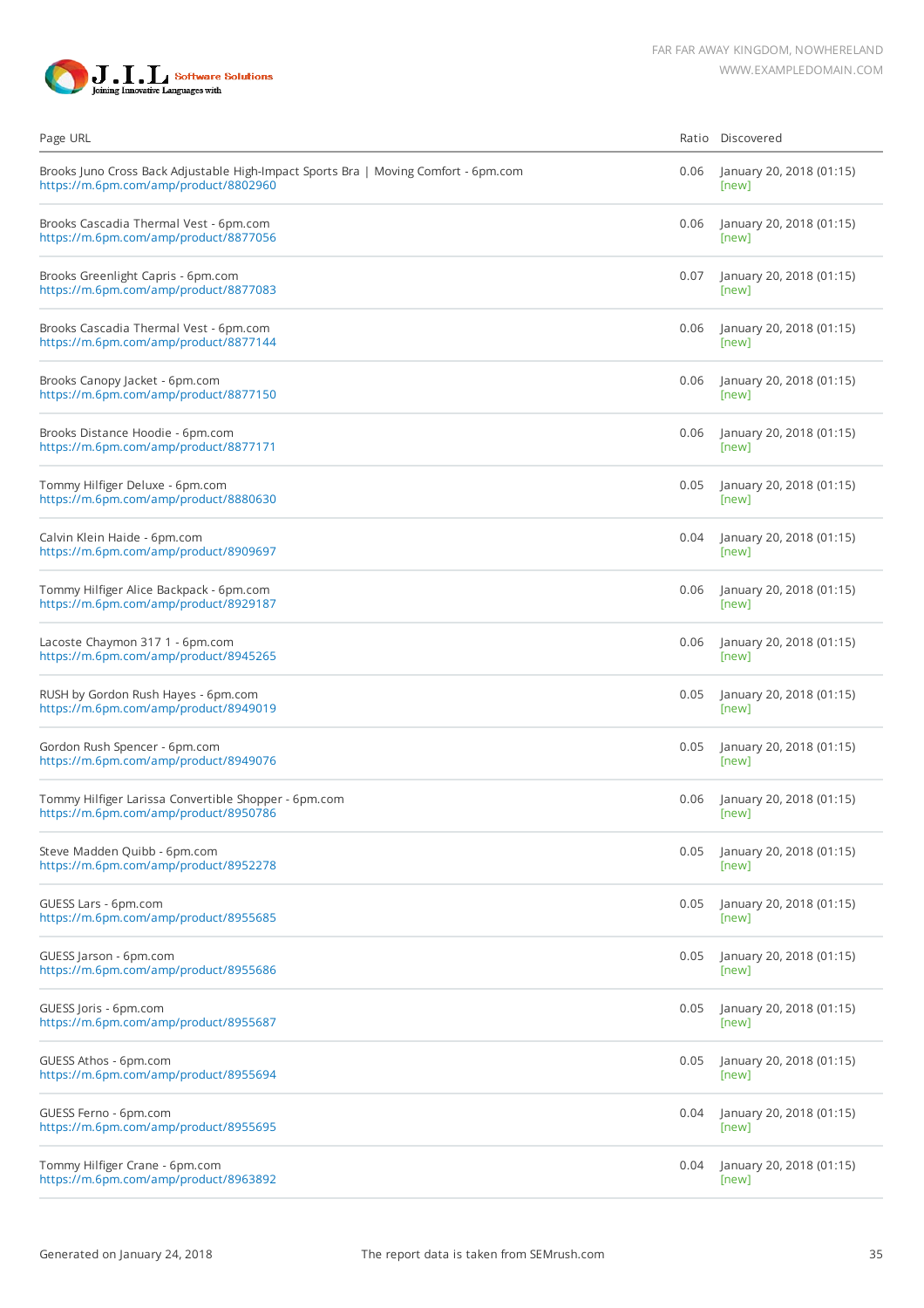| Page URL | Ratio | Discovered |
|---|---|---|
| Brooks Juno Cross Back Adjustable High-Impact Sports Bra \| Moving Comfort - 6pm.com<br>https://m.6pm.com/amp/product/8802960 | 0.06 | January 20, 2018 (01:15)<br>[new] |
| Brooks Cascadia Thermal Vest - 6pm.com<br>https://m.6pm.com/amp/product/8877056 | 0.06 | January 20, 2018 (01:15)<br>[new] |
| Brooks Greenlight Capris - 6pm.com<br>https://m.6pm.com/amp/product/8877083 | 0.07 | January 20, 2018 (01:15)<br>[new] |
| Brooks Cascadia Thermal Vest - 6pm.com<br>https://m.6pm.com/amp/product/8877144 | 0.06 | January 20, 2018 (01:15)<br>[new] |
| Brooks Canopy Jacket - 6pm.com<br>https://m.6pm.com/amp/product/8877150 | 0.06 | January 20, 2018 (01:15)<br>[new] |
| Brooks Distance Hoodie - 6pm.com<br>https://m.6pm.com/amp/product/8877171 | 0.06 | January 20, 2018 (01:15)<br>[new] |
| Tommy Hilfiger Deluxe - 6pm.com<br>https://m.6pm.com/amp/product/8880630 | 0.05 | January 20, 2018 (01:15)<br>[new] |
| Calvin Klein Haide - 6pm.com<br>https://m.6pm.com/amp/product/8909697 | 0.04 | January 20, 2018 (01:15)<br>[new] |
| Tommy Hilfiger Alice Backpack - 6pm.com<br>https://m.6pm.com/amp/product/8929187 | 0.06 | January 20, 2018 (01:15)<br>[new] |
| Lacoste Chaymon 317 1 - 6pm.com<br>https://m.6pm.com/amp/product/8945265 | 0.06 | January 20, 2018 (01:15)<br>[new] |
| RUSH by Gordon Rush Hayes - 6pm.com<br>https://m.6pm.com/amp/product/8949019 | 0.05 | January 20, 2018 (01:15)<br>[new] |
| Gordon Rush Spencer - 6pm.com<br>https://m.6pm.com/amp/product/8949076 | 0.05 | January 20, 2018 (01:15)<br>[new] |
| Tommy Hilfiger Larissa Convertible Shopper - 6pm.com<br>https://m.6pm.com/amp/product/8950786 | 0.06 | January 20, 2018 (01:15)<br>[new] |
| Steve Madden Quibb - 6pm.com<br>https://m.6pm.com/amp/product/8952278 | 0.05 | January 20, 2018 (01:15)<br>[new] |
| GUESS Lars - 6pm.com<br>https://m.6pm.com/amp/product/8955685 | 0.05 | January 20, 2018 (01:15)<br>[new] |
| GUESS Jarson - 6pm.com<br>https://m.6pm.com/amp/product/8955686 | 0.05 | January 20, 2018 (01:15)<br>[new] |
| GUESS Joris - 6pm.com<br>https://m.6pm.com/amp/product/8955687 | 0.05 | January 20, 2018 (01:15)<br>[new] |
| GUESS Athos - 6pm.com<br>https://m.6pm.com/amp/product/8955694 | 0.05 | January 20, 2018 (01:15)<br>[new] |
| GUESS Ferno - 6pm.com<br>https://m.6pm.com/amp/product/8955695 | 0.04 | January 20, 2018 (01:15)<br>[new] |
| Tommy Hilfiger Crane - 6pm.com<br>https://m.6pm.com/amp/product/8963892 | 0.04 | January 20, 2018 (01:15)<br>[new] |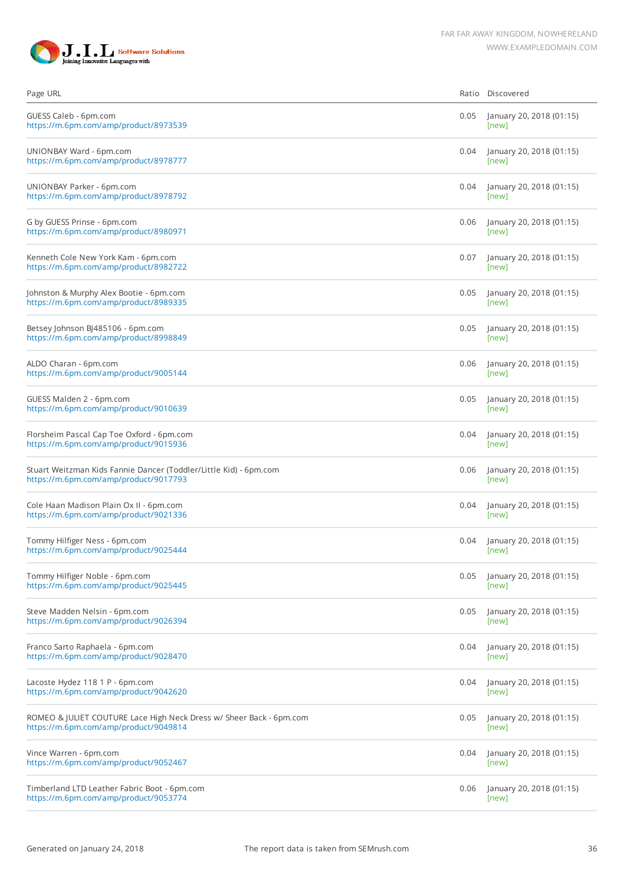| Page URL | Ratio | Discovered |
|---|---|---|
| GUESS Caleb - 6pm.com<br>https://m.6pm.com/amp/product/8973539 | 0.05 | January 20, 2018 (01:15)<br>[new] |
| UNIONBAY Ward - 6pm.com<br>https://m.6pm.com/amp/product/8978777 | 0.04 | January 20, 2018 (01:15)<br>[new] |
| UNIONBAY Parker - 6pm.com<br>https://m.6pm.com/amp/product/8978792 | 0.04 | January 20, 2018 (01:15)<br>[new] |
| G by GUESS Prinse - 6pm.com<br>https://m.6pm.com/amp/product/8980971 | 0.06 | January 20, 2018 (01:15)<br>[new] |
| Kenneth Cole New York Kam - 6pm.com<br>https://m.6pm.com/amp/product/8982722 | 0.07 | January 20, 2018 (01:15)<br>[new] |
| Johnston & Murphy Alex Bootie - 6pm.com<br>https://m.6pm.com/amp/product/8989335 | 0.05 | January 20, 2018 (01:15)<br>[new] |
| Betsey Johnson BJ485106 - 6pm.com<br>https://m.6pm.com/amp/product/8998849 | 0.05 | January 20, 2018 (01:15)<br>[new] |
| ALDO Charan - 6pm.com<br>https://m.6pm.com/amp/product/9005144 | 0.06 | January 20, 2018 (01:15)<br>[new] |
| GUESS Malden 2 - 6pm.com<br>https://m.6pm.com/amp/product/9010639 | 0.05 | January 20, 2018 (01:15)<br>[new] |
| Florsheim Pascal Cap Toe Oxford - 6pm.com<br>https://m.6pm.com/amp/product/9015936 | 0.04 | January 20, 2018 (01:15)<br>[new] |
| Stuart Weitzman Kids Fannie Dancer (Toddler/Little Kid) - 6pm.com<br>https://m.6pm.com/amp/product/9017793 | 0.06 | January 20, 2018 (01:15)<br>[new] |
| Cole Haan Madison Plain Ox II - 6pm.com<br>https://m.6pm.com/amp/product/9021336 | 0.04 | January 20, 2018 (01:15)<br>[new] |
| Tommy Hilfiger Ness - 6pm.com<br>https://m.6pm.com/amp/product/9025444 | 0.04 | January 20, 2018 (01:15)<br>[new] |
| Tommy Hilfiger Noble - 6pm.com<br>https://m.6pm.com/amp/product/9025445 | 0.05 | January 20, 2018 (01:15)<br>[new] |
| Steve Madden Nelsin - 6pm.com<br>https://m.6pm.com/amp/product/9026394 | 0.05 | January 20, 2018 (01:15)<br>[new] |
| Franco Sarto Raphaela - 6pm.com<br>https://m.6pm.com/amp/product/9028470 | 0.04 | January 20, 2018 (01:15)<br>[new] |
| Lacoste Hydez 118 1 P - 6pm.com<br>https://m.6pm.com/amp/product/9042620 | 0.04 | January 20, 2018 (01:15)<br>[new] |
| ROMEO & JULIET COUTURE Lace High Neck Dress w/ Sheer Back - 6pm.com<br>https://m.6pm.com/amp/product/9049814 | 0.05 | January 20, 2018 (01:15)<br>[new] |
| Vince Warren - 6pm.com<br>https://m.6pm.com/amp/product/9052467 | 0.04 | January 20, 2018 (01:15)<br>[new] |
| Timberland LTD Leather Fabric Boot - 6pm.com<br>https://m.6pm.com/amp/product/9053774 | 0.06 | January 20, 2018 (01:15)<br>[new] |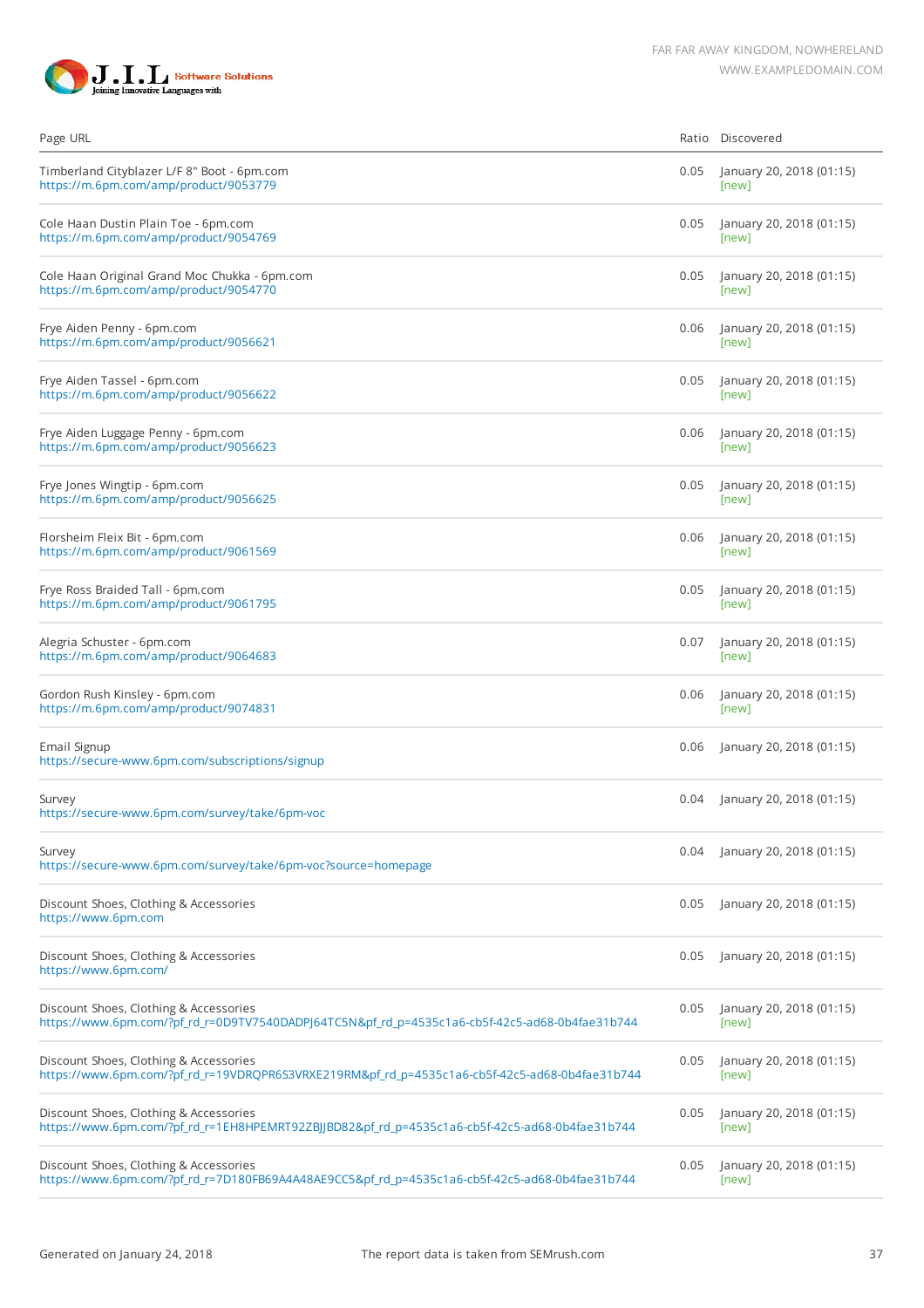| Page URL | Ratio | Discovered |
|---|---|---|
| Timberland Cityblazer L/F 8" Boot - 6pm.com<br>https://m.6pm.com/amp/product/9053779 | 0.05 | January 20, 2018 (01:15)<br>[new] |
| Cole Haan Dustin Plain Toe - 6pm.com<br>https://m.6pm.com/amp/product/9054769 | 0.05 | January 20, 2018 (01:15)<br>[new] |
| Cole Haan Original Grand Moc Chukka - 6pm.com<br>https://m.6pm.com/amp/product/9054770 | 0.05 | January 20, 2018 (01:15)<br>[new] |
| Frye Aiden Penny - 6pm.com<br>https://m.6pm.com/amp/product/9056621 | 0.06 | January 20, 2018 (01:15)<br>[new] |
| Frye Aiden Tassel - 6pm.com<br>https://m.6pm.com/amp/product/9056622 | 0.05 | January 20, 2018 (01:15)<br>[new] |
| Frye Aiden Luggage Penny - 6pm.com<br>https://m.6pm.com/amp/product/9056623 | 0.06 | January 20, 2018 (01:15)<br>[new] |
| Frye Jones Wingtip - 6pm.com<br>https://m.6pm.com/amp/product/9056625 | 0.05 | January 20, 2018 (01:15)<br>[new] |
| Florsheim Fleix Bit - 6pm.com<br>https://m.6pm.com/amp/product/9061569 | 0.06 | January 20, 2018 (01:15)<br>[new] |
| Frye Ross Braided Tall - 6pm.com<br>https://m.6pm.com/amp/product/9061795 | 0.05 | January 20, 2018 (01:15)<br>[new] |
| Alegria Schuster - 6pm.com<br>https://m.6pm.com/amp/product/9064683 | 0.07 | January 20, 2018 (01:15)<br>[new] |
| Gordon Rush Kinsley - 6pm.com<br>https://m.6pm.com/amp/product/9074831 | 0.06 | January 20, 2018 (01:15)<br>[new] |
| Email Signup<br>https://secure-www.6pm.com/subscriptions/signup | 0.06 | January 20, 2018 (01:15) |
| Survey<br>https://secure-www.6pm.com/survey/take/6pm-voc | 0.04 | January 20, 2018 (01:15) |
| Survey<br>https://secure-www.6pm.com/survey/take/6pm-voc?source=homepage | 0.04 | January 20, 2018 (01:15) |
| Discount Shoes, Clothing & Accessories<br>https://www.6pm.com | 0.05 | January 20, 2018 (01:15) |
| Discount Shoes, Clothing & Accessories<br>https://www.6pm.com/ | 0.05 | January 20, 2018 (01:15) |
| Discount Shoes, Clothing & Accessories<br>https://www.6pm.com/?pf_rd_r=0D9TV7540DADPJ64TC5N&pf_rd_p=4535c1a6-cb5f-42c5-ad68-0b4fae31b744 | 0.05 | January 20, 2018 (01:15)<br>[new] |
| Discount Shoes, Clothing & Accessories<br>https://www.6pm.com/?pf_rd_r=19VDRQPR6S3VRXE219RM&pf_rd_p=4535c1a6-cb5f-42c5-ad68-0b4fae31b744 | 0.05 | January 20, 2018 (01:15)<br>[new] |
| Discount Shoes, Clothing & Accessories<br>https://www.6pm.com/?pf_rd_r=1EH8HPEMRT92ZBJJBD82&pf_rd_p=4535c1a6-cb5f-42c5-ad68-0b4fae31b744 | 0.05 | January 20, 2018 (01:15)<br>[new] |
| Discount Shoes, Clothing & Accessories<br>https://www.6pm.com/?pf_rd_r=7D180FB69A4A48AE9CC5&pf_rd_p=4535c1a6-cb5f-42c5-ad68-0b4fae31b744 | 0.05 | January 20, 2018 (01:15)<br>[new] |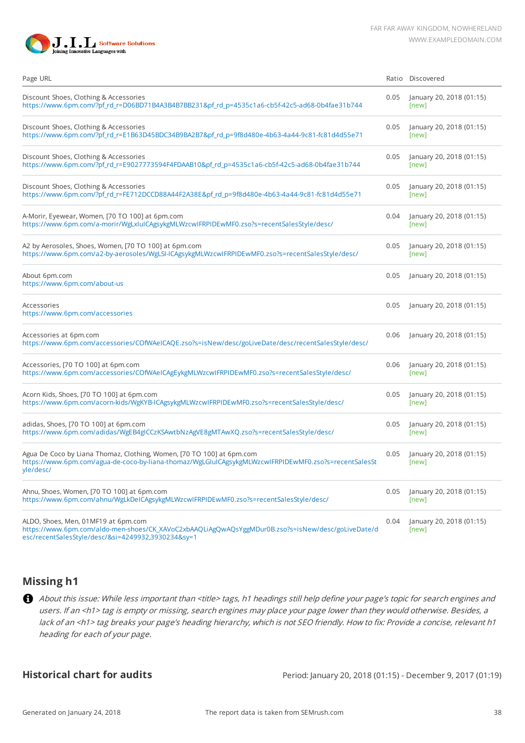| Page URL | Ratio | Discovered |
|---|---|---|
| Discount Shoes, Clothing & Accessories<br>https://www.6pm.com/?pf_rd_r=D06BD71B4A3B4B7BB231&pf_rd_p=4535c1a6-cb5f-42c5-ad68-0b4fae31b744 | 0.05 | January 20, 2018 (01:15)<br>[new] |
| Discount Shoes, Clothing & Accessories<br>https://www.6pm.com/?pf_rd_r=E1B63D45BDC34B9BA2B7&pf_rd_p=9f8d480e-4b63-4a44-9c81-fc81d4d55e71 | 0.05 | January 20, 2018 (01:15)<br>[new] |
| Discount Shoes, Clothing & Accessories<br>https://www.6pm.com/?pf_rd_r=E9027773594F4FDAAB10&pf_rd_p=4535c1a6-cb5f-42c5-ad68-0b4fae31b744 | 0.05 | January 20, 2018 (01:15)<br>[new] |
| Discount Shoes, Clothing & Accessories<br>https://www.6pm.com/?pf_rd_r=FE712DCCD88A44F2A38E&pf_rd_p=9f8d480e-4b63-4a44-9c81-fc81d4d55e71 | 0.05 | January 20, 2018 (01:15)<br>[new] |
| A-Morir, Eyewear, Women, [70 TO 100] at 6pm.com<br>https://www.6pm.com/a-morir/WgLxIulCAgsykgMLWzcwIFRPIDEwMF0.zso?s=recentSalesStyle/desc/ | 0.04 | January 20, 2018 (01:15)<br>[new] |
| A2 by Aerosoles, Shoes, Women, [70 TO 100] at 6pm.com<br>https://www.6pm.com/a2-by-aerosoles/WgLSI-ICAgsykgMLWzcwIFRPIDEwMF0.zso?s=recentSalesStyle/desc/ | 0.05 | January 20, 2018 (01:15)<br>[new] |
| About 6pm.com<br>https://www.6pm.com/about-us | 0.05 | January 20, 2018 (01:15) |
| Accessories<br>https://www.6pm.com/accessories | 0.05 | January 20, 2018 (01:15) |
| Accessories at 6pm.com<br>https://www.6pm.com/accessories/COfWAeICAQE.zso?s=isNew/desc/goLiveDate/desc/recentSalesStyle/desc/ | 0.06 | January 20, 2018 (01:15) |
| Accessories, [70 TO 100] at 6pm.com<br>https://www.6pm.com/accessories/COfWAeICAgEykgMLWzcwIFRPIDEwMF0.zso?s=recentSalesStyle/desc/ | 0.06 | January 20, 2018 (01:15)<br>[new] |
| Acorn Kids, Shoes, [70 TO 100] at 6pm.com<br>https://www.6pm.com/acorn-kids/WgKYB-ICAgsykgMLWzcwIFRPIDEwMF0.zso?s=recentSalesStyle/desc/ | 0.05 | January 20, 2018 (01:15)<br>[new] |
| adidas, Shoes, [70 TO 100] at 6pm.com<br>https://www.6pm.com/adidas/WgEB4gICCzKSAwtbNzAgVE8gMTAwXQ.zso?s=recentSalesStyle/desc/ | 0.05 | January 20, 2018 (01:15)<br>[new] |
| Agua De Coco by Liana Thomaz, Clothing, Women, [70 TO 100] at 6pm.com<br>https://www.6pm.com/agua-de-coco-by-liana-thomaz/WgLGIulCAgsykgMLWzcwIFRPIDEwMF0.zso?s=recentSalesStyle/desc/ | 0.05 | January 20, 2018 (01:15)<br>[new] |
| Ahnu, Shoes, Women, [70 TO 100] at 6pm.com<br>https://www.6pm.com/ahnu/WgLkDeICAgsykgMLWzcwIFRPIDEwMF0.zso?s=recentSalesStyle/desc/ | 0.05 | January 20, 2018 (01:15)<br>[new] |
| ALDO, Shoes, Men, 01MF19 at 6pm.com<br>https://www.6pm.com/aldo-men-shoes/CK_XAVoC2xbAAQLiAgQwAQsYggMDur0B.zso?s=isNew/desc/goLiveDate/desc/recentSalesStyle/desc/&si=4249932,3930234&sy=1 | 0.04 | January 20, 2018 (01:15)<br>[new] |

## Missing h1

*About this issue: While less important than <title> tags, h1 headings still help define your page's topic for search engines and users. If an <h1> tag is empty or missing, search engines may place your page lower than they would otherwise. Besides, a lack of an <h1> tag breaks your page's heading hierarchy, which is not SEO friendly. How to fix: Provide a concise, relevant h1 heading for each of your page.*

## Historical chart for audits

Period: January 20, 2018 (01:15) - December 9, 2017 (01:19)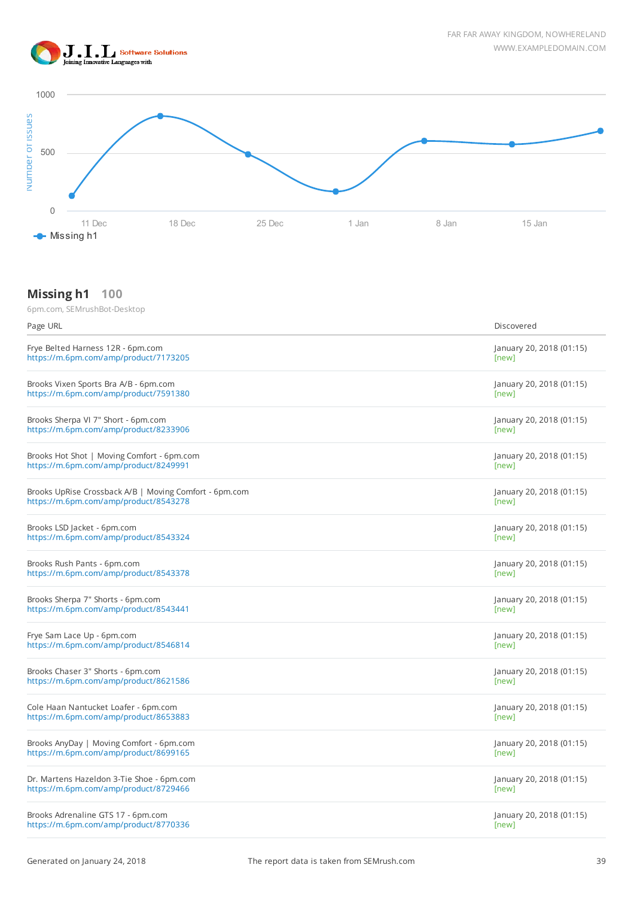## Missing h1 100

6pm.com, SEMrushBot-Desktop

| Page URL | Discovered |
|---|---|
| Frye Belted Harness 12R - 6pm.com<br>https://m.6pm.com/amp/product/7173205 | January 20, 2018 (01:15)<br>[new] |
| Brooks Vixen Sports Bra A/B - 6pm.com<br>https://m.6pm.com/amp/product/7591380 | January 20, 2018 (01:15)<br>[new] |
| Brooks Sherpa VI 7" Short - 6pm.com<br>https://m.6pm.com/amp/product/8233906 | January 20, 2018 (01:15)<br>[new] |
| Brooks Hot Shot \| Moving Comfort - 6pm.com<br>https://m.6pm.com/amp/product/8249991 | January 20, 2018 (01:15)<br>[new] |
| Brooks UpRise Crossback A/B \| Moving Comfort - 6pm.com<br>https://m.6pm.com/amp/product/8543278 | January 20, 2018 (01:15)<br>[new] |
| Brooks LSD Jacket - 6pm.com<br>https://m.6pm.com/amp/product/8543324 | January 20, 2018 (01:15)<br>[new] |
| Brooks Rush Pants - 6pm.com<br>https://m.6pm.com/amp/product/8543378 | January 20, 2018 (01:15)<br>[new] |
| Brooks Sherpa 7" Shorts - 6pm.com<br>https://m.6pm.com/amp/product/8543441 | January 20, 2018 (01:15)<br>[new] |
| Frye Sam Lace Up - 6pm.com<br>https://m.6pm.com/amp/product/8546814 | January 20, 2018 (01:15)<br>[new] |
| Brooks Chaser 3" Shorts - 6pm.com<br>https://m.6pm.com/amp/product/8621586 | January 20, 2018 (01:15)<br>[new] |
| Cole Haan Nantucket Loafer - 6pm.com<br>https://m.6pm.com/amp/product/8653883 | January 20, 2018 (01:15)<br>[new] |
| Brooks AnyDay \| Moving Comfort - 6pm.com<br>https://m.6pm.com/amp/product/8699165 | January 20, 2018 (01:15)<br>[new] |
| Dr. Martens Hazeldon 3-Tie Shoe - 6pm.com<br>https://m.6pm.com/amp/product/8729466 | January 20, 2018 (01:15)<br>[new] |
| Brooks Adrenaline GTS 17 - 6pm.com<br>https://m.6pm.com/amp/product/8770336 | January 20, 2018 (01:15)<br>[new] |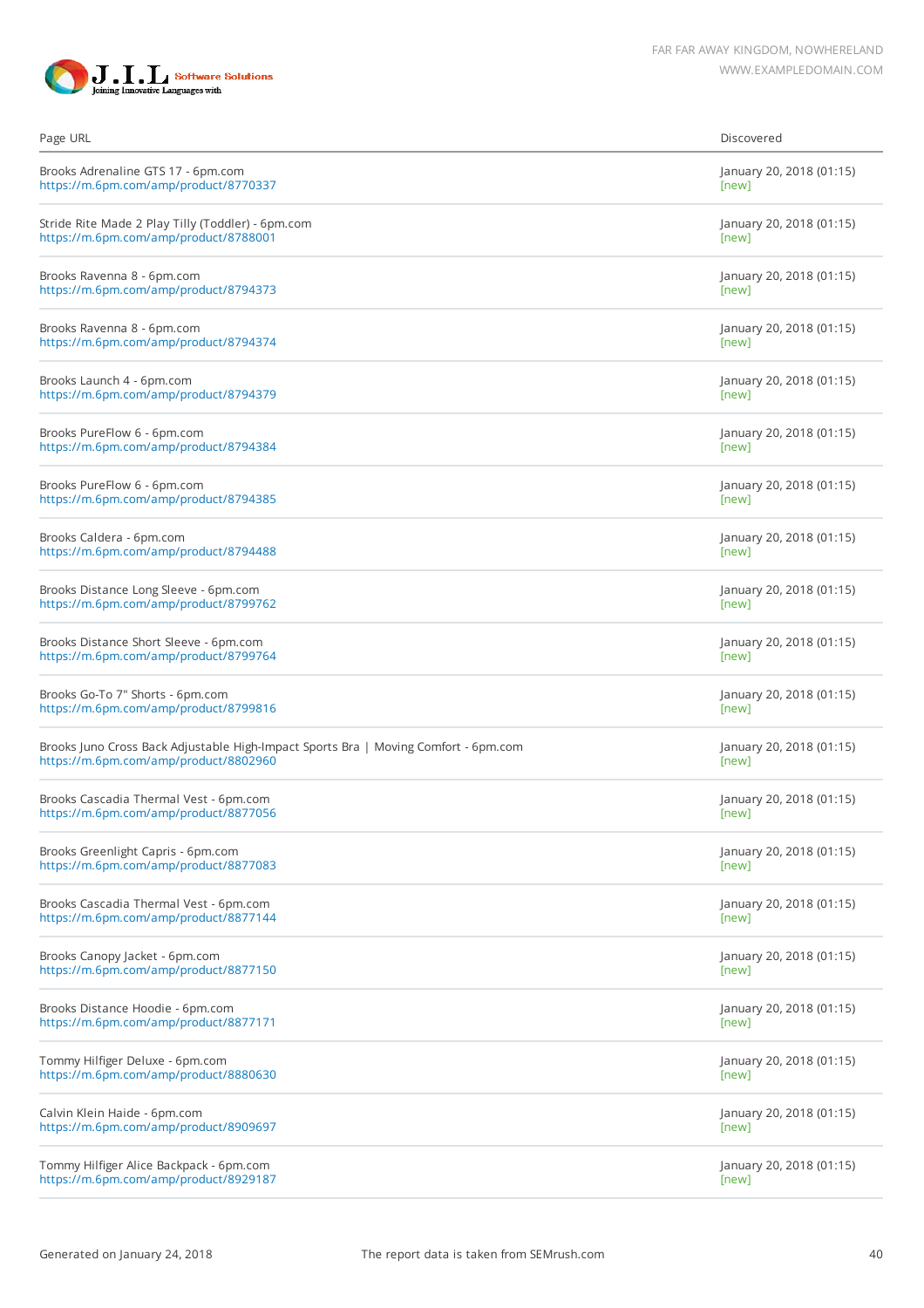| Page URL | Discovered |
|---|---|
| Brooks Adrenaline GTS 17 - 6pm.com<br>https://m.6pm.com/amp/product/8770337 | January 20, 2018 (01:15)<br>[new] |
| Stride Rite Made 2 Play Tilly (Toddler) - 6pm.com<br>https://m.6pm.com/amp/product/8788001 | January 20, 2018 (01:15)<br>[new] |
| Brooks Ravenna 8 - 6pm.com<br>https://m.6pm.com/amp/product/8794373 | January 20, 2018 (01:15)<br>[new] |
| Brooks Ravenna 8 - 6pm.com<br>https://m.6pm.com/amp/product/8794374 | January 20, 2018 (01:15)<br>[new] |
| Brooks Launch 4 - 6pm.com<br>https://m.6pm.com/amp/product/8794379 | January 20, 2018 (01:15)<br>[new] |
| Brooks PureFlow 6 - 6pm.com<br>https://m.6pm.com/amp/product/8794384 | January 20, 2018 (01:15)<br>[new] |
| Brooks PureFlow 6 - 6pm.com<br>https://m.6pm.com/amp/product/8794385 | January 20, 2018 (01:15)<br>[new] |
| Brooks Caldera - 6pm.com<br>https://m.6pm.com/amp/product/8794488 | January 20, 2018 (01:15)<br>[new] |
| Brooks Distance Long Sleeve - 6pm.com<br>https://m.6pm.com/amp/product/8799762 | January 20, 2018 (01:15)<br>[new] |
| Brooks Distance Short Sleeve - 6pm.com<br>https://m.6pm.com/amp/product/8799764 | January 20, 2018 (01:15)<br>[new] |
| Brooks Go-To 7" Shorts - 6pm.com<br>https://m.6pm.com/amp/product/8799816 | January 20, 2018 (01:15)<br>[new] |
| Brooks Juno Cross Back Adjustable High-Impact Sports Bra \| Moving Comfort - 6pm.com<br>https://m.6pm.com/amp/product/8802960 | January 20, 2018 (01:15)<br>[new] |
| Brooks Cascadia Thermal Vest - 6pm.com<br>https://m.6pm.com/amp/product/8877056 | January 20, 2018 (01:15)<br>[new] |
| Brooks Greenlight Capris - 6pm.com<br>https://m.6pm.com/amp/product/8877083 | January 20, 2018 (01:15)<br>[new] |
| Brooks Cascadia Thermal Vest - 6pm.com<br>https://m.6pm.com/amp/product/8877144 | January 20, 2018 (01:15)<br>[new] |
| Brooks Canopy Jacket - 6pm.com<br>https://m.6pm.com/amp/product/8877150 | January 20, 2018 (01:15)<br>[new] |
| Brooks Distance Hoodie - 6pm.com<br>https://m.6pm.com/amp/product/8877171 | January 20, 2018 (01:15)<br>[new] |
| Tommy Hilfiger Deluxe - 6pm.com<br>https://m.6pm.com/amp/product/8880630 | January 20, 2018 (01:15)<br>[new] |
| Calvin Klein Haide - 6pm.com<br>https://m.6pm.com/amp/product/8909697 | January 20, 2018 (01:15)<br>[new] |
| Tommy Hilfiger Alice Backpack - 6pm.com<br>https://m.6pm.com/amp/product/8929187 | January 20, 2018 (01:15)<br>[new] |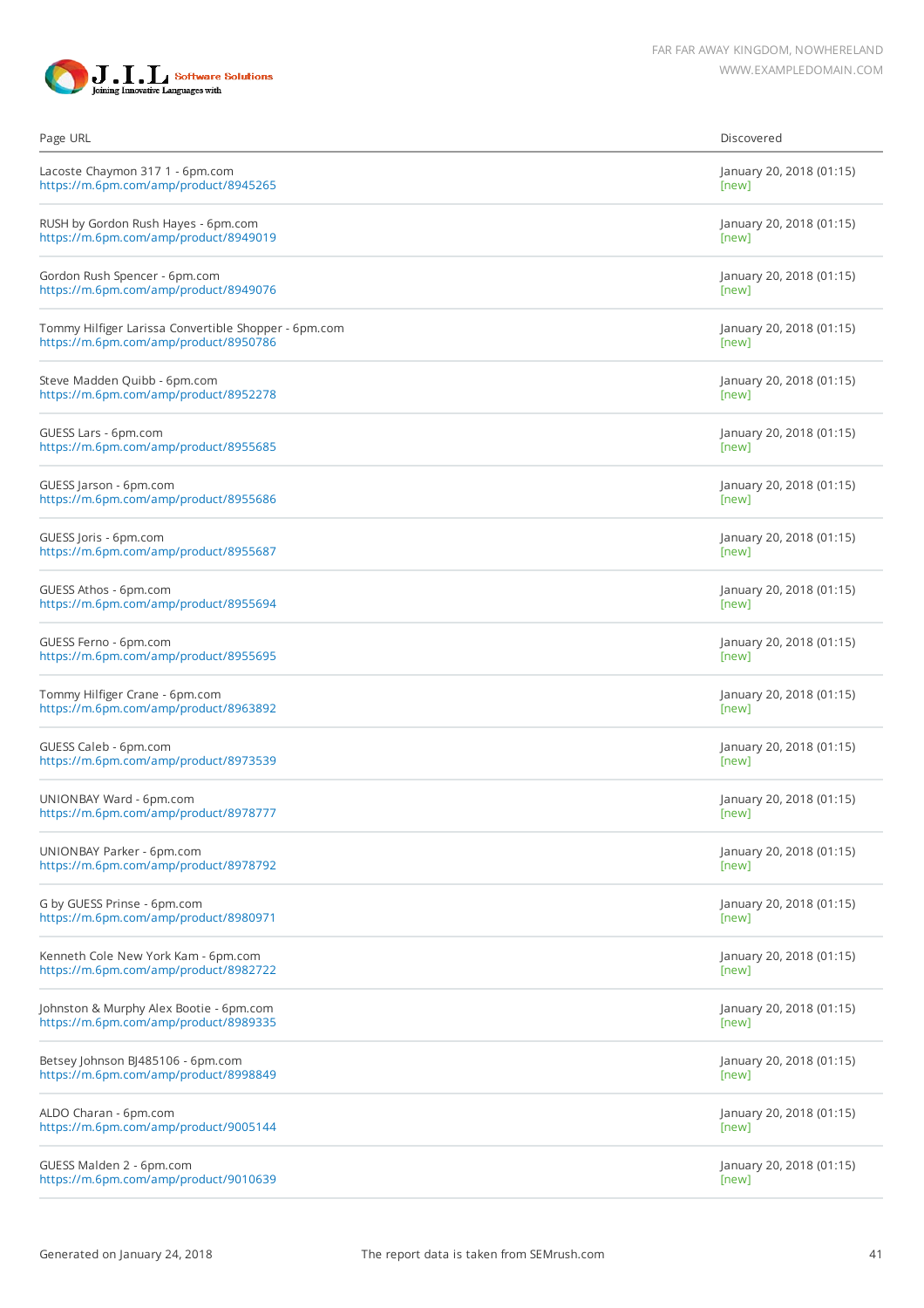| Page URL | Discovered |
|---|---|
| Lacoste Chaymon 317 1 - 6pm.com https://m.6pm.com/amp/product/8945265 | January 20, 2018 (01:15) [new] |
| RUSH by Gordon Rush Hayes - 6pm.com https://m.6pm.com/amp/product/8949019 | January 20, 2018 (01:15) [new] |
| Gordon Rush Spencer - 6pm.com https://m.6pm.com/amp/product/8949076 | January 20, 2018 (01:15) [new] |
| Tommy Hilfiger Larissa Convertible Shopper - 6pm.com https://m.6pm.com/amp/product/8950786 | January 20, 2018 (01:15) [new] |
| Steve Madden Quibb - 6pm.com https://m.6pm.com/amp/product/8952278 | January 20, 2018 (01:15) [new] |
| GUESS Lars - 6pm.com https://m.6pm.com/amp/product/8955685 | January 20, 2018 (01:15) [new] |
| GUESS Jarson - 6pm.com https://m.6pm.com/amp/product/8955686 | January 20, 2018 (01:15) [new] |
| GUESS Joris - 6pm.com https://m.6pm.com/amp/product/8955687 | January 20, 2018 (01:15) [new] |
| GUESS Athos - 6pm.com https://m.6pm.com/amp/product/8955694 | January 20, 2018 (01:15) [new] |
| GUESS Ferno - 6pm.com https://m.6pm.com/amp/product/8955695 | January 20, 2018 (01:15) [new] |
| Tommy Hilfiger Crane - 6pm.com https://m.6pm.com/amp/product/8963892 | January 20, 2018 (01:15) [new] |
| GUESS Caleb - 6pm.com https://m.6pm.com/amp/product/8973539 | January 20, 2018 (01:15) [new] |
| UNIONBAY Ward - 6pm.com https://m.6pm.com/amp/product/8978777 | January 20, 2018 (01:15) [new] |
| UNIONBAY Parker - 6pm.com https://m.6pm.com/amp/product/8978792 | January 20, 2018 (01:15) [new] |
| G by GUESS Prinse - 6pm.com https://m.6pm.com/amp/product/8980971 | January 20, 2018 (01:15) [new] |
| Kenneth Cole New York Kam - 6pm.com https://m.6pm.com/amp/product/8982722 | January 20, 2018 (01:15) [new] |
| Johnston & Murphy Alex Bootie - 6pm.com https://m.6pm.com/amp/product/8989335 | January 20, 2018 (01:15) [new] |
| Betsey Johnson BJ485106 - 6pm.com https://m.6pm.com/amp/product/8998849 | January 20, 2018 (01:15) [new] |
| ALDO Charan - 6pm.com https://m.6pm.com/amp/product/9005144 | January 20, 2018 (01:15) [new] |
| GUESS Malden 2 - 6pm.com https://m.6pm.com/amp/product/9010639 | January 20, 2018 (01:15) [new] |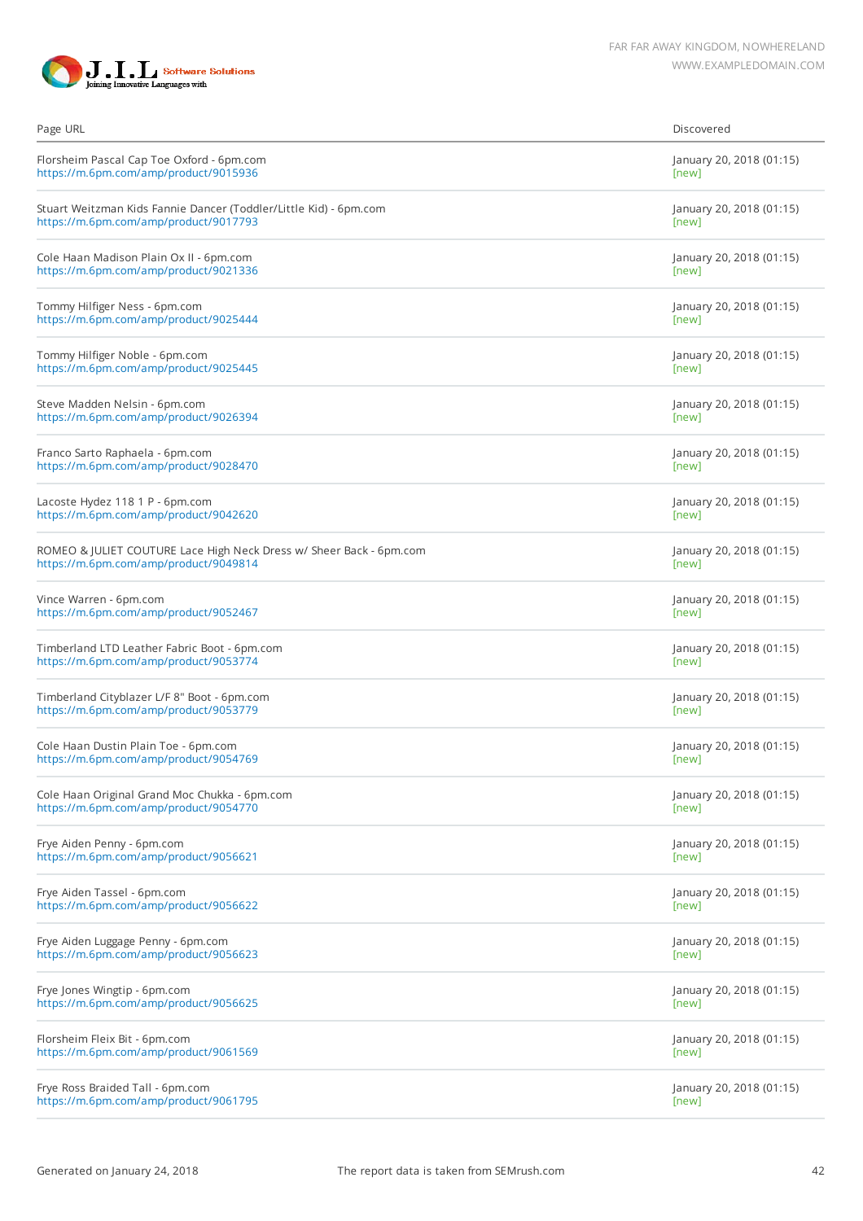| Page URL | Discovered |
|---|---|
| Florsheim Pascal Cap Toe Oxford - 6pm.com<br>https://m.6pm.com/amp/product/9015936 | January 20, 2018 (01:15)<br>[new] |
| Stuart Weitzman Kids Fannie Dancer (Toddler/Little Kid) - 6pm.com<br>https://m.6pm.com/amp/product/9017793 | January 20, 2018 (01:15)<br>[new] |
| Cole Haan Madison Plain Ox II - 6pm.com<br>https://m.6pm.com/amp/product/9021336 | January 20, 2018 (01:15)<br>[new] |
| Tommy Hilfiger Ness - 6pm.com<br>https://m.6pm.com/amp/product/9025444 | January 20, 2018 (01:15)<br>[new] |
| Tommy Hilfiger Noble - 6pm.com<br>https://m.6pm.com/amp/product/9025445 | January 20, 2018 (01:15)<br>[new] |
| Steve Madden Nelsin - 6pm.com<br>https://m.6pm.com/amp/product/9026394 | January 20, 2018 (01:15)<br>[new] |
| Franco Sarto Raphaela - 6pm.com<br>https://m.6pm.com/amp/product/9028470 | January 20, 2018 (01:15)<br>[new] |
| Lacoste Hydez 118 1 P - 6pm.com<br>https://m.6pm.com/amp/product/9042620 | January 20, 2018 (01:15)<br>[new] |
| ROMEO & JULIET COUTURE Lace High Neck Dress w/ Sheer Back - 6pm.com<br>https://m.6pm.com/amp/product/9049814 | January 20, 2018 (01:15)<br>[new] |
| Vince Warren - 6pm.com<br>https://m.6pm.com/amp/product/9052467 | January 20, 2018 (01:15)<br>[new] |
| Timberland LTD Leather Fabric Boot - 6pm.com<br>https://m.6pm.com/amp/product/9053774 | January 20, 2018 (01:15)<br>[new] |
| Timberland Cityblazer L/F 8" Boot - 6pm.com<br>https://m.6pm.com/amp/product/9053779 | January 20, 2018 (01:15)<br>[new] |
| Cole Haan Dustin Plain Toe - 6pm.com<br>https://m.6pm.com/amp/product/9054769 | January 20, 2018 (01:15)<br>[new] |
| Cole Haan Original Grand Moc Chukka - 6pm.com<br>https://m.6pm.com/amp/product/9054770 | January 20, 2018 (01:15)<br>[new] |
| Frye Aiden Penny - 6pm.com<br>https://m.6pm.com/amp/product/9056621 | January 20, 2018 (01:15)<br>[new] |
| Frye Aiden Tassel - 6pm.com<br>https://m.6pm.com/amp/product/9056622 | January 20, 2018 (01:15)<br>[new] |
| Frye Aiden Luggage Penny - 6pm.com<br>https://m.6pm.com/amp/product/9056623 | January 20, 2018 (01:15)<br>[new] |
| Frye Jones Wingtip - 6pm.com<br>https://m.6pm.com/amp/product/9056625 | January 20, 2018 (01:15)<br>[new] |
| Florsheim Fleix Bit - 6pm.com<br>https://m.6pm.com/amp/product/9061569 | January 20, 2018 (01:15)<br>[new] |
| Frye Ross Braided Tall - 6pm.com<br>https://m.6pm.com/amp/product/9061795 | January 20, 2018 (01:15)<br>[new] |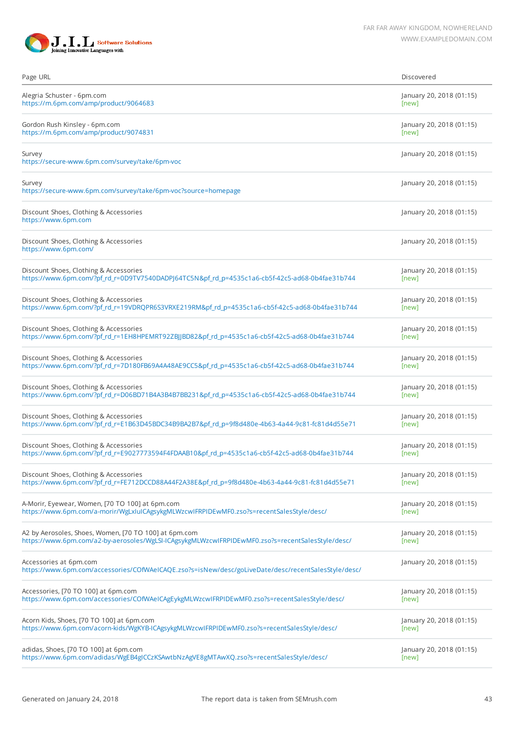| Page URL | Discovered |
|---|---|
| Alegria Schuster - 6pm.com<br>https://m.6pm.com/amp/product/9064683 | January 20, 2018 (01:15)<br>[new] |
| Gordon Rush Kinsley - 6pm.com<br>https://m.6pm.com/amp/product/9074831 | January 20, 2018 (01:15)<br>[new] |
| Survey<br>https://secure-www.6pm.com/survey/take/6pm-voc | January 20, 2018 (01:15) |
| Survey<br>https://secure-www.6pm.com/survey/take/6pm-voc?source=homepage | January 20, 2018 (01:15) |
| Discount Shoes, Clothing & Accessories<br>https://www.6pm.com | January 20, 2018 (01:15) |
| Discount Shoes, Clothing & Accessories<br>https://www.6pm.com/ | January 20, 2018 (01:15) |
| Discount Shoes, Clothing & Accessories<br>https://www.6pm.com/?pf_rd_r=0D9TV7540DADPJ64TC5N&pf_rd_p=4535c1a6-cb5f-42c5-ad68-0b4fae31b744 | January 20, 2018 (01:15)<br>[new] |
| Discount Shoes, Clothing & Accessories<br>https://www.6pm.com/?pf_rd_r=19VDRQPR6S3VRXE219RM&pf_rd_p=4535c1a6-cb5f-42c5-ad68-0b4fae31b744 | January 20, 2018 (01:15)<br>[new] |
| Discount Shoes, Clothing & Accessories<br>https://www.6pm.com/?pf_rd_r=1EH8HPEMRT92ZBJJBD82&pf_rd_p=4535c1a6-cb5f-42c5-ad68-0b4fae31b744 | January 20, 2018 (01:15)<br>[new] |
| Discount Shoes, Clothing & Accessories<br>https://www.6pm.com/?pf_rd_r=7D180FB69A4A48AE9CC5&pf_rd_p=4535c1a6-cb5f-42c5-ad68-0b4fae31b744 | January 20, 2018 (01:15)<br>[new] |
| Discount Shoes, Clothing & Accessories<br>https://www.6pm.com/?pf_rd_r=D06BD71B4A3B4B7BB231&pf_rd_p=4535c1a6-cb5f-42c5-ad68-0b4fae31b744 | January 20, 2018 (01:15)<br>[new] |
| Discount Shoes, Clothing & Accessories<br>https://www.6pm.com/?pf_rd_r=E1B63D45BDC34B9BA2B7&pf_rd_p=9f8d480e-4b63-4a44-9c81-fc81d4d55e71 | January 20, 2018 (01:15)<br>[new] |
| Discount Shoes, Clothing & Accessories<br>https://www.6pm.com/?pf_rd_r=E9027773594F4FDAAB10&pf_rd_p=4535c1a6-cb5f-42c5-ad68-0b4fae31b744 | January 20, 2018 (01:15)<br>[new] |
| Discount Shoes, Clothing & Accessories<br>https://www.6pm.com/?pf_rd_r=FE712DCCD88A44F2A38E&pf_rd_p=9f8d480e-4b63-4a44-9c81-fc81d4d55e71 | January 20, 2018 (01:15)<br>[new] |
| A-Morir, Eyewear, Women, [70 TO 100] at 6pm.com<br>https://www.6pm.com/a-morir/WgLxIuICAgsykgMLWzcwIFRPIDEwMF0.zso?s=recentSalesStyle/desc/ | January 20, 2018 (01:15)<br>[new] |
| A2 by Aerosoles, Shoes, Women, [70 TO 100] at 6pm.com<br>https://www.6pm.com/a2-by-aerosoles/WgLSI-ICAgsykgMLWzcwIFRPIDEwMF0.zso?s=recentSalesStyle/desc/ | January 20, 2018 (01:15)<br>[new] |
| Accessories at 6pm.com<br>https://www.6pm.com/accessories/COfWAeICAQE.zso?s=isNew/desc/goLiveDate/desc/recentSalesStyle/desc/ | January 20, 2018 (01:15) |
| Accessories, [70 TO 100] at 6pm.com<br>https://www.6pm.com/accessories/COfWAeICAgEykgMLWzcwIFRPIDEwMF0.zso?s=recentSalesStyle/desc/ | January 20, 2018 (01:15)<br>[new] |
| Acorn Kids, Shoes, [70 TO 100] at 6pm.com<br>https://www.6pm.com/acorn-kids/WgKYB-ICAgsykgMLWzcwIFRPIDEwMF0.zso?s=recentSalesStyle/desc/ | January 20, 2018 (01:15)<br>[new] |
| adidas, Shoes, [70 TO 100] at 6pm.com<br>https://www.6pm.com/adidas/WgEB4gICCzKSAwtbNzAgVE8gMTAwXQ.zso?s=recentSalesStyle/desc/ | January 20, 2018 (01:15)<br>[new] |

Generated on January 24, 2018 The report data is taken from SEMrush.com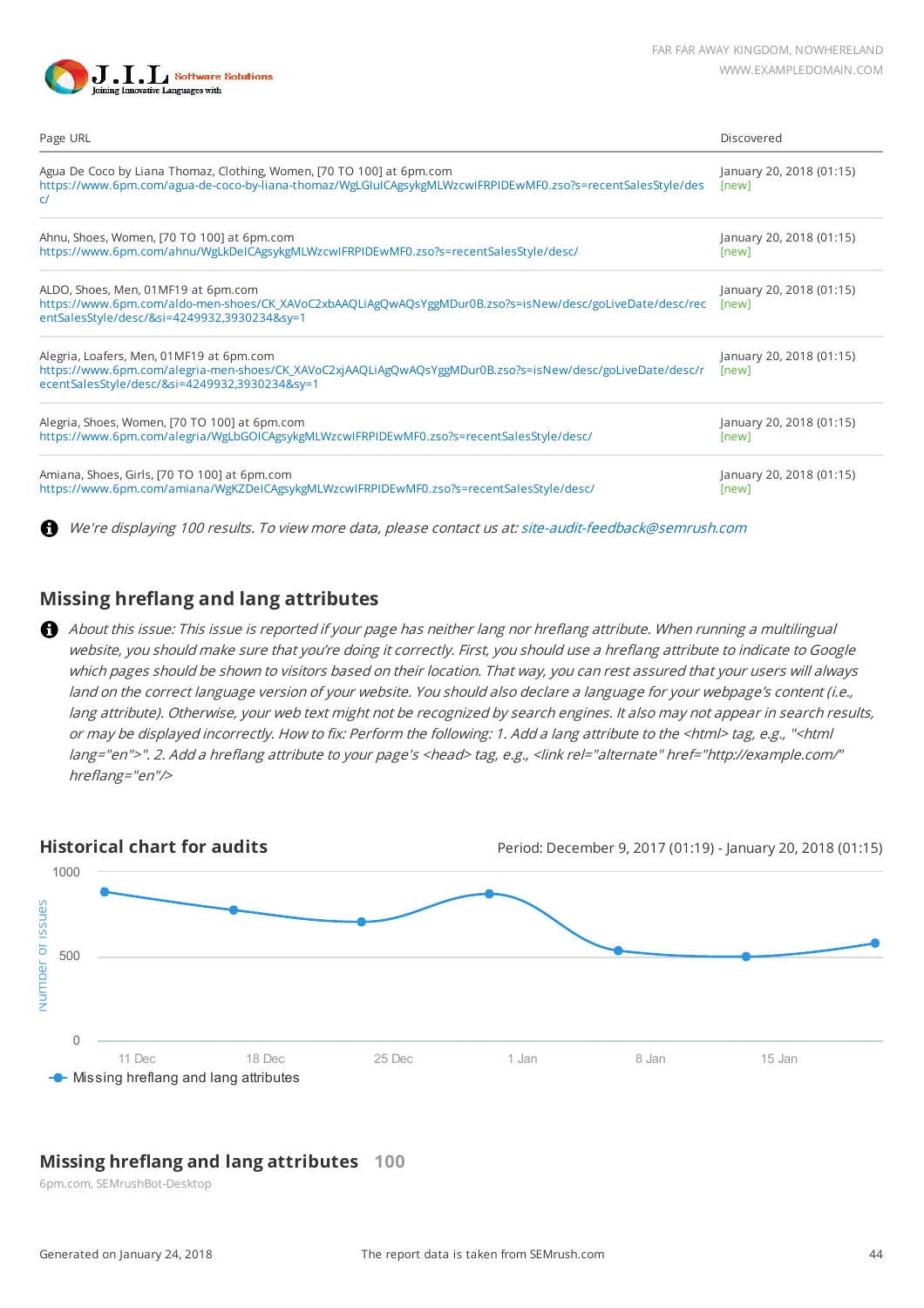| Page URL | Discovered |
| --- | --- |
| Agua De Coco by Liana Thomaz, Clothing, Women, [70 TO 100] at 6pm.com https://www.6pm.com/agua-de-coco-by-liana-thomaz/WgLGlulCAgsykgMLWzcwIFRPIDEwMF0.zso?s=recentSalesStyle/desc/ | January 20, 2018 (01:15) [new] |
| Ahnu, Shoes, Women, [70 TO 100] at 6pm.com https://www.6pm.com/ahnu/WgLkDeICAgsykgMLWzcwIFRPIDEwMF0.zso?s=recentSalesStyle/desc/ | January 20, 2018 (01:15) [new] |
| ALDO, Shoes, Men, 01MF19 at 6pm.com https://www.6pm.com/aldo-men-shoes/CK_XAVoC2xbAAQLiAgQwAQsYggMDur0B.zso?s=isNew/desc/goLiveDate/desc/recentSalesStyle/desc/&si=4249932,3930234&sy=1 | January 20, 2018 (01:15) [new] |
| Alegria, Loafers, Men, 01MF19 at 6pm.com https://www.6pm.com/alegria-men-shoes/CK_XAVoC2xjAAQLiAgQwAQsYggMDur0B.zso?s=isNew/desc/goLiveDate/desc/recentSalesStyle/desc/&si=4249932,3930234&sy=1 | January 20, 2018 (01:15) [new] |
| Alegria, Shoes, Women, [70 TO 100] at 6pm.com https://www.6pm.com/alegria/WgLbGOICAgsykgMLWzcwIFRPIDEwMF0.zso?s=recentSalesStyle/desc/ | January 20, 2018 (01:15) [new] |
| Amiana, Shoes, Girls, [70 TO 100] at 6pm.com https://www.6pm.com/amiana/WgKZDeICAgsykgMLWzcwIFRPIDEwMF0.zso?s=recentSalesStyle/desc/ | January 20, 2018 (01:15) [new] |

*We're displaying 100 results. To view more data, please contact us at: site-audit-feedback@semrush.com*

## Missing hreflang and lang attributes

*About this issue: This issue is reported if your page has neither lang nor hreflang attribute. When running a multilingual website, you should make sure that you're doing it correctly. First, you should use a hreflang attribute to indicate to Google which pages should be shown to visitors based on their location. That way, you can rest assured that your users will always land on the correct language version of your website. You should also declare a language for your webpage's content (i.e., lang attribute). Otherwise, your web text might not be recognized by search engines. It also may not appear in search results, or may be displayed incorrectly. How to fix: Perform the following: 1. Add a lang attribute to the <html> tag, e.g., "<html lang="en">". 2. Add a hreflang attribute to your page's <head> tag, e.g., <link rel="alternate" href="http://example.com/" hreflang="en"/>*

## Historical chart for audits

Period: December 9, 2017 (01:19) - January 20, 2018 (01:15)

Number of issues: 1000, 500, 0

11 Dec, 18 Dec, 25 Dec, 1 Jan, 8 Jan, 15 Jan

Missing hreflang and lang attributes

## Missing hreflang and lang attributes 100

6pm.com, SEMrushBot-Desktop

Generated on January 24, 2018

The report data is taken from SEMrush.com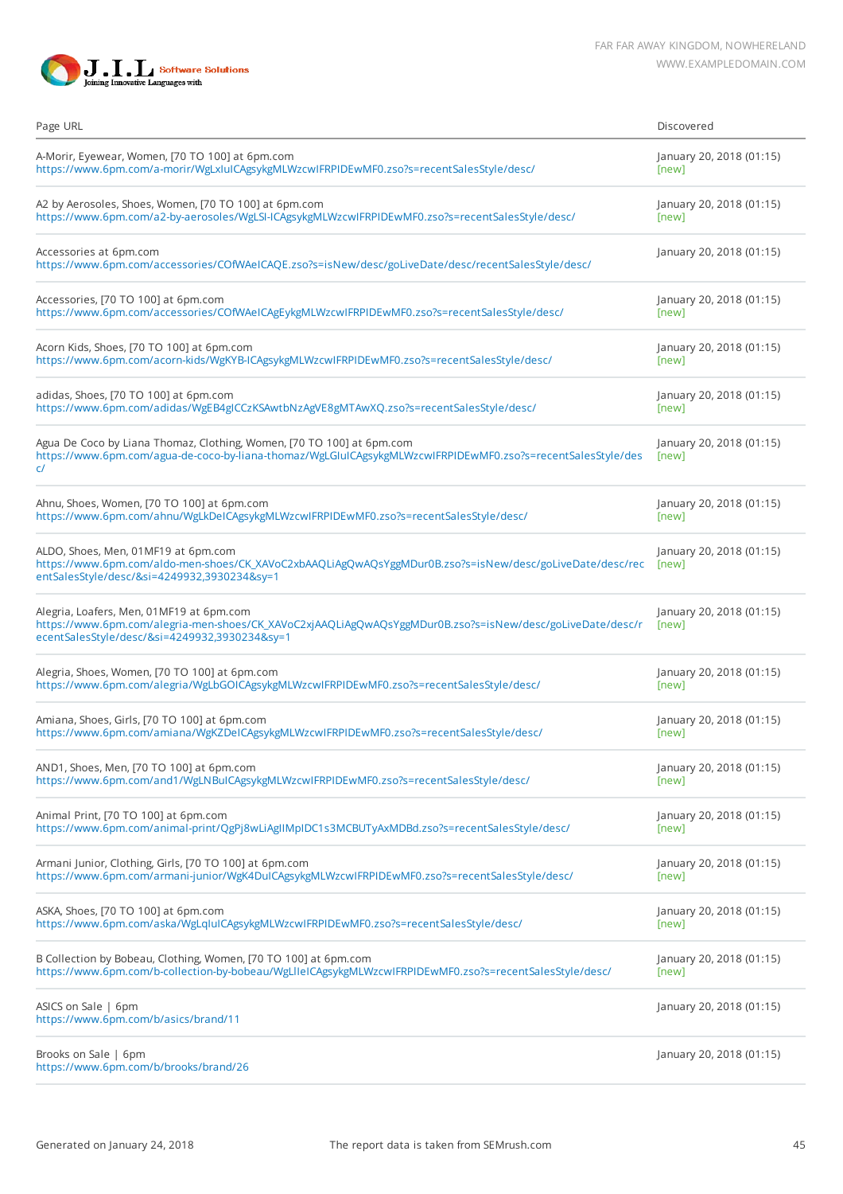| Page URL | Discovered |
|---|---|
| A-Morir, Eyewear, Women, [70 TO 100] at 6pm.com<br>https://www.6pm.com/a-morir/WgLxIuICAgsykgMLWzcwIFRPIDEwMF0.zso?s=recentSalesStyle/desc/ | January 20, 2018 (01:15)<br>[new] |
| A2 by Aerosoles, Shoes, Women, [70 TO 100] at 6pm.com<br>https://www.6pm.com/a2-by-aerosoles/WgLSI-ICAgsykgMLWzcwIFRPIDEwMF0.zso?s=recentSalesStyle/desc/ | January 20, 2018 (01:15)<br>[new] |
| Accessories at 6pm.com<br>https://www.6pm.com/accessories/COfWAeICAQE.zso?s=isNew/desc/goLiveDate/desc/recentSalesStyle/desc/ | January 20, 2018 (01:15) |
| Accessories, [70 TO 100] at 6pm.com<br>https://www.6pm.com/accessories/COfWAeICAgEykgMLWzcwIFRPIDEwMF0.zso?s=recentSalesStyle/desc/ | January 20, 2018 (01:15)<br>[new] |
| Acorn Kids, Shoes, [70 TO 100] at 6pm.com<br>https://www.6pm.com/acorn-kids/WgKYB-ICAgsykgMLWzcwIFRPIDEwMF0.zso?s=recentSalesStyle/desc/ | January 20, 2018 (01:15)<br>[new] |
| adidas, Shoes, [70 TO 100] at 6pm.com<br>https://www.6pm.com/adidas/WgEB4gICCzKSAwtbNzAgVE8gMTAwXQ.zso?s=recentSalesStyle/desc/ | January 20, 2018 (01:15)<br>[new] |
| Agua De Coco by Liana Thomaz, Clothing, Women, [70 TO 100] at 6pm.com<br>https://www.6pm.com/agua-de-coco-by-liana-thomaz/WgLGIuICAgsykgMLWzcwIFRPIDEwMF0.zso?s=recentSalesStyle/desc/ | January 20, 2018 (01:15)<br>[new] |
| Ahnu, Shoes, Women, [70 TO 100] at 6pm.com<br>https://www.6pm.com/ahnu/WgLkDeICAgsykgMLWzcwIFRPIDEwMF0.zso?s=recentSalesStyle/desc/ | January 20, 2018 (01:15)<br>[new] |
| ALDO, Shoes, Men, 01MF19 at 6pm.com<br>https://www.6pm.com/aldo-men-shoes/CK_XAVoC2xbAAQLiAgQwAQsYggMDur0B.zso?s=isNew/desc/goLiveDate/desc/recentSalesStyle/desc/&si=4249932,3930234&sy=1 | January 20, 2018 (01:15)<br>[new] |
| Alegria, Loafers, Men, 01MF19 at 6pm.com<br>https://www.6pm.com/alegria-men-shoes/CK_XAVoC2xjAAQLiAgQwAQsYggMDur0B.zso?s=isNew/desc/goLiveDate/desc/recentSalesStyle/desc/&si=4249932,3930234&sy=1 | January 20, 2018 (01:15)<br>[new] |
| Alegria, Shoes, Women, [70 TO 100] at 6pm.com<br>https://www.6pm.com/alegria/WgLbGOICAgsykgMLWzcwIFRPIDEwMF0.zso?s=recentSalesStyle/desc/ | January 20, 2018 (01:15)<br>[new] |
| Amiana, Shoes, Girls, [70 TO 100] at 6pm.com<br>https://www.6pm.com/amiana/WgKZDeICAgsykgMLWzcwIFRPIDEwMF0.zso?s=recentSalesStyle/desc/ | January 20, 2018 (01:15)<br>[new] |
| AND1, Shoes, Men, [70 TO 100] at 6pm.com<br>https://www.6pm.com/and1/WgLNBuICAgsykgMLWzcwIFRPIDEwMF0.zso?s=recentSalesStyle/desc/ | January 20, 2018 (01:15)<br>[new] |
| Animal Print, [70 TO 100] at 6pm.com<br>https://www.6pm.com/animal-print/QgPj8wLiAgIIMpIDC1s3MCBUTyAxMDBd.zso?s=recentSalesStyle/desc/ | January 20, 2018 (01:15)<br>[new] |
| Armani Junior, Clothing, Girls, [70 TO 100] at 6pm.com<br>https://www.6pm.com/armani-junior/WgK4DuICAgsykgMLWzcwIFRPIDEwMF0.zso?s=recentSalesStyle/desc/ | January 20, 2018 (01:15)<br>[new] |
| ASKA, Shoes, [70 TO 100] at 6pm.com<br>https://www.6pm.com/aska/WgLqIuICAgsykgMLWzcwIFRPIDEwMF0.zso?s=recentSalesStyle/desc/ | January 20, 2018 (01:15)<br>[new] |
| B Collection by Bobeau, Clothing, Women, [70 TO 100] at 6pm.com<br>https://www.6pm.com/b-collection-by-bobeau/WgLlIeICAgsykgMLWzcwIFRPIDEwMF0.zso?s=recentSalesStyle/desc/ | January 20, 2018 (01:15)<br>[new] |
| ASICS on Sale \| 6pm<br>https://www.6pm.com/b/asics/brand/11 | January 20, 2018 (01:15) |
| Brooks on Sale \| 6pm<br>https://www.6pm.com/b/brooks/brand/26 | January 20, 2018 (01:15) |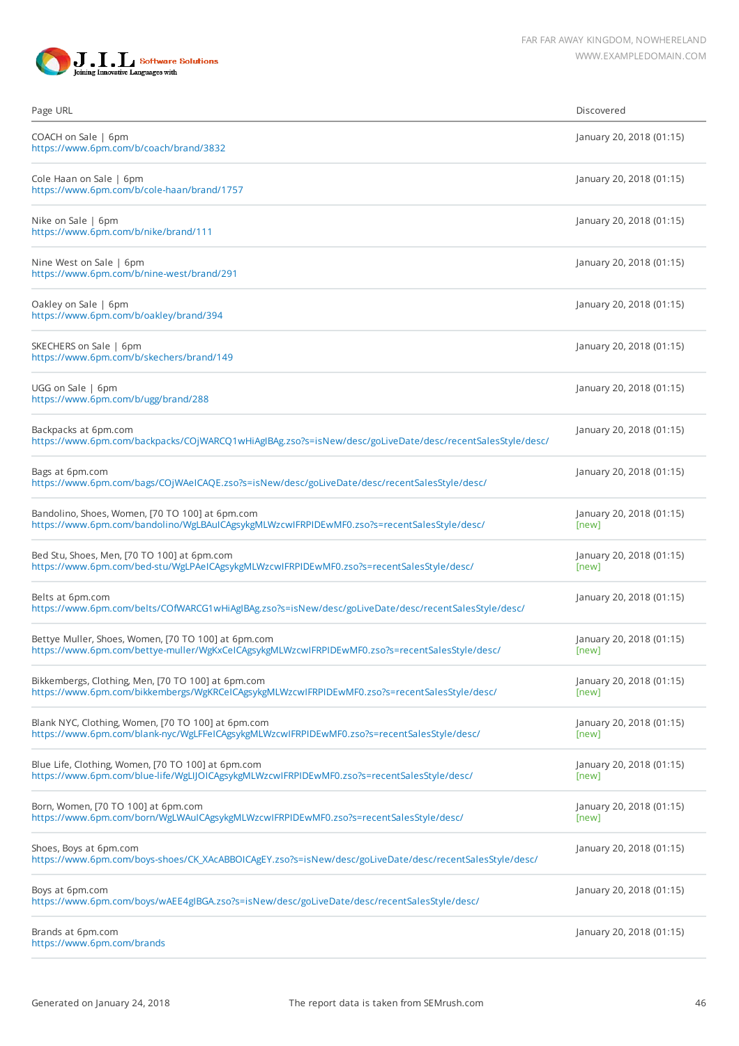| Page URL | Discovered |
|---|---|
| COACH on Sale \| 6pm<br>https://www.6pm.com/b/coach/brand/3832 | January 20, 2018 (01:15) |
| Cole Haan on Sale \| 6pm<br>https://www.6pm.com/b/cole-haan/brand/1757 | January 20, 2018 (01:15) |
| Nike on Sale \| 6pm<br>https://www.6pm.com/b/nike/brand/111 | January 20, 2018 (01:15) |
| Nine West on Sale \| 6pm<br>https://www.6pm.com/b/nine-west/brand/291 | January 20, 2018 (01:15) |
| Oakley on Sale \| 6pm<br>https://www.6pm.com/b/oakley/brand/394 | January 20, 2018 (01:15) |
| SKECHERS on Sale \| 6pm<br>https://www.6pm.com/b/skechers/brand/149 | January 20, 2018 (01:15) |
| UGG on Sale \| 6pm<br>https://www.6pm.com/b/ugg/brand/288 | January 20, 2018 (01:15) |
| Backpacks at 6pm.com<br>https://www.6pm.com/backpacks/COjWARCQ1wHiAgIBAg.zso?s=isNew/desc/goLiveDate/desc/recentSalesStyle/desc/ | January 20, 2018 (01:15) |
| Bags at 6pm.com<br>https://www.6pm.com/bags/COjWAeICAQE.zso?s=isNew/desc/goLiveDate/desc/recentSalesStyle/desc/ | January 20, 2018 (01:15) |
| Bandolino, Shoes, Women, [70 TO 100] at 6pm.com<br>https://www.6pm.com/bandolino/WgLBAuICAgsykgMLWzcwIFRPIDEwMF0.zso?s=recentSalesStyle/desc/ | January 20, 2018 (01:15)<br>[new] |
| Bed Stu, Shoes, Men, [70 TO 100] at 6pm.com<br>https://www.6pm.com/bed-stu/WgLPAeICAgsykgMLWzcwIFRPIDEwMF0.zso?s=recentSalesStyle/desc/ | January 20, 2018 (01:15)<br>[new] |
| Belts at 6pm.com<br>https://www.6pm.com/belts/COfWARCG1wHiAgIBAg.zso?s=isNew/desc/goLiveDate/desc/recentSalesStyle/desc/ | January 20, 2018 (01:15) |
| Bettye Muller, Shoes, Women, [70 TO 100] at 6pm.com<br>https://www.6pm.com/bettye-muller/WgKxCeICAgsykgMLWzcwIFRPIDEwMF0.zso?s=recentSalesStyle/desc/ | January 20, 2018 (01:15)<br>[new] |
| Bikkembergs, Clothing, Men, [70 TO 100] at 6pm.com<br>https://www.6pm.com/bikkembergs/WgKRCeICAgsykgMLWzcwIFRPIDEwMF0.zso?s=recentSalesStyle/desc/ | January 20, 2018 (01:15)<br>[new] |
| Blank NYC, Clothing, Women, [70 TO 100] at 6pm.com<br>https://www.6pm.com/blank-nyc/WgLFFeICAgsykgMLWzcwIFRPIDEwMF0.zso?s=recentSalesStyle/desc/ | January 20, 2018 (01:15)<br>[new] |
| Blue Life, Clothing, Women, [70 TO 100] at 6pm.com<br>https://www.6pm.com/blue-life/WgLlJOICAgsykgMLWzcwIFRPIDEwMF0.zso?s=recentSalesStyle/desc/ | January 20, 2018 (01:15)<br>[new] |
| Born, Women, [70 TO 100] at 6pm.com<br>https://www.6pm.com/born/WgLWAuICAgsykgMLWzcwIFRPIDEwMF0.zso?s=recentSalesStyle/desc/ | January 20, 2018 (01:15)<br>[new] |
| Shoes, Boys at 6pm.com<br>https://www.6pm.com/boys-shoes/CK_XAcABBOICAgEY.zso?s=isNew/desc/goLiveDate/desc/recentSalesStyle/desc/ | January 20, 2018 (01:15) |
| Boys at 6pm.com<br>https://www.6pm.com/boys/wAEE4gIBGA.zso?s=isNew/desc/goLiveDate/desc/recentSalesStyle/desc/ | January 20, 2018 (01:15) |
| Brands at 6pm.com<br>https://www.6pm.com/brands | January 20, 2018 (01:15) |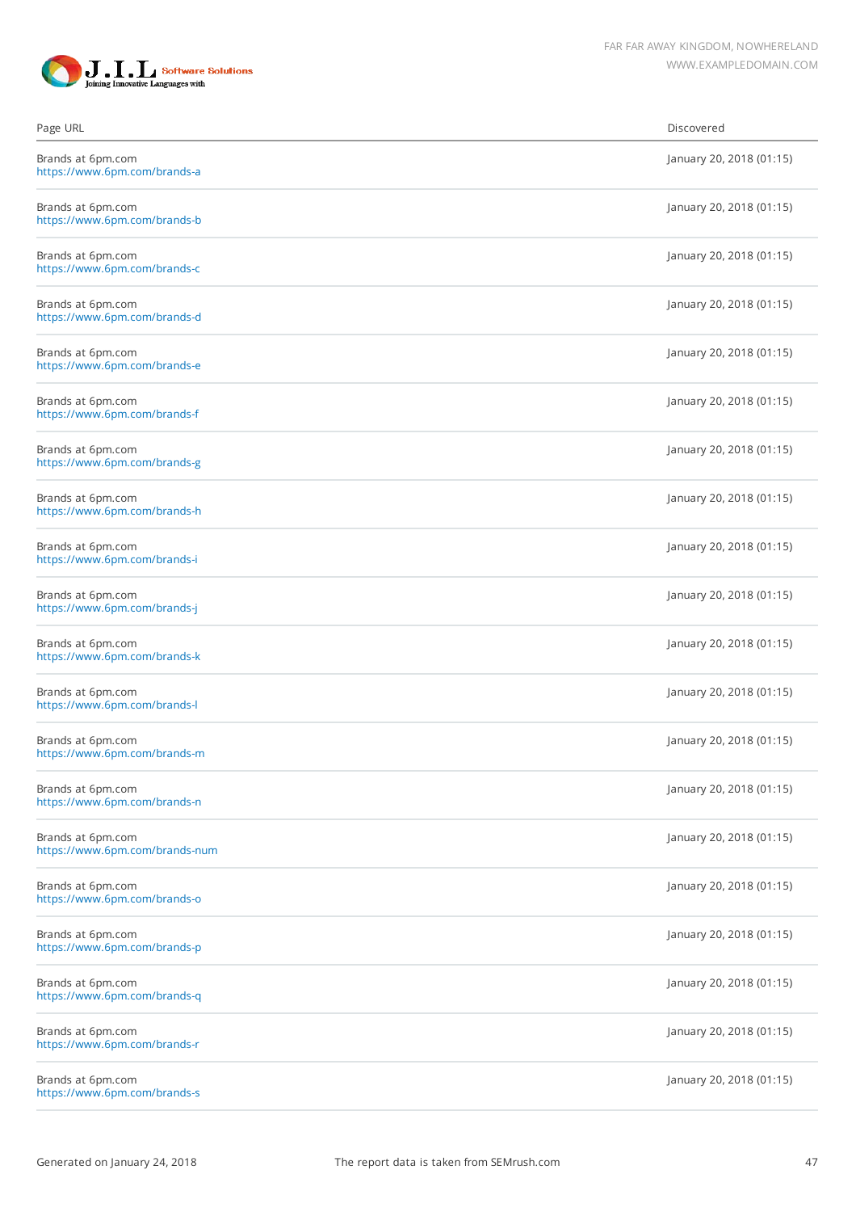| Page URL | Discovered |
|---|---|
| Brands at 6pm.com https://www.6pm.com/brands-a | January 20, 2018 (01:15) |
| Brands at 6pm.com https://www.6pm.com/brands-b | January 20, 2018 (01:15) |
| Brands at 6pm.com https://www.6pm.com/brands-c | January 20, 2018 (01:15) |
| Brands at 6pm.com https://www.6pm.com/brands-d | January 20, 2018 (01:15) |
| Brands at 6pm.com https://www.6pm.com/brands-e | January 20, 2018 (01:15) |
| Brands at 6pm.com https://www.6pm.com/brands-f | January 20, 2018 (01:15) |
| Brands at 6pm.com https://www.6pm.com/brands-g | January 20, 2018 (01:15) |
| Brands at 6pm.com https://www.6pm.com/brands-h | January 20, 2018 (01:15) |
| Brands at 6pm.com https://www.6pm.com/brands-i | January 20, 2018 (01:15) |
| Brands at 6pm.com https://www.6pm.com/brands-j | January 20, 2018 (01:15) |
| Brands at 6pm.com https://www.6pm.com/brands-k | January 20, 2018 (01:15) |
| Brands at 6pm.com https://www.6pm.com/brands-l | January 20, 2018 (01:15) |
| Brands at 6pm.com https://www.6pm.com/brands-m | January 20, 2018 (01:15) |
| Brands at 6pm.com https://www.6pm.com/brands-n | January 20, 2018 (01:15) |
| Brands at 6pm.com https://www.6pm.com/brands-num | January 20, 2018 (01:15) |
| Brands at 6pm.com https://www.6pm.com/brands-o | January 20, 2018 (01:15) |
| Brands at 6pm.com https://www.6pm.com/brands-p | January 20, 2018 (01:15) |
| Brands at 6pm.com https://www.6pm.com/brands-q | January 20, 2018 (01:15) |
| Brands at 6pm.com https://www.6pm.com/brands-r | January 20, 2018 (01:15) |
| Brands at 6pm.com https://www.6pm.com/brands-s | January 20, 2018 (01:15) |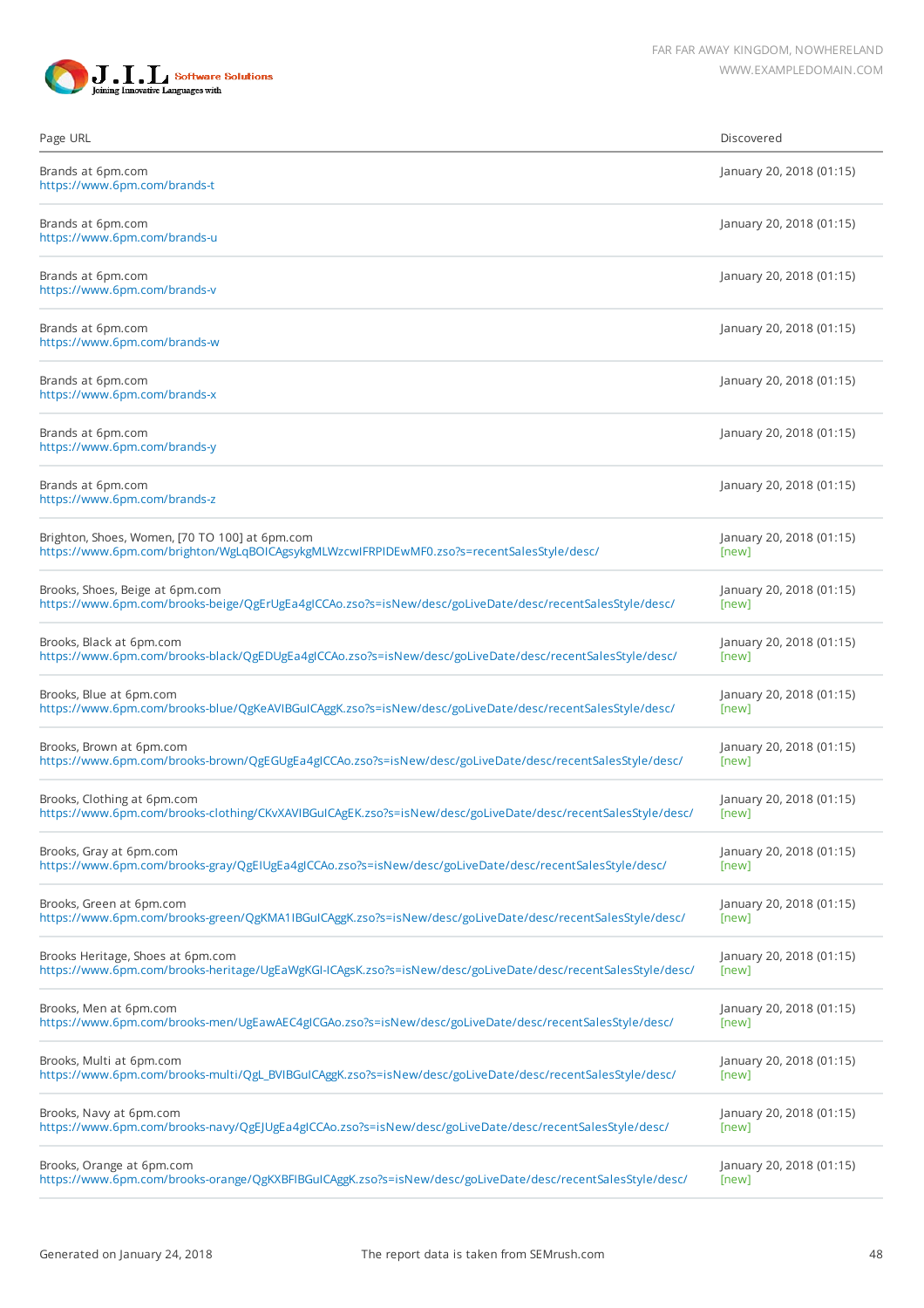| Page URL | Discovered |
| --- | --- |
| Brands at 6pm.com<br>https://www.6pm.com/brands-t | January 20, 2018 (01:15) |
| Brands at 6pm.com<br>https://www.6pm.com/brands-u | January 20, 2018 (01:15) |
| Brands at 6pm.com<br>https://www.6pm.com/brands-v | January 20, 2018 (01:15) |
| Brands at 6pm.com<br>https://www.6pm.com/brands-w | January 20, 2018 (01:15) |
| Brands at 6pm.com<br>https://www.6pm.com/brands-x | January 20, 2018 (01:15) |
| Brands at 6pm.com<br>https://www.6pm.com/brands-y | January 20, 2018 (01:15) |
| Brands at 6pm.com<br>https://www.6pm.com/brands-z | January 20, 2018 (01:15) |
| Brighton, Shoes, Women, [70 TO 100] at 6pm.com<br>https://www.6pm.com/brighton/WgLqBOICAgsykgMLWzcwIFRPIDEwMF0.zso?s=recentSalesStyle/desc/ | January 20, 2018 (01:15)<br>[new] |
| Brooks, Shoes, Beige at 6pm.com<br>https://www.6pm.com/brooks-beige/QgErUgEa4gICCAo.zso?s=isNew/desc/goLiveDate/desc/recentSalesStyle/desc/ | January 20, 2018 (01:15)<br>[new] |
| Brooks, Black at 6pm.com<br>https://www.6pm.com/brooks-black/QgEDUgEa4gICCAo.zso?s=isNew/desc/goLiveDate/desc/recentSalesStyle/desc/ | January 20, 2018 (01:15)<br>[new] |
| Brooks, Blue at 6pm.com<br>https://www.6pm.com/brooks-blue/QgKeAVIBGuICAggK.zso?s=isNew/desc/goLiveDate/desc/recentSalesStyle/desc/ | January 20, 2018 (01:15)<br>[new] |
| Brooks, Brown at 6pm.com<br>https://www.6pm.com/brooks-brown/QgEGUgEa4gICCAo.zso?s=isNew/desc/goLiveDate/desc/recentSalesStyle/desc/ | January 20, 2018 (01:15)<br>[new] |
| Brooks, Clothing at 6pm.com<br>https://www.6pm.com/brooks-clothing/CKvXAVIBGuICAgEK.zso?s=isNew/desc/goLiveDate/desc/recentSalesStyle/desc/ | January 20, 2018 (01:15)<br>[new] |
| Brooks, Gray at 6pm.com<br>https://www.6pm.com/brooks-gray/QgEIUgEa4gICCAo.zso?s=isNew/desc/goLiveDate/desc/recentSalesStyle/desc/ | January 20, 2018 (01:15)<br>[new] |
| Brooks, Green at 6pm.com<br>https://www.6pm.com/brooks-green/QgKMA1IBGuICAggK.zso?s=isNew/desc/goLiveDate/desc/recentSalesStyle/desc/ | January 20, 2018 (01:15)<br>[new] |
| Brooks Heritage, Shoes at 6pm.com<br>https://www.6pm.com/brooks-heritage/UgEaWgKGI-ICAgsK.zso?s=isNew/desc/goLiveDate/desc/recentSalesStyle/desc/ | January 20, 2018 (01:15)<br>[new] |
| Brooks, Men at 6pm.com<br>https://www.6pm.com/brooks-men/UgEawAEC4gICGAo.zso?s=isNew/desc/goLiveDate/desc/recentSalesStyle/desc/ | January 20, 2018 (01:15)<br>[new] |
| Brooks, Multi at 6pm.com<br>https://www.6pm.com/brooks-multi/QgL_BVIBGuICAggK.zso?s=isNew/desc/goLiveDate/desc/recentSalesStyle/desc/ | January 20, 2018 (01:15)<br>[new] |
| Brooks, Navy at 6pm.com<br>https://www.6pm.com/brooks-navy/QgEJUgEa4gICCAo.zso?s=isNew/desc/goLiveDate/desc/recentSalesStyle/desc/ | January 20, 2018 (01:15)<br>[new] |
| Brooks, Orange at 6pm.com<br>https://www.6pm.com/brooks-orange/QgKXBFIBGuICAggK.zso?s=isNew/desc/goLiveDate/desc/recentSalesStyle/desc/ | January 20, 2018 (01:15)<br>[new] |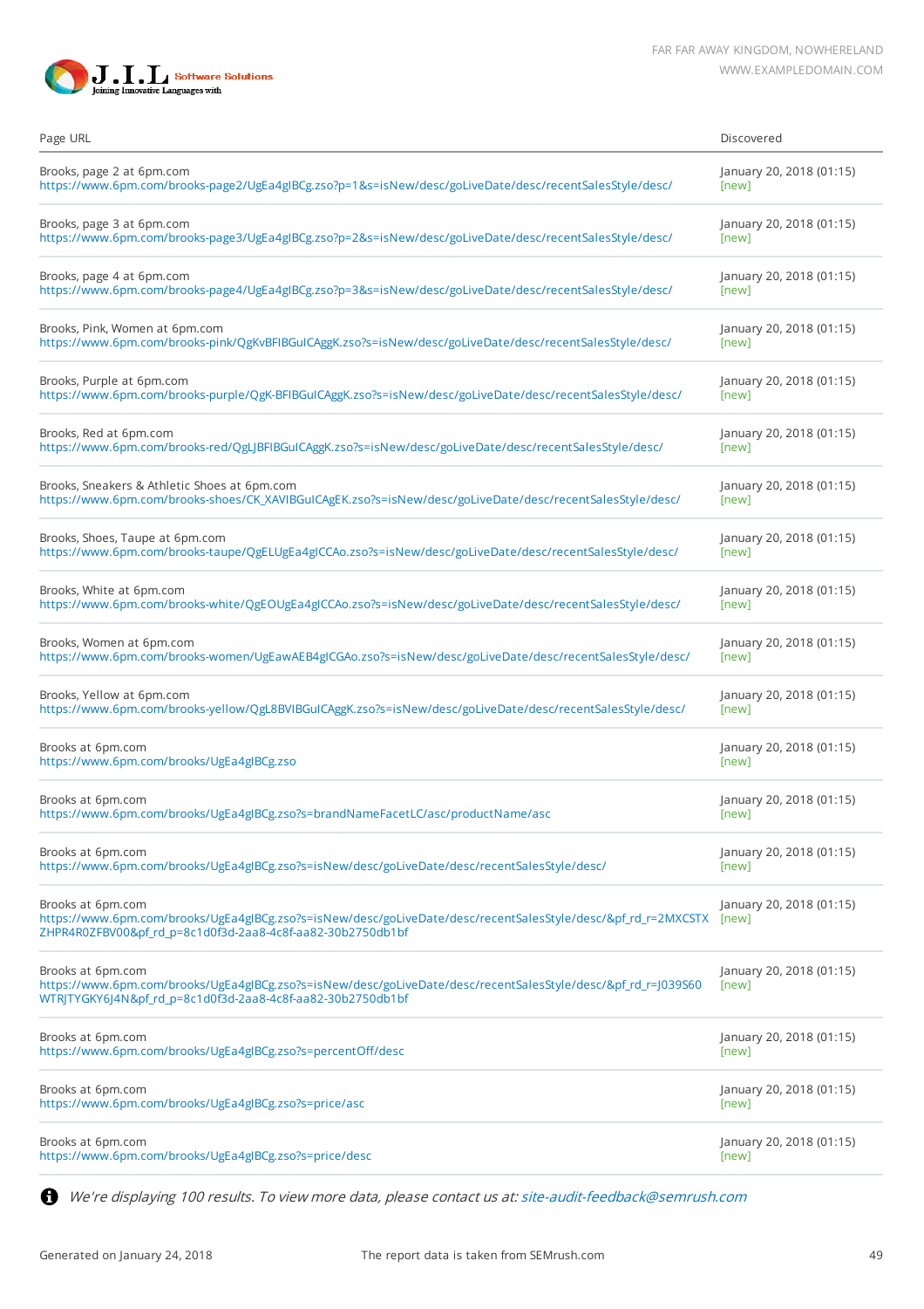| Page URL | Discovered |
|---|---|
| Brooks, page 2 at 6pm.com<br>https://www.6pm.com/brooks-page2/UgEa4gIBCg.zso?p=1&s=isNew/desc/goLiveDate/desc/recentSalesStyle/desc/ | January 20, 2018 (01:15)<br>[new] |
| Brooks, page 3 at 6pm.com<br>https://www.6pm.com/brooks-page3/UgEa4gIBCg.zso?p=2&s=isNew/desc/goLiveDate/desc/recentSalesStyle/desc/ | January 20, 2018 (01:15)<br>[new] |
| Brooks, page 4 at 6pm.com<br>https://www.6pm.com/brooks-page4/UgEa4gIBCg.zso?p=3&s=isNew/desc/goLiveDate/desc/recentSalesStyle/desc/ | January 20, 2018 (01:15)<br>[new] |
| Brooks, Pink, Women at 6pm.com<br>https://www.6pm.com/brooks-pink/QgKvBFIBGuICAggK.zso?s=isNew/desc/goLiveDate/desc/recentSalesStyle/desc/ | January 20, 2018 (01:15)<br>[new] |
| Brooks, Purple at 6pm.com<br>https://www.6pm.com/brooks-purple/QgK-BFIBGuICAggK.zso?s=isNew/desc/goLiveDate/desc/recentSalesStyle/desc/ | January 20, 2018 (01:15)<br>[new] |
| Brooks, Red at 6pm.com<br>https://www.6pm.com/brooks-red/QgLJBFIBGuICAggK.zso?s=isNew/desc/goLiveDate/desc/recentSalesStyle/desc/ | January 20, 2018 (01:15)<br>[new] |
| Brooks, Sneakers & Athletic Shoes at 6pm.com<br>https://www.6pm.com/brooks-shoes/CK_XAVIBGuICAgEK.zso?s=isNew/desc/goLiveDate/desc/recentSalesStyle/desc/ | January 20, 2018 (01:15)<br>[new] |
| Brooks, Shoes, Taupe at 6pm.com<br>https://www.6pm.com/brooks-taupe/QgELUgEa4gICCAo.zso?s=isNew/desc/goLiveDate/desc/recentSalesStyle/desc/ | January 20, 2018 (01:15)<br>[new] |
| Brooks, White at 6pm.com<br>https://www.6pm.com/brooks-white/QgEOUgEa4gICCAo.zso?s=isNew/desc/goLiveDate/desc/recentSalesStyle/desc/ | January 20, 2018 (01:15)<br>[new] |
| Brooks, Women at 6pm.com<br>https://www.6pm.com/brooks-women/UgEawAEB4gICGAo.zso?s=isNew/desc/goLiveDate/desc/recentSalesStyle/desc/ | January 20, 2018 (01:15)<br>[new] |
| Brooks, Yellow at 6pm.com<br>https://www.6pm.com/brooks-yellow/QgL8BVIBGuICAggK.zso?s=isNew/desc/goLiveDate/desc/recentSalesStyle/desc/ | January 20, 2018 (01:15)<br>[new] |
| Brooks at 6pm.com<br>https://www.6pm.com/brooks/UgEa4gIBCg.zso | January 20, 2018 (01:15)<br>[new] |
| Brooks at 6pm.com<br>https://www.6pm.com/brooks/UgEa4gIBCg.zso?s=brandNameFacetLC/asc/productName/asc | January 20, 2018 (01:15)<br>[new] |
| Brooks at 6pm.com<br>https://www.6pm.com/brooks/UgEa4gIBCg.zso?s=isNew/desc/goLiveDate/desc/recentSalesStyle/desc/ | January 20, 2018 (01:15)<br>[new] |
| Brooks at 6pm.com<br>https://www.6pm.com/brooks/UgEa4gIBCg.zso?s=isNew/desc/goLiveDate/desc/recentSalesStyle/desc/&pf_rd_r=2MXCSTXZHPR4R0ZFBV00&pf_rd_p=8c1d0f3d-2aa8-4c8f-aa82-30b2750db1bf | January 20, 2018 (01:15)<br>[new] |
| Brooks at 6pm.com<br>https://www.6pm.com/brooks/UgEa4gIBCg.zso?s=isNew/desc/goLiveDate/desc/recentSalesStyle/desc/&pf_rd_r=J039S60WTRJTYGKY6J4N&pf_rd_p=8c1d0f3d-2aa8-4c8f-aa82-30b2750db1bf | January 20, 2018 (01:15)<br>[new] |
| Brooks at 6pm.com<br>https://www.6pm.com/brooks/UgEa4gIBCg.zso?s=percentOff/desc | January 20, 2018 (01:15)<br>[new] |
| Brooks at 6pm.com<br>https://www.6pm.com/brooks/UgEa4gIBCg.zso?s=price/asc | January 20, 2018 (01:15)<br>[new] |
| Brooks at 6pm.com<br>https://www.6pm.com/brooks/UgEa4gIBCg.zso?s=price/desc | January 20, 2018 (01:15)<br>[new] |

*We're displaying 100 results. To view more data, please contact us at: site-audit-feedback@semrush.com*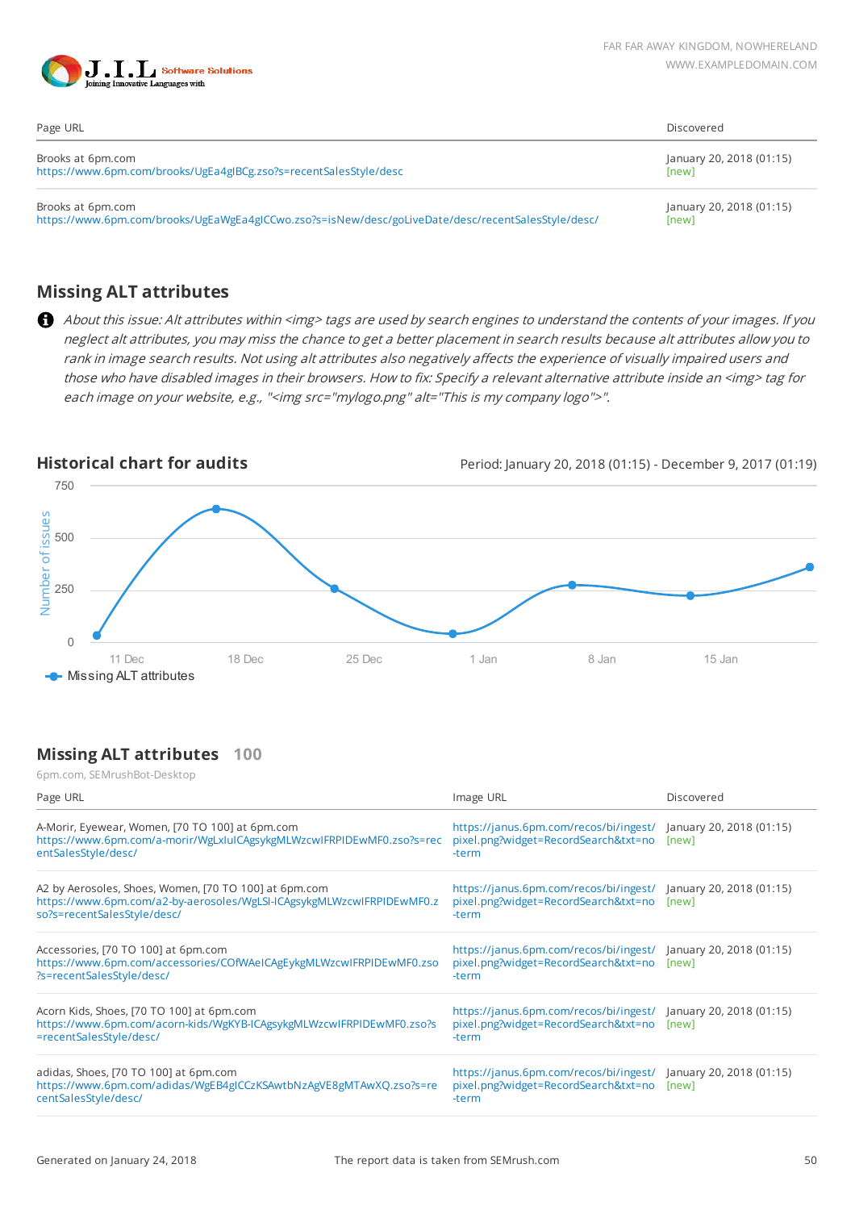| Page URL | Discovered |
|---|---|
| Brooks at 6pm.com<br>https://www.6pm.com/brooks/UgEa4gIBCg.zso?s=recentSalesStyle/desc | January 20, 2018 (01:15)<br>[new] |
| Brooks at 6pm.com<br>https://www.6pm.com/brooks/UgEaWgEa4gICCwo.zso?s=isNew/desc/goLiveDate/desc/recentSalesStyle/desc/ | January 20, 2018 (01:15)<br>[new] |

## Missing ALT attributes

*About this issue: Alt attributes within <img> tags are used by search engines to understand the contents of your images. If you neglect alt attributes, you may miss the chance to get a better placement in search results because alt attributes allow you to rank in image search results. Not using alt attributes also negatively affects the experience of visually impaired users and those who have disabled images in their browsers. How to fix: Specify a relevant alternative attribute inside an <img> tag for each image on your website, e.g., "<img src="mylogo.png" alt="This is my company logo">".*

## Historical chart for audits

Period: January 20, 2018 (01:15) - December 9, 2017 (01:19)

Number of issues: 0, 250, 500, 750

11 Dec, 18 Dec, 25 Dec, 1 Jan, 8 Jan, 15 Jan

Missing ALT attributes

## Missing ALT attributes 100

6pm.com, SEMrushBot-Desktop

| Page URL | Image URL | Discovered |
|---|---|---|
| A-Morir, Eyewear, Women, [70 TO 100] at 6pm.com<br>https://www.6pm.com/a-morir/WgLxIuICAgsykgMLWzcwIFRPIDEwMF0.zso?s=recentSalesStyle/desc/ | https://janus.6pm.com/recos/bi/ingest/pixel.png?widget=RecordSearch&txt=no-term | January 20, 2018 (01:15)<br>[new] |
| A2 by Aerosoles, Shoes, Women, [70 TO 100] at 6pm.com<br>https://www.6pm.com/a2-by-aerosoles/WgLSI-ICAgsykgMLWzcwIFRPIDEwMF0.zso?s=recentSalesStyle/desc/ | https://janus.6pm.com/recos/bi/ingest/pixel.png?widget=RecordSearch&txt=no-term | January 20, 2018 (01:15)<br>[new] |
| Accessories, [70 TO 100] at 6pm.com<br>https://www.6pm.com/accessories/COfWAeICAgEykgMLWzcwIFRPIDEwMF0.zso?s=recentSalesStyle/desc/ | https://janus.6pm.com/recos/bi/ingest/pixel.png?widget=RecordSearch&txt=no-term | January 20, 2018 (01:15)<br>[new] |
| Acorn Kids, Shoes, [70 TO 100] at 6pm.com<br>https://www.6pm.com/acorn-kids/WgKYB-ICAgsykgMLWzcwIFRPIDEwMF0.zso?s=recentSalesStyle/desc/ | https://janus.6pm.com/recos/bi/ingest/pixel.png?widget=RecordSearch&txt=no-term | January 20, 2018 (01:15)<br>[new] |
| adidas, Shoes, [70 TO 100] at 6pm.com<br>https://www.6pm.com/adidas/WgEB4gICCzKSAwtbNzAgVE8gMTAwXQ.zso?s=recentSalesStyle/desc/ | https://janus.6pm.com/recos/bi/ingest/pixel.png?widget=RecordSearch&txt=no-term | January 20, 2018 (01:15)<br>[new] |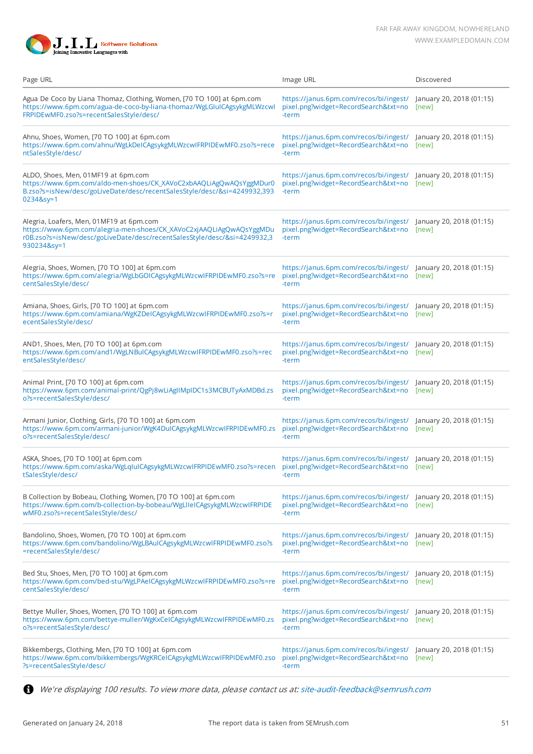| Page URL | Image URL | Discovered |
|---|---|---|
| Agua De Coco by Liana Thomaz, Clothing, Women, [70 TO 100] at 6pm.com https://www.6pm.com/agua-de-coco-by-liana-thomaz/WgLGluICAgsykgMLWzcwIFRPIDEwMF0.zso?s=recentSalesStyle/desc/ | https://janus.6pm.com/recos/bi/ingest/pixel.png?widget=RecordSearch&txt=no-term | January 20, 2018 (01:15) [new] |
| Ahnu, Shoes, Women, [70 TO 100] at 6pm.com https://www.6pm.com/ahnu/WgLkDeICAgsykgMLWzcwIFRPIDEwMF0.zso?s=recentSalesStyle/desc/ | https://janus.6pm.com/recos/bi/ingest/pixel.png?widget=RecordSearch&txt=no-term | January 20, 2018 (01:15) [new] |
| ALDO, Shoes, Men, 01MF19 at 6pm.com https://www.6pm.com/aldo-men-shoes/CK_XAVoC2xbAAQLiAgQwAQsYggMDu0B.zso?s=isNew/desc/goLiveDate/desc/recentSalesStyle/desc/&si=4249932,3930234&sy=1 | https://janus.6pm.com/recos/bi/ingest/pixel.png?widget=RecordSearch&txt=no-term | January 20, 2018 (01:15) [new] |
| Alegria, Loafers, Men, 01MF19 at 6pm.com https://www.6pm.com/alegria-men-shoes/CK_XAVoC2xjAAQLiAgQwAQsYggMDur0B.zso?s=isNew/desc/goLiveDate/desc/recentSalesStyle/desc/&si=4249932,3930234&sy=1 | https://janus.6pm.com/recos/bi/ingest/pixel.png?widget=RecordSearch&txt=no-term | January 20, 2018 (01:15) [new] |
| Alegria, Shoes, Women, [70 TO 100] at 6pm.com https://www.6pm.com/alegria/WgLbGOICAgsykgMLWzcwIFRPIDEwMF0.zso?s=recentSalesStyle/desc/ | https://janus.6pm.com/recos/bi/ingest/pixel.png?widget=RecordSearch&txt=no-term | January 20, 2018 (01:15) [new] |
| Amiana, Shoes, Girls, [70 TO 100] at 6pm.com https://www.6pm.com/amiana/WgKZDeICAgsykgMLWzcwIFRPIDEwMF0.zso?s=recentSalesStyle/desc/ | https://janus.6pm.com/recos/bi/ingest/pixel.png?widget=RecordSearch&txt=no-term | January 20, 2018 (01:15) [new] |
| AND1, Shoes, Men, [70 TO 100] at 6pm.com https://www.6pm.com/and1/WgLNBuICAgsykgMLWzcwIFRPIDEwMF0.zso?s=recentSalesStyle/desc/ | https://janus.6pm.com/recos/bi/ingest/pixel.png?widget=RecordSearch&txt=no-term | January 20, 2018 (01:15) [new] |
| Animal Print, [70 TO 100] at 6pm.com https://www.6pm.com/animal-print/QgPj8wLiAgIIMpIDC1s3MCBUTyAxMDBd.zso?s=recentSalesStyle/desc/ | https://janus.6pm.com/recos/bi/ingest/pixel.png?widget=RecordSearch&txt=no-term | January 20, 2018 (01:15) [new] |
| Armani Junior, Clothing, Girls, [70 TO 100] at 6pm.com https://www.6pm.com/armani-junior/WgK4DuICAgsykgMLWzcwIFRPIDEwMF0.zso?s=recentSalesStyle/desc/ | https://janus.6pm.com/recos/bi/ingest/pixel.png?widget=RecordSearch&txt=no-term | January 20, 2018 (01:15) [new] |
| ASKA, Shoes, [70 TO 100] at 6pm.com https://www.6pm.com/aska/WgLqluICAgsykgMLWzcwIFRPIDEwMF0.zso?s=recentSalesStyle/desc/ | https://janus.6pm.com/recos/bi/ingest/pixel.png?widget=RecordSearch&txt=no-term | January 20, 2018 (01:15) [new] |
| B Collection by Bobeau, Clothing, Women, [70 TO 100] at 6pm.com https://www.6pm.com/b-collection-by-bobeau/WgLlleICAgsykgMLWzcwIFRPIDEwMF0.zso?s=recentSalesStyle/desc/ | https://janus.6pm.com/recos/bi/ingest/pixel.png?widget=RecordSearch&txt=no-term | January 20, 2018 (01:15) [new] |
| Bandolino, Shoes, Women, [70 TO 100] at 6pm.com https://www.6pm.com/bandolino/WgLBAuICAgsykgMLWzcwIFRPIDEwMF0.zso?s=recentSalesStyle/desc/ | https://janus.6pm.com/recos/bi/ingest/pixel.png?widget=RecordSearch&txt=no-term | January 20, 2018 (01:15) [new] |
| Bed Stu, Shoes, Men, [70 TO 100] at 6pm.com https://www.6pm.com/bed-stu/WgLPAeICAgsykgMLWzcwIFRPIDEwMF0.zso?s=recentSalesStyle/desc/ | https://janus.6pm.com/recos/bi/ingest/pixel.png?widget=RecordSearch&txt=no-term | January 20, 2018 (01:15) [new] |
| Bettye Muller, Shoes, Women, [70 TO 100] at 6pm.com https://www.6pm.com/bettye-muller/WgKxCeICAgsykgMLWzcwIFRPIDEwMF0.zso?s=recentSalesStyle/desc/ | https://janus.6pm.com/recos/bi/ingest/pixel.png?widget=RecordSearch&txt=no-term | January 20, 2018 (01:15) [new] |
| Bikkembergs, Clothing, Men, [70 TO 100] at 6pm.com https://www.6pm.com/bikkembergs/WgKRCeICAgsykgMLWzcwIFRPIDEwMF0.zso?s=recentSalesStyle/desc/ | https://janus.6pm.com/recos/bi/ingest/pixel.png?widget=RecordSearch&txt=no-term | January 20, 2018 (01:15) [new] |

*We're displaying 100 results. To view more data, please contact us at: site-audit-feedback@semrush.com*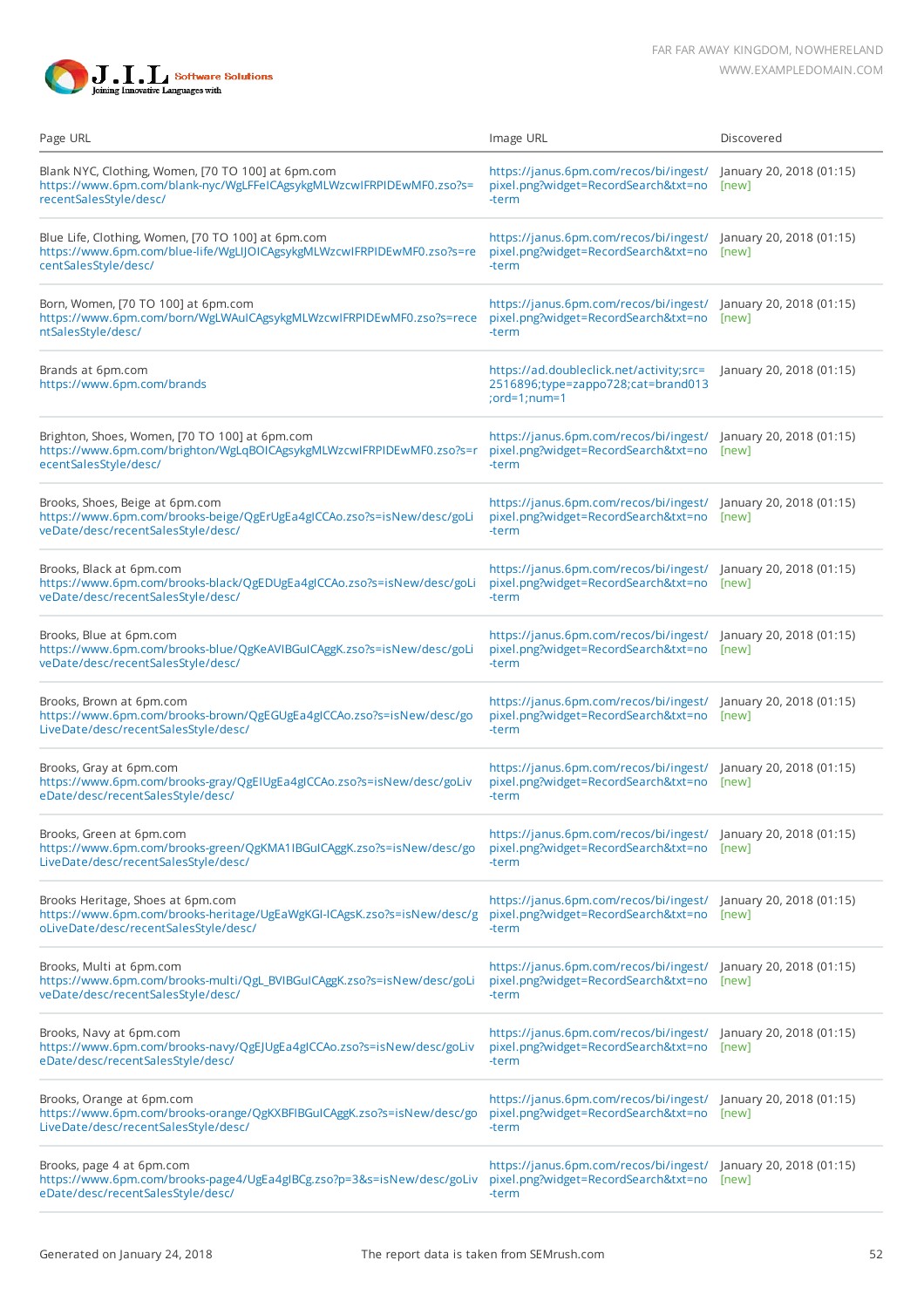| Page URL | Image URL | Discovered |
|---|---|---|
| Blank NYC, Clothing, Women, [70 TO 100] at 6pm.com https://www.6pm.com/blank-nyc/WgLFFeICAgsykgMLWzcwIFRPIDEwMF0.zso?s=recentSalesStyle/desc/ | https://janus.6pm.com/recos/bi/ingest/pixel.png?widget=RecordSearch&txt=no-term | January 20, 2018 (01:15) [new] |
| Blue Life, Clothing, Women, [70 TO 100] at 6pm.com https://www.6pm.com/blue-life/WgLIJOICAgsykgMLWzcwIFRPIDEwMF0.zso?s=recentSalesStyle/desc/ | https://janus.6pm.com/recos/bi/ingest/pixel.png?widget=RecordSearch&txt=no-term | January 20, 2018 (01:15) [new] |
| Born, Women, [70 TO 100] at 6pm.com https://www.6pm.com/born/WgLWAuICAgsykgMLWzcwIFRPIDEwMF0.zso?s=recentSalesStyle/desc/ | https://janus.6pm.com/recos/bi/ingest/pixel.png?widget=RecordSearch&txt=no-term | January 20, 2018 (01:15) [new] |
| Brands at 6pm.com https://www.6pm.com/brands | https://ad.doubleclick.net/activity;src=2516896;type=zappo728;cat=brand013;ord=1;num=1 | January 20, 2018 (01:15) |
| Brighton, Shoes, Women, [70 TO 100] at 6pm.com https://www.6pm.com/brighton/WgLqBOICAgsykgMLWzcwIFRPIDEwMF0.zso?s=recentSalesStyle/desc/ | https://janus.6pm.com/recos/bi/ingest/pixel.png?widget=RecordSearch&txt=no-term | January 20, 2018 (01:15) [new] |
| Brooks, Shoes, Beige at 6pm.com https://www.6pm.com/brooks-beige/QgErUgEa4gICCAo.zso?s=isNew/desc/goLiveDate/desc/recentSalesStyle/desc/ | https://janus.6pm.com/recos/bi/ingest/pixel.png?widget=RecordSearch&txt=no-term | January 20, 2018 (01:15) [new] |
| Brooks, Black at 6pm.com https://www.6pm.com/brooks-black/QgEDUgEa4gICCAo.zso?s=isNew/desc/goLiveDate/desc/recentSalesStyle/desc/ | https://janus.6pm.com/recos/bi/ingest/pixel.png?widget=RecordSearch&txt=no-term | January 20, 2018 (01:15) [new] |
| Brooks, Blue at 6pm.com https://www.6pm.com/brooks-blue/QgKeAVIBGuICAggK.zso?s=isNew/desc/goLiveDate/desc/recentSalesStyle/desc/ | https://janus.6pm.com/recos/bi/ingest/pixel.png?widget=RecordSearch&txt=no-term | January 20, 2018 (01:15) [new] |
| Brooks, Brown at 6pm.com https://www.6pm.com/brooks-brown/QgEGUgEa4gICCAo.zso?s=isNew/desc/goLiveDate/desc/recentSalesStyle/desc/ | https://janus.6pm.com/recos/bi/ingest/pixel.png?widget=RecordSearch&txt=no-term | January 20, 2018 (01:15) [new] |
| Brooks, Gray at 6pm.com https://www.6pm.com/brooks-gray/QgEIUgEa4gICCAo.zso?s=isNew/desc/goLiveDate/desc/recentSalesStyle/desc/ | https://janus.6pm.com/recos/bi/ingest/pixel.png?widget=RecordSearch&txt=no-term | January 20, 2018 (01:15) [new] |
| Brooks, Green at 6pm.com https://www.6pm.com/brooks-green/QgKMA1IBGuICAggK.zso?s=isNew/desc/goLiveDate/desc/recentSalesStyle/desc/ | https://janus.6pm.com/recos/bi/ingest/pixel.png?widget=RecordSearch&txt=no-term | January 20, 2018 (01:15) [new] |
| Brooks Heritage, Shoes at 6pm.com https://www.6pm.com/brooks-heritage/UgEaWgKGI-ICAgsK.zso?s=isNew/desc/goLiveDate/desc/recentSalesStyle/desc/ | https://janus.6pm.com/recos/bi/ingest/pixel.png?widget=RecordSearch&txt=no-term | January 20, 2018 (01:15) [new] |
| Brooks, Multi at 6pm.com https://www.6pm.com/brooks-multi/QgL_BVIBGuICAggK.zso?s=isNew/desc/goLiveDate/desc/recentSalesStyle/desc/ | https://janus.6pm.com/recos/bi/ingest/pixel.png?widget=RecordSearch&txt=no-term | January 20, 2018 (01:15) [new] |
| Brooks, Navy at 6pm.com https://www.6pm.com/brooks-navy/QgEJUgEa4gICCAo.zso?s=isNew/desc/goLiveDate/desc/recentSalesStyle/desc/ | https://janus.6pm.com/recos/bi/ingest/pixel.png?widget=RecordSearch&txt=no-term | January 20, 2018 (01:15) [new] |
| Brooks, Orange at 6pm.com https://www.6pm.com/brooks-orange/QgKXBFIBGuICAggK.zso?s=isNew/desc/goLiveDate/desc/recentSalesStyle/desc/ | https://janus.6pm.com/recos/bi/ingest/pixel.png?widget=RecordSearch&txt=no-term | January 20, 2018 (01:15) [new] |
| Brooks, page 4 at 6pm.com https://www.6pm.com/brooks-page4/UgEa4gIBCg.zso?p=3&s=isNew/desc/goLiveDate/desc/recentSalesStyle/desc/ | https://janus.6pm.com/recos/bi/ingest/pixel.png?widget=RecordSearch&txt=no-term | January 20, 2018 (01:15) [new] |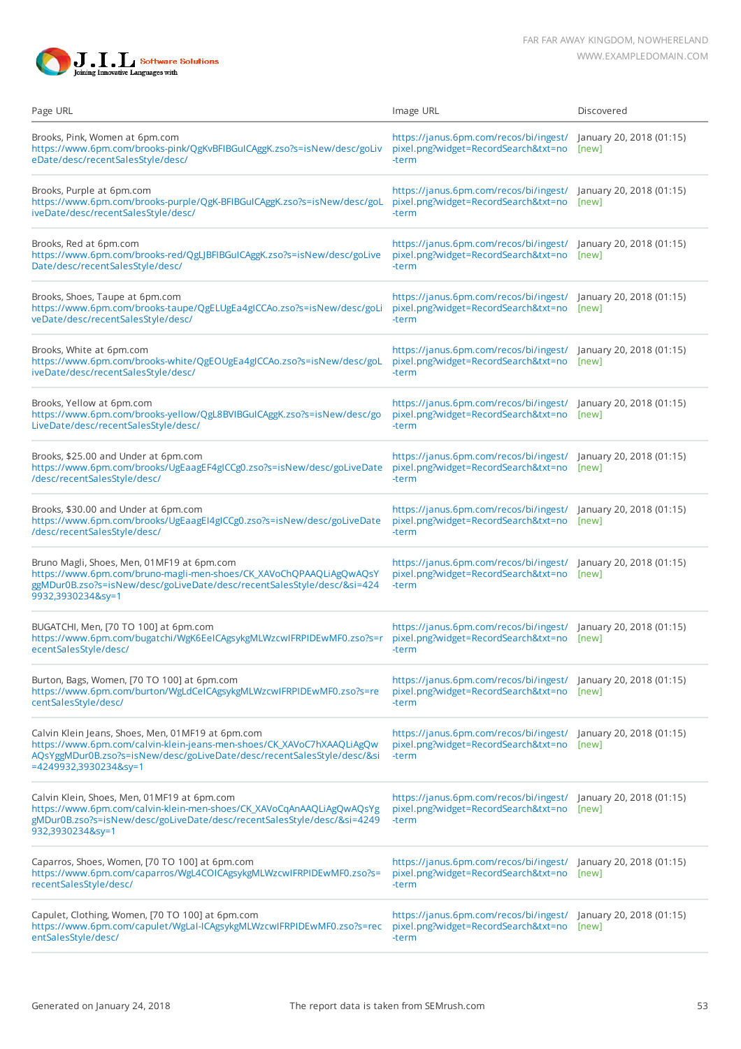| Page URL | Image URL | Discovered |
|---|---|---|
| Brooks, Pink, Women at 6pm.com https://www.6pm.com/brooks-pink/QgKvBFIBGuICAggK.zso?s=isNew/desc/goLiveDate/desc/recentSalesStyle/desc/ | https://janus.6pm.com/recos/bi/ingest/pixel.png?widget=RecordSearch&txt=no-term | January 20, 2018 (01:15) [new] |
| Brooks, Purple at 6pm.com https://www.6pm.com/brooks-purple/QgK-BFIBGuICAggK.zso?s=isNew/desc/goLiveDate/desc/recentSalesStyle/desc/ | https://janus.6pm.com/recos/bi/ingest/pixel.png?widget=RecordSearch&txt=no-term | January 20, 2018 (01:15) [new] |
| Brooks, Red at 6pm.com https://www.6pm.com/brooks-red/QgLJBFIBGuICAggK.zso?s=isNew/desc/goLiveDate/desc/recentSalesStyle/desc/ | https://janus.6pm.com/recos/bi/ingest/pixel.png?widget=RecordSearch&txt=no-term | January 20, 2018 (01:15) [new] |
| Brooks, Shoes, Taupe at 6pm.com https://www.6pm.com/brooks-taupe/QgELUgEa4gICCAo.zso?s=isNew/desc/goLiveDate/desc/recentSalesStyle/desc/ | https://janus.6pm.com/recos/bi/ingest/pixel.png?widget=RecordSearch&txt=no-term | January 20, 2018 (01:15) [new] |
| Brooks, White at 6pm.com https://www.6pm.com/brooks-white/QgEOUgEa4gICCAo.zso?s=isNew/desc/goLiveDate/desc/recentSalesStyle/desc/ | https://janus.6pm.com/recos/bi/ingest/pixel.png?widget=RecordSearch&txt=no-term | January 20, 2018 (01:15) [new] |
| Brooks, Yellow at 6pm.com https://www.6pm.com/brooks-yellow/QgL8BVIBGuICAggK.zso?s=isNew/desc/goLiveDate/desc/recentSalesStyle/desc/ | https://janus.6pm.com/recos/bi/ingest/pixel.png?widget=RecordSearch&txt=no-term | January 20, 2018 (01:15) [new] |
| Brooks, $25.00 and Under at 6pm.com https://www.6pm.com/brooks/UgEaagEF4gICCg0.zso?s=isNew/desc/goLiveDate/desc/recentSalesStyle/desc/ | https://janus.6pm.com/recos/bi/ingest/pixel.png?widget=RecordSearch&txt=no-term | January 20, 2018 (01:15) [new] |
| Brooks, $30.00 and Under at 6pm.com https://www.6pm.com/brooks/UgEaagEI4gICCg0.zso?s=isNew/desc/goLiveDate/desc/recentSalesStyle/desc/ | https://janus.6pm.com/recos/bi/ingest/pixel.png?widget=RecordSearch&txt=no-term | January 20, 2018 (01:15) [new] |
| Bruno Magli, Shoes, Men, 01MF19 at 6pm.com https://www.6pm.com/bruno-magli-men-shoes/CK_XAVoChQPAAQLiAgQwAQsYggMDur0B.zso?s=isNew/desc/goLiveDate/desc/recentSalesStyle/desc/&si=4249932,3930234&sy=1 | https://janus.6pm.com/recos/bi/ingest/pixel.png?widget=RecordSearch&txt=no-term | January 20, 2018 (01:15) [new] |
| BUGATCHI, Men, [70 TO 100] at 6pm.com https://www.6pm.com/bugatchi/WgK6EeICAgsykgMLWzcwIFRPIDEwMF0.zso?s=recentSalesStyle/desc/ | https://janus.6pm.com/recos/bi/ingest/pixel.png?widget=RecordSearch&txt=no-term | January 20, 2018 (01:15) [new] |
| Burton, Bags, Women, [70 TO 100] at 6pm.com https://www.6pm.com/burton/WgLdCeICAgsykgMLWzcwIFRPIDEwMF0.zso?s=recentSalesStyle/desc/ | https://janus.6pm.com/recos/bi/ingest/pixel.png?widget=RecordSearch&txt=no-term | January 20, 2018 (01:15) [new] |
| Calvin Klein Jeans, Shoes, Men, 01MF19 at 6pm.com https://www.6pm.com/calvin-klein-jeans-men-shoes/CK_XAVoC7hXAAQLiAgQwAQsYggMDur0B.zso?s=isNew/desc/goLiveDate/desc/recentSalesStyle/desc/&si=4249932,3930234&sy=1 | https://janus.6pm.com/recos/bi/ingest/pixel.png?widget=RecordSearch&txt=no-term | January 20, 2018 (01:15) [new] |
| Calvin Klein, Shoes, Men, 01MF19 at 6pm.com https://www.6pm.com/calvin-klein-men-shoes/CK_XAVoCqAnAAQLiAgQwAQsYggMDur0B.zso?s=isNew/desc/goLiveDate/desc/recentSalesStyle/desc/&si=4249932,3930234&sy=1 | https://janus.6pm.com/recos/bi/ingest/pixel.png?widget=RecordSearch&txt=no-term | January 20, 2018 (01:15) [new] |
| Caparros, Shoes, Women, [70 TO 100] at 6pm.com https://www.6pm.com/caparros/WgL4COICAgsykgMLWzcwIFRPIDEwMF0.zso?s=recentSalesStyle/desc/ | https://janus.6pm.com/recos/bi/ingest/pixel.png?widget=RecordSearch&txt=no-term | January 20, 2018 (01:15) [new] |
| Capulet, Clothing, Women, [70 TO 100] at 6pm.com https://www.6pm.com/capulet/WgLaI-ICAgsykgMLWzcwIFRPIDEwMF0.zso?s=recentSalesStyle/desc/ | https://janus.6pm.com/recos/bi/ingest/pixel.png?widget=RecordSearch&txt=no-term | January 20, 2018 (01:15) [new] |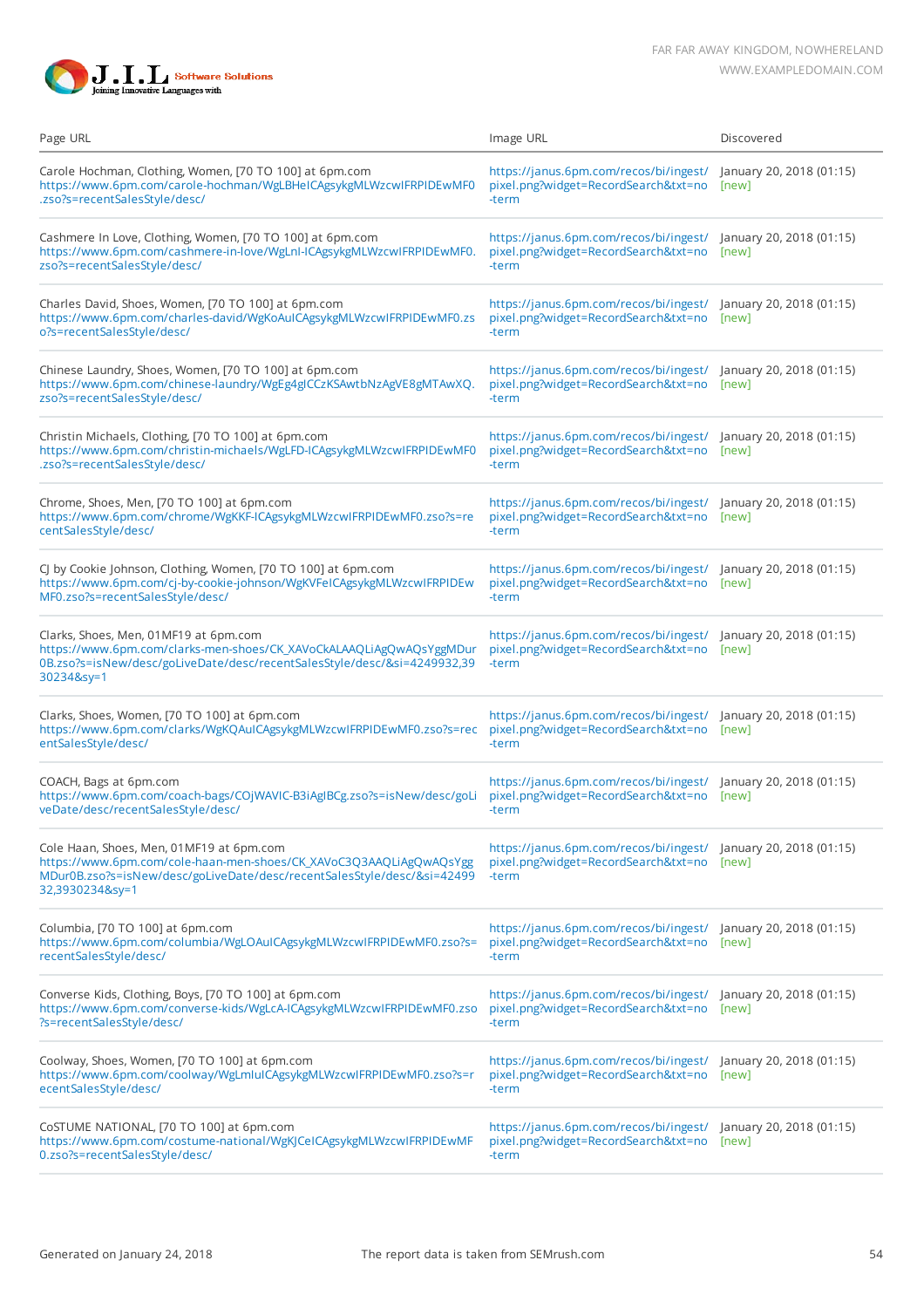| Page URL | Image URL | Discovered |
|---|---|---|
| Carole Hochman, Clothing, Women, [70 TO 100] at 6pm.com https://www.6pm.com/carole-hochman/WgLBHeICAgsykgMLWzcwIFRPIDEwMF0.zso?s=recentSalesStyle/desc/ | https://janus.6pm.com/recos/bi/ingest/pixel.png?widget=RecordSearch&txt=no-term | January 20, 2018 (01:15) [new] |
| Cashmere In Love, Clothing, Women, [70 TO 100] at 6pm.com https://www.6pm.com/cashmere-in-love/WgLnI-ICAgsykgMLWzcwIFRPIDEwMF0.zso?s=recentSalesStyle/desc/ | https://janus.6pm.com/recos/bi/ingest/pixel.png?widget=RecordSearch&txt=no-term | January 20, 2018 (01:15) [new] |
| Charles David, Shoes, Women, [70 TO 100] at 6pm.com https://www.6pm.com/charles-david/WgKoAuICAgsykgMLWzcwIFRPIDEwMF0.zso?s=recentSalesStyle/desc/ | https://janus.6pm.com/recos/bi/ingest/pixel.png?widget=RecordSearch&txt=no-term | January 20, 2018 (01:15) [new] |
| Chinese Laundry, Shoes, Women, [70 TO 100] at 6pm.com https://www.6pm.com/chinese-laundry/WgEg4gICCzKSAwtbNzAgVE8gMTAwXQ.zso?s=recentSalesStyle/desc/ | https://janus.6pm.com/recos/bi/ingest/pixel.png?widget=RecordSearch&txt=no-term | January 20, 2018 (01:15) [new] |
| Christin Michaels, Clothing, [70 TO 100] at 6pm.com https://www.6pm.com/christin-michaels/WgLFD-ICAgsykgMLWzcwIFRPIDEwMF0.zso?s=recentSalesStyle/desc/ | https://janus.6pm.com/recos/bi/ingest/pixel.png?widget=RecordSearch&txt=no-term | January 20, 2018 (01:15) [new] |
| Chrome, Shoes, Men, [70 TO 100] at 6pm.com https://www.6pm.com/chrome/WgKKF-ICAgsykgMLWzcwIFRPIDEwMF0.zso?s=recentSalesStyle/desc/ | https://janus.6pm.com/recos/bi/ingest/pixel.png?widget=RecordSearch&txt=no-term | January 20, 2018 (01:15) [new] |
| CJ by Cookie Johnson, Clothing, Women, [70 TO 100] at 6pm.com https://www.6pm.com/cj-by-cookie-johnson/WgKVFeICAgsykgMLWzcwIFRPIDEwMF0.zso?s=recentSalesStyle/desc/ | https://janus.6pm.com/recos/bi/ingest/pixel.png?widget=RecordSearch&txt=no-term | January 20, 2018 (01:15) [new] |
| Clarks, Shoes, Men, 01MF19 at 6pm.com https://www.6pm.com/clarks-men-shoes/CK_XAVoCkALAAQLiAgQwAQsYggMDur0B.zso?s=isNew/desc/goLiveDate/desc/recentSalesStyle/desc/&si=4249932,3930234&sy=1 | https://janus.6pm.com/recos/bi/ingest/pixel.png?widget=RecordSearch&txt=no-term | January 20, 2018 (01:15) [new] |
| Clarks, Shoes, Women, [70 TO 100] at 6pm.com https://www.6pm.com/clarks/WgKQAuICAgsykgMLWzcwIFRPIDEwMF0.zso?s=recentSalesStyle/desc/ | https://janus.6pm.com/recos/bi/ingest/pixel.png?widget=RecordSearch&txt=no-term | January 20, 2018 (01:15) [new] |
| COACH, Bags at 6pm.com https://www.6pm.com/coach-bags/COjWAVIC-B3iAgIBCg.zso?s=isNew/desc/goLiveDate/desc/recentSalesStyle/desc/ | https://janus.6pm.com/recos/bi/ingest/pixel.png?widget=RecordSearch&txt=no-term | January 20, 2018 (01:15) [new] |
| Cole Haan, Shoes, Men, 01MF19 at 6pm.com https://www.6pm.com/cole-haan-men-shoes/CK_XAVoC3Q3AAQLiAgQwAQsYggMDur0B.zso?s=isNew/desc/goLiveDate/desc/recentSalesStyle/desc/&si=4249932,3930234&sy=1 | https://janus.6pm.com/recos/bi/ingest/pixel.png?widget=RecordSearch&txt=no-term | January 20, 2018 (01:15) [new] |
| Columbia, [70 TO 100] at 6pm.com https://www.6pm.com/columbia/WgLOAuICAgsykgMLWzcwIFRPIDEwMF0.zso?s=recentSalesStyle/desc/ | https://janus.6pm.com/recos/bi/ingest/pixel.png?widget=RecordSearch&txt=no-term | January 20, 2018 (01:15) [new] |
| Converse Kids, Clothing, Boys, [70 TO 100] at 6pm.com https://www.6pm.com/converse-kids/WgLcA-ICAgsykgMLWzcwIFRPIDEwMF0.zso?s=recentSalesStyle/desc/ | https://janus.6pm.com/recos/bi/ingest/pixel.png?widget=RecordSearch&txt=no-term | January 20, 2018 (01:15) [new] |
| Coolway, Shoes, Women, [70 TO 100] at 6pm.com https://www.6pm.com/coolway/WgLmIuICAgsykgMLWzcwIFRPIDEwMF0.zso?s=recentSalesStyle/desc/ | https://janus.6pm.com/recos/bi/ingest/pixel.png?widget=RecordSearch&txt=no-term | January 20, 2018 (01:15) [new] |
| CoSTUME NATIONAL, [70 TO 100] at 6pm.com https://www.6pm.com/costume-national/WgKJCeICAgsykgMLWzcwIFRPIDEwMF0.zso?s=recentSalesStyle/desc/ | https://janus.6pm.com/recos/bi/ingest/pixel.png?widget=RecordSearch&txt=no-term | January 20, 2018 (01:15) [new] |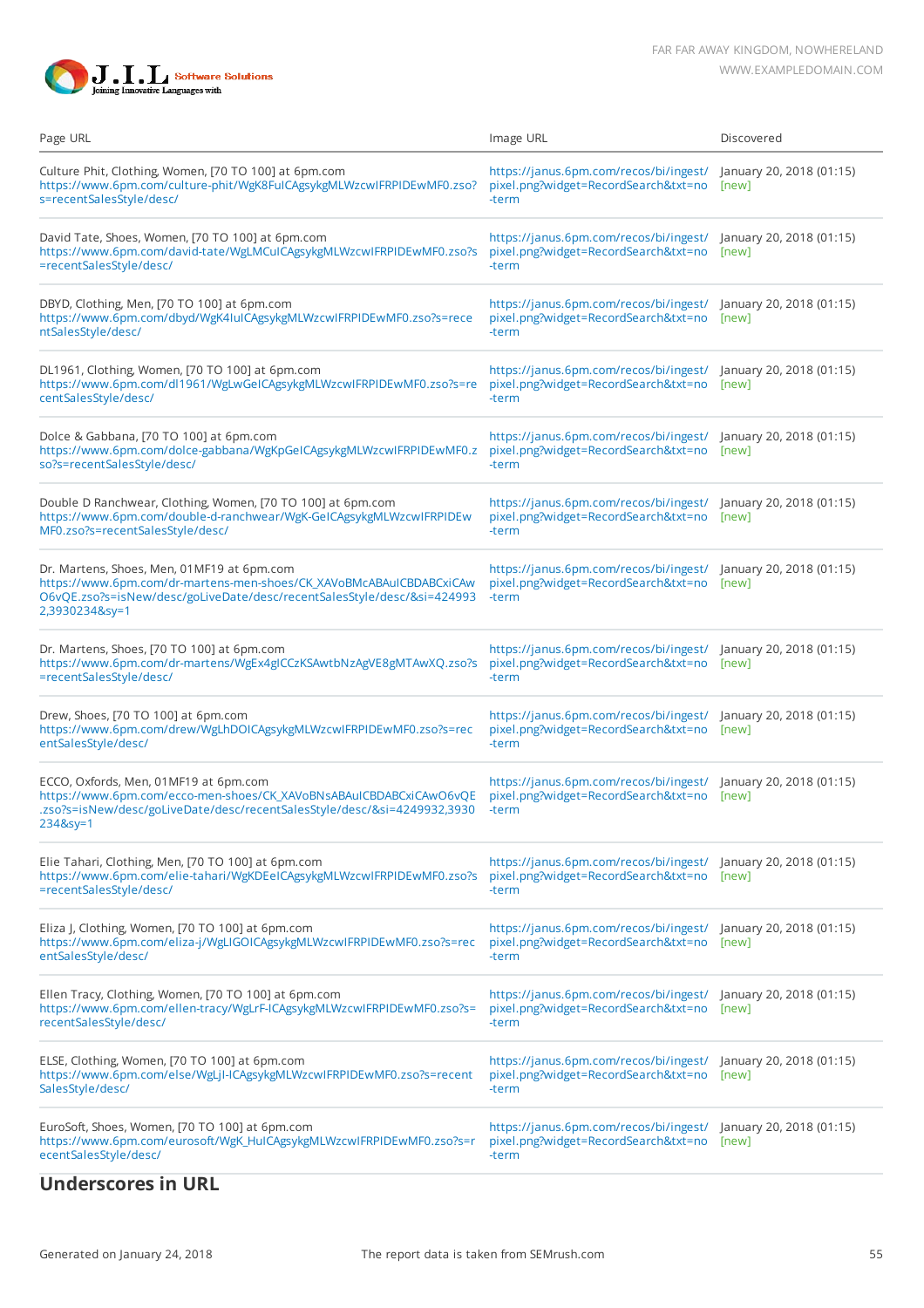| Page URL | Image URL | Discovered |
|---|---|---|
| Culture Phit, Clothing, Women, [70 TO 100] at 6pm.com https://www.6pm.com/culture-phit/WgK8FuICAgsykgMLWzcwIFRPIDEwMF0.zso?s=recentSalesStyle/desc/ | https://janus.6pm.com/recos/bi/ingest/pixel.png?widget=RecordSearch&txt=no-term | January 20, 2018 (01:15) [new] |
| David Tate, Shoes, Women, [70 TO 100] at 6pm.com https://www.6pm.com/david-tate/WgLMCuICAgsykgMLWzcwIFRPIDEwMF0.zso?s=recentSalesStyle/desc/ | https://janus.6pm.com/recos/bi/ingest/pixel.png?widget=RecordSearch&txt=no-term | January 20, 2018 (01:15) [new] |
| DBYD, Clothing, Men, [70 TO 100] at 6pm.com https://www.6pm.com/dbyd/WgK4IuICAgsykgMLWzcwIFRPIDEwMF0.zso?s=recentSalesStyle/desc/ | https://janus.6pm.com/recos/bi/ingest/pixel.png?widget=RecordSearch&txt=no-term | January 20, 2018 (01:15) [new] |
| DL1961, Clothing, Women, [70 TO 100] at 6pm.com https://www.6pm.com/dl1961/WgLwGeICAgsykgMLWzcwIFRPIDEwMF0.zso?s=recentSalesStyle/desc/ | https://janus.6pm.com/recos/bi/ingest/pixel.png?widget=RecordSearch&txt=no-term | January 20, 2018 (01:15) [new] |
| Dolce & Gabbana, [70 TO 100] at 6pm.com https://www.6pm.com/dolce-gabbana/WgKpGeICAgsykgMLWzcwIFRPIDEwMF0.zso?s=recentSalesStyle/desc/ | https://janus.6pm.com/recos/bi/ingest/pixel.png?widget=RecordSearch&txt=no-term | January 20, 2018 (01:15) [new] |
| Double D Ranchwear, Clothing, Women, [70 TO 100] at 6pm.com https://www.6pm.com/double-d-ranchwear/WgK-GeICAgsykgMLWzcwIFRPIDEwMF0.zso?s=recentSalesStyle/desc/ | https://janus.6pm.com/recos/bi/ingest/pixel.png?widget=RecordSearch&txt=no-term | January 20, 2018 (01:15) [new] |
| Dr. Martens, Shoes, Men, 01MF19 at 6pm.com https://www.6pm.com/dr-martens-men-shoes/CK_XAVoBMcABAuICBDABCxiCAwO6vQE.zso?s=isNew/desc/goLiveDate/desc/recentSalesStyle/desc/&si=4249932,3930234&sy=1 | https://janus.6pm.com/recos/bi/ingest/pixel.png?widget=RecordSearch&txt=no-term | January 20, 2018 (01:15) [new] |
| Dr. Martens, Shoes, [70 TO 100] at 6pm.com https://www.6pm.com/dr-martens/WgEx4gICCzKSAwtbNzAgVE8gMTAwXQ.zso?s=recentSalesStyle/desc/ | https://janus.6pm.com/recos/bi/ingest/pixel.png?widget=RecordSearch&txt=no-term | January 20, 2018 (01:15) [new] |
| Drew, Shoes, [70 TO 100] at 6pm.com https://www.6pm.com/drew/WgLhDOICAgsykgMLWzcwIFRPIDEwMF0.zso?s=recentSalesStyle/desc/ | https://janus.6pm.com/recos/bi/ingest/pixel.png?widget=RecordSearch&txt=no-term | January 20, 2018 (01:15) [new] |
| ECCO, Oxfords, Men, 01MF19 at 6pm.com https://www.6pm.com/ecco-men-shoes/CK_XAVoBNsABAuICBDABCxiCAwO6vQE.zso?s=isNew/desc/goLiveDate/desc/recentSalesStyle/desc/&si=4249932,3930234&sy=1 | https://janus.6pm.com/recos/bi/ingest/pixel.png?widget=RecordSearch&txt=no-term | January 20, 2018 (01:15) [new] |
| Elie Tahari, Clothing, Men, [70 TO 100] at 6pm.com https://www.6pm.com/elie-tahari/WgKDEeICAgsykgMLWzcwIFRPIDEwMF0.zso?s=recentSalesStyle/desc/ | https://janus.6pm.com/recos/bi/ingest/pixel.png?widget=RecordSearch&txt=no-term | January 20, 2018 (01:15) [new] |
| Eliza J, Clothing, Women, [70 TO 100] at 6pm.com https://www.6pm.com/eliza-j/WgLIGOICAgsykgMLWzcwIFRPIDEwMF0.zso?s=recentSalesStyle/desc/ | https://janus.6pm.com/recos/bi/ingest/pixel.png?widget=RecordSearch&txt=no-term | January 20, 2018 (01:15) [new] |
| Ellen Tracy, Clothing, Women, [70 TO 100] at 6pm.com https://www.6pm.com/ellen-tracy/WgLrF-ICAgsykgMLWzcwIFRPIDEwMF0.zso?s=recentSalesStyle/desc/ | https://janus.6pm.com/recos/bi/ingest/pixel.png?widget=RecordSearch&txt=no-term | January 20, 2018 (01:15) [new] |
| ELSE, Clothing, Women, [70 TO 100] at 6pm.com https://www.6pm.com/else/WgLjI-ICAgsykgMLWzcwIFRPIDEwMF0.zso?s=recentSalesStyle/desc/ | https://janus.6pm.com/recos/bi/ingest/pixel.png?widget=RecordSearch&txt=no-term | January 20, 2018 (01:15) [new] |
| EuroSoft, Shoes, Women, [70 TO 100] at 6pm.com https://www.6pm.com/eurosoft/WgK_HuICAgsykgMLWzcwIFRPIDEwMF0.zso?s=recentSalesStyle/desc/ | https://janus.6pm.com/recos/bi/ingest/pixel.png?widget=RecordSearch&txt=no-term | January 20, 2018 (01:15) [new] |

## Underscores in URL

Generated on January 24, 2018 — The report data is taken from SEMrush.com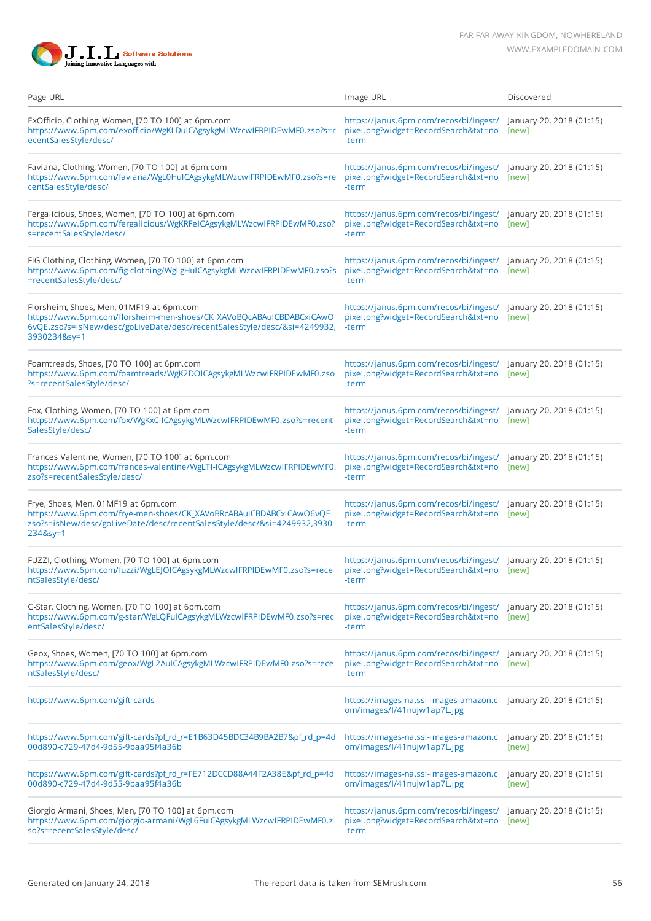| Page URL | Image URL | Discovered |
|---|---|---|
| ExOfficio, Clothing, Women, [70 TO 100] at 6pm.com https://www.6pm.com/exofficio/WgKLDuICAgsykgMLWzcwIFRPIDEwMF0.zso?s=recentSalesStyle/desc/ | https://janus.6pm.com/recos/bi/ingest/pixel.png?widget=RecordSearch&txt=no-term | January 20, 2018 (01:15) [new] |
| Faviana, Clothing, Women, [70 TO 100] at 6pm.com https://www.6pm.com/faviana/WgL0HuICAgsykgMLWzcwIFRPIDEwMF0.zso?s=recentSalesStyle/desc/ | https://janus.6pm.com/recos/bi/ingest/pixel.png?widget=RecordSearch&txt=no-term | January 20, 2018 (01:15) [new] |
| Fergalicious, Shoes, Women, [70 TO 100] at 6pm.com https://www.6pm.com/fergalicious/WgKRFeICAgsykgMLWzcwIFRPIDEwMF0.zso?s=recentSalesStyle/desc/ | https://janus.6pm.com/recos/bi/ingest/pixel.png?widget=RecordSearch&txt=no-term | January 20, 2018 (01:15) [new] |
| FIG Clothing, Clothing, Women, [70 TO 100] at 6pm.com https://www.6pm.com/fig-clothing/WgLgHuICAgsykgMLWzcwIFRPIDEwMF0.zso?s=recentSalesStyle/desc/ | https://janus.6pm.com/recos/bi/ingest/pixel.png?widget=RecordSearch&txt=no-term | January 20, 2018 (01:15) [new] |
| Florsheim, Shoes, Men, 01MF19 at 6pm.com https://www.6pm.com/florsheim-men-shoes/CK_XAVoBQcABAuICBDABCxiCAwO6vQE.zso?s=isNew/desc/goLiveDate/desc/recentSalesStyle/desc/&si=4249932,3930234&sy=1 | https://janus.6pm.com/recos/bi/ingest/pixel.png?widget=RecordSearch&txt=no-term | January 20, 2018 (01:15) [new] |
| Foamtreads, Shoes, [70 TO 100] at 6pm.com https://www.6pm.com/foamtreads/WgK2DOICAgsykgMLWzcwIFRPIDEwMF0.zso?s=recentSalesStyle/desc/ | https://janus.6pm.com/recos/bi/ingest/pixel.png?widget=RecordSearch&txt=no-term | January 20, 2018 (01:15) [new] |
| Fox, Clothing, Women, [70 TO 100] at 6pm.com https://www.6pm.com/fox/WgKxC-ICAgsykgMLWzcwIFRPIDEwMF0.zso?s=recentSalesStyle/desc/ | https://janus.6pm.com/recos/bi/ingest/pixel.png?widget=RecordSearch&txt=no-term | January 20, 2018 (01:15) [new] |
| Frances Valentine, Women, [70 TO 100] at 6pm.com https://www.6pm.com/frances-valentine/WgLTI-ICAgsykgMLWzcwIFRPIDEwMF0.zso?s=recentSalesStyle/desc/ | https://janus.6pm.com/recos/bi/ingest/pixel.png?widget=RecordSearch&txt=no-term | January 20, 2018 (01:15) [new] |
| Frye, Shoes, Men, 01MF19 at 6pm.com https://www.6pm.com/frye-men-shoes/CK_XAVoBRcABAuICBDABCxiCAwO6vQE.zso?s=isNew/desc/goLiveDate/desc/recentSalesStyle/desc/&si=4249932,3930234&sy=1 | https://janus.6pm.com/recos/bi/ingest/pixel.png?widget=RecordSearch&txt=no-term | January 20, 2018 (01:15) [new] |
| FUZZI, Clothing, Women, [70 TO 100] at 6pm.com https://www.6pm.com/fuzzi/WgLEJOICAgsykgMLWzcwIFRPIDEwMF0.zso?s=recentSalesStyle/desc/ | https://janus.6pm.com/recos/bi/ingest/pixel.png?widget=RecordSearch&txt=no-term | January 20, 2018 (01:15) [new] |
| G-Star, Clothing, Women, [70 TO 100] at 6pm.com https://www.6pm.com/g-star/WgLQFuICAgsykgMLWzcwIFRPIDEwMF0.zso?s=recentSalesStyle/desc/ | https://janus.6pm.com/recos/bi/ingest/pixel.png?widget=RecordSearch&txt=no-term | January 20, 2018 (01:15) [new] |
| Geox, Shoes, Women, [70 TO 100] at 6pm.com https://www.6pm.com/geox/WgL2AuICAgsykgMLWzcwIFRPIDEwMF0.zso?s=recentSalesStyle/desc/ | https://janus.6pm.com/recos/bi/ingest/pixel.png?widget=RecordSearch&txt=no-term | January 20, 2018 (01:15) [new] |
| https://www.6pm.com/gift-cards | https://images-na.ssl-images-amazon.com/images/I/41nujw1ap7L.jpg | January 20, 2018 (01:15) |
| https://www.6pm.com/gift-cards?pf_rd_r=E1B63D45BDC34B9BA2B7&pf_rd_p=4d00d890-c729-47d4-9d55-9baa95f4a36b | https://images-na.ssl-images-amazon.com/images/I/41nujw1ap7L.jpg | January 20, 2018 (01:15) [new] |
| https://www.6pm.com/gift-cards?pf_rd_r=FE712DCCD88A44F2A38E&pf_rd_p=4d00d890-c729-47d4-9d55-9baa95f4a36b | https://images-na.ssl-images-amazon.com/images/I/41nujw1ap7L.jpg | January 20, 2018 (01:15) [new] |
| Giorgio Armani, Shoes, Men, [70 TO 100] at 6pm.com https://www.6pm.com/giorgio-armani/WgL6FuICAgsykgMLWzcwIFRPIDEwMF0.zso?s=recentSalesStyle/desc/ | https://janus.6pm.com/recos/bi/ingest/pixel.png?widget=RecordSearch&txt=no-term | January 20, 2018 (01:15) [new] |

Generated on January 24, 2018 The report data is taken from SEMrush.com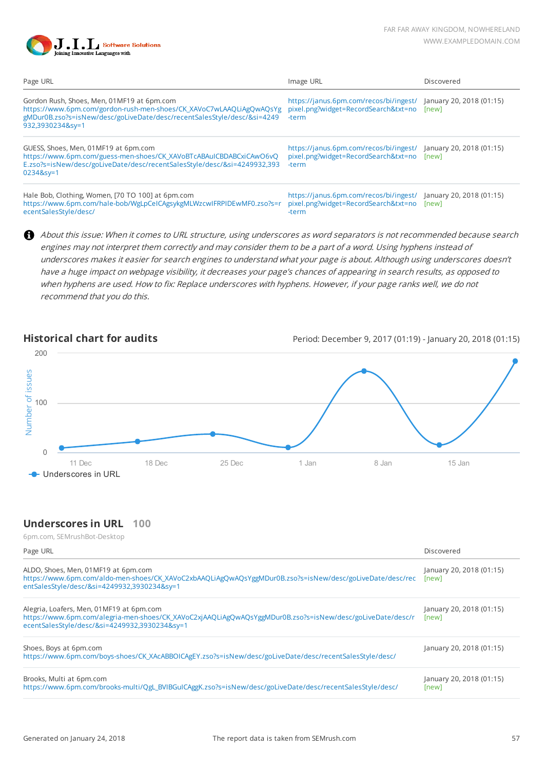| Page URL | Image URL | Discovered |
|---|---|---|
| Gordon Rush, Shoes, Men, 01MF19 at 6pm.com https://www.6pm.com/gordon-rush-men-shoes/CK_XAVoC7wLAAQLiAgQwAQsYggMDur0B.zso?s=isNew/desc/goLiveDate/desc/recentSalesStyle/desc/&si=4249932,3930234&sy=1 | https://janus.6pm.com/recos/bi/ingest/pixel.png?widget=RecordSearch&txt=no-term | January 20, 2018 (01:15) [new] |
| GUESS, Shoes, Men, 01MF19 at 6pm.com https://www.6pm.com/guess-men-shoes/CK_XAVoBTcABAuICBDABCxiCAwO6vQE.zso?s=isNew/desc/goLiveDate/desc/recentSalesStyle/desc/&si=4249932,3930234&sy=1 | https://janus.6pm.com/recos/bi/ingest/pixel.png?widget=RecordSearch&txt=no-term | January 20, 2018 (01:15) [new] |
| Hale Bob, Clothing, Women, [70 TO 100] at 6pm.com https://www.6pm.com/hale-bob/WgLpCeICAgsykgMLWzcwIFRPIDEwMF0.zso?s=recentSalesStyle/desc/ | https://janus.6pm.com/recos/bi/ingest/pixel.png?widget=RecordSearch&txt=no-term | January 20, 2018 (01:15) [new] |

*About this issue: When it comes to URL structure, using underscores as word separators is not recommended because search engines may not interpret them correctly and may consider them to be a part of a word. Using hyphens instead of underscores makes it easier for search engines to understand what your page is about. Although using underscores doesn't have a huge impact on webpage visibility, it decreases your page's chances of appearing in search results, as opposed to when hyphens are used. How to fix: Replace underscores with hyphens. However, if your page ranks well, we do not recommend that you do this.*

## Historical chart for audits

Period: December 9, 2017 (01:19) - January 20, 2018 (01:15)

Number of issues: 0, 100, 200

11 Dec, 18 Dec, 25 Dec, 1 Jan, 8 Jan, 15 Jan

Underscores in URL

## Underscores in URL 100

6pm.com, SEMrushBot-Desktop

| Page URL | Discovered |
|---|---|
| ALDO, Shoes, Men, 01MF19 at 6pm.com https://www.6pm.com/aldo-men-shoes/CK_XAVoC2xbAAQLiAgQwAQsYggMDur0B.zso?s=isNew/desc/goLiveDate/desc/recentSalesStyle/desc/&si=4249932,3930234&sy=1 | January 20, 2018 (01:15) [new] |
| Alegria, Loafers, Men, 01MF19 at 6pm.com https://www.6pm.com/alegria-men-shoes/CK_XAVoC2xjAAQLiAgQwAQsYggMDur0B.zso?s=isNew/desc/goLiveDate/desc/recentSalesStyle/desc/&si=4249932,3930234&sy=1 | January 20, 2018 (01:15) [new] |
| Shoes, Boys at 6pm.com https://www.6pm.com/boys-shoes/CK_XAcABBOICAgEY.zso?s=isNew/desc/goLiveDate/desc/recentSalesStyle/desc/ | January 20, 2018 (01:15) |
| Brooks, Multi at 6pm.com https://www.6pm.com/brooks-multi/QgL_BVIBGuICAggK.zso?s=isNew/desc/goLiveDate/desc/recentSalesStyle/desc/ | January 20, 2018 (01:15) [new] |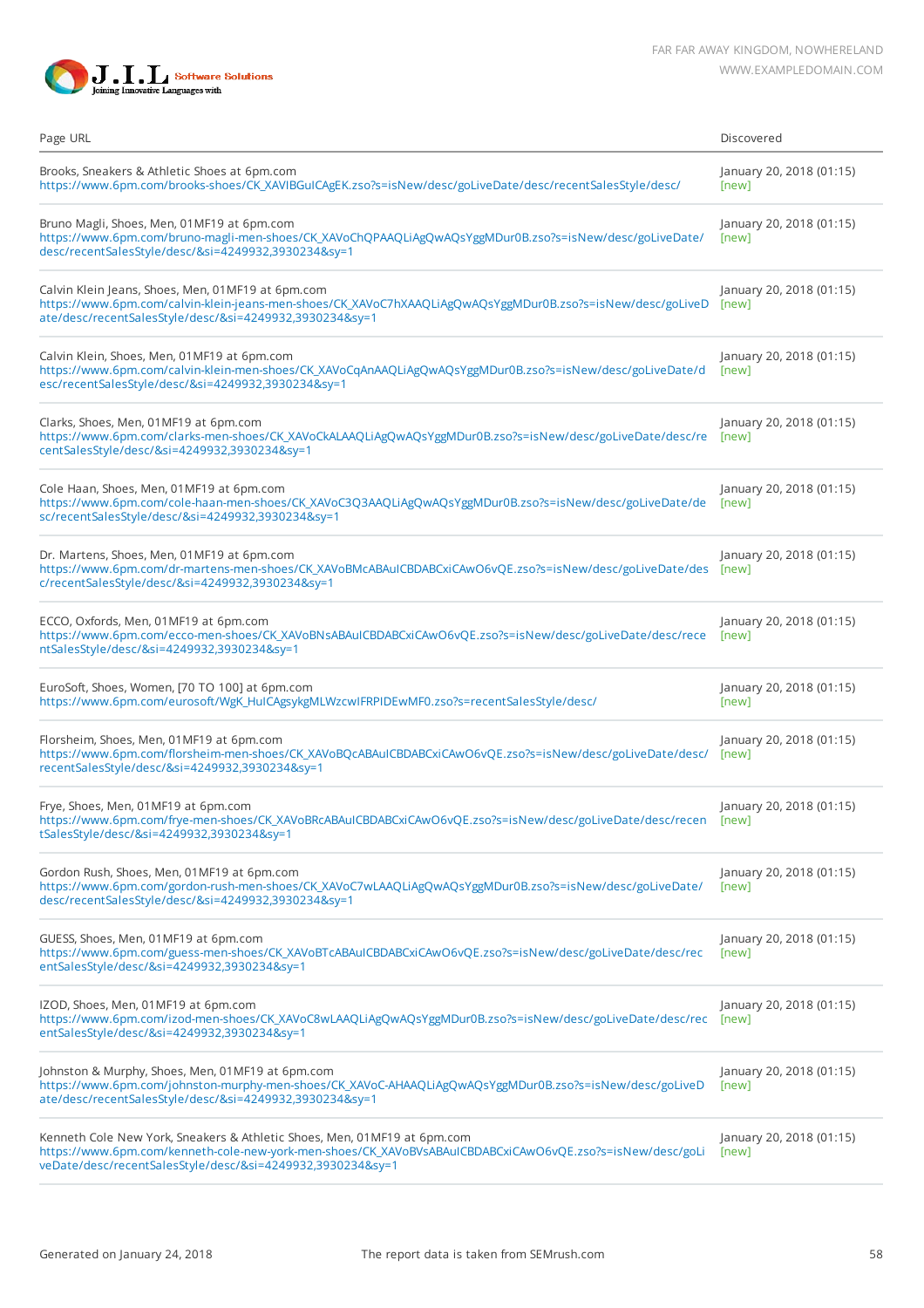| Page URL | Discovered |
|---|---|
| Brooks, Sneakers & Athletic Shoes at 6pm.com<br>https://www.6pm.com/brooks-shoes/CK_XAVIBGuICAgEK.zso?s=isNew/desc/goLiveDate/desc/recentSalesStyle/desc/ | January 20, 2018 (01:15)<br>[new] |
| Bruno Magli, Shoes, Men, 01MF19 at 6pm.com<br>https://www.6pm.com/bruno-magli-men-shoes/CK_XAVoChQPAAQLiAgQwAQsYggMDur0B.zso?s=isNew/desc/goLiveDate/desc/recentSalesStyle/desc/&si=4249932,3930234&sy=1 | January 20, 2018 (01:15)<br>[new] |
| Calvin Klein Jeans, Shoes, Men, 01MF19 at 6pm.com<br>https://www.6pm.com/calvin-klein-jeans-men-shoes/CK_XAVoC7hXAAQLiAgQwAQsYggMDur0B.zso?s=isNew/desc/goLiveDate/desc/recentSalesStyle/desc/&si=4249932,3930234&sy=1 | January 20, 2018 (01:15)<br>[new] |
| Calvin Klein, Shoes, Men, 01MF19 at 6pm.com<br>https://www.6pm.com/calvin-klein-men-shoes/CK_XAVoCqAnAAQLiAgQwAQsYggMDur0B.zso?s=isNew/desc/goLiveDate/desc/recentSalesStyle/desc/&si=4249932,3930234&sy=1 | January 20, 2018 (01:15)<br>[new] |
| Clarks, Shoes, Men, 01MF19 at 6pm.com<br>https://www.6pm.com/clarks-men-shoes/CK_XAVoCkALAAQLiAgQwAQsYggMDur0B.zso?s=isNew/desc/goLiveDate/desc/recentSalesStyle/desc/&si=4249932,3930234&sy=1 | January 20, 2018 (01:15)<br>[new] |
| Cole Haan, Shoes, Men, 01MF19 at 6pm.com<br>https://www.6pm.com/cole-haan-men-shoes/CK_XAVoC3Q3AAQLiAgQwAQsYggMDur0B.zso?s=isNew/desc/goLiveDate/desc/recentSalesStyle/desc/&si=4249932,3930234&sy=1 | January 20, 2018 (01:15)<br>[new] |
| Dr. Martens, Shoes, Men, 01MF19 at 6pm.com<br>https://www.6pm.com/dr-martens-men-shoes/CK_XAVoBMcABAuICBDABCxiCAwO6vQE.zso?s=isNew/desc/goLiveDate/desc/recentSalesStyle/desc/&si=4249932,3930234&sy=1 | January 20, 2018 (01:15)<br>[new] |
| ECCO, Oxfords, Men, 01MF19 at 6pm.com<br>https://www.6pm.com/ecco-men-shoes/CK_XAVoBNsABAuICBDABCxiCAwO6vQE.zso?s=isNew/desc/goLiveDate/desc/recentSalesStyle/desc/&si=4249932,3930234&sy=1 | January 20, 2018 (01:15)<br>[new] |
| EuroSoft, Shoes, Women, [70 TO 100] at 6pm.com<br>https://www.6pm.com/eurosoft/WgK_HulCAgsykgMLWzcwIFRPIDEwMF0.zso?s=recentSalesStyle/desc/ | January 20, 2018 (01:15)<br>[new] |
| Florsheim, Shoes, Men, 01MF19 at 6pm.com<br>https://www.6pm.com/florsheim-men-shoes/CK_XAVoBQcABAuICBDABCxiCAwO6vQE.zso?s=isNew/desc/goLiveDate/desc/recentSalesStyle/desc/&si=4249932,3930234&sy=1 | January 20, 2018 (01:15)<br>[new] |
| Frye, Shoes, Men, 01MF19 at 6pm.com<br>https://www.6pm.com/frye-men-shoes/CK_XAVoBRcABAuICBDABCxiCAwO6vQE.zso?s=isNew/desc/goLiveDate/desc/recentSalesStyle/desc/&si=4249932,3930234&sy=1 | January 20, 2018 (01:15)<br>[new] |
| Gordon Rush, Shoes, Men, 01MF19 at 6pm.com<br>https://www.6pm.com/gordon-rush-men-shoes/CK_XAVoC7wLAAQLiAgQwAQsYggMDur0B.zso?s=isNew/desc/goLiveDate/desc/recentSalesStyle/desc/&si=4249932,3930234&sy=1 | January 20, 2018 (01:15)<br>[new] |
| GUESS, Shoes, Men, 01MF19 at 6pm.com<br>https://www.6pm.com/guess-men-shoes/CK_XAVoBTcABAuICBDABCxiCAwO6vQE.zso?s=isNew/desc/goLiveDate/desc/recentSalesStyle/desc/&si=4249932,3930234&sy=1 | January 20, 2018 (01:15)<br>[new] |
| IZOD, Shoes, Men, 01MF19 at 6pm.com<br>https://www.6pm.com/izod-men-shoes/CK_XAVoC8wLAAQLiAgQwAQsYggMDur0B.zso?s=isNew/desc/goLiveDate/desc/recentSalesStyle/desc/&si=4249932,3930234&sy=1 | January 20, 2018 (01:15)<br>[new] |
| Johnston & Murphy, Shoes, Men, 01MF19 at 6pm.com<br>https://www.6pm.com/johnston-murphy-men-shoes/CK_XAVoC-AHAAQLiAgQwAQsYggMDur0B.zso?s=isNew/desc/goLiveDate/desc/recentSalesStyle/desc/&si=4249932,3930234&sy=1 | January 20, 2018 (01:15)<br>[new] |
| Kenneth Cole New York, Sneakers & Athletic Shoes, Men, 01MF19 at 6pm.com<br>https://www.6pm.com/kenneth-cole-new-york-men-shoes/CK_XAVoBVsABAuICBDABCxiCAwO6vQE.zso?s=isNew/desc/goLiveDate/desc/recentSalesStyle/desc/&si=4249932,3930234&sy=1 | January 20, 2018 (01:15)<br>[new] |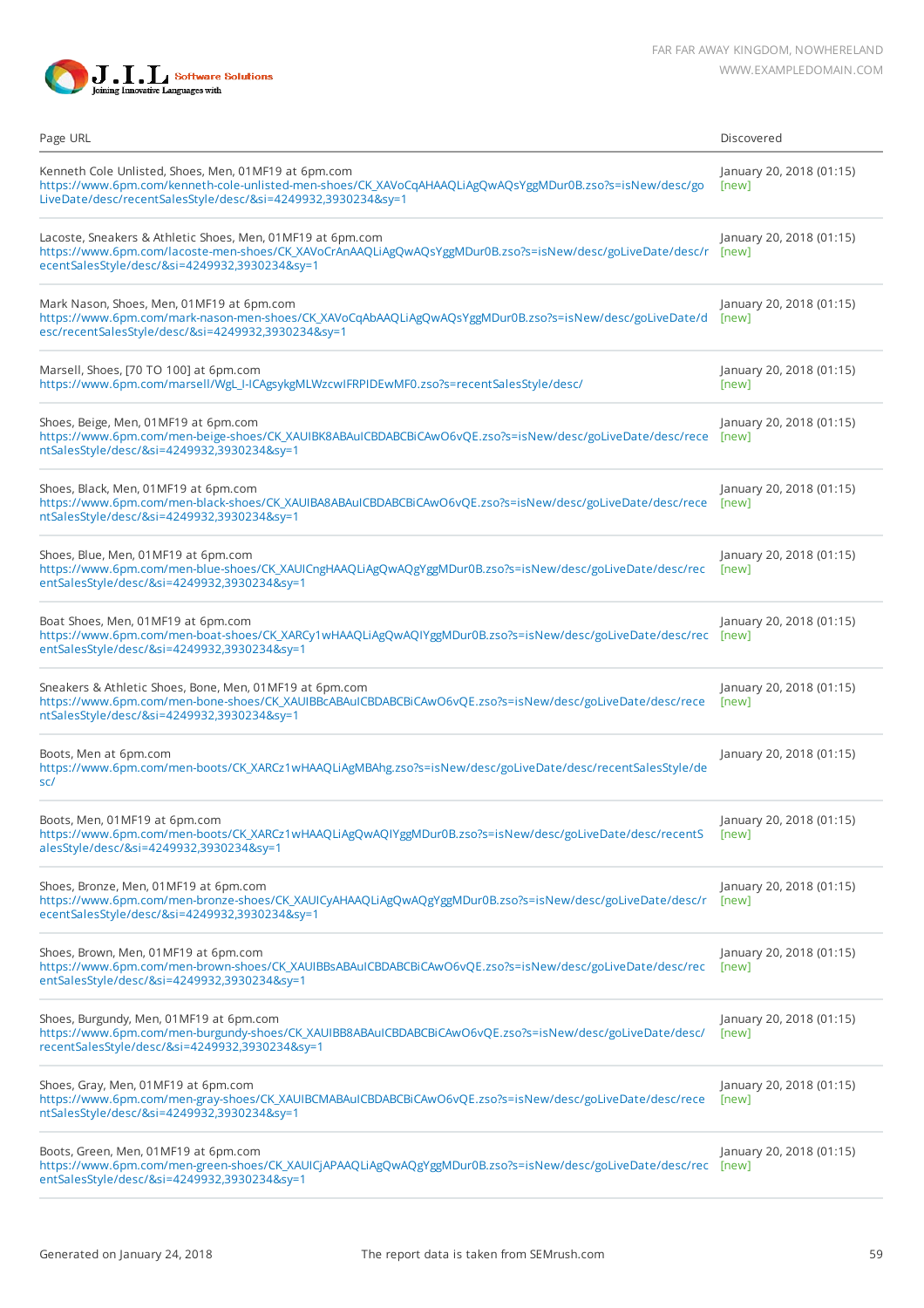| Page URL | Discovered |
| --- | --- |
| Kenneth Cole Unlisted, Shoes, Men, 01MF19 at 6pm.com https://www.6pm.com/kenneth-cole-unlisted-men-shoes/CK_XAVoCqAHAAQLiAgQwAQsYggMDur0B.zso?s=isNew/desc/goLiveDate/desc/recentSalesStyle/desc/&si=4249932,3930234&sy=1 | January 20, 2018 (01:15) [new] |
| Lacoste, Sneakers & Athletic Shoes, Men, 01MF19 at 6pm.com https://www.6pm.com/lacoste-men-shoes/CK_XAVoCrAnAAQLiAgQwAQsYggMDur0B.zso?s=isNew/desc/goLiveDate/desc/recentSalesStyle/desc/&si=4249932,3930234&sy=1 | January 20, 2018 (01:15) [new] |
| Mark Nason, Shoes, Men, 01MF19 at 6pm.com https://www.6pm.com/mark-nason-men-shoes/CK_XAVoCqAbAAQLiAgQwAQsYggMDur0B.zso?s=isNew/desc/goLiveDate/desc/recentSalesStyle/desc/&si=4249932,3930234&sy=1 | January 20, 2018 (01:15) [new] |
| Marsell, Shoes, [70 TO 100] at 6pm.com https://www.6pm.com/marsell/WgL_I-ICAgsykgMLWzcwIFRPIDEwMF0.zso?s=recentSalesStyle/desc/ | January 20, 2018 (01:15) [new] |
| Shoes, Beige, Men, 01MF19 at 6pm.com https://www.6pm.com/men-beige-shoes/CK_XAUIBK8ABAuICBDABCBiCAwO6vQE.zso?s=isNew/desc/goLiveDate/desc/recentSalesStyle/desc/&si=4249932,3930234&sy=1 | January 20, 2018 (01:15) [new] |
| Shoes, Black, Men, 01MF19 at 6pm.com https://www.6pm.com/men-black-shoes/CK_XAUIBA8ABAuICBDABCBiCAwO6vQE.zso?s=isNew/desc/goLiveDate/desc/recentSalesStyle/desc/&si=4249932,3930234&sy=1 | January 20, 2018 (01:15) [new] |
| Shoes, Blue, Men, 01MF19 at 6pm.com https://www.6pm.com/men-blue-shoes/CK_XAUICngHAAQLiAgQwAQgYggMDur0B.zso?s=isNew/desc/goLiveDate/desc/recentSalesStyle/desc/&si=4249932,3930234&sy=1 | January 20, 2018 (01:15) [new] |
| Boat Shoes, Men, 01MF19 at 6pm.com https://www.6pm.com/men-boat-shoes/CK_XARCy1wHAAQLiAgQwAQIYggMDur0B.zso?s=isNew/desc/goLiveDate/desc/recentSalesStyle/desc/&si=4249932,3930234&sy=1 | January 20, 2018 (01:15) [new] |
| Sneakers & Athletic Shoes, Bone, Men, 01MF19 at 6pm.com https://www.6pm.com/men-bone-shoes/CK_XAUIBBcABAuICBDABCBiCAwO6vQE.zso?s=isNew/desc/goLiveDate/desc/recentSalesStyle/desc/&si=4249932,3930234&sy=1 | January 20, 2018 (01:15) [new] |
| Boots, Men at 6pm.com https://www.6pm.com/men-boots/CK_XARCz1wHAAQLiAgMBAhg.zso?s=isNew/desc/goLiveDate/desc/recentSalesStyle/desc/ | January 20, 2018 (01:15) |
| Boots, Men, 01MF19 at 6pm.com https://www.6pm.com/men-boots/CK_XARCz1wHAAQLiAgQwAQIYggMDur0B.zso?s=isNew/desc/goLiveDate/desc/recentSalesStyle/desc/&si=4249932,3930234&sy=1 | January 20, 2018 (01:15) [new] |
| Shoes, Bronze, Men, 01MF19 at 6pm.com https://www.6pm.com/men-bronze-shoes/CK_XAUICyAHAAQLiAgQwAQgYggMDur0B.zso?s=isNew/desc/goLiveDate/desc/recentSalesStyle/desc/&si=4249932,3930234&sy=1 | January 20, 2018 (01:15) [new] |
| Shoes, Brown, Men, 01MF19 at 6pm.com https://www.6pm.com/men-brown-shoes/CK_XAUIBBsABAuICBDABCBiCAwO6vQE.zso?s=isNew/desc/goLiveDate/desc/recentSalesStyle/desc/&si=4249932,3930234&sy=1 | January 20, 2018 (01:15) [new] |
| Shoes, Burgundy, Men, 01MF19 at 6pm.com https://www.6pm.com/men-burgundy-shoes/CK_XAUIBB8ABAuICBDABCBiCAwO6vQE.zso?s=isNew/desc/goLiveDate/desc/recentSalesStyle/desc/&si=4249932,3930234&sy=1 | January 20, 2018 (01:15) [new] |
| Shoes, Gray, Men, 01MF19 at 6pm.com https://www.6pm.com/men-gray-shoes/CK_XAUIBCMABAuICBDABCBiCAwO6vQE.zso?s=isNew/desc/goLiveDate/desc/recentSalesStyle/desc/&si=4249932,3930234&sy=1 | January 20, 2018 (01:15) [new] |
| Boots, Green, Men, 01MF19 at 6pm.com https://www.6pm.com/men-green-shoes/CK_XAUICjAPAAQLiAgQwAQgYggMDur0B.zso?s=isNew/desc/goLiveDate/desc/recentSalesStyle/desc/&si=4249932,3930234&sy=1 | January 20, 2018 (01:15) [new] |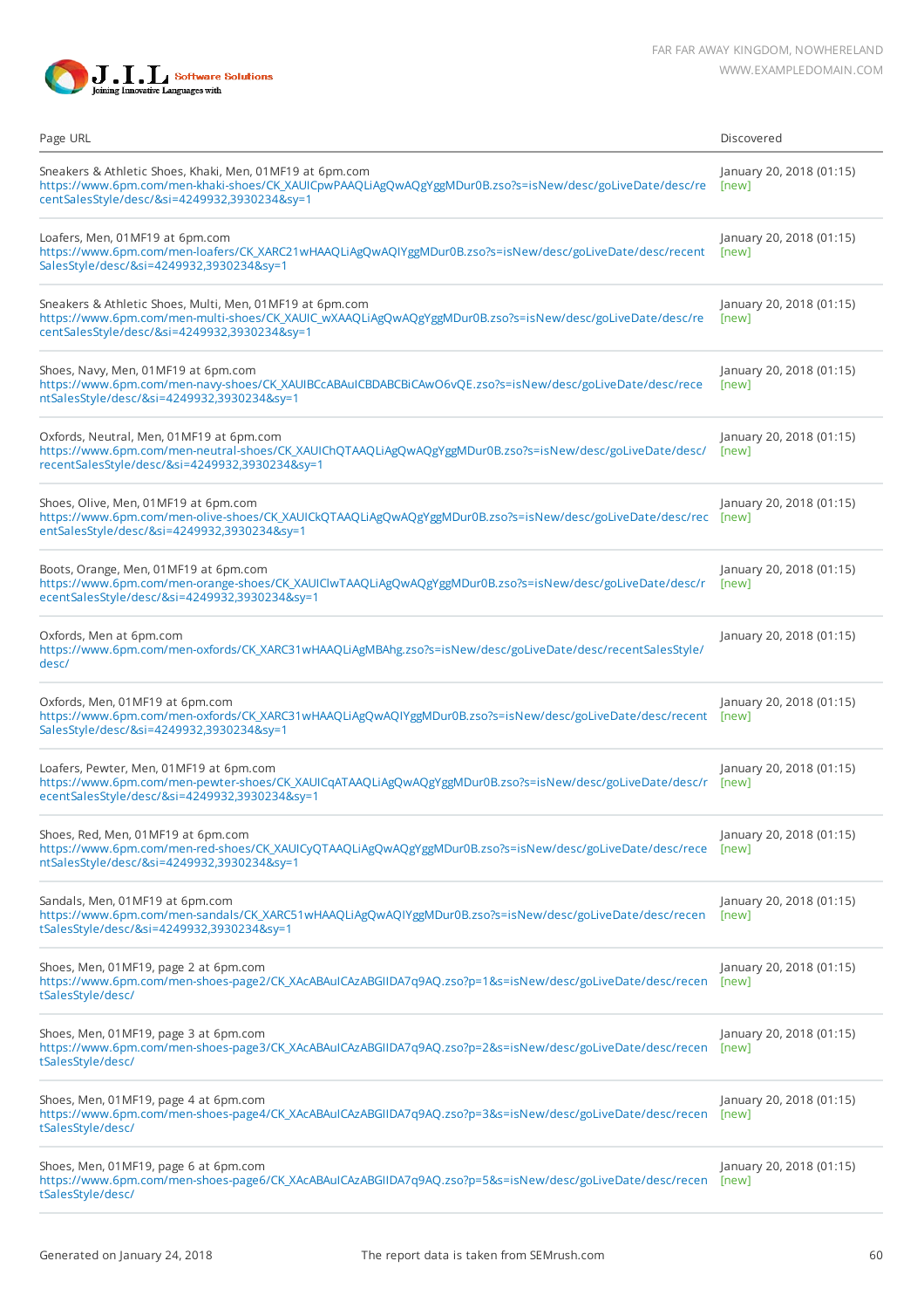| Page URL | Discovered |
|---|---|
| Sneakers & Athletic Shoes, Khaki, Men, 01MF19 at 6pm.com<br>https://www.6pm.com/men-khaki-shoes/CK_XAUICpwPAAQLiAgQwAQgYggMDur0B.zso?s=isNew/desc/goLiveDate/desc/recentSalesStyle/desc/&si=4249932,3930234&sy=1 | January 20, 2018 (01:15)<br>[new] |
| Loafers, Men, 01MF19 at 6pm.com<br>https://www.6pm.com/men-loafers/CK_XARC21wHAAQLiAgQwAQIYggMDur0B.zso?s=isNew/desc/goLiveDate/desc/recentSalesStyle/desc/&si=4249932,3930234&sy=1 | January 20, 2018 (01:15)<br>[new] |
| Sneakers & Athletic Shoes, Multi, Men, 01MF19 at 6pm.com<br>https://www.6pm.com/men-multi-shoes/CK_XAUIC_wXAAQLiAgQwAQgYggMDur0B.zso?s=isNew/desc/goLiveDate/desc/recentSalesStyle/desc/&si=4249932,3930234&sy=1 | January 20, 2018 (01:15)<br>[new] |
| Shoes, Navy, Men, 01MF19 at 6pm.com<br>https://www.6pm.com/men-navy-shoes/CK_XAUIBCcABAuICBDABCBiCAwO6vQE.zso?s=isNew/desc/goLiveDate/desc/recentSalesStyle/desc/&si=4249932,3930234&sy=1 | January 20, 2018 (01:15)<br>[new] |
| Oxfords, Neutral, Men, 01MF19 at 6pm.com<br>https://www.6pm.com/men-neutral-shoes/CK_XAUIChQTAAQLiAgQwAQgYggMDur0B.zso?s=isNew/desc/goLiveDate/desc/recentSalesStyle/desc/&si=4249932,3930234&sy=1 | January 20, 2018 (01:15)<br>[new] |
| Shoes, Olive, Men, 01MF19 at 6pm.com<br>https://www.6pm.com/men-olive-shoes/CK_XAUICkQTAAQLiAgQwAQgYggMDur0B.zso?s=isNew/desc/goLiveDate/desc/recentSalesStyle/desc/&si=4249932,3930234&sy=1 | January 20, 2018 (01:15)<br>[new] |
| Boots, Orange, Men, 01MF19 at 6pm.com<br>https://www.6pm.com/men-orange-shoes/CK_XAUIClwTAAQLiAgQwAQgYggMDur0B.zso?s=isNew/desc/goLiveDate/desc/recentSalesStyle/desc/&si=4249932,3930234&sy=1 | January 20, 2018 (01:15)<br>[new] |
| Oxfords, Men at 6pm.com<br>https://www.6pm.com/men-oxfords/CK_XARC31wHAAQLiAgMBAhg.zso?s=isNew/desc/goLiveDate/desc/recentSalesStyle/desc/ | January 20, 2018 (01:15) |
| Oxfords, Men, 01MF19 at 6pm.com<br>https://www.6pm.com/men-oxfords/CK_XARC31wHAAQLiAgQwAQIYggMDur0B.zso?s=isNew/desc/goLiveDate/desc/recentSalesStyle/desc/&si=4249932,3930234&sy=1 | January 20, 2018 (01:15)<br>[new] |
| Loafers, Pewter, Men, 01MF19 at 6pm.com<br>https://www.6pm.com/men-pewter-shoes/CK_XAUICqATAAQLiAgQwAQgYggMDur0B.zso?s=isNew/desc/goLiveDate/desc/recentSalesStyle/desc/&si=4249932,3930234&sy=1 | January 20, 2018 (01:15)<br>[new] |
| Shoes, Red, Men, 01MF19 at 6pm.com<br>https://www.6pm.com/men-red-shoes/CK_XAUICyQTAAQLiAgQwAQgYggMDur0B.zso?s=isNew/desc/goLiveDate/desc/recentSalesStyle/desc/&si=4249932,3930234&sy=1 | January 20, 2018 (01:15)<br>[new] |
| Sandals, Men, 01MF19 at 6pm.com<br>https://www.6pm.com/men-sandals/CK_XARC51wHAAQLiAgQwAQIYggMDur0B.zso?s=isNew/desc/goLiveDate/desc/recentSalesStyle/desc/&si=4249932,3930234&sy=1 | January 20, 2018 (01:15)<br>[new] |
| Shoes, Men, 01MF19, page 2 at 6pm.com<br>https://www.6pm.com/men-shoes-page2/CK_XAcABAuICAzABGIIDA7q9AQ.zso?p=1&s=isNew/desc/goLiveDate/desc/recentSalesStyle/desc/ | January 20, 2018 (01:15)<br>[new] |
| Shoes, Men, 01MF19, page 3 at 6pm.com<br>https://www.6pm.com/men-shoes-page3/CK_XAcABAuICAzABGIIDA7q9AQ.zso?p=2&s=isNew/desc/goLiveDate/desc/recentSalesStyle/desc/ | January 20, 2018 (01:15)<br>[new] |
| Shoes, Men, 01MF19, page 4 at 6pm.com<br>https://www.6pm.com/men-shoes-page4/CK_XAcABAuICAzABGIIDA7q9AQ.zso?p=3&s=isNew/desc/goLiveDate/desc/recentSalesStyle/desc/ | January 20, 2018 (01:15)<br>[new] |
| Shoes, Men, 01MF19, page 6 at 6pm.com<br>https://www.6pm.com/men-shoes-page6/CK_XAcABAuICAzABGIIDA7q9AQ.zso?p=5&s=isNew/desc/goLiveDate/desc/recentSalesStyle/desc/ | January 20, 2018 (01:15)<br>[new] |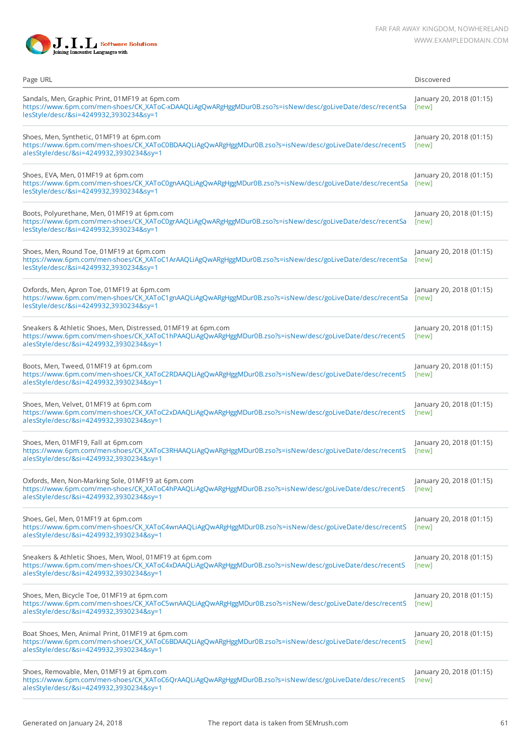| Page URL | Discovered |
|---|---|
| Sandals, Men, Graphic Print, 01MF19 at 6pm.com<br>https://www.6pm.com/men-shoes/CK_XAToC-xDAAQLiAgQwARgHggMDur0B.zso?s=isNew/desc/goLiveDate/desc/recentSalesStyle/desc/&si=4249932,3930234&sy=1 | January 20, 2018 (01:15)<br>[new] |
| Shoes, Men, Synthetic, 01MF19 at 6pm.com<br>https://www.6pm.com/men-shoes/CK_XAToC0BDAAQLiAgQwARgHggMDur0B.zso?s=isNew/desc/goLiveDate/desc/recentSalesStyle/desc/&si=4249932,3930234&sy=1 | January 20, 2018 (01:15)<br>[new] |
| Shoes, EVA, Men, 01MF19 at 6pm.com<br>https://www.6pm.com/men-shoes/CK_XAToC0gnAAQLiAgQwARgHggMDur0B.zso?s=isNew/desc/goLiveDate/desc/recentSalesStyle/desc/&si=4249932,3930234&sy=1 | January 20, 2018 (01:15)<br>[new] |
| Boots, Polyurethane, Men, 01MF19 at 6pm.com<br>https://www.6pm.com/men-shoes/CK_XAToC0grAAQLiAgQwARgHggMDur0B.zso?s=isNew/desc/goLiveDate/desc/recentSalesStyle/desc/&si=4249932,3930234&sy=1 | January 20, 2018 (01:15)<br>[new] |
| Shoes, Men, Round Toe, 01MF19 at 6pm.com<br>https://www.6pm.com/men-shoes/CK_XAToC1ArAAQLiAgQwARgHggMDur0B.zso?s=isNew/desc/goLiveDate/desc/recentSalesStyle/desc/&si=4249932,3930234&sy=1 | January 20, 2018 (01:15)<br>[new] |
| Oxfords, Men, Apron Toe, 01MF19 at 6pm.com<br>https://www.6pm.com/men-shoes/CK_XAToC1gnAAQLiAgQwARgHggMDur0B.zso?s=isNew/desc/goLiveDate/desc/recentSalesStyle/desc/&si=4249932,3930234&sy=1 | January 20, 2018 (01:15)<br>[new] |
| Sneakers & Athletic Shoes, Men, Distressed, 01MF19 at 6pm.com<br>https://www.6pm.com/men-shoes/CK_XAToC1hPAAQLiAgQwARgHggMDur0B.zso?s=isNew/desc/goLiveDate/desc/recentSalesStyle/desc/&si=4249932,3930234&sy=1 | January 20, 2018 (01:15)<br>[new] |
| Boots, Men, Tweed, 01MF19 at 6pm.com<br>https://www.6pm.com/men-shoes/CK_XAToC2RDAAQLiAgQwARgHggMDur0B.zso?s=isNew/desc/goLiveDate/desc/recentSalesStyle/desc/&si=4249932,3930234&sy=1 | January 20, 2018 (01:15)<br>[new] |
| Shoes, Men, Velvet, 01MF19 at 6pm.com<br>https://www.6pm.com/men-shoes/CK_XAToC2xDAAQLiAgQwARgHggMDur0B.zso?s=isNew/desc/goLiveDate/desc/recentSalesStyle/desc/&si=4249932,3930234&sy=1 | January 20, 2018 (01:15)<br>[new] |
| Shoes, Men, 01MF19, Fall at 6pm.com<br>https://www.6pm.com/men-shoes/CK_XAToC3RHAAQLiAgQwARgHggMDur0B.zso?s=isNew/desc/goLiveDate/desc/recentSalesStyle/desc/&si=4249932,3930234&sy=1 | January 20, 2018 (01:15)<br>[new] |
| Oxfords, Men, Non-Marking Sole, 01MF19 at 6pm.com<br>https://www.6pm.com/men-shoes/CK_XAToC4hPAAQLiAgQwARgHggMDur0B.zso?s=isNew/desc/goLiveDate/desc/recentSalesStyle/desc/&si=4249932,3930234&sy=1 | January 20, 2018 (01:15)<br>[new] |
| Shoes, Gel, Men, 01MF19 at 6pm.com<br>https://www.6pm.com/men-shoes/CK_XAToC4wnAAQLiAgQwARgHggMDur0B.zso?s=isNew/desc/goLiveDate/desc/recentSalesStyle/desc/&si=4249932,3930234&sy=1 | January 20, 2018 (01:15)<br>[new] |
| Sneakers & Athletic Shoes, Men, Wool, 01MF19 at 6pm.com<br>https://www.6pm.com/men-shoes/CK_XAToC4xDAAQLiAgQwARgHggMDur0B.zso?s=isNew/desc/goLiveDate/desc/recentSalesStyle/desc/&si=4249932,3930234&sy=1 | January 20, 2018 (01:15)<br>[new] |
| Shoes, Men, Bicycle Toe, 01MF19 at 6pm.com<br>https://www.6pm.com/men-shoes/CK_XAToC5wnAAQLiAgQwARgHggMDur0B.zso?s=isNew/desc/goLiveDate/desc/recentSalesStyle/desc/&si=4249932,3930234&sy=1 | January 20, 2018 (01:15)<br>[new] |
| Boat Shoes, Men, Animal Print, 01MF19 at 6pm.com<br>https://www.6pm.com/men-shoes/CK_XAToC6BDAAQLiAgQwARgHggMDur0B.zso?s=isNew/desc/goLiveDate/desc/recentSalesStyle/desc/&si=4249932,3930234&sy=1 | January 20, 2018 (01:15)<br>[new] |
| Shoes, Removable, Men, 01MF19 at 6pm.com<br>https://www.6pm.com/men-shoes/CK_XAToC6QrAAQLiAgQwARgHggMDur0B.zso?s=isNew/desc/goLiveDate/desc/recentSalesStyle/desc/&si=4249932,3930234&sy=1 | January 20, 2018 (01:15)<br>[new] |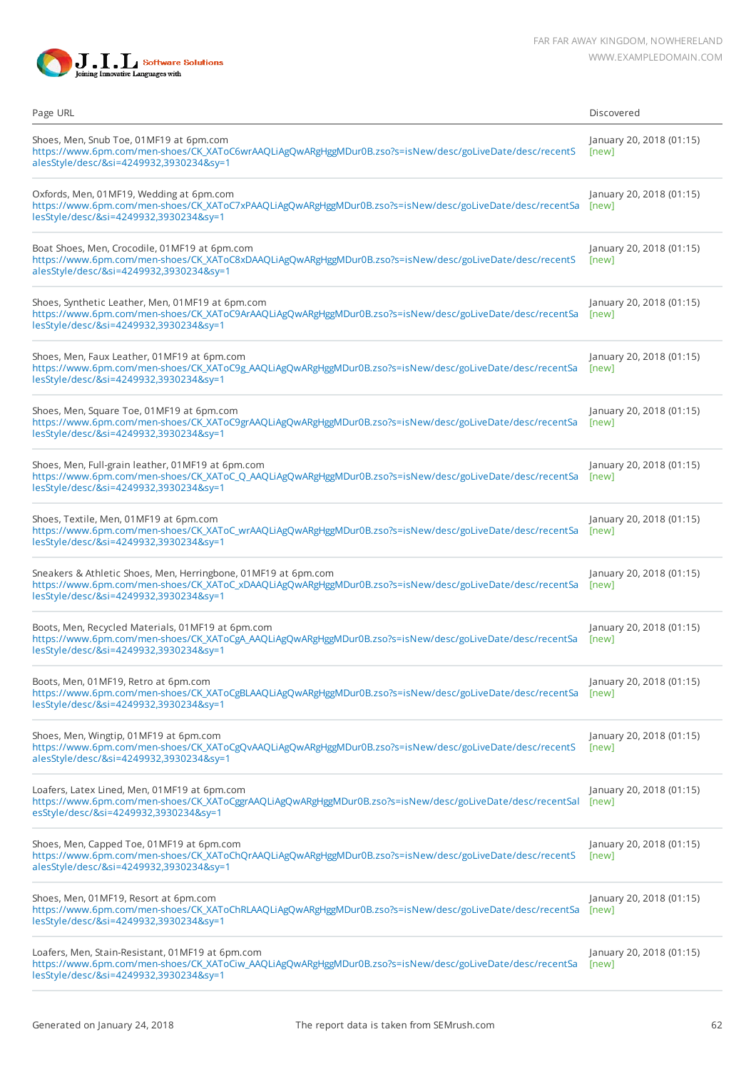| Page URL | Discovered |
|---|---|
| Shoes, Men, Snub Toe, 01MF19 at 6pm.com<br>https://www.6pm.com/men-shoes/CK_XAToC6wrAAQLiAgQwARgHggMDur0B.zso?s=isNew/desc/goLiveDate/desc/recentSalesStyle/desc/&si=4249932,3930234&sy=1 | January 20, 2018 (01:15)<br>[new] |
| Oxfords, Men, 01MF19, Wedding at 6pm.com<br>https://www.6pm.com/men-shoes/CK_XAToC7xPAAQLiAgQwARgHggMDur0B.zso?s=isNew/desc/goLiveDate/desc/recentSalesStyle/desc/&si=4249932,3930234&sy=1 | January 20, 2018 (01:15)<br>[new] |
| Boat Shoes, Men, Crocodile, 01MF19 at 6pm.com<br>https://www.6pm.com/men-shoes/CK_XAToC8xDAAQLiAgQwARgHggMDur0B.zso?s=isNew/desc/goLiveDate/desc/recentSalesStyle/desc/&si=4249932,3930234&sy=1 | January 20, 2018 (01:15)<br>[new] |
| Shoes, Synthetic Leather, Men, 01MF19 at 6pm.com<br>https://www.6pm.com/men-shoes/CK_XAToC9ArAAQLiAgQwARgHggMDur0B.zso?s=isNew/desc/goLiveDate/desc/recentSalesStyle/desc/&si=4249932,3930234&sy=1 | January 20, 2018 (01:15)<br>[new] |
| Shoes, Men, Faux Leather, 01MF19 at 6pm.com<br>https://www.6pm.com/men-shoes/CK_XAToC9g_AAQLiAgQwARgHggMDur0B.zso?s=isNew/desc/goLiveDate/desc/recentSalesStyle/desc/&si=4249932,3930234&sy=1 | January 20, 2018 (01:15)<br>[new] |
| Shoes, Men, Square Toe, 01MF19 at 6pm.com<br>https://www.6pm.com/men-shoes/CK_XAToC9grAAQLiAgQwARgHggMDur0B.zso?s=isNew/desc/goLiveDate/desc/recentSalesStyle/desc/&si=4249932,3930234&sy=1 | January 20, 2018 (01:15)<br>[new] |
| Shoes, Men, Full-grain leather, 01MF19 at 6pm.com<br>https://www.6pm.com/men-shoes/CK_XAToC_Q_AAQLiAgQwARgHggMDur0B.zso?s=isNew/desc/goLiveDate/desc/recentSalesStyle/desc/&si=4249932,3930234&sy=1 | January 20, 2018 (01:15)<br>[new] |
| Shoes, Textile, Men, 01MF19 at 6pm.com<br>https://www.6pm.com/men-shoes/CK_XAToC_wrAAQLiAgQwARgHggMDur0B.zso?s=isNew/desc/goLiveDate/desc/recentSalesStyle/desc/&si=4249932,3930234&sy=1 | January 20, 2018 (01:15)<br>[new] |
| Sneakers & Athletic Shoes, Men, Herringbone, 01MF19 at 6pm.com<br>https://www.6pm.com/men-shoes/CK_XAToC_xDAAQLiAgQwARgHggMDur0B.zso?s=isNew/desc/goLiveDate/desc/recentSalesStyle/desc/&si=4249932,3930234&sy=1 | January 20, 2018 (01:15)<br>[new] |
| Boots, Men, Recycled Materials, 01MF19 at 6pm.com<br>https://www.6pm.com/men-shoes/CK_XAToCgA_AAQLiAgQwARgHggMDur0B.zso?s=isNew/desc/goLiveDate/desc/recentSalesStyle/desc/&si=4249932,3930234&sy=1 | January 20, 2018 (01:15)<br>[new] |
| Boots, Men, 01MF19, Retro at 6pm.com<br>https://www.6pm.com/men-shoes/CK_XAToCgBLAAQLiAgQwARgHggMDur0B.zso?s=isNew/desc/goLiveDate/desc/recentSalesStyle/desc/&si=4249932,3930234&sy=1 | January 20, 2018 (01:15)<br>[new] |
| Shoes, Men, Wingtip, 01MF19 at 6pm.com<br>https://www.6pm.com/men-shoes/CK_XAToCgQvAAQLiAgQwARgHggMDur0B.zso?s=isNew/desc/goLiveDate/desc/recentSalesStyle/desc/&si=4249932,3930234&sy=1 | January 20, 2018 (01:15)<br>[new] |
| Loafers, Latex Lined, Men, 01MF19 at 6pm.com<br>https://www.6pm.com/men-shoes/CK_XAToCggrAAQLiAgQwARgHggMDur0B.zso?s=isNew/desc/goLiveDate/desc/recentSalesStyle/desc/&si=4249932,3930234&sy=1 | January 20, 2018 (01:15)<br>[new] |
| Shoes, Men, Capped Toe, 01MF19 at 6pm.com<br>https://www.6pm.com/men-shoes/CK_XAToChQrAAQLiAgQwARgHggMDur0B.zso?s=isNew/desc/goLiveDate/desc/recentSalesStyle/desc/&si=4249932,3930234&sy=1 | January 20, 2018 (01:15)<br>[new] |
| Shoes, Men, 01MF19, Resort at 6pm.com<br>https://www.6pm.com/men-shoes/CK_XAToChRLAAQLiAgQwARgHggMDur0B.zso?s=isNew/desc/goLiveDate/desc/recentSalesStyle/desc/&si=4249932,3930234&sy=1 | January 20, 2018 (01:15)<br>[new] |
| Loafers, Men, Stain-Resistant, 01MF19 at 6pm.com<br>https://www.6pm.com/men-shoes/CK_XAToCiw_AAQLiAgQwARgHggMDur0B.zso?s=isNew/desc/goLiveDate/desc/recentSalesStyle/desc/&si=4249932,3930234&sy=1 | January 20, 2018 (01:15)<br>[new] |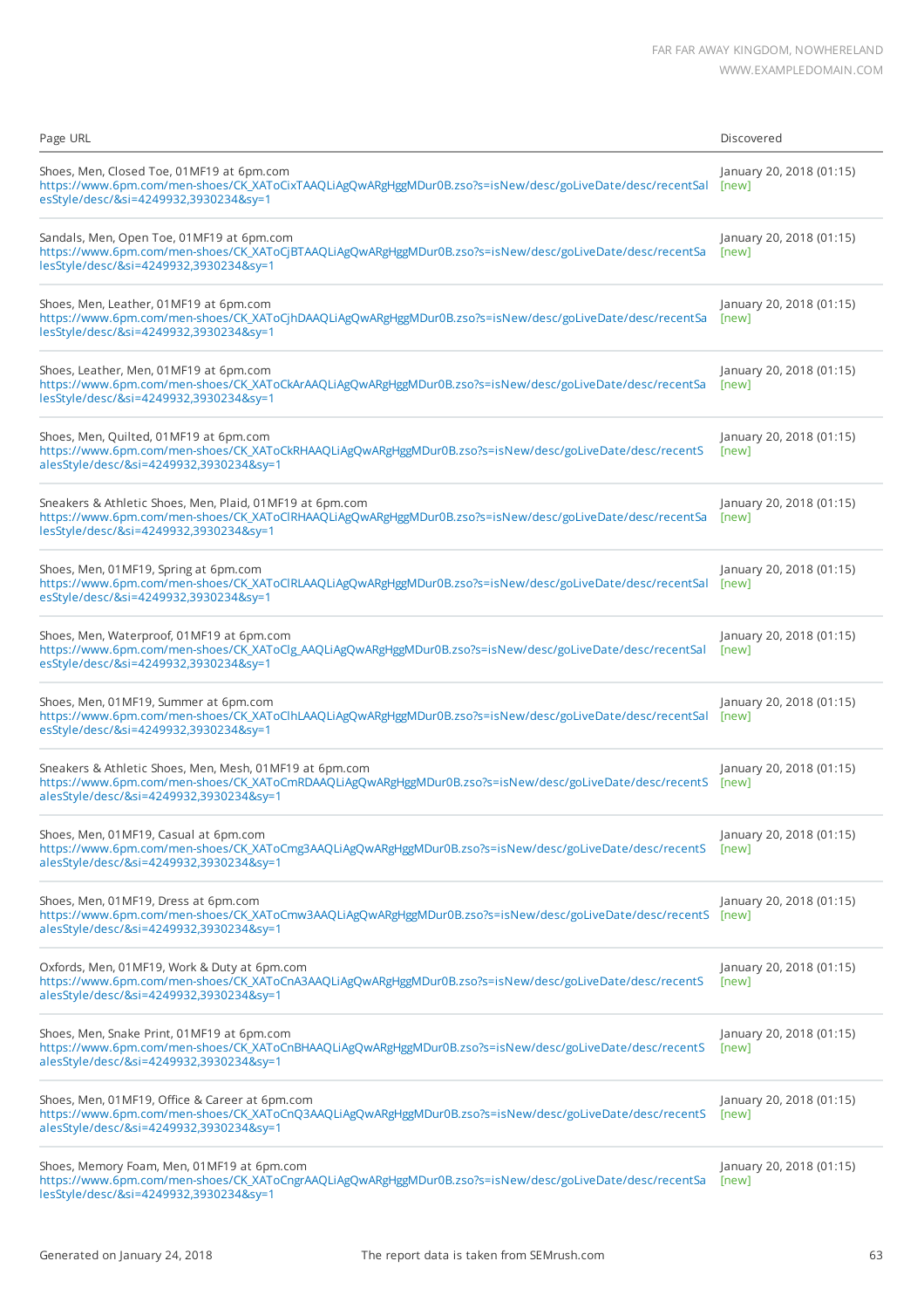| Page URL | Discovered |
| --- | --- |
| Shoes, Men, Closed Toe, 01MF19 at 6pm.com<br>https://www.6pm.com/men-shoes/CK_XAToCixTAAQLiAgQwARgHggMDur0B.zso?s=isNew/desc/goLiveDate/desc/recentSalesStyle/desc/&si=4249932,3930234&sy=1 | January 20, 2018 (01:15)<br>[new] |
| Sandals, Men, Open Toe, 01MF19 at 6pm.com<br>https://www.6pm.com/men-shoes/CK_XAToCjBTAAQLiAgQwARgHggMDur0B.zso?s=isNew/desc/goLiveDate/desc/recentSalesStyle/desc/&si=4249932,3930234&sy=1 | January 20, 2018 (01:15)<br>[new] |
| Shoes, Men, Leather, 01MF19 at 6pm.com<br>https://www.6pm.com/men-shoes/CK_XAToCjhDAAQLiAgQwARgHggMDur0B.zso?s=isNew/desc/goLiveDate/desc/recentSalesStyle/desc/&si=4249932,3930234&sy=1 | January 20, 2018 (01:15)<br>[new] |
| Shoes, Leather, Men, 01MF19 at 6pm.com<br>https://www.6pm.com/men-shoes/CK_XAToCkArAAQLiAgQwARgHggMDur0B.zso?s=isNew/desc/goLiveDate/desc/recentSalesStyle/desc/&si=4249932,3930234&sy=1 | January 20, 2018 (01:15)<br>[new] |
| Shoes, Men, Quilted, 01MF19 at 6pm.com<br>https://www.6pm.com/men-shoes/CK_XAToCkRHAAQLiAgQwARgHggMDur0B.zso?s=isNew/desc/goLiveDate/desc/recentSalesStyle/desc/&si=4249932,3930234&sy=1 | January 20, 2018 (01:15)<br>[new] |
| Sneakers & Athletic Shoes, Men, Plaid, 01MF19 at 6pm.com<br>https://www.6pm.com/men-shoes/CK_XAToClRHAAQLiAgQwARgHggMDur0B.zso?s=isNew/desc/goLiveDate/desc/recentSalesStyle/desc/&si=4249932,3930234&sy=1 | January 20, 2018 (01:15)<br>[new] |
| Shoes, Men, 01MF19, Spring at 6pm.com<br>https://www.6pm.com/men-shoes/CK_XAToClRLAAQLiAgQwARgHggMDur0B.zso?s=isNew/desc/goLiveDate/desc/recentSalesStyle/desc/&si=4249932,3930234&sy=1 | January 20, 2018 (01:15)<br>[new] |
| Shoes, Men, Waterproof, 01MF19 at 6pm.com<br>https://www.6pm.com/men-shoes/CK_XAToClg_AAQLiAgQwARgHggMDur0B.zso?s=isNew/desc/goLiveDate/desc/recentSalesStyle/desc/&si=4249932,3930234&sy=1 | January 20, 2018 (01:15)<br>[new] |
| Shoes, Men, 01MF19, Summer at 6pm.com<br>https://www.6pm.com/men-shoes/CK_XAToClhLAAQLiAgQwARgHggMDur0B.zso?s=isNew/desc/goLiveDate/desc/recentSalesStyle/desc/&si=4249932,3930234&sy=1 | January 20, 2018 (01:15)<br>[new] |
| Sneakers & Athletic Shoes, Men, Mesh, 01MF19 at 6pm.com<br>https://www.6pm.com/men-shoes/CK_XAToCmRDAAQLiAgQwARgHggMDur0B.zso?s=isNew/desc/goLiveDate/desc/recentSalesStyle/desc/&si=4249932,3930234&sy=1 | January 20, 2018 (01:15)<br>[new] |
| Shoes, Men, 01MF19, Casual at 6pm.com<br>https://www.6pm.com/men-shoes/CK_XAToCmg3AAQLiAgQwARgHggMDur0B.zso?s=isNew/desc/goLiveDate/desc/recentSalesStyle/desc/&si=4249932,3930234&sy=1 | January 20, 2018 (01:15)<br>[new] |
| Shoes, Men, 01MF19, Dress at 6pm.com<br>https://www.6pm.com/men-shoes/CK_XAToCmw3AAQLiAgQwARgHggMDur0B.zso?s=isNew/desc/goLiveDate/desc/recentSalesStyle/desc/&si=4249932,3930234&sy=1 | January 20, 2018 (01:15)<br>[new] |
| Oxfords, Men, 01MF19, Work & Duty at 6pm.com<br>https://www.6pm.com/men-shoes/CK_XAToCnA3AAQLiAgQwARgHggMDur0B.zso?s=isNew/desc/goLiveDate/desc/recentSalesStyle/desc/&si=4249932,3930234&sy=1 | January 20, 2018 (01:15)<br>[new] |
| Shoes, Men, Snake Print, 01MF19 at 6pm.com<br>https://www.6pm.com/men-shoes/CK_XAToCnBHAAQLiAgQwARgHggMDur0B.zso?s=isNew/desc/goLiveDate/desc/recentSalesStyle/desc/&si=4249932,3930234&sy=1 | January 20, 2018 (01:15)<br>[new] |
| Shoes, Men, 01MF19, Office & Career at 6pm.com<br>https://www.6pm.com/men-shoes/CK_XAToCnQ3AAQLiAgQwARgHggMDur0B.zso?s=isNew/desc/goLiveDate/desc/recentSalesStyle/desc/&si=4249932,3930234&sy=1 | January 20, 2018 (01:15)<br>[new] |
| Shoes, Memory Foam, Men, 01MF19 at 6pm.com<br>https://www.6pm.com/men-shoes/CK_XAToCngrAAQLiAgQwARgHggMDur0B.zso?s=isNew/desc/goLiveDate/desc/recentSalesStyle/desc/&si=4249932,3930234&sy=1 | January 20, 2018 (01:15)<br>[new] |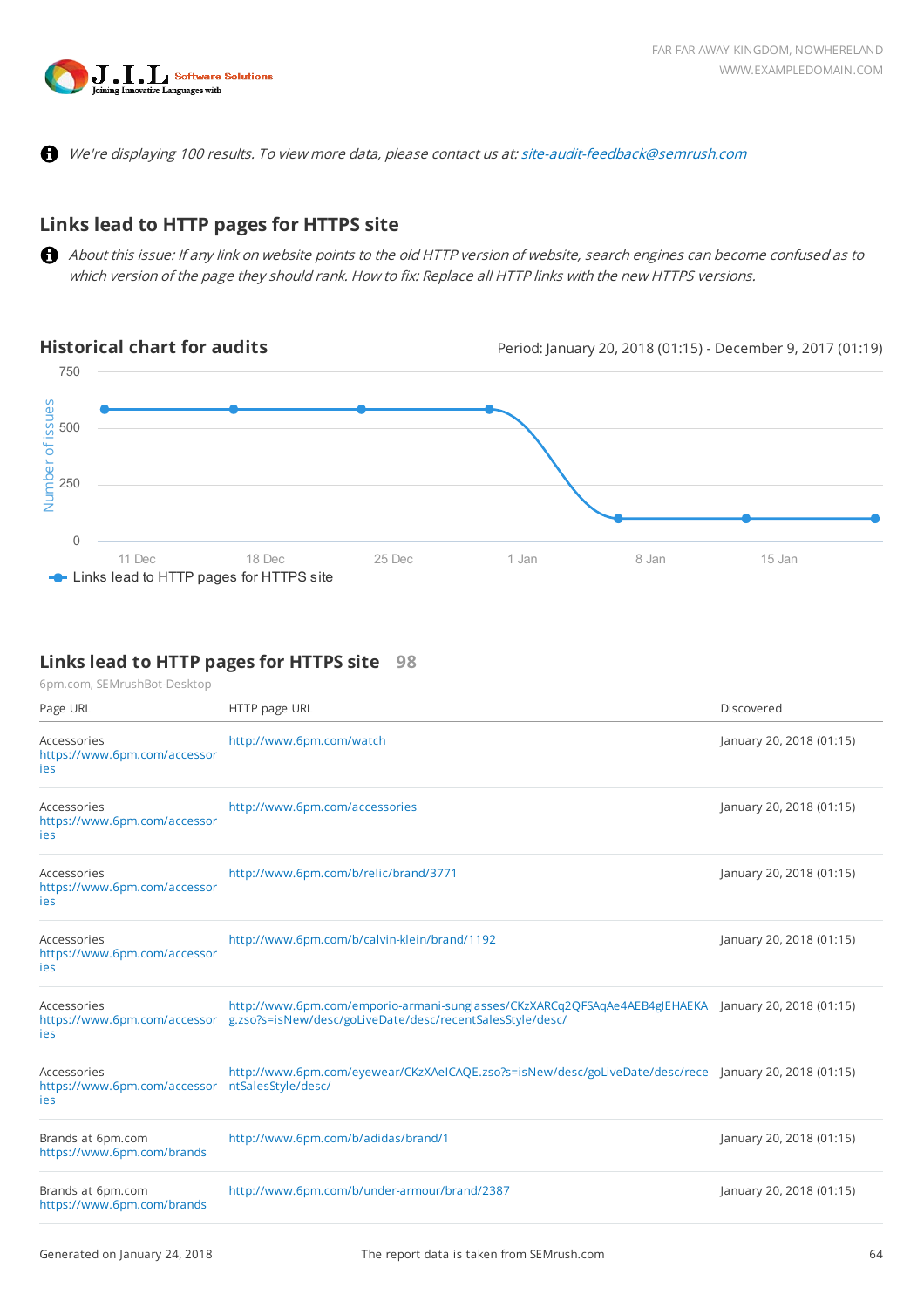ⓘ *We're displaying 100 results. To view more data, please contact us at: site-audit-feedback@semrush.com*

## Links lead to HTTP pages for HTTPS site

ⓘ *About this issue: If any link on website points to the old HTTP version of website, search engines can become confused as to which version of the page they should rank. How to fix: Replace all HTTP links with the new HTTPS versions.*

### Historical chart for audits

Period: January 20, 2018 (01:15) - December 9, 2017 (01:19)

## Links lead to HTTP pages for HTTPS site 98

6pm.com, SEMrushBot-Desktop

| Page URL | HTTP page URL | Discovered |
| --- | --- | --- |
| Accessories https://www.6pm.com/accessories | http://www.6pm.com/watch | January 20, 2018 (01:15) |
| Accessories https://www.6pm.com/accessories | http://www.6pm.com/accessories | January 20, 2018 (01:15) |
| Accessories https://www.6pm.com/accessories | http://www.6pm.com/b/relic/brand/3771 | January 20, 2018 (01:15) |
| Accessories https://www.6pm.com/accessories | http://www.6pm.com/b/calvin-klein/brand/1192 | January 20, 2018 (01:15) |
| Accessories https://www.6pm.com/accessories | http://www.6pm.com/emporio-armani-sunglasses/CKzXARCq2QFSAqAe4AEB4gIEHAEKAg.zso?s=isNew/desc/goLiveDate/desc/recentSalesStyle/desc/ | January 20, 2018 (01:15) |
| Accessories https://www.6pm.com/accessories | http://www.6pm.com/eyewear/CKzXAeICAQE.zso?s=isNew/desc/goLiveDate/desc/recentSalesStyle/desc/ | January 20, 2018 (01:15) |
| Brands at 6pm.com https://www.6pm.com/brands | http://www.6pm.com/b/adidas/brand/1 | January 20, 2018 (01:15) |
| Brands at 6pm.com https://www.6pm.com/brands | http://www.6pm.com/b/under-armour/brand/2387 | January 20, 2018 (01:15) |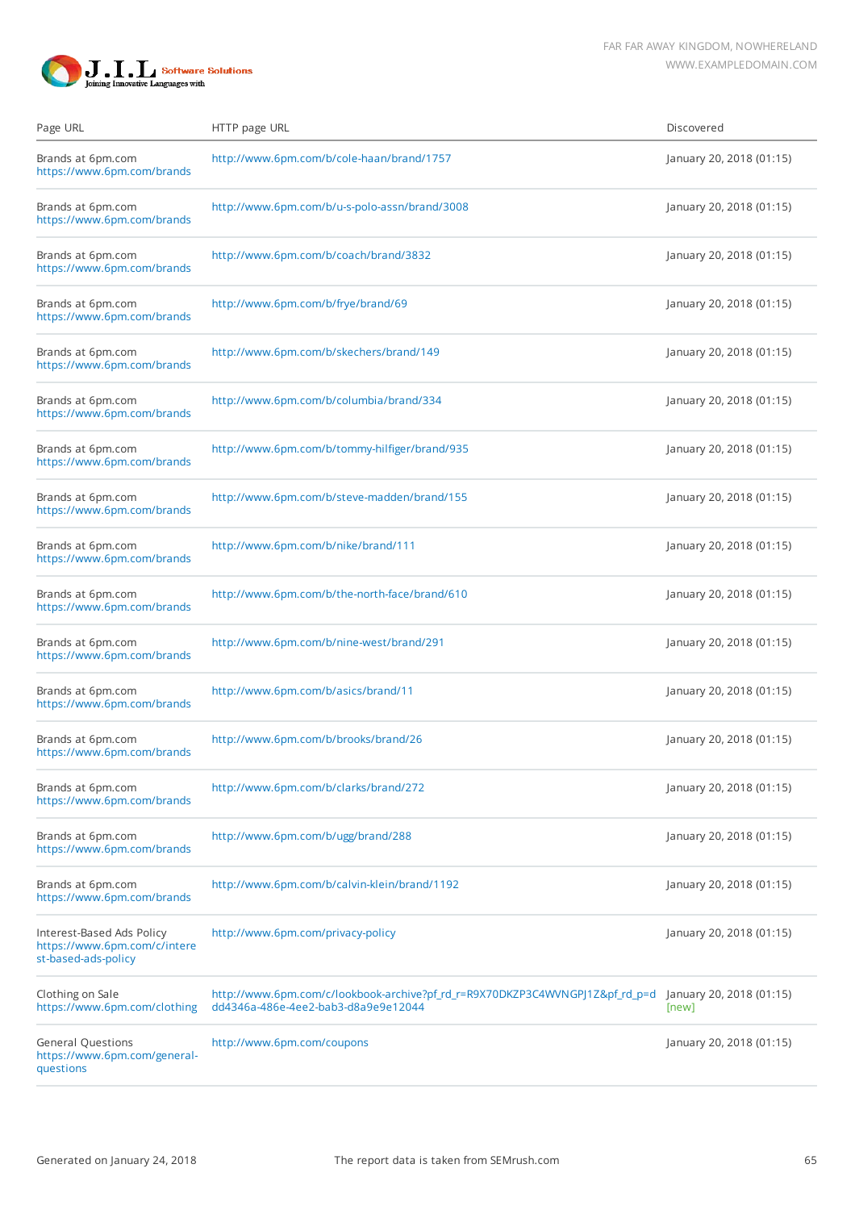| Page URL | HTTP page URL | Discovered |
| --- | --- | --- |
| Brands at 6pm.com https://www.6pm.com/brands | http://www.6pm.com/b/cole-haan/brand/1757 | January 20, 2018 (01:15) |
| Brands at 6pm.com https://www.6pm.com/brands | http://www.6pm.com/b/u-s-polo-assn/brand/3008 | January 20, 2018 (01:15) |
| Brands at 6pm.com https://www.6pm.com/brands | http://www.6pm.com/b/coach/brand/3832 | January 20, 2018 (01:15) |
| Brands at 6pm.com https://www.6pm.com/brands | http://www.6pm.com/b/frye/brand/69 | January 20, 2018 (01:15) |
| Brands at 6pm.com https://www.6pm.com/brands | http://www.6pm.com/b/skechers/brand/149 | January 20, 2018 (01:15) |
| Brands at 6pm.com https://www.6pm.com/brands | http://www.6pm.com/b/columbia/brand/334 | January 20, 2018 (01:15) |
| Brands at 6pm.com https://www.6pm.com/brands | http://www.6pm.com/b/tommy-hilfiger/brand/935 | January 20, 2018 (01:15) |
| Brands at 6pm.com https://www.6pm.com/brands | http://www.6pm.com/b/steve-madden/brand/155 | January 20, 2018 (01:15) |
| Brands at 6pm.com https://www.6pm.com/brands | http://www.6pm.com/b/nike/brand/111 | January 20, 2018 (01:15) |
| Brands at 6pm.com https://www.6pm.com/brands | http://www.6pm.com/b/the-north-face/brand/610 | January 20, 2018 (01:15) |
| Brands at 6pm.com https://www.6pm.com/brands | http://www.6pm.com/b/nine-west/brand/291 | January 20, 2018 (01:15) |
| Brands at 6pm.com https://www.6pm.com/brands | http://www.6pm.com/b/asics/brand/11 | January 20, 2018 (01:15) |
| Brands at 6pm.com https://www.6pm.com/brands | http://www.6pm.com/b/brooks/brand/26 | January 20, 2018 (01:15) |
| Brands at 6pm.com https://www.6pm.com/brands | http://www.6pm.com/b/clarks/brand/272 | January 20, 2018 (01:15) |
| Brands at 6pm.com https://www.6pm.com/brands | http://www.6pm.com/b/ugg/brand/288 | January 20, 2018 (01:15) |
| Brands at 6pm.com https://www.6pm.com/brands | http://www.6pm.com/b/calvin-klein/brand/1192 | January 20, 2018 (01:15) |
| Interest-Based Ads Policy https://www.6pm.com/c/interest-based-ads-policy | http://www.6pm.com/privacy-policy | January 20, 2018 (01:15) |
| Clothing on Sale https://www.6pm.com/clothing | http://www.6pm.com/c/lookbook-archive?pf_rd_r=R9X70DKZP3C4WVNGPJ1Z&pf_rd_p=dd4346a-486e-4ee2-bab3-d8a9e9e12044 | January 20, 2018 (01:15) [new] |
| General Questions https://www.6pm.com/general-questions | http://www.6pm.com/coupons | January 20, 2018 (01:15) |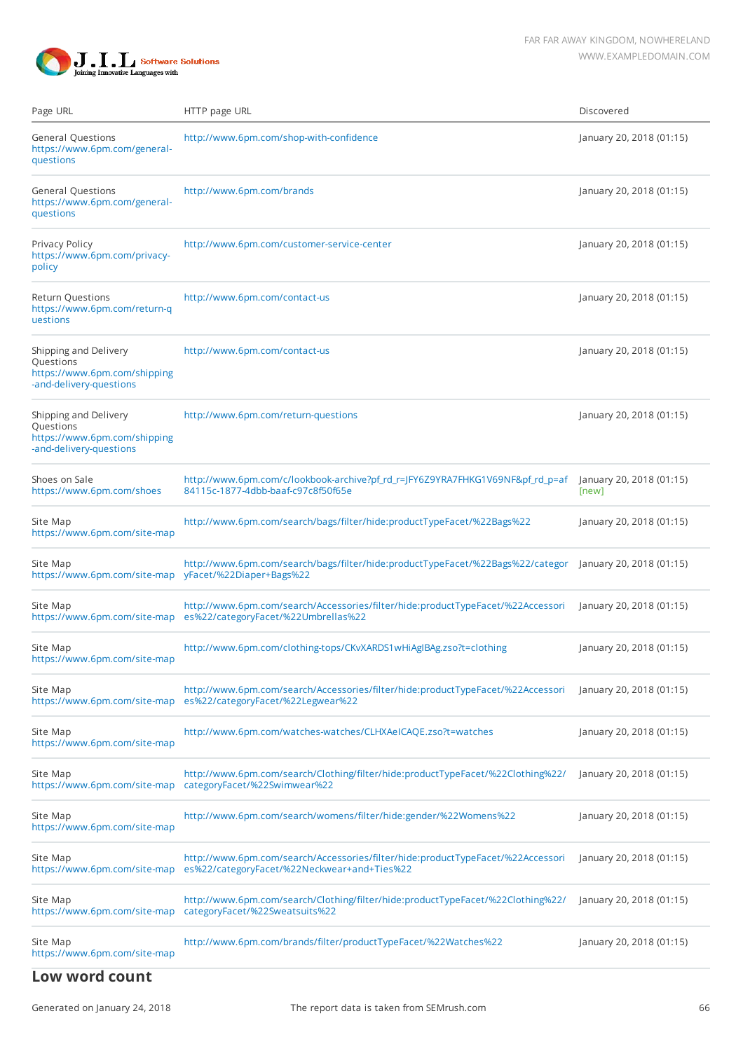| Page URL | HTTP page URL | Discovered |
|---|---|---|
| General Questions https://www.6pm.com/general-questions | http://www.6pm.com/shop-with-confidence | January 20, 2018 (01:15) |
| General Questions https://www.6pm.com/general-questions | http://www.6pm.com/brands | January 20, 2018 (01:15) |
| Privacy Policy https://www.6pm.com/privacy-policy | http://www.6pm.com/customer-service-center | January 20, 2018 (01:15) |
| Return Questions https://www.6pm.com/return-questions | http://www.6pm.com/contact-us | January 20, 2018 (01:15) |
| Shipping and Delivery Questions https://www.6pm.com/shipping-and-delivery-questions | http://www.6pm.com/contact-us | January 20, 2018 (01:15) |
| Shipping and Delivery Questions https://www.6pm.com/shipping-and-delivery-questions | http://www.6pm.com/return-questions | January 20, 2018 (01:15) |
| Shoes on Sale https://www.6pm.com/shoes | http://www.6pm.com/c/lookbook-archive?pf_rd_r=JFY6Z9YRA7FHKG1V69NF&pf_rd_p=af84115c-1877-4dbb-baaf-c97c8f50f65e | January 20, 2018 (01:15) [new] |
| Site Map https://www.6pm.com/site-map | http://www.6pm.com/search/bags/filter/hide:productTypeFacet/%22Bags%22 | January 20, 2018 (01:15) |
| Site Map https://www.6pm.com/site-map | http://www.6pm.com/search/bags/filter/hide:productTypeFacet/%22Bags%22/categoryFacet/%22Diaper+Bags%22 | January 20, 2018 (01:15) |
| Site Map https://www.6pm.com/site-map | http://www.6pm.com/search/Accessories/filter/hide:productTypeFacet/%22Accessories%22/categoryFacet/%22Umbrellas%22 | January 20, 2018 (01:15) |
| Site Map https://www.6pm.com/site-map | http://www.6pm.com/clothing-tops/CKvXARDS1wHiAgIBAg.zso?t=clothing | January 20, 2018 (01:15) |
| Site Map https://www.6pm.com/site-map | http://www.6pm.com/search/Accessories/filter/hide:productTypeFacet/%22Accessories%22/categoryFacet/%22Legwear%22 | January 20, 2018 (01:15) |
| Site Map https://www.6pm.com/site-map | http://www.6pm.com/watches-watches/CLHXAeICAQE.zso?t=watches | January 20, 2018 (01:15) |
| Site Map https://www.6pm.com/site-map | http://www.6pm.com/search/Clothing/filter/hide:productTypeFacet/%22Clothing%22/categoryFacet/%22Swimwear%22 | January 20, 2018 (01:15) |
| Site Map https://www.6pm.com/site-map | http://www.6pm.com/search/womens/filter/hide:gender/%22Womens%22 | January 20, 2018 (01:15) |
| Site Map https://www.6pm.com/site-map | http://www.6pm.com/search/Accessories/filter/hide:productTypeFacet/%22Accessories%22/categoryFacet/%22Neckwear+and+Ties%22 | January 20, 2018 (01:15) |
| Site Map https://www.6pm.com/site-map | http://www.6pm.com/search/Clothing/filter/hide:productTypeFacet/%22Clothing%22/categoryFacet/%22Sweatsuits%22 | January 20, 2018 (01:15) |
| Site Map https://www.6pm.com/site-map | http://www.6pm.com/brands/filter/productTypeFacet/%22Watches%22 | January 20, 2018 (01:15) |

## Low word count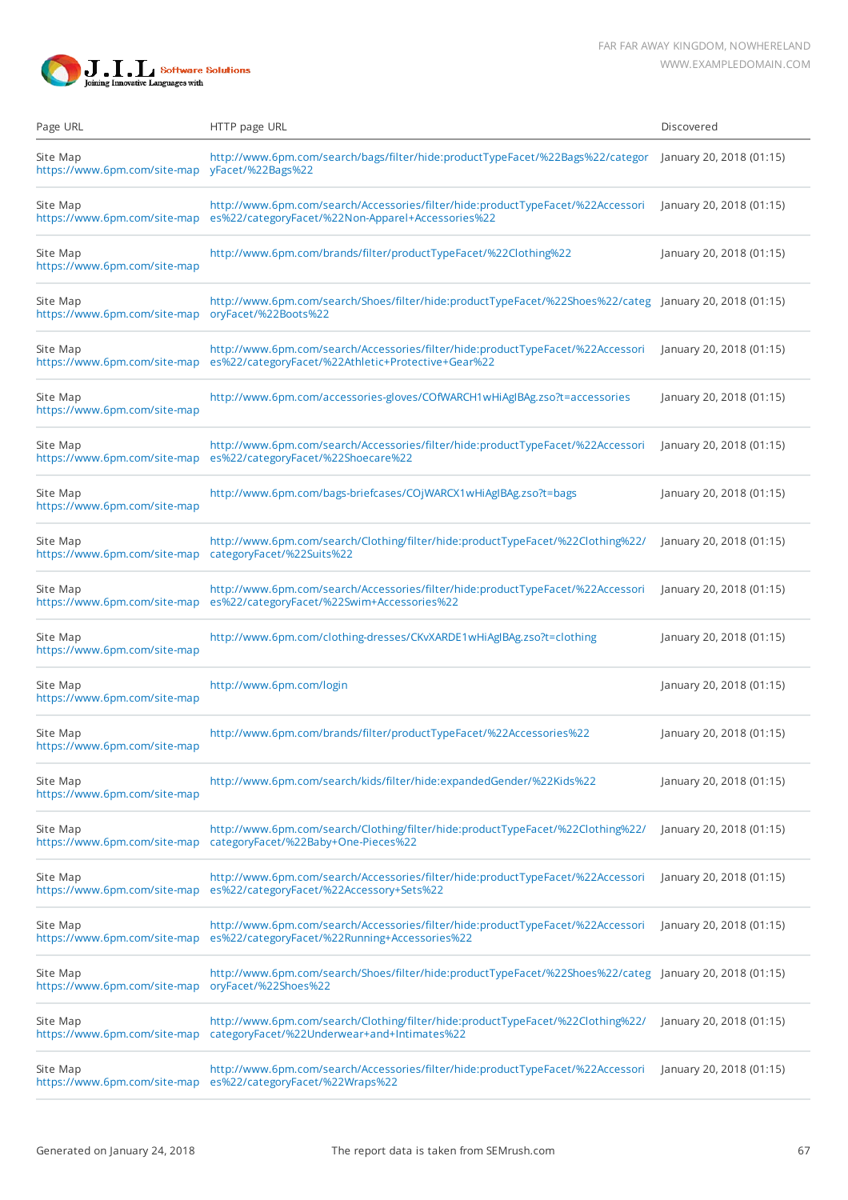| Page URL | HTTP page URL | Discovered |
| --- | --- | --- |
| Site Map https://www.6pm.com/site-map | http://www.6pm.com/search/bags/filter/hide:productTypeFacet/%22Bags%22/categoryFacet/%22Bags%22 | January 20, 2018 (01:15) |
| Site Map https://www.6pm.com/site-map | http://www.6pm.com/search/Accessories/filter/hide:productTypeFacet/%22Accessories%22/categoryFacet/%22Non-Apparel+Accessories%22 | January 20, 2018 (01:15) |
| Site Map https://www.6pm.com/site-map | http://www.6pm.com/brands/filter/productTypeFacet/%22Clothing%22 | January 20, 2018 (01:15) |
| Site Map https://www.6pm.com/site-map | http://www.6pm.com/search/Shoes/filter/hide:productTypeFacet/%22Shoes%22/categoryFacet/%22Boots%22 | January 20, 2018 (01:15) |
| Site Map https://www.6pm.com/site-map | http://www.6pm.com/search/Accessories/filter/hide:productTypeFacet/%22Accessories%22/categoryFacet/%22Athletic+Protective+Gear%22 | January 20, 2018 (01:15) |
| Site Map https://www.6pm.com/site-map | http://www.6pm.com/accessories-gloves/COfWARCH1wHiAgIBAg.zso?t=accessories | January 20, 2018 (01:15) |
| Site Map https://www.6pm.com/site-map | http://www.6pm.com/search/Accessories/filter/hide:productTypeFacet/%22Accessories%22/categoryFacet/%22Shoecare%22 | January 20, 2018 (01:15) |
| Site Map https://www.6pm.com/site-map | http://www.6pm.com/bags-briefcases/COjWARCX1wHiAgIBAg.zso?t=bags | January 20, 2018 (01:15) |
| Site Map https://www.6pm.com/site-map | http://www.6pm.com/search/Clothing/filter/hide:productTypeFacet/%22Clothing%22/categoryFacet/%22Suits%22 | January 20, 2018 (01:15) |
| Site Map https://www.6pm.com/site-map | http://www.6pm.com/search/Accessories/filter/hide:productTypeFacet/%22Accessories%22/categoryFacet/%22Swim+Accessories%22 | January 20, 2018 (01:15) |
| Site Map https://www.6pm.com/site-map | http://www.6pm.com/clothing-dresses/CKvXARDE1wHiAgIBAg.zso?t=clothing | January 20, 2018 (01:15) |
| Site Map https://www.6pm.com/site-map | http://www.6pm.com/login | January 20, 2018 (01:15) |
| Site Map https://www.6pm.com/site-map | http://www.6pm.com/brands/filter/productTypeFacet/%22Accessories%22 | January 20, 2018 (01:15) |
| Site Map https://www.6pm.com/site-map | http://www.6pm.com/search/kids/filter/hide:expandedGender/%22Kids%22 | January 20, 2018 (01:15) |
| Site Map https://www.6pm.com/site-map | http://www.6pm.com/search/Clothing/filter/hide:productTypeFacet/%22Clothing%22/categoryFacet/%22Baby+One-Pieces%22 | January 20, 2018 (01:15) |
| Site Map https://www.6pm.com/site-map | http://www.6pm.com/search/Accessories/filter/hide:productTypeFacet/%22Accessories%22/categoryFacet/%22Accessory+Sets%22 | January 20, 2018 (01:15) |
| Site Map https://www.6pm.com/site-map | http://www.6pm.com/search/Accessories/filter/hide:productTypeFacet/%22Accessories%22/categoryFacet/%22Running+Accessories%22 | January 20, 2018 (01:15) |
| Site Map https://www.6pm.com/site-map | http://www.6pm.com/search/Shoes/filter/hide:productTypeFacet/%22Shoes%22/categoryFacet/%22Shoes%22 | January 20, 2018 (01:15) |
| Site Map https://www.6pm.com/site-map | http://www.6pm.com/search/Clothing/filter/hide:productTypeFacet/%22Clothing%22/categoryFacet/%22Underwear+and+Intimates%22 | January 20, 2018 (01:15) |
| Site Map https://www.6pm.com/site-map | http://www.6pm.com/search/Accessories/filter/hide:productTypeFacet/%22Accessories%22/categoryFacet/%22Wraps%22 | January 20, 2018 (01:15) |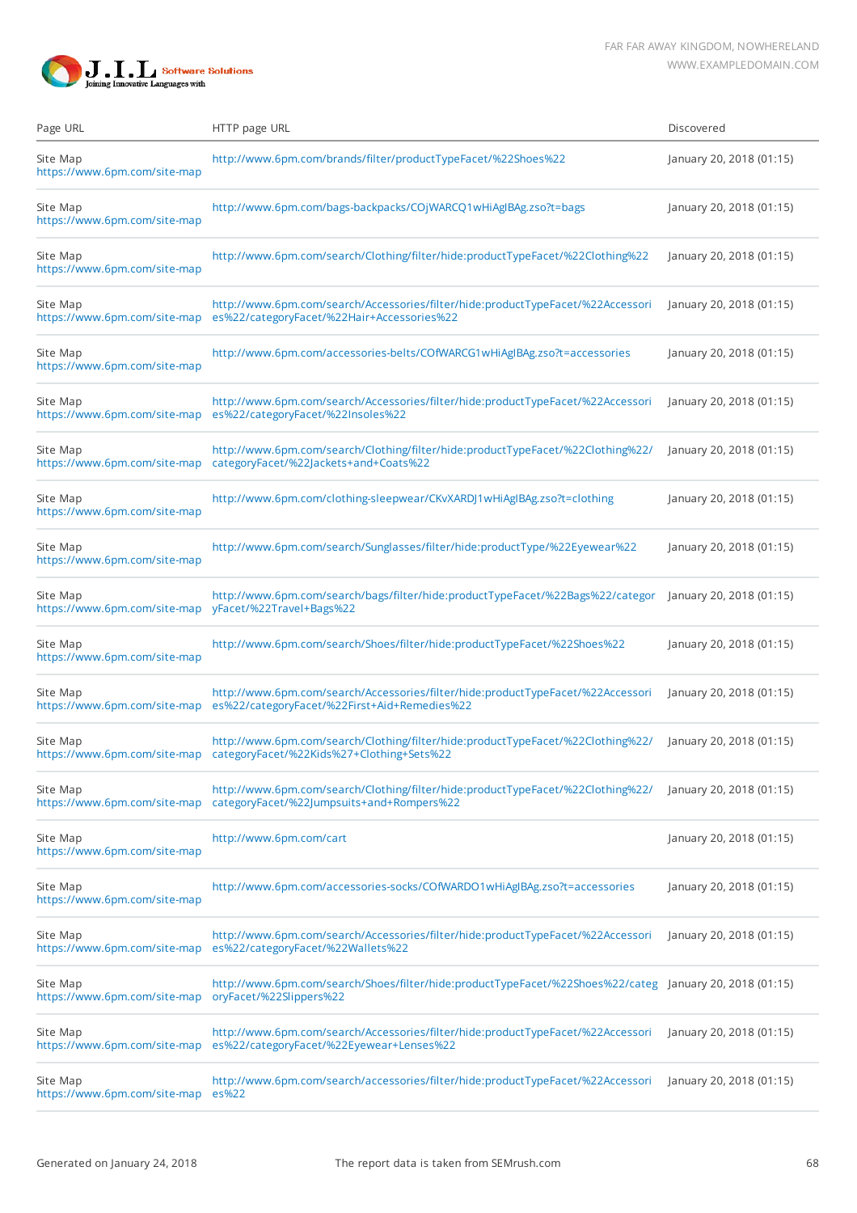| Page URL | HTTP page URL | Discovered |
|---|---|---|
| Site Map https://www.6pm.com/site-map | http://www.6pm.com/brands/filter/productTypeFacet/%22Shoes%22 | January 20, 2018 (01:15) |
| Site Map https://www.6pm.com/site-map | http://www.6pm.com/bags-backpacks/COjWARCQ1wHiAgIBAg.zso?t=bags | January 20, 2018 (01:15) |
| Site Map https://www.6pm.com/site-map | http://www.6pm.com/search/Clothing/filter/hide:productTypeFacet/%22Clothing%22 | January 20, 2018 (01:15) |
| Site Map https://www.6pm.com/site-map | http://www.6pm.com/search/Accessories/filter/hide:productTypeFacet/%22Accessories%22/categoryFacet/%22Hair+Accessories%22 | January 20, 2018 (01:15) |
| Site Map https://www.6pm.com/site-map | http://www.6pm.com/accessories-belts/COfWARCG1wHiAgIBAg.zso?t=accessories | January 20, 2018 (01:15) |
| Site Map https://www.6pm.com/site-map | http://www.6pm.com/search/Accessories/filter/hide:productTypeFacet/%22Accessories%22/categoryFacet/%22Insoles%22 | January 20, 2018 (01:15) |
| Site Map https://www.6pm.com/site-map | http://www.6pm.com/search/Clothing/filter/hide:productTypeFacet/%22Clothing%22/categoryFacet/%22Jackets+and+Coats%22 | January 20, 2018 (01:15) |
| Site Map https://www.6pm.com/site-map | http://www.6pm.com/clothing-sleepwear/CKvXARDJ1wHiAgIBAg.zso?t=clothing | January 20, 2018 (01:15) |
| Site Map https://www.6pm.com/site-map | http://www.6pm.com/search/Sunglasses/filter/hide:productType/%22Eyewear%22 | January 20, 2018 (01:15) |
| Site Map https://www.6pm.com/site-map | http://www.6pm.com/search/bags/filter/hide:productTypeFacet/%22Bags%22/categoryFacet/%22Travel+Bags%22 | January 20, 2018 (01:15) |
| Site Map https://www.6pm.com/site-map | http://www.6pm.com/search/Shoes/filter/hide:productTypeFacet/%22Shoes%22 | January 20, 2018 (01:15) |
| Site Map https://www.6pm.com/site-map | http://www.6pm.com/search/Accessories/filter/hide:productTypeFacet/%22Accessories%22/categoryFacet/%22First+Aid+Remedies%22 | January 20, 2018 (01:15) |
| Site Map https://www.6pm.com/site-map | http://www.6pm.com/search/Clothing/filter/hide:productTypeFacet/%22Clothing%22/categoryFacet/%22Kids%27+Clothing+Sets%22 | January 20, 2018 (01:15) |
| Site Map https://www.6pm.com/site-map | http://www.6pm.com/search/Clothing/filter/hide:productTypeFacet/%22Clothing%22/categoryFacet/%22Jumpsuits+and+Rompers%22 | January 20, 2018 (01:15) |
| Site Map https://www.6pm.com/site-map | http://www.6pm.com/cart | January 20, 2018 (01:15) |
| Site Map https://www.6pm.com/site-map | http://www.6pm.com/accessories-socks/COfWARDO1wHiAgIBAg.zso?t=accessories | January 20, 2018 (01:15) |
| Site Map https://www.6pm.com/site-map | http://www.6pm.com/search/Accessories/filter/hide:productTypeFacet/%22Accessories%22/categoryFacet/%22Wallets%22 | January 20, 2018 (01:15) |
| Site Map https://www.6pm.com/site-map | http://www.6pm.com/search/Shoes/filter/hide:productTypeFacet/%22Shoes%22/categoryFacet/%22Slippers%22 | January 20, 2018 (01:15) |
| Site Map https://www.6pm.com/site-map | http://www.6pm.com/search/Accessories/filter/hide:productTypeFacet/%22Accessories%22/categoryFacet/%22Eyewear+Lenses%22 | January 20, 2018 (01:15) |
| Site Map https://www.6pm.com/site-map | http://www.6pm.com/search/accessories/filter/hide:productTypeFacet/%22Accessories%22 | January 20, 2018 (01:15) |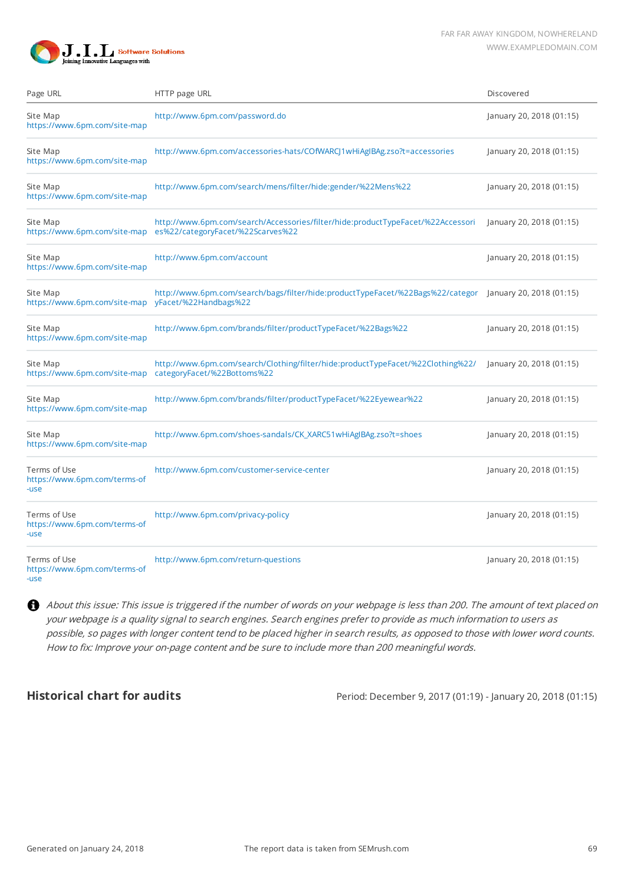| Page URL | HTTP page URL | Discovered |
|---|---|---|
| Site Map https://www.6pm.com/site-map | http://www.6pm.com/password.do | January 20, 2018 (01:15) |
| Site Map https://www.6pm.com/site-map | http://www.6pm.com/accessories-hats/COfWARCJ1wHiAgIBAg.zso?t=accessories | January 20, 2018 (01:15) |
| Site Map https://www.6pm.com/site-map | http://www.6pm.com/search/mens/filter/hide:gender/%22Mens%22 | January 20, 2018 (01:15) |
| Site Map https://www.6pm.com/site-map | http://www.6pm.com/search/Accessories/filter/hide:productTypeFacet/%22Accessories%22/categoryFacet/%22Scarves%22 | January 20, 2018 (01:15) |
| Site Map https://www.6pm.com/site-map | http://www.6pm.com/account | January 20, 2018 (01:15) |
| Site Map https://www.6pm.com/site-map | http://www.6pm.com/search/bags/filter/hide:productTypeFacet/%22Bags%22/categoryFacet/%22Handbags%22 | January 20, 2018 (01:15) |
| Site Map https://www.6pm.com/site-map | http://www.6pm.com/brands/filter/productTypeFacet/%22Bags%22 | January 20, 2018 (01:15) |
| Site Map https://www.6pm.com/site-map | http://www.6pm.com/search/Clothing/filter/hide:productTypeFacet/%22Clothing%22/categoryFacet/%22Bottoms%22 | January 20, 2018 (01:15) |
| Site Map https://www.6pm.com/site-map | http://www.6pm.com/brands/filter/productTypeFacet/%22Eyewear%22 | January 20, 2018 (01:15) |
| Site Map https://www.6pm.com/site-map | http://www.6pm.com/shoes-sandals/CK_XARC51wHiAgIBAg.zso?t=shoes | January 20, 2018 (01:15) |
| Terms of Use https://www.6pm.com/terms-of-use | http://www.6pm.com/customer-service-center | January 20, 2018 (01:15) |
| Terms of Use https://www.6pm.com/terms-of-use | http://www.6pm.com/privacy-policy | January 20, 2018 (01:15) |
| Terms of Use https://www.6pm.com/terms-of-use | http://www.6pm.com/return-questions | January 20, 2018 (01:15) |

*About this issue: This issue is triggered if the number of words on your webpage is less than 200. The amount of text placed on your webpage is a quality signal to search engines. Search engines prefer to provide as much information to users as possible, so pages with longer content tend to be placed higher in search results, as opposed to those with lower word counts. How to fix: Improve your on-page content and be sure to include more than 200 meaningful words.*

## Historical chart for audits

Period: December 9, 2017 (01:19) - January 20, 2018 (01:15)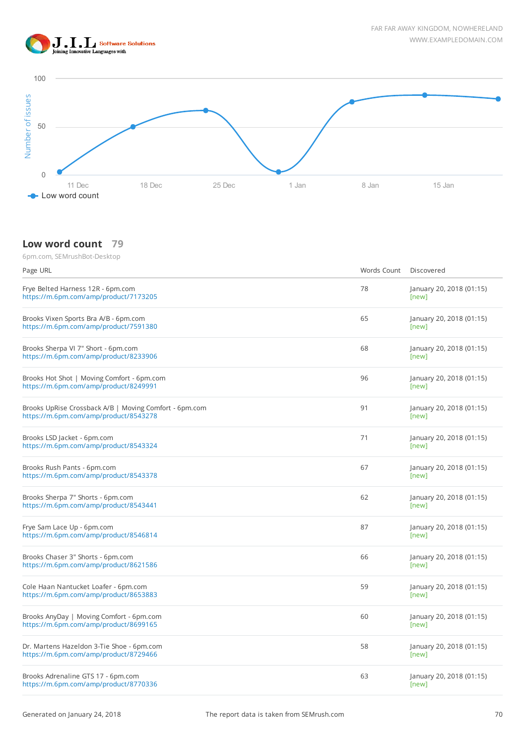## Low word count 79

6pm.com, SEMrushBot-Desktop

| Page URL | Words Count | Discovered |
|---|---|---|
| Frye Belted Harness 12R - 6pm.com<br>https://m.6pm.com/amp/product/7173205 | 78 | January 20, 2018 (01:15)<br>[new] |
| Brooks Vixen Sports Bra A/B - 6pm.com<br>https://m.6pm.com/amp/product/7591380 | 65 | January 20, 2018 (01:15)<br>[new] |
| Brooks Sherpa VI 7" Short - 6pm.com<br>https://m.6pm.com/amp/product/8233906 | 68 | January 20, 2018 (01:15)<br>[new] |
| Brooks Hot Shot \| Moving Comfort - 6pm.com<br>https://m.6pm.com/amp/product/8249991 | 96 | January 20, 2018 (01:15)<br>[new] |
| Brooks UpRise Crossback A/B \| Moving Comfort - 6pm.com<br>https://m.6pm.com/amp/product/8543278 | 91 | January 20, 2018 (01:15)<br>[new] |
| Brooks LSD Jacket - 6pm.com<br>https://m.6pm.com/amp/product/8543324 | 71 | January 20, 2018 (01:15)<br>[new] |
| Brooks Rush Pants - 6pm.com<br>https://m.6pm.com/amp/product/8543378 | 67 | January 20, 2018 (01:15)<br>[new] |
| Brooks Sherpa 7" Shorts - 6pm.com<br>https://m.6pm.com/amp/product/8543441 | 62 | January 20, 2018 (01:15)<br>[new] |
| Frye Sam Lace Up - 6pm.com<br>https://m.6pm.com/amp/product/8546814 | 87 | January 20, 2018 (01:15)<br>[new] |
| Brooks Chaser 3" Shorts - 6pm.com<br>https://m.6pm.com/amp/product/8621586 | 66 | January 20, 2018 (01:15)<br>[new] |
| Cole Haan Nantucket Loafer - 6pm.com<br>https://m.6pm.com/amp/product/8653883 | 59 | January 20, 2018 (01:15)<br>[new] |
| Brooks AnyDay \| Moving Comfort - 6pm.com<br>https://m.6pm.com/amp/product/8699165 | 60 | January 20, 2018 (01:15)<br>[new] |
| Dr. Martens Hazeldon 3-Tie Shoe - 6pm.com<br>https://m.6pm.com/amp/product/8729466 | 58 | January 20, 2018 (01:15)<br>[new] |
| Brooks Adrenaline GTS 17 - 6pm.com<br>https://m.6pm.com/amp/product/8770336 | 63 | January 20, 2018 (01:15)<br>[new] |

Generated on January 24, 2018 The report data is taken from SEMrush.com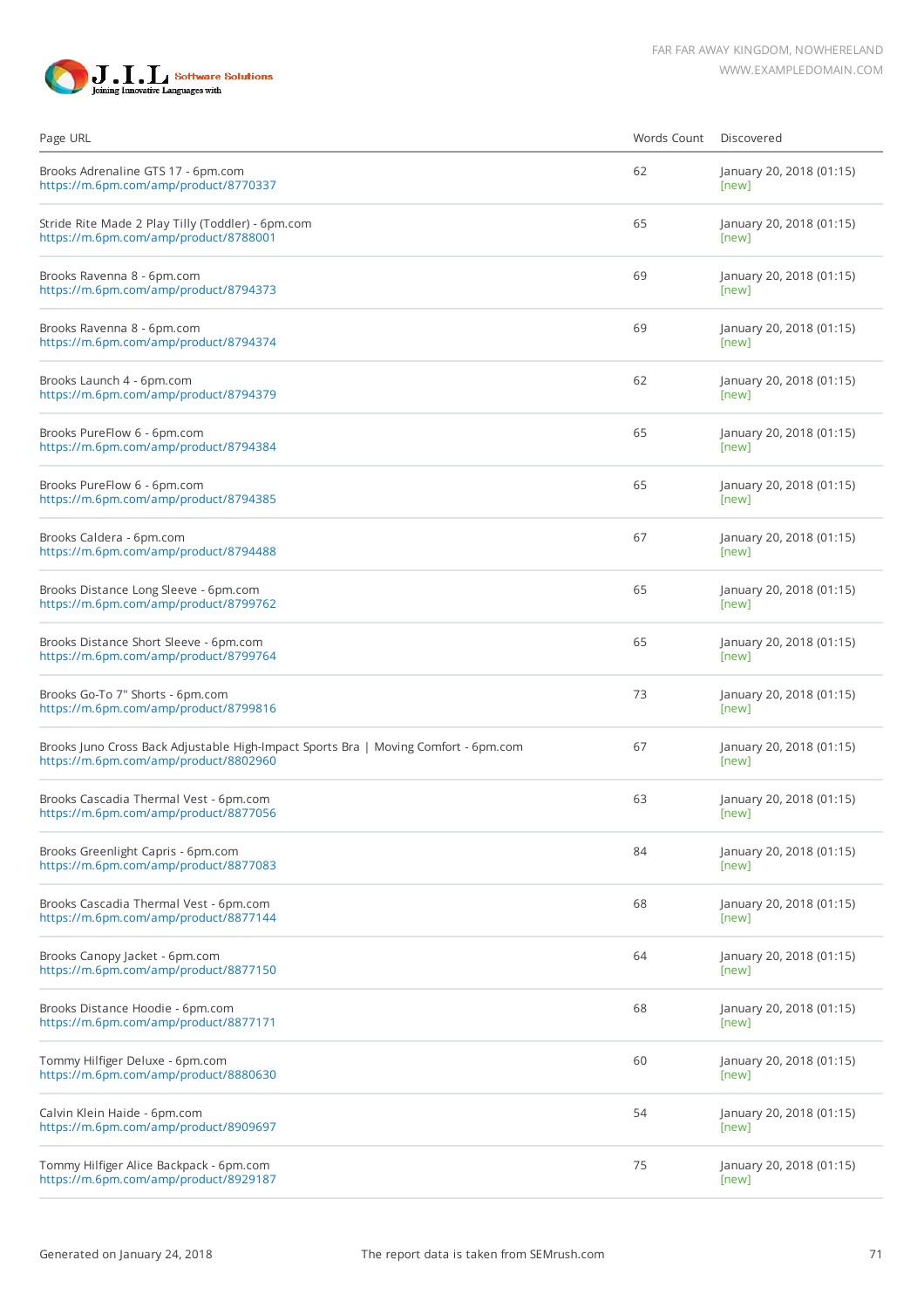| Page URL | Words Count | Discovered |
|---|---|---|
| Brooks Adrenaline GTS 17 - 6pm.com<br>https://m.6pm.com/amp/product/8770337 | 62 | January 20, 2018 (01:15)<br>[new] |
| Stride Rite Made 2 Play Tilly (Toddler) - 6pm.com<br>https://m.6pm.com/amp/product/8788001 | 65 | January 20, 2018 (01:15)<br>[new] |
| Brooks Ravenna 8 - 6pm.com<br>https://m.6pm.com/amp/product/8794373 | 69 | January 20, 2018 (01:15)<br>[new] |
| Brooks Ravenna 8 - 6pm.com<br>https://m.6pm.com/amp/product/8794374 | 69 | January 20, 2018 (01:15)<br>[new] |
| Brooks Launch 4 - 6pm.com<br>https://m.6pm.com/amp/product/8794379 | 62 | January 20, 2018 (01:15)<br>[new] |
| Brooks PureFlow 6 - 6pm.com<br>https://m.6pm.com/amp/product/8794384 | 65 | January 20, 2018 (01:15)<br>[new] |
| Brooks PureFlow 6 - 6pm.com<br>https://m.6pm.com/amp/product/8794385 | 65 | January 20, 2018 (01:15)<br>[new] |
| Brooks Caldera - 6pm.com<br>https://m.6pm.com/amp/product/8794488 | 67 | January 20, 2018 (01:15)<br>[new] |
| Brooks Distance Long Sleeve - 6pm.com<br>https://m.6pm.com/amp/product/8799762 | 65 | January 20, 2018 (01:15)<br>[new] |
| Brooks Distance Short Sleeve - 6pm.com<br>https://m.6pm.com/amp/product/8799764 | 65 | January 20, 2018 (01:15)<br>[new] |
| Brooks Go-To 7" Shorts - 6pm.com<br>https://m.6pm.com/amp/product/8799816 | 73 | January 20, 2018 (01:15)<br>[new] |
| Brooks Juno Cross Back Adjustable High-Impact Sports Bra \| Moving Comfort - 6pm.com<br>https://m.6pm.com/amp/product/8802960 | 67 | January 20, 2018 (01:15)<br>[new] |
| Brooks Cascadia Thermal Vest - 6pm.com<br>https://m.6pm.com/amp/product/8877056 | 63 | January 20, 2018 (01:15)<br>[new] |
| Brooks Greenlight Capris - 6pm.com<br>https://m.6pm.com/amp/product/8877083 | 84 | January 20, 2018 (01:15)<br>[new] |
| Brooks Cascadia Thermal Vest - 6pm.com<br>https://m.6pm.com/amp/product/8877144 | 68 | January 20, 2018 (01:15)<br>[new] |
| Brooks Canopy Jacket - 6pm.com<br>https://m.6pm.com/amp/product/8877150 | 64 | January 20, 2018 (01:15)<br>[new] |
| Brooks Distance Hoodie - 6pm.com<br>https://m.6pm.com/amp/product/8877171 | 68 | January 20, 2018 (01:15)<br>[new] |
| Tommy Hilfiger Deluxe - 6pm.com<br>https://m.6pm.com/amp/product/8880630 | 60 | January 20, 2018 (01:15)<br>[new] |
| Calvin Klein Haide - 6pm.com<br>https://m.6pm.com/amp/product/8909697 | 54 | January 20, 2018 (01:15)<br>[new] |
| Tommy Hilfiger Alice Backpack - 6pm.com<br>https://m.6pm.com/amp/product/8929187 | 75 | January 20, 2018 (01:15)<br>[new] |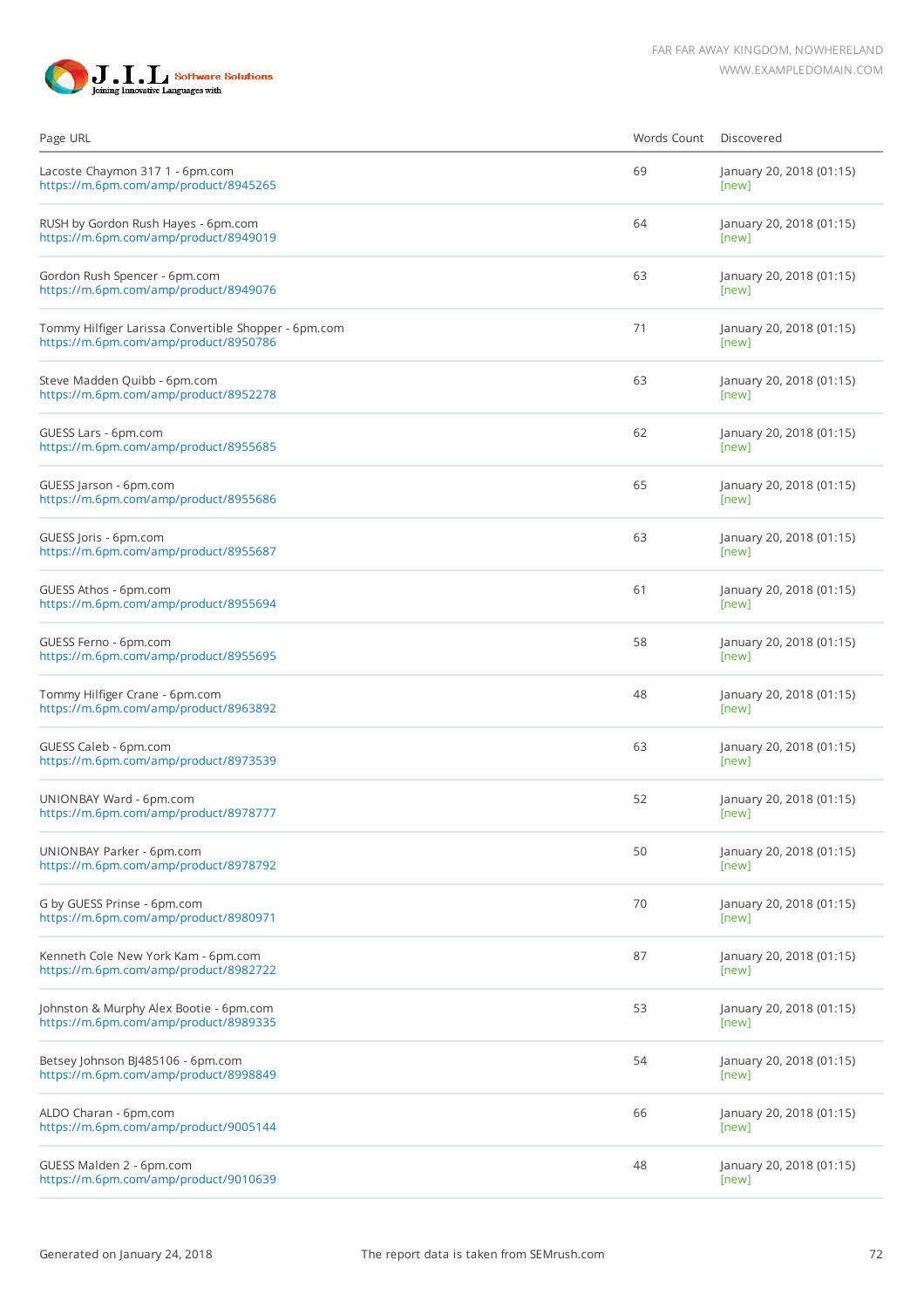| Page URL | Words Count | Discovered |
| --- | --- | --- |
| Lacoste Chaymon 317 1 - 6pm.com<br>https://m.6pm.com/amp/product/8945265 | 69 | January 20, 2018 (01:15)<br>[new] |
| RUSH by Gordon Rush Hayes - 6pm.com<br>https://m.6pm.com/amp/product/8949019 | 64 | January 20, 2018 (01:15)<br>[new] |
| Gordon Rush Spencer - 6pm.com<br>https://m.6pm.com/amp/product/8949076 | 63 | January 20, 2018 (01:15)<br>[new] |
| Tommy Hilfiger Larissa Convertible Shopper - 6pm.com<br>https://m.6pm.com/amp/product/8950786 | 71 | January 20, 2018 (01:15)<br>[new] |
| Steve Madden Quibb - 6pm.com<br>https://m.6pm.com/amp/product/8952278 | 63 | January 20, 2018 (01:15)<br>[new] |
| GUESS Lars - 6pm.com<br>https://m.6pm.com/amp/product/8955685 | 62 | January 20, 2018 (01:15)<br>[new] |
| GUESS Jarson - 6pm.com<br>https://m.6pm.com/amp/product/8955686 | 65 | January 20, 2018 (01:15)<br>[new] |
| GUESS Joris - 6pm.com<br>https://m.6pm.com/amp/product/8955687 | 63 | January 20, 2018 (01:15)<br>[new] |
| GUESS Athos - 6pm.com<br>https://m.6pm.com/amp/product/8955694 | 61 | January 20, 2018 (01:15)<br>[new] |
| GUESS Ferno - 6pm.com<br>https://m.6pm.com/amp/product/8955695 | 58 | January 20, 2018 (01:15)<br>[new] |
| Tommy Hilfiger Crane - 6pm.com<br>https://m.6pm.com/amp/product/8963892 | 48 | January 20, 2018 (01:15)<br>[new] |
| GUESS Caleb - 6pm.com<br>https://m.6pm.com/amp/product/8973539 | 63 | January 20, 2018 (01:15)<br>[new] |
| UNIONBAY Ward - 6pm.com<br>https://m.6pm.com/amp/product/8978777 | 52 | January 20, 2018 (01:15)<br>[new] |
| UNIONBAY Parker - 6pm.com<br>https://m.6pm.com/amp/product/8978792 | 50 | January 20, 2018 (01:15)<br>[new] |
| G by GUESS Prinse - 6pm.com<br>https://m.6pm.com/amp/product/8980971 | 70 | January 20, 2018 (01:15)<br>[new] |
| Kenneth Cole New York Kam - 6pm.com<br>https://m.6pm.com/amp/product/8982722 | 87 | January 20, 2018 (01:15)<br>[new] |
| Johnston & Murphy Alex Bootie - 6pm.com<br>https://m.6pm.com/amp/product/8989335 | 53 | January 20, 2018 (01:15)<br>[new] |
| Betsey Johnson BJ485106 - 6pm.com<br>https://m.6pm.com/amp/product/8998849 | 54 | January 20, 2018 (01:15)<br>[new] |
| ALDO Charan - 6pm.com<br>https://m.6pm.com/amp/product/9005144 | 66 | January 20, 2018 (01:15)<br>[new] |
| GUESS Malden 2 - 6pm.com<br>https://m.6pm.com/amp/product/9010639 | 48 | January 20, 2018 (01:15)<br>[new] |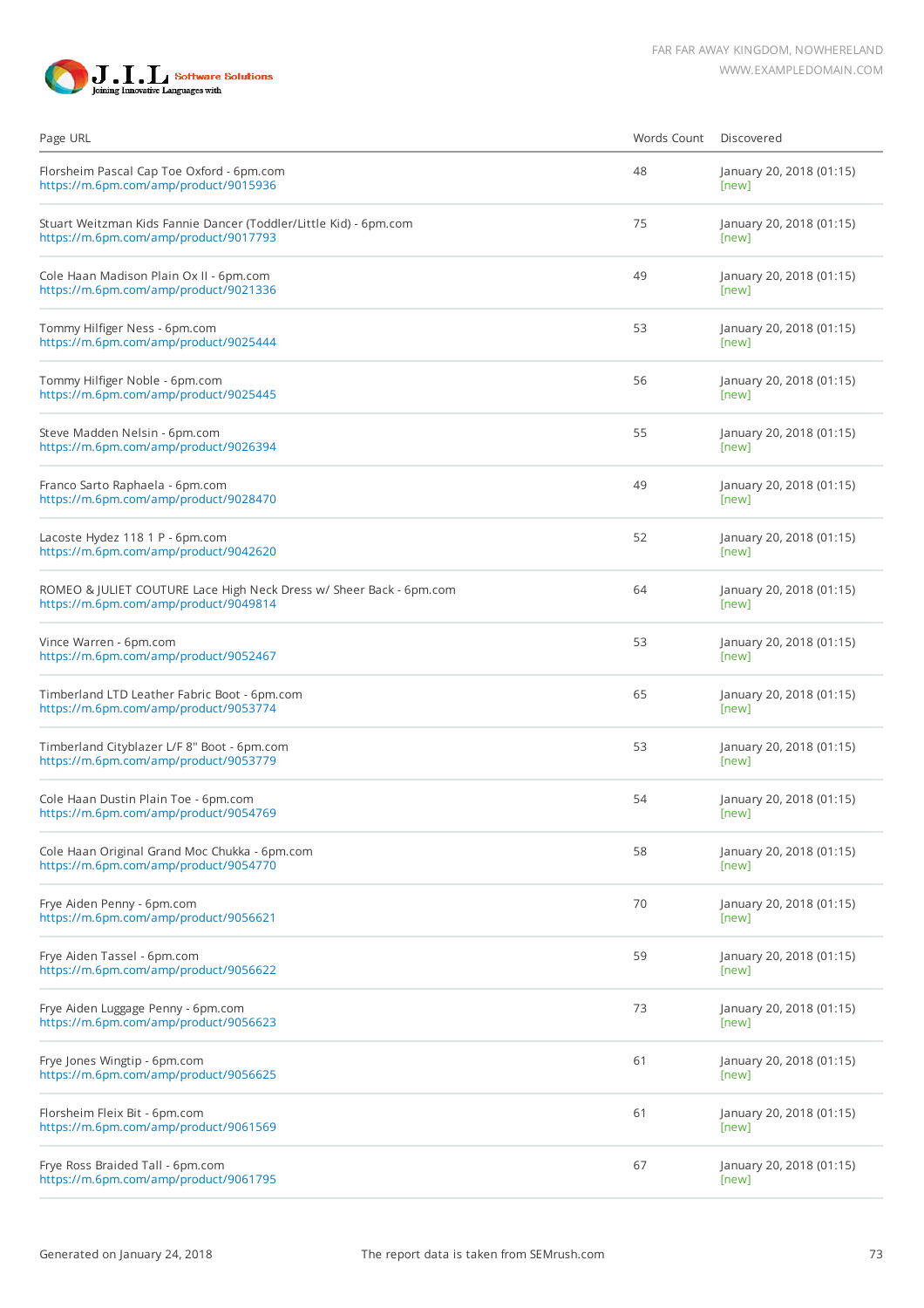| Page URL | Words Count | Discovered |
|---|---|---|
| Florsheim Pascal Cap Toe Oxford - 6pm.com<br>https://m.6pm.com/amp/product/9015936 | 48 | January 20, 2018 (01:15)<br>[new] |
| Stuart Weitzman Kids Fannie Dancer (Toddler/Little Kid) - 6pm.com<br>https://m.6pm.com/amp/product/9017793 | 75 | January 20, 2018 (01:15)<br>[new] |
| Cole Haan Madison Plain Ox II - 6pm.com<br>https://m.6pm.com/amp/product/9021336 | 49 | January 20, 2018 (01:15)<br>[new] |
| Tommy Hilfiger Ness - 6pm.com<br>https://m.6pm.com/amp/product/9025444 | 53 | January 20, 2018 (01:15)<br>[new] |
| Tommy Hilfiger Noble - 6pm.com<br>https://m.6pm.com/amp/product/9025445 | 56 | January 20, 2018 (01:15)<br>[new] |
| Steve Madden Nelsin - 6pm.com<br>https://m.6pm.com/amp/product/9026394 | 55 | January 20, 2018 (01:15)<br>[new] |
| Franco Sarto Raphaela - 6pm.com<br>https://m.6pm.com/amp/product/9028470 | 49 | January 20, 2018 (01:15)<br>[new] |
| Lacoste Hydez 118 1 P - 6pm.com<br>https://m.6pm.com/amp/product/9042620 | 52 | January 20, 2018 (01:15)<br>[new] |
| ROMEO & JULIET COUTURE Lace High Neck Dress w/ Sheer Back - 6pm.com<br>https://m.6pm.com/amp/product/9049814 | 64 | January 20, 2018 (01:15)<br>[new] |
| Vince Warren - 6pm.com<br>https://m.6pm.com/amp/product/9052467 | 53 | January 20, 2018 (01:15)<br>[new] |
| Timberland LTD Leather Fabric Boot - 6pm.com<br>https://m.6pm.com/amp/product/9053774 | 65 | January 20, 2018 (01:15)<br>[new] |
| Timberland Cityblazer L/F 8" Boot - 6pm.com<br>https://m.6pm.com/amp/product/9053779 | 53 | January 20, 2018 (01:15)<br>[new] |
| Cole Haan Dustin Plain Toe - 6pm.com<br>https://m.6pm.com/amp/product/9054769 | 54 | January 20, 2018 (01:15)<br>[new] |
| Cole Haan Original Grand Moc Chukka - 6pm.com<br>https://m.6pm.com/amp/product/9054770 | 58 | January 20, 2018 (01:15)<br>[new] |
| Frye Aiden Penny - 6pm.com<br>https://m.6pm.com/amp/product/9056621 | 70 | January 20, 2018 (01:15)<br>[new] |
| Frye Aiden Tassel - 6pm.com<br>https://m.6pm.com/amp/product/9056622 | 59 | January 20, 2018 (01:15)<br>[new] |
| Frye Aiden Luggage Penny - 6pm.com<br>https://m.6pm.com/amp/product/9056623 | 73 | January 20, 2018 (01:15)<br>[new] |
| Frye Jones Wingtip - 6pm.com<br>https://m.6pm.com/amp/product/9056625 | 61 | January 20, 2018 (01:15)<br>[new] |
| Florsheim Fleix Bit - 6pm.com<br>https://m.6pm.com/amp/product/9061569 | 61 | January 20, 2018 (01:15)<br>[new] |
| Frye Ross Braided Tall - 6pm.com<br>https://m.6pm.com/amp/product/9061795 | 67 | January 20, 2018 (01:15)<br>[new] |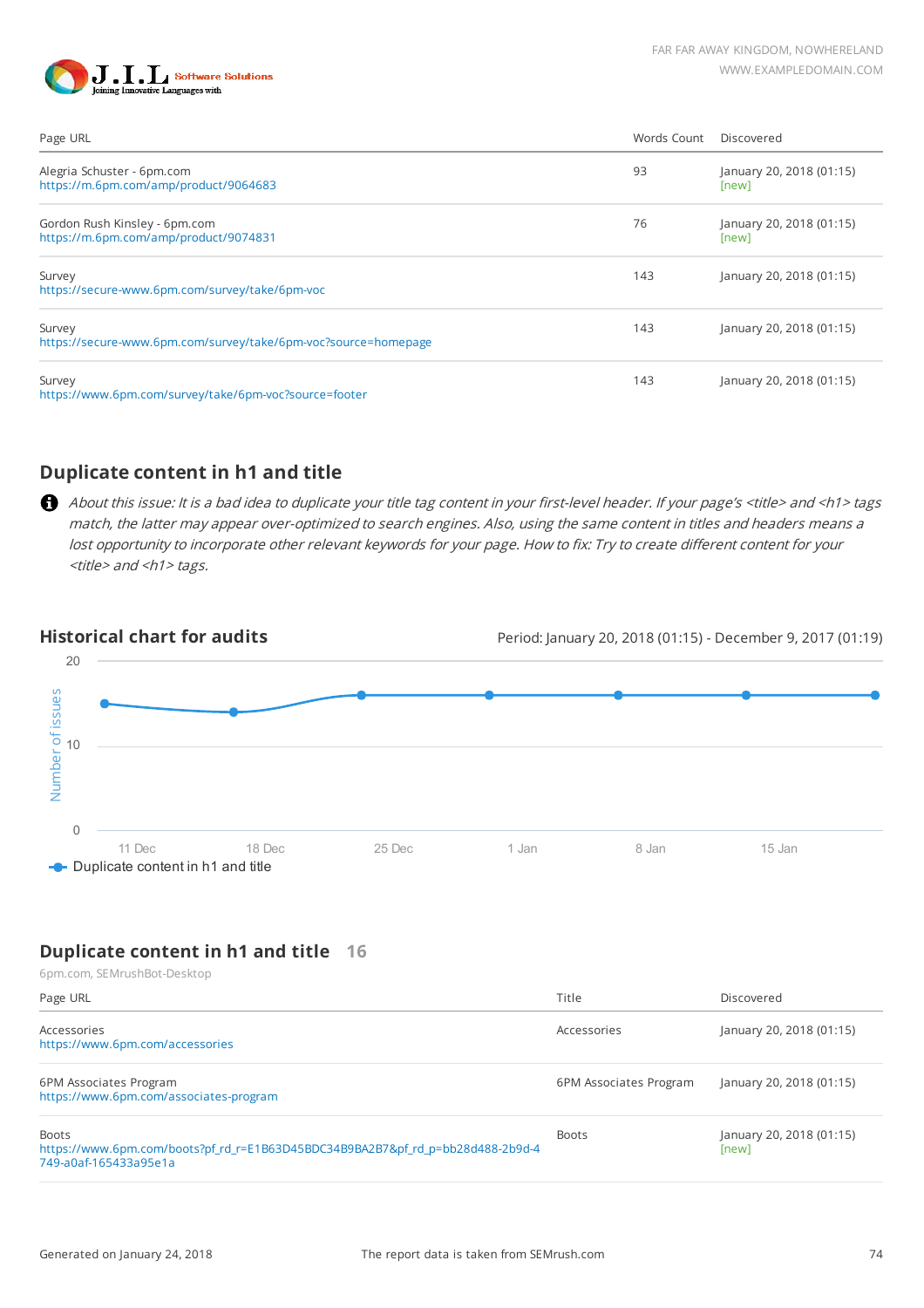| Page URL | Words Count | Discovered |
|---|---|---|
| Alegria Schuster - 6pm.com<br>https://m.6pm.com/amp/product/9064683 | 93 | January 20, 2018 (01:15)<br>[new] |
| Gordon Rush Kinsley - 6pm.com<br>https://m.6pm.com/amp/product/9074831 | 76 | January 20, 2018 (01:15)<br>[new] |
| Survey<br>https://secure-www.6pm.com/survey/take/6pm-voc | 143 | January 20, 2018 (01:15) |
| Survey<br>https://secure-www.6pm.com/survey/take/6pm-voc?source=homepage | 143 | January 20, 2018 (01:15) |
| Survey<br>https://www.6pm.com/survey/take/6pm-voc?source=footer | 143 | January 20, 2018 (01:15) |

## Duplicate content in h1 and title

*About this issue: It is a bad idea to duplicate your title tag content in your first-level header. If your page's <title> and <h1> tags match, the latter may appear over-optimized to search engines. Also, using the same content in titles and headers means a lost opportunity to incorporate other relevant keywords for your page. How to fix: Try to create different content for your <title> and <h1> tags.*

## Historical chart for audits

Period: January 20, 2018 (01:15) - December 9, 2017 (01:19)

Number of issues: 20, 10, 0

11 Dec, 18 Dec, 25 Dec, 1 Jan, 8 Jan, 15 Jan

Duplicate content in h1 and title

## Duplicate content in h1 and title 16

6pm.com, SEMrushBot-Desktop

| Page URL | Title | Discovered |
|---|---|---|
| Accessories<br>https://www.6pm.com/accessories | Accessories | January 20, 2018 (01:15) |
| 6PM Associates Program<br>https://www.6pm.com/associates-program | 6PM Associates Program | January 20, 2018 (01:15) |
| Boots<br>https://www.6pm.com/boots?pf_rd_r=E1B63D45BDC34B9BA2B7&pf_rd_p=bb28d488-2b9d-4749-a0af-165433a95e1a | Boots | January 20, 2018 (01:15)<br>[new] |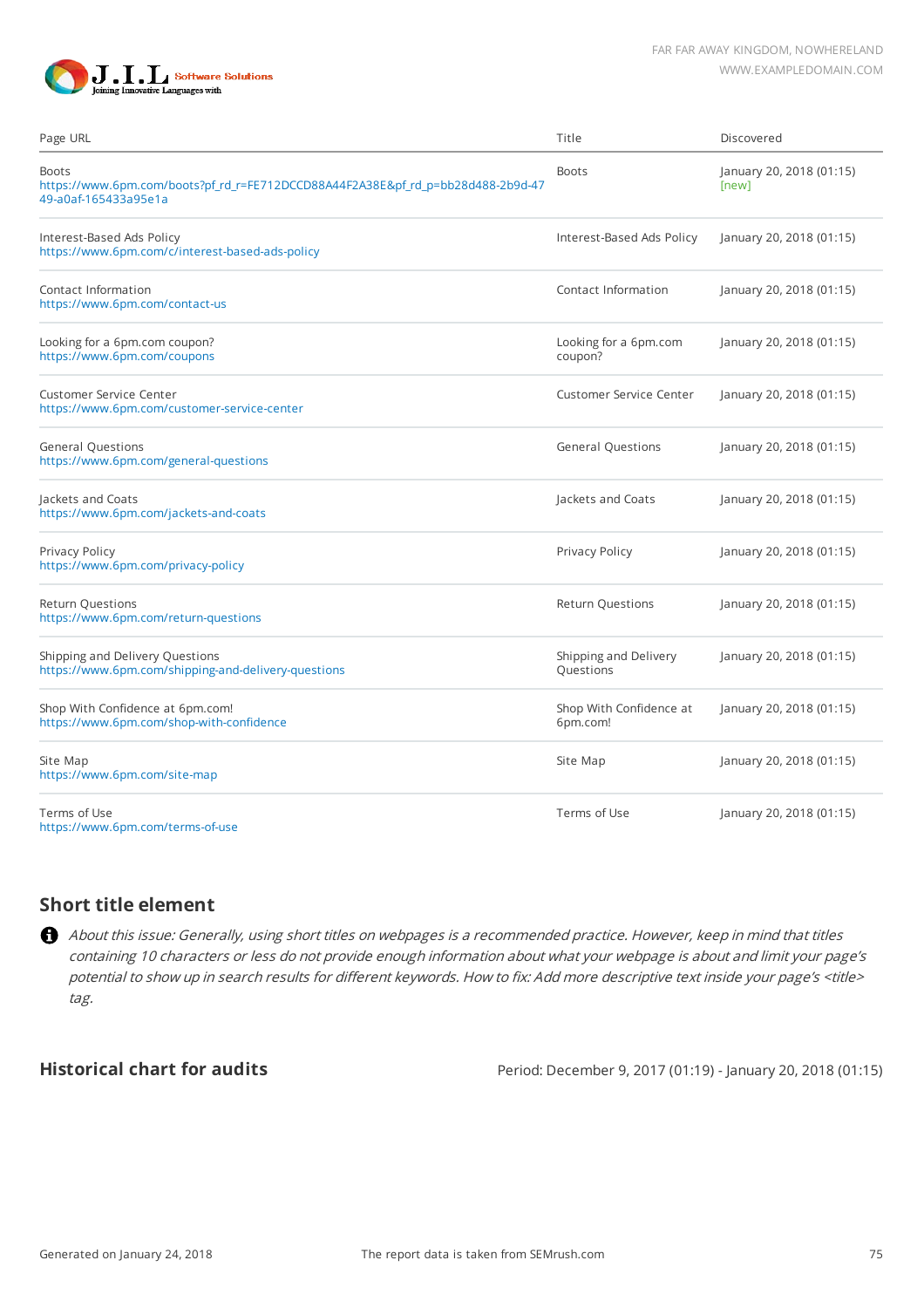| Page URL | Title | Discovered |
|---|---|---|
| Boots<br>https://www.6pm.com/boots?pf_rd_r=FE712DCCD88A44F2A38E&pf_rd_p=bb28d488-2b9d-4749-a0af-165433a95e1a | Boots | January 20, 2018 (01:15)<br>[new] |
| Interest-Based Ads Policy<br>https://www.6pm.com/c/interest-based-ads-policy | Interest-Based Ads Policy | January 20, 2018 (01:15) |
| Contact Information<br>https://www.6pm.com/contact-us | Contact Information | January 20, 2018 (01:15) |
| Looking for a 6pm.com coupon?<br>https://www.6pm.com/coupons | Looking for a 6pm.com coupon? | January 20, 2018 (01:15) |
| Customer Service Center<br>https://www.6pm.com/customer-service-center | Customer Service Center | January 20, 2018 (01:15) |
| General Questions<br>https://www.6pm.com/general-questions | General Questions | January 20, 2018 (01:15) |
| Jackets and Coats<br>https://www.6pm.com/jackets-and-coats | Jackets and Coats | January 20, 2018 (01:15) |
| Privacy Policy<br>https://www.6pm.com/privacy-policy | Privacy Policy | January 20, 2018 (01:15) |
| Return Questions<br>https://www.6pm.com/return-questions | Return Questions | January 20, 2018 (01:15) |
| Shipping and Delivery Questions<br>https://www.6pm.com/shipping-and-delivery-questions | Shipping and Delivery Questions | January 20, 2018 (01:15) |
| Shop With Confidence at 6pm.com!<br>https://www.6pm.com/shop-with-confidence | Shop With Confidence at 6pm.com! | January 20, 2018 (01:15) |
| Site Map<br>https://www.6pm.com/site-map | Site Map | January 20, 2018 (01:15) |
| Terms of Use<br>https://www.6pm.com/terms-of-use | Terms of Use | January 20, 2018 (01:15) |

## Short title element

*About this issue: Generally, using short titles on webpages is a recommended practice. However, keep in mind that titles containing 10 characters or less do not provide enough information about what your webpage is about and limit your page's potential to show up in search results for different keywords. How to fix: Add more descriptive text inside your page's <title> tag.*

## Historical chart for audits

Period: December 9, 2017 (01:19) - January 20, 2018 (01:15)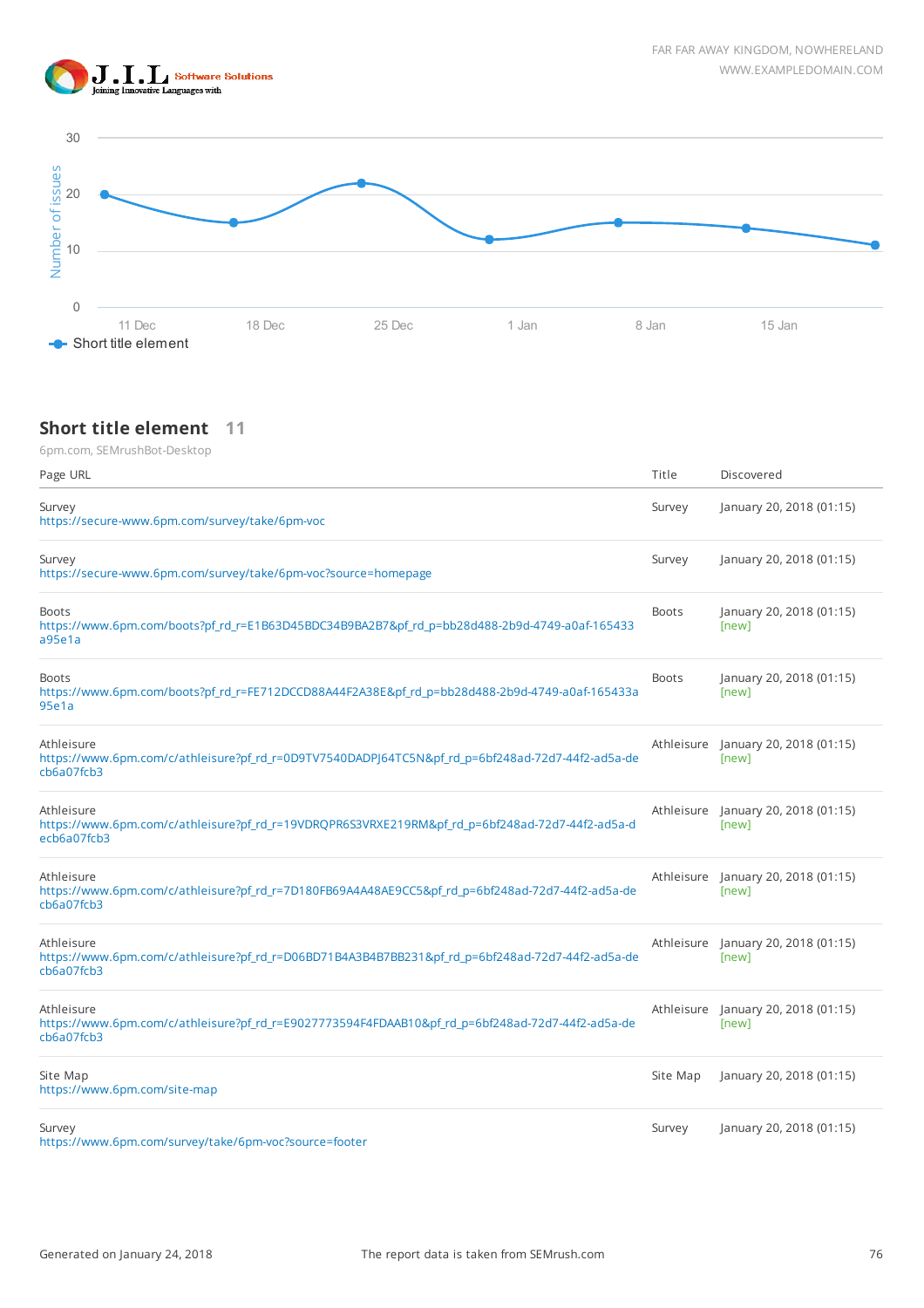## Short title element 11

6pm.com, SEMrushBot-Desktop

| Page URL | Title | Discovered |
|---|---|---|
| Survey<br>https://secure-www.6pm.com/survey/take/6pm-voc | Survey | January 20, 2018 (01:15) |
| Survey<br>https://secure-www.6pm.com/survey/take/6pm-voc?source=homepage | Survey | January 20, 2018 (01:15) |
| Boots<br>https://www.6pm.com/boots?pf_rd_r=E1B63D45BDC34B9BA2B7&pf_rd_p=bb28d488-2b9d-4749-a0af-165433a95e1a | Boots | January 20, 2018 (01:15)<br>[new] |
| Boots<br>https://www.6pm.com/boots?pf_rd_r=FE712DCCD88A44F2A38E&pf_rd_p=bb28d488-2b9d-4749-a0af-165433a95e1a | Boots | January 20, 2018 (01:15)<br>[new] |
| Athleisure<br>https://www.6pm.com/c/athleisure?pf_rd_r=0D9TV7540DADPJ64TC5N&pf_rd_p=6bf248ad-72d7-44f2-ad5a-decb6a07fcb3 | Athleisure | January 20, 2018 (01:15)<br>[new] |
| Athleisure<br>https://www.6pm.com/c/athleisure?pf_rd_r=19VDRQPR6S3VRXE219RM&pf_rd_p=6bf248ad-72d7-44f2-ad5a-decb6a07fcb3 | Athleisure | January 20, 2018 (01:15)<br>[new] |
| Athleisure<br>https://www.6pm.com/c/athleisure?pf_rd_r=7D180FB69A4A48AE9CC5&pf_rd_p=6bf248ad-72d7-44f2-ad5a-decb6a07fcb3 | Athleisure | January 20, 2018 (01:15)<br>[new] |
| Athleisure<br>https://www.6pm.com/c/athleisure?pf_rd_r=D06BD71B4A3B4B7BB231&pf_rd_p=6bf248ad-72d7-44f2-ad5a-decb6a07fcb3 | Athleisure | January 20, 2018 (01:15)<br>[new] |
| Athleisure<br>https://www.6pm.com/c/athleisure?pf_rd_r=E9027773594F4FDAAB10&pf_rd_p=6bf248ad-72d7-44f2-ad5a-decb6a07fcb3 | Athleisure | January 20, 2018 (01:15)<br>[new] |
| Site Map<br>https://www.6pm.com/site-map | Site Map | January 20, 2018 (01:15) |
| Survey<br>https://www.6pm.com/survey/take/6pm-voc?source=footer | Survey | January 20, 2018 (01:15) |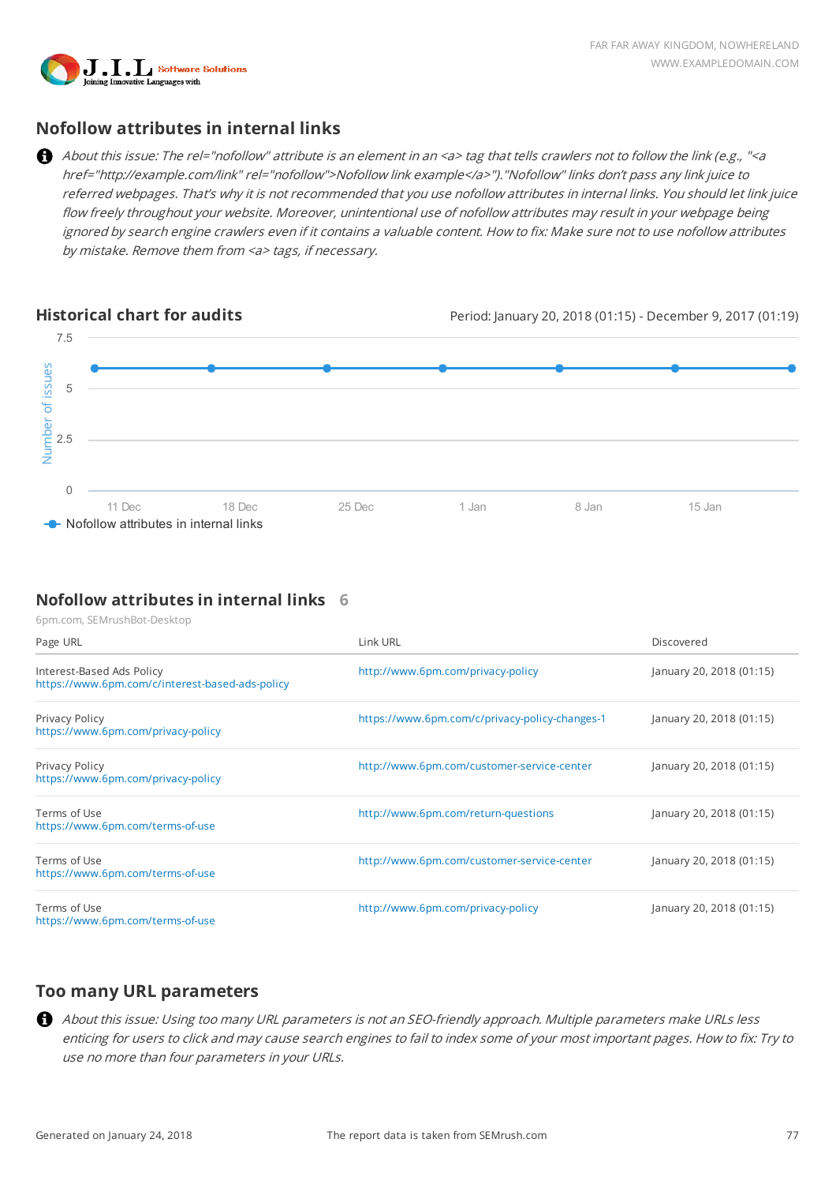## Nofollow attributes in internal links

*About this issue: The rel="nofollow" attribute is an element in an <a> tag that tells crawlers not to follow the link (e.g., "<a href="http://example.com/link" rel="nofollow">Nofollow link example</a>")."Nofollow" links don't pass any link juice to referred webpages. That's why it is not recommended that you use nofollow attributes in internal links. You should let link juice flow freely throughout your website. Moreover, unintentional use of nofollow attributes may result in your webpage being ignored by search engine crawlers even if it contains a valuable content. How to fix: Make sure not to use nofollow attributes by mistake. Remove them from <a> tags, if necessary.*

### Historical chart for audits

Period: January 20, 2018 (01:15) - December 9, 2017 (01:19)

## Nofollow attributes in internal links 6

6pm.com, SEMrushBot-Desktop

| Page URL | Link URL | Discovered |
|---|---|---|
| Interest-Based Ads Policy https://www.6pm.com/c/interest-based-ads-policy | http://www.6pm.com/privacy-policy | January 20, 2018 (01:15) |
| Privacy Policy https://www.6pm.com/privacy-policy | https://www.6pm.com/c/privacy-policy-changes-1 | January 20, 2018 (01:15) |
| Privacy Policy https://www.6pm.com/privacy-policy | http://www.6pm.com/customer-service-center | January 20, 2018 (01:15) |
| Terms of Use https://www.6pm.com/terms-of-use | http://www.6pm.com/return-questions | January 20, 2018 (01:15) |
| Terms of Use https://www.6pm.com/terms-of-use | http://www.6pm.com/customer-service-center | January 20, 2018 (01:15) |
| Terms of Use https://www.6pm.com/terms-of-use | http://www.6pm.com/privacy-policy | January 20, 2018 (01:15) |

## Too many URL parameters

*About this issue: Using too many URL parameters is not an SEO-friendly approach. Multiple parameters make URLs less enticing for users to click and may cause search engines to fail to index some of your most important pages. How to fix: Try to use no more than four parameters in your URLs.*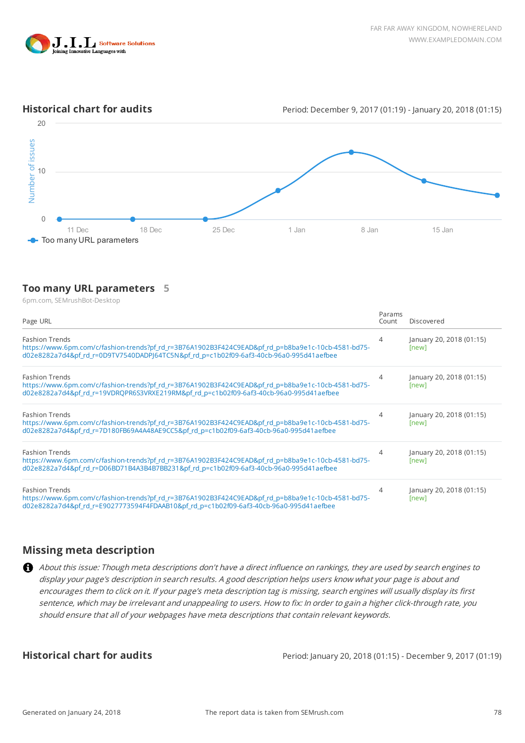## Historical chart for audits

Period: December 9, 2017 (01:19) - January 20, 2018 (01:15)

20

Number of issues

10

0

11 Dec 18 Dec 25 Dec 1 Jan 8 Jan 15 Jan

Too many URL parameters

## Too many URL parameters 5

6pm.com, SEMrushBot-Desktop

| Page URL | Params Count | Discovered |
|---|---|---|
| Fashion Trends<br>https://www.6pm.com/c/fashion-trends?pf_rd_r=3B76A1902B3F424C9EAD&pf_rd_p=b8ba9e1c-10cb-4581-bd75-d02e8282a7d4&pf_rd_r=0D9TV7540DADPJ64TC5N&pf_rd_p=c1b02f09-6af3-40cb-96a0-995d41aefbee | 4 | January 20, 2018 (01:15)<br>[new] |
| Fashion Trends<br>https://www.6pm.com/c/fashion-trends?pf_rd_r=3B76A1902B3F424C9EAD&pf_rd_p=b8ba9e1c-10cb-4581-bd75-d02e8282a7d4&pf_rd_r=19VDRQPR6S3VRXE219RM&pf_rd_p=c1b02f09-6af3-40cb-96a0-995d41aefbee | 4 | January 20, 2018 (01:15)<br>[new] |
| Fashion Trends<br>https://www.6pm.com/c/fashion-trends?pf_rd_r=3B76A1902B3F424C9EAD&pf_rd_p=b8ba9e1c-10cb-4581-bd75-d02e8282a7d4&pf_rd_r=7D180FB69A4A48AE9CC5&pf_rd_p=c1b02f09-6af3-40cb-96a0-995d41aefbee | 4 | January 20, 2018 (01:15)<br>[new] |
| Fashion Trends<br>https://www.6pm.com/c/fashion-trends?pf_rd_r=3B76A1902B3F424C9EAD&pf_rd_p=b8ba9e1c-10cb-4581-bd75-d02e8282a7d4&pf_rd_r=D06BD71B4A3B4B7BB231&pf_rd_p=c1b02f09-6af3-40cb-96a0-995d41aefbee | 4 | January 20, 2018 (01:15)<br>[new] |
| Fashion Trends<br>https://www.6pm.com/c/fashion-trends?pf_rd_r=3B76A1902B3F424C9EAD&pf_rd_p=b8ba9e1c-10cb-4581-bd75-d02e8282a7d4&pf_rd_r=E9027773594F4FDAAB10&pf_rd_p=c1b02f09-6af3-40cb-96a0-995d41aefbee | 4 | January 20, 2018 (01:15)<br>[new] |

## Missing meta description

*About this issue: Though meta descriptions don't have a direct influence on rankings, they are used by search engines to display your page's description in search results. A good description helps users know what your page is about and encourages them to click on it. If your page's meta description tag is missing, search engines will usually display its first sentence, which may be irrelevant and unappealing to users. How to fix: In order to gain a higher click-through rate, you should ensure that all of your webpages have meta descriptions that contain relevant keywords.*

## Historical chart for audits

Period: January 20, 2018 (01:15) - December 9, 2017 (01:19)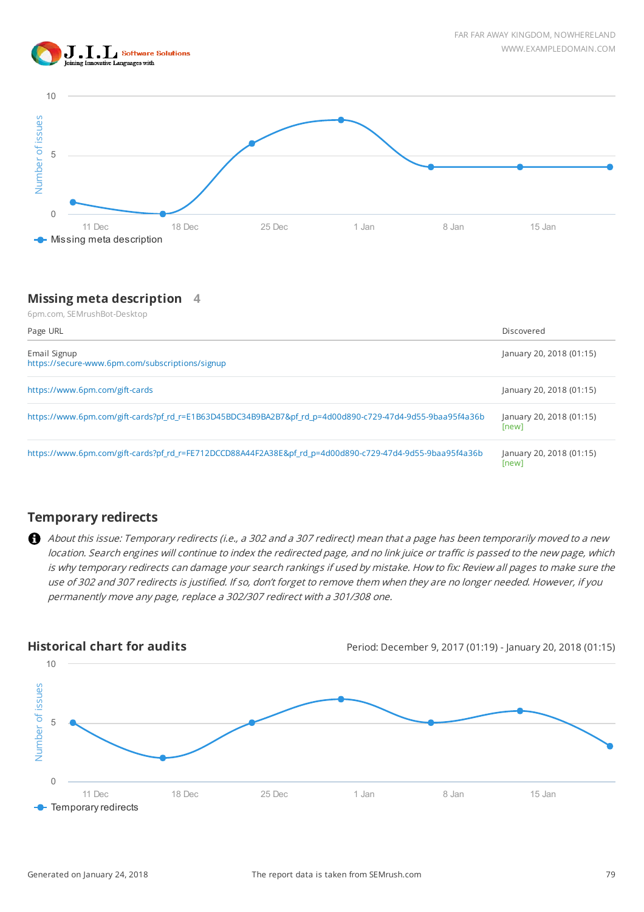## Missing meta description 4

6pm.com, SEMrushBot-Desktop

| Page URL | Discovered |
| --- | --- |
| Email Signup<br>https://secure-www.6pm.com/subscriptions/signup | January 20, 2018 (01:15) |
| https://www.6pm.com/gift-cards | January 20, 2018 (01:15) |
| https://www.6pm.com/gift-cards?pf_rd_r=E1B63D45BDC34B9BA2B7&pf_rd_p=4d00d890-c729-47d4-9d55-9baa95f4a36b | January 20, 2018 (01:15)<br>[new] |
| https://www.6pm.com/gift-cards?pf_rd_r=FE712DCCD88A44F2A38E&pf_rd_p=4d00d890-c729-47d4-9d55-9baa95f4a36b | January 20, 2018 (01:15)<br>[new] |

## Temporary redirects

*About this issue: Temporary redirects (i.e., a 302 and a 307 redirect) mean that a page has been temporarily moved to a new location. Search engines will continue to index the redirected page, and no link juice or traffic is passed to the new page, which is why temporary redirects can damage your search rankings if used by mistake. How to fix: Review all pages to make sure the use of 302 and 307 redirects is justified. If so, don't forget to remove them when they are no longer needed. However, if you permanently move any page, replace a 302/307 redirect with a 301/308 one.*

### Historical chart for audits

Period: December 9, 2017 (01:19) - January 20, 2018 (01:15)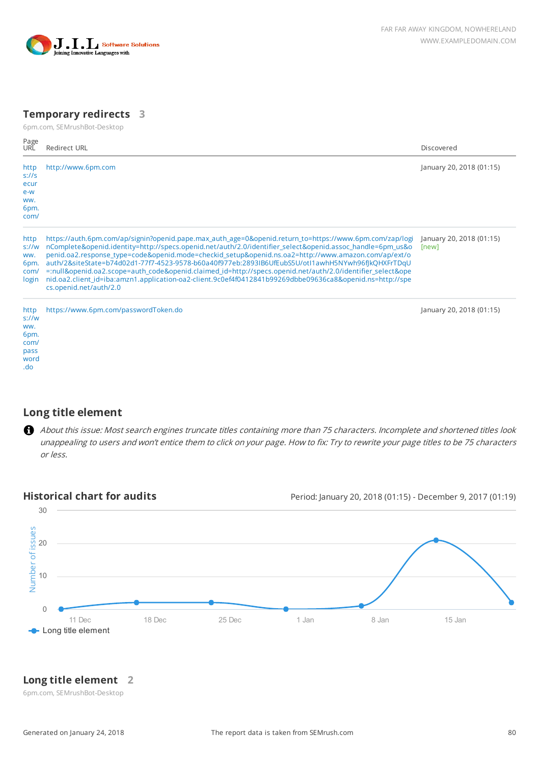## Temporary redirects 3

6pm.com, SEMrushBot-Desktop

| Page URL | Redirect URL | Discovered |
|---|---|---|
| https://secure-www.6pm.com/ | http://www.6pm.com | January 20, 2018 (01:15) |
| https://www.6pm.com/login | https://auth.6pm.com/ap/signin?openid.pape.max_auth_age=0&openid.return_to=https://www.6pm.com/zap/loginComplete&openid.identity=http://specs.openid.net/auth/2.0/identifier_select&openid.assoc_handle=6pm_us&openid.oa2.response_type=code&openid.mode=checkid_setup&openid.ns.oa2=http://www.amazon.com/ap/ext/oauth/2&siteState=b74d02d1-77f7-4523-9578-b60a40f977eb:2893IB6UfEubS5U/otI1awhH5NYwh96fJkQHXFrTDqU=:null&openid.oa2.scope=auth_code&openid.claimed_id=http://specs.openid.net/auth/2.0/identifier_select&openid.oa2.client_id=iba:amzn1.application-oa2-client.9c0ef4f0412841b99269dbbe09636ca8&openid.ns=http://specs.openid.net/auth/2.0 | January 20, 2018 (01:15) [new] |
| https://www.6pm.com/password.do | https://www.6pm.com/passwordToken.do | January 20, 2018 (01:15) |

## Long title element

*About this issue: Most search engines truncate titles containing more than 75 characters. Incomplete and shortened titles look unappealing to users and won't entice them to click on your page. How to fix: Try to rewrite your page titles to be 75 characters or less.*

### Historical chart for audits

Period: January 20, 2018 (01:15) - December 9, 2017 (01:19)

## Long title element 2

6pm.com, SEMrushBot-Desktop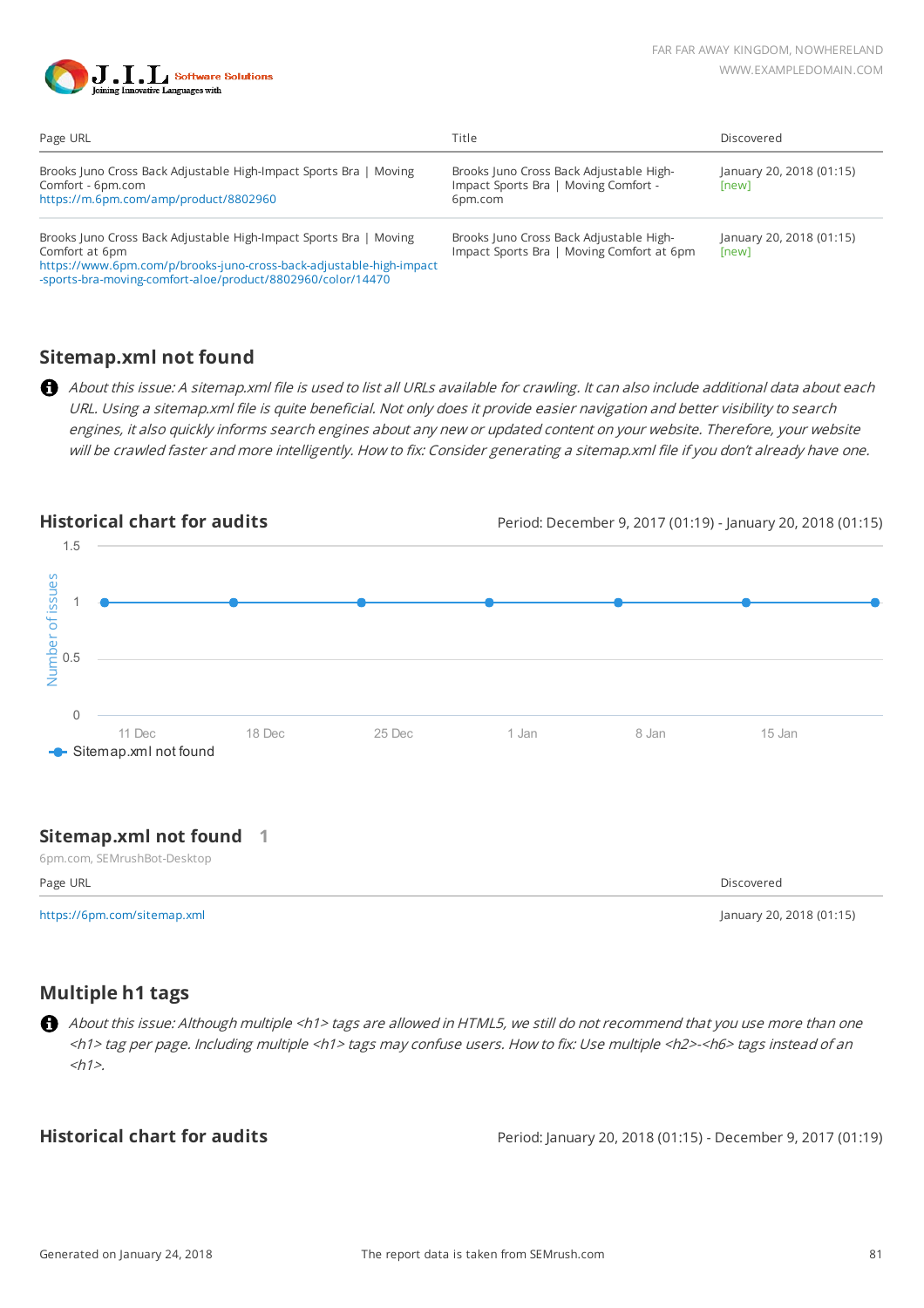| Page URL | Title | Discovered |
|---|---|---|
| Brooks Juno Cross Back Adjustable High-Impact Sports Bra \| Moving Comfort - 6pm.com https://m.6pm.com/amp/product/8802960 | Brooks Juno Cross Back Adjustable High-Impact Sports Bra \| Moving Comfort - 6pm.com | January 20, 2018 (01:15) [new] |
| Brooks Juno Cross Back Adjustable High-Impact Sports Bra \| Moving Comfort at 6pm https://www.6pm.com/p/brooks-juno-cross-back-adjustable-high-impact-sports-bra-moving-comfort-aloe/product/8802960/color/14470 | Brooks Juno Cross Back Adjustable High-Impact Sports Bra \| Moving Comfort at 6pm | January 20, 2018 (01:15) [new] |

## Sitemap.xml not found

*About this issue: A sitemap.xml file is used to list all URLs available for crawling. It can also include additional data about each URL. Using a sitemap.xml file is quite beneficial. Not only does it provide easier navigation and better visibility to search engines, it also quickly informs search engines about any new or updated content on your website. Therefore, your website will be crawled faster and more intelligently. How to fix: Consider generating a sitemap.xml file if you don't already have one.*

## Historical chart for audits

Period: December 9, 2017 (01:19) - January 20, 2018 (01:15)

| Date | 11 Dec | 18 Dec | 25 Dec | 1 Jan | 8 Jan | 15 Jan | 20 Jan |
|---|---|---|---|---|---|---|---|
| Sitemap.xml not found (Number of issues) | 1 | 1 | 1 | 1 | 1 | 1 | 1 |

## Sitemap.xml not found 1

6pm.com, SEMrushBot-Desktop

| Page URL | Discovered |
|---|---|
| https://6pm.com/sitemap.xml | January 20, 2018 (01:15) |

## Multiple h1 tags

*About this issue: Although multiple <h1> tags are allowed in HTML5, we still do not recommend that you use more than one <h1> tag per page. Including multiple <h1> tags may confuse users. How to fix: Use multiple <h2>-<h6> tags instead of an <h1>.*

## Historical chart for audits

Period: January 20, 2018 (01:15) - December 9, 2017 (01:19)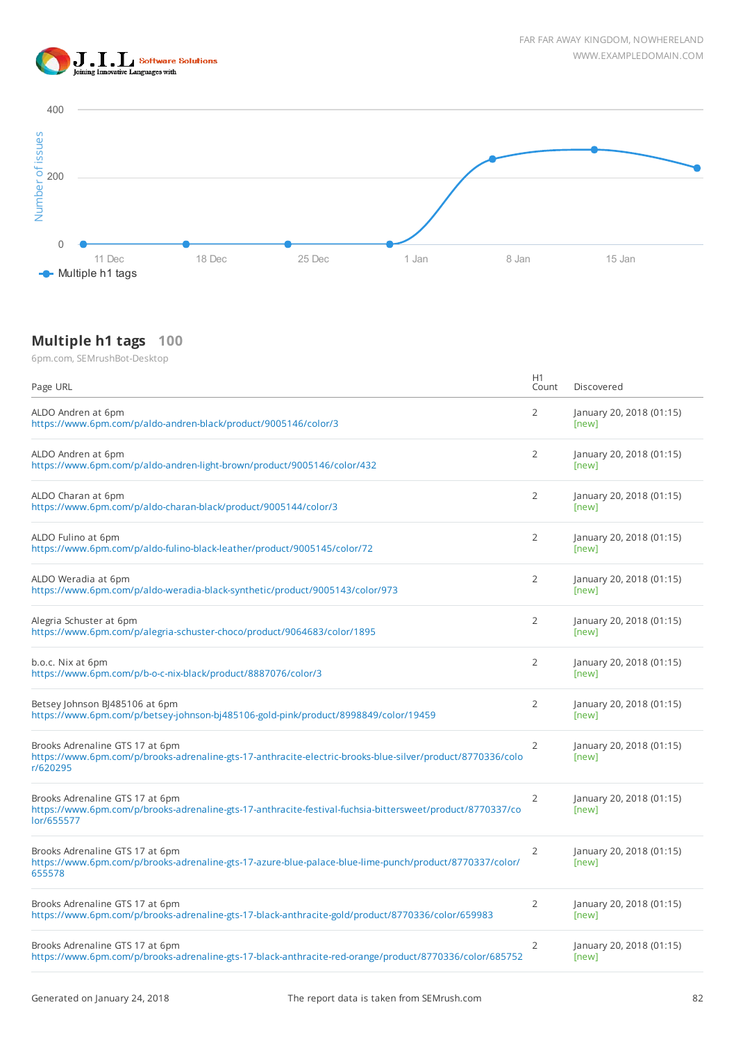FAR FAR AWAY KINGDOM, NOWHERELAND
WWW.EXAMPLEDOMAIN.COM

400

Number of issues

200

0

11 Dec 18 Dec 25 Dec 1 Jan 8 Jan 15 Jan

Multiple h1 tags

## Multiple h1 tags 100

6pm.com, SEMrushBot-Desktop

| Page URL | H1 Count | Discovered |
|---|---|---|
| ALDO Andren at 6pm<br>https://www.6pm.com/p/aldo-andren-black/product/9005146/color/3 | 2 | January 20, 2018 (01:15)<br>[new] |
| ALDO Andren at 6pm<br>https://www.6pm.com/p/aldo-andren-light-brown/product/9005146/color/432 | 2 | January 20, 2018 (01:15)<br>[new] |
| ALDO Charan at 6pm<br>https://www.6pm.com/p/aldo-charan-black/product/9005144/color/3 | 2 | January 20, 2018 (01:15)<br>[new] |
| ALDO Fulino at 6pm<br>https://www.6pm.com/p/aldo-fulino-black-leather/product/9005145/color/72 | 2 | January 20, 2018 (01:15)<br>[new] |
| ALDO Weradia at 6pm<br>https://www.6pm.com/p/aldo-weradia-black-synthetic/product/9005143/color/973 | 2 | January 20, 2018 (01:15)<br>[new] |
| Alegria Schuster at 6pm<br>https://www.6pm.com/p/alegria-schuster-choco/product/9064683/color/1895 | 2 | January 20, 2018 (01:15)<br>[new] |
| b.o.c. Nix at 6pm<br>https://www.6pm.com/p/b-o-c-nix-black/product/8887076/color/3 | 2 | January 20, 2018 (01:15)<br>[new] |
| Betsey Johnson BJ485106 at 6pm<br>https://www.6pm.com/p/betsey-johnson-bj485106-gold-pink/product/8998849/color/19459 | 2 | January 20, 2018 (01:15)<br>[new] |
| Brooks Adrenaline GTS 17 at 6pm<br>https://www.6pm.com/p/brooks-adrenaline-gts-17-anthracite-electric-brooks-blue-silver/product/8770336/color/620295 | 2 | January 20, 2018 (01:15)<br>[new] |
| Brooks Adrenaline GTS 17 at 6pm<br>https://www.6pm.com/p/brooks-adrenaline-gts-17-anthracite-festival-fuchsia-bittersweet/product/8770337/color/655577 | 2 | January 20, 2018 (01:15)<br>[new] |
| Brooks Adrenaline GTS 17 at 6pm<br>https://www.6pm.com/p/brooks-adrenaline-gts-17-azure-blue-palace-blue-lime-punch/product/8770337/color/655578 | 2 | January 20, 2018 (01:15)<br>[new] |
| Brooks Adrenaline GTS 17 at 6pm<br>https://www.6pm.com/p/brooks-adrenaline-gts-17-black-anthracite-gold/product/8770336/color/659983 | 2 | January 20, 2018 (01:15)<br>[new] |
| Brooks Adrenaline GTS 17 at 6pm<br>https://www.6pm.com/p/brooks-adrenaline-gts-17-black-anthracite-red-orange/product/8770336/color/685752 | 2 | January 20, 2018 (01:15)<br>[new] |

Generated on January 24, 2018 The report data is taken from SEMrush.com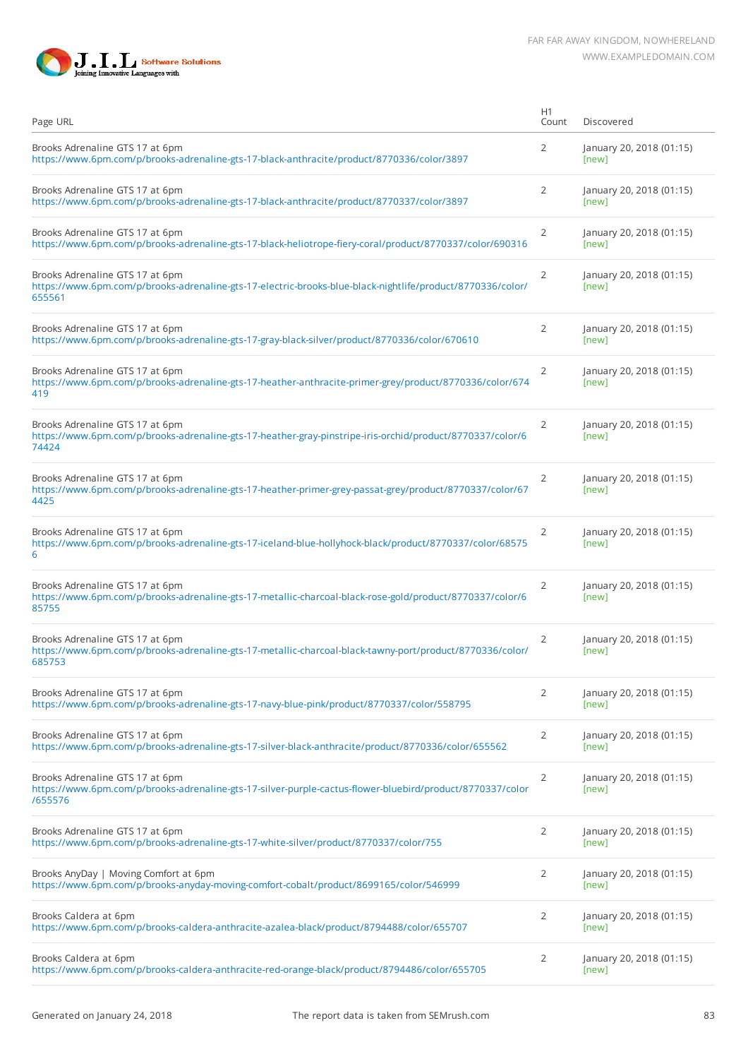| Page URL | H1 Count | Discovered |
|---|---|---|
| Brooks Adrenaline GTS 17 at 6pm https://www.6pm.com/p/brooks-adrenaline-gts-17-black-anthracite/product/8770336/color/3897 | 2 | January 20, 2018 (01:15) [new] |
| Brooks Adrenaline GTS 17 at 6pm https://www.6pm.com/p/brooks-adrenaline-gts-17-black-anthracite/product/8770337/color/3897 | 2 | January 20, 2018 (01:15) [new] |
| Brooks Adrenaline GTS 17 at 6pm https://www.6pm.com/p/brooks-adrenaline-gts-17-black-heliotrope-fiery-coral/product/8770337/color/690316 | 2 | January 20, 2018 (01:15) [new] |
| Brooks Adrenaline GTS 17 at 6pm https://www.6pm.com/p/brooks-adrenaline-gts-17-electric-brooks-blue-black-nightlife/product/8770336/color/655561 | 2 | January 20, 2018 (01:15) [new] |
| Brooks Adrenaline GTS 17 at 6pm https://www.6pm.com/p/brooks-adrenaline-gts-17-gray-black-silver/product/8770336/color/670610 | 2 | January 20, 2018 (01:15) [new] |
| Brooks Adrenaline GTS 17 at 6pm https://www.6pm.com/p/brooks-adrenaline-gts-17-heather-anthracite-primer-grey/product/8770336/color/674419 | 2 | January 20, 2018 (01:15) [new] |
| Brooks Adrenaline GTS 17 at 6pm https://www.6pm.com/p/brooks-adrenaline-gts-17-heather-gray-pinstripe-iris-orchid/product/8770337/color/674424 | 2 | January 20, 2018 (01:15) [new] |
| Brooks Adrenaline GTS 17 at 6pm https://www.6pm.com/p/brooks-adrenaline-gts-17-heather-primer-grey-passat-grey/product/8770337/color/674425 | 2 | January 20, 2018 (01:15) [new] |
| Brooks Adrenaline GTS 17 at 6pm https://www.6pm.com/p/brooks-adrenaline-gts-17-iceland-blue-hollyhock-black/product/8770337/color/685756 | 2 | January 20, 2018 (01:15) [new] |
| Brooks Adrenaline GTS 17 at 6pm https://www.6pm.com/p/brooks-adrenaline-gts-17-metallic-charcoal-black-rose-gold/product/8770337/color/685755 | 2 | January 20, 2018 (01:15) [new] |
| Brooks Adrenaline GTS 17 at 6pm https://www.6pm.com/p/brooks-adrenaline-gts-17-metallic-charcoal-black-tawny-port/product/8770336/color/685753 | 2 | January 20, 2018 (01:15) [new] |
| Brooks Adrenaline GTS 17 at 6pm https://www.6pm.com/p/brooks-adrenaline-gts-17-navy-blue-pink/product/8770337/color/558795 | 2 | January 20, 2018 (01:15) [new] |
| Brooks Adrenaline GTS 17 at 6pm https://www.6pm.com/p/brooks-adrenaline-gts-17-silver-black-anthracite/product/8770336/color/655562 | 2 | January 20, 2018 (01:15) [new] |
| Brooks Adrenaline GTS 17 at 6pm https://www.6pm.com/p/brooks-adrenaline-gts-17-silver-purple-cactus-flower-bluebird/product/8770337/color/655576 | 2 | January 20, 2018 (01:15) [new] |
| Brooks Adrenaline GTS 17 at 6pm https://www.6pm.com/p/brooks-adrenaline-gts-17-white-silver/product/8770337/color/755 | 2 | January 20, 2018 (01:15) [new] |
| Brooks AnyDay \| Moving Comfort at 6pm https://www.6pm.com/p/brooks-anyday-moving-comfort-cobalt/product/8699165/color/546999 | 2 | January 20, 2018 (01:15) [new] |
| Brooks Caldera at 6pm https://www.6pm.com/p/brooks-caldera-anthracite-azalea-black/product/8794488/color/655707 | 2 | January 20, 2018 (01:15) [new] |
| Brooks Caldera at 6pm https://www.6pm.com/p/brooks-caldera-anthracite-red-orange-black/product/8794486/color/655705 | 2 | January 20, 2018 (01:15) [new] |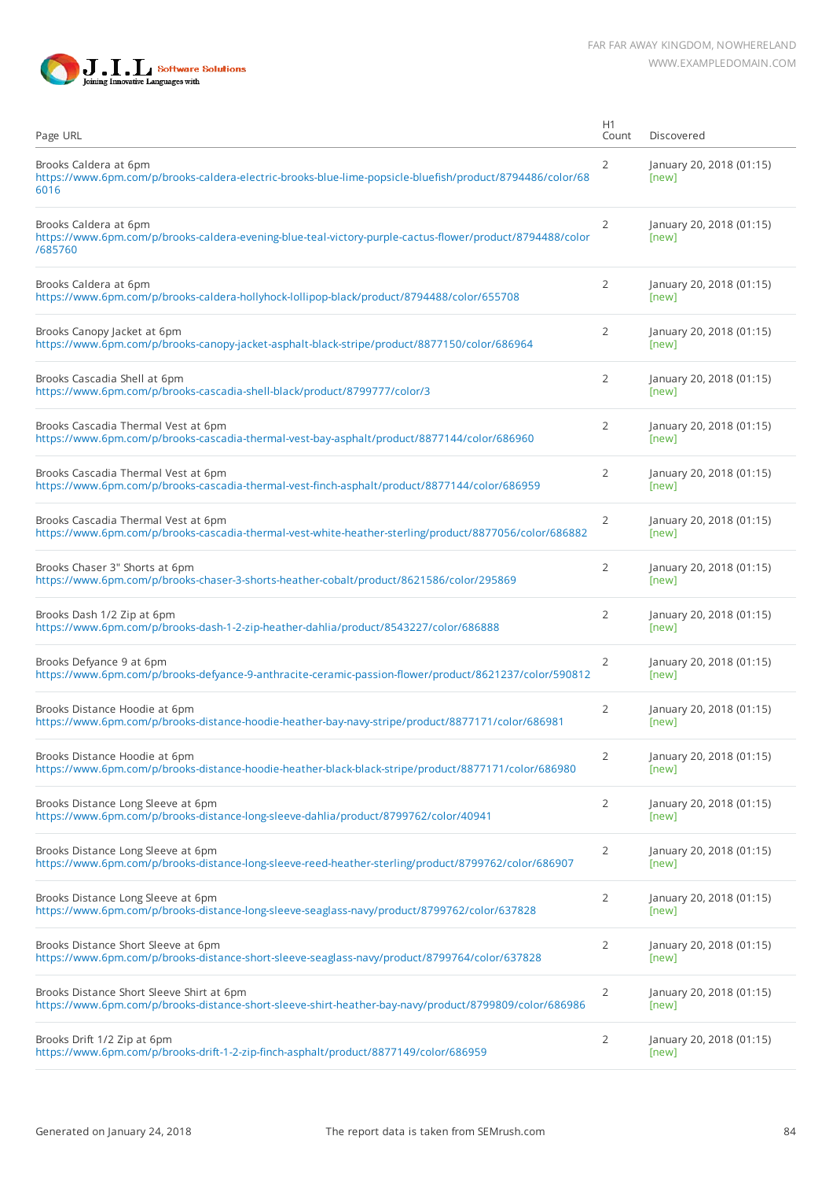| Page URL | H1 Count | Discovered |
|---|---|---|
| Brooks Caldera at 6pm https://www.6pm.com/p/brooks-caldera-electric-brooks-blue-lime-popsicle-bluefish/product/8794486/color/686016 | 2 | January 20, 2018 (01:15) [new] |
| Brooks Caldera at 6pm https://www.6pm.com/p/brooks-caldera-evening-blue-teal-victory-purple-cactus-flower/product/8794488/color/685760 | 2 | January 20, 2018 (01:15) [new] |
| Brooks Caldera at 6pm https://www.6pm.com/p/brooks-caldera-hollyhock-lollipop-black/product/8794488/color/655708 | 2 | January 20, 2018 (01:15) [new] |
| Brooks Canopy Jacket at 6pm https://www.6pm.com/p/brooks-canopy-jacket-asphalt-black-stripe/product/8877150/color/686964 | 2 | January 20, 2018 (01:15) [new] |
| Brooks Cascadia Shell at 6pm https://www.6pm.com/p/brooks-cascadia-shell-black/product/8799777/color/3 | 2 | January 20, 2018 (01:15) [new] |
| Brooks Cascadia Thermal Vest at 6pm https://www.6pm.com/p/brooks-cascadia-thermal-vest-bay-asphalt/product/8877144/color/686960 | 2 | January 20, 2018 (01:15) [new] |
| Brooks Cascadia Thermal Vest at 6pm https://www.6pm.com/p/brooks-cascadia-thermal-vest-finch-asphalt/product/8877144/color/686959 | 2 | January 20, 2018 (01:15) [new] |
| Brooks Cascadia Thermal Vest at 6pm https://www.6pm.com/p/brooks-cascadia-thermal-vest-white-heather-sterling/product/8877056/color/686882 | 2 | January 20, 2018 (01:15) [new] |
| Brooks Chaser 3" Shorts at 6pm https://www.6pm.com/p/brooks-chaser-3-shorts-heather-cobalt/product/8621586/color/295869 | 2 | January 20, 2018 (01:15) [new] |
| Brooks Dash 1/2 Zip at 6pm https://www.6pm.com/p/brooks-dash-1-2-zip-heather-dahlia/product/8543227/color/686888 | 2 | January 20, 2018 (01:15) [new] |
| Brooks Defyance 9 at 6pm https://www.6pm.com/p/brooks-defyance-9-anthracite-ceramic-passion-flower/product/8621237/color/590812 | 2 | January 20, 2018 (01:15) [new] |
| Brooks Distance Hoodie at 6pm https://www.6pm.com/p/brooks-distance-hoodie-heather-bay-navy-stripe/product/8877171/color/686981 | 2 | January 20, 2018 (01:15) [new] |
| Brooks Distance Hoodie at 6pm https://www.6pm.com/p/brooks-distance-hoodie-heather-black-black-stripe/product/8877171/color/686980 | 2 | January 20, 2018 (01:15) [new] |
| Brooks Distance Long Sleeve at 6pm https://www.6pm.com/p/brooks-distance-long-sleeve-dahlia/product/8799762/color/40941 | 2 | January 20, 2018 (01:15) [new] |
| Brooks Distance Long Sleeve at 6pm https://www.6pm.com/p/brooks-distance-long-sleeve-reed-heather-sterling/product/8799762/color/686907 | 2 | January 20, 2018 (01:15) [new] |
| Brooks Distance Long Sleeve at 6pm https://www.6pm.com/p/brooks-distance-long-sleeve-seaglass-navy/product/8799762/color/637828 | 2 | January 20, 2018 (01:15) [new] |
| Brooks Distance Short Sleeve at 6pm https://www.6pm.com/p/brooks-distance-short-sleeve-seaglass-navy/product/8799764/color/637828 | 2 | January 20, 2018 (01:15) [new] |
| Brooks Distance Short Sleeve Shirt at 6pm https://www.6pm.com/p/brooks-distance-short-sleeve-shirt-heather-bay-navy/product/8799809/color/686986 | 2 | January 20, 2018 (01:15) [new] |
| Brooks Drift 1/2 Zip at 6pm https://www.6pm.com/p/brooks-drift-1-2-zip-finch-asphalt/product/8877149/color/686959 | 2 | January 20, 2018 (01:15) [new] |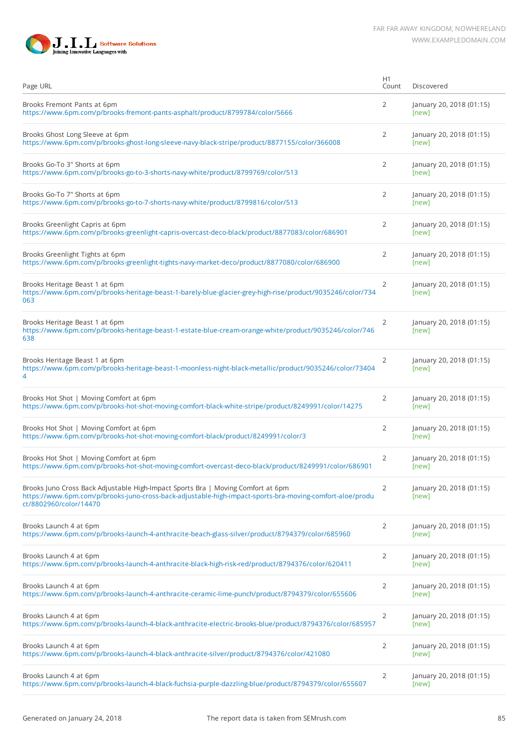| Page URL | H1 Count | Discovered |
|---|---|---|
| Brooks Fremont Pants at 6pm<br>https://www.6pm.com/p/brooks-fremont-pants-asphalt/product/8799784/color/5666 | 2 | January 20, 2018 (01:15)<br>[new] |
| Brooks Ghost Long Sleeve at 6pm<br>https://www.6pm.com/p/brooks-ghost-long-sleeve-navy-black-stripe/product/8877155/color/366008 | 2 | January 20, 2018 (01:15)<br>[new] |
| Brooks Go-To 3" Shorts at 6pm<br>https://www.6pm.com/p/brooks-go-to-3-shorts-navy-white/product/8799769/color/513 | 2 | January 20, 2018 (01:15)<br>[new] |
| Brooks Go-To 7" Shorts at 6pm<br>https://www.6pm.com/p/brooks-go-to-7-shorts-navy-white/product/8799816/color/513 | 2 | January 20, 2018 (01:15)<br>[new] |
| Brooks Greenlight Capris at 6pm<br>https://www.6pm.com/p/brooks-greenlight-capris-overcast-deco-black/product/8877083/color/686901 | 2 | January 20, 2018 (01:15)<br>[new] |
| Brooks Greenlight Tights at 6pm<br>https://www.6pm.com/p/brooks-greenlight-tights-navy-market-deco/product/8877080/color/686900 | 2 | January 20, 2018 (01:15)<br>[new] |
| Brooks Heritage Beast 1 at 6pm<br>https://www.6pm.com/p/brooks-heritage-beast-1-barely-blue-glacier-grey-high-rise/product/9035246/color/734063 | 2 | January 20, 2018 (01:15)<br>[new] |
| Brooks Heritage Beast 1 at 6pm<br>https://www.6pm.com/p/brooks-heritage-beast-1-estate-blue-cream-orange-white/product/9035246/color/746638 | 2 | January 20, 2018 (01:15)<br>[new] |
| Brooks Heritage Beast 1 at 6pm<br>https://www.6pm.com/p/brooks-heritage-beast-1-moonless-night-black-metallic/product/9035246/color/734044 | 2 | January 20, 2018 (01:15)<br>[new] |
| Brooks Hot Shot \| Moving Comfort at 6pm<br>https://www.6pm.com/p/brooks-hot-shot-moving-comfort-black-white-stripe/product/8249991/color/14275 | 2 | January 20, 2018 (01:15)<br>[new] |
| Brooks Hot Shot \| Moving Comfort at 6pm<br>https://www.6pm.com/p/brooks-hot-shot-moving-comfort-black/product/8249991/color/3 | 2 | January 20, 2018 (01:15)<br>[new] |
| Brooks Hot Shot \| Moving Comfort at 6pm<br>https://www.6pm.com/p/brooks-hot-shot-moving-comfort-overcast-deco-black/product/8249991/color/686901 | 2 | January 20, 2018 (01:15)<br>[new] |
| Brooks Juno Cross Back Adjustable High-Impact Sports Bra \| Moving Comfort at 6pm<br>https://www.6pm.com/p/brooks-juno-cross-back-adjustable-high-impact-sports-bra-moving-comfort-aloe/product/8802960/color/14470 | 2 | January 20, 2018 (01:15)<br>[new] |
| Brooks Launch 4 at 6pm<br>https://www.6pm.com/p/brooks-launch-4-anthracite-beach-glass-silver/product/8794379/color/685960 | 2 | January 20, 2018 (01:15)<br>[new] |
| Brooks Launch 4 at 6pm<br>https://www.6pm.com/p/brooks-launch-4-anthracite-black-high-risk-red/product/8794376/color/620411 | 2 | January 20, 2018 (01:15)<br>[new] |
| Brooks Launch 4 at 6pm<br>https://www.6pm.com/p/brooks-launch-4-anthracite-ceramic-lime-punch/product/8794379/color/655606 | 2 | January 20, 2018 (01:15)<br>[new] |
| Brooks Launch 4 at 6pm<br>https://www.6pm.com/p/brooks-launch-4-black-anthracite-electric-brooks-blue/product/8794376/color/685957 | 2 | January 20, 2018 (01:15)<br>[new] |
| Brooks Launch 4 at 6pm<br>https://www.6pm.com/p/brooks-launch-4-black-anthracite-silver/product/8794376/color/421080 | 2 | January 20, 2018 (01:15)<br>[new] |
| Brooks Launch 4 at 6pm<br>https://www.6pm.com/p/brooks-launch-4-black-fuchsia-purple-dazzling-blue/product/8794379/color/655607 | 2 | January 20, 2018 (01:15)<br>[new] |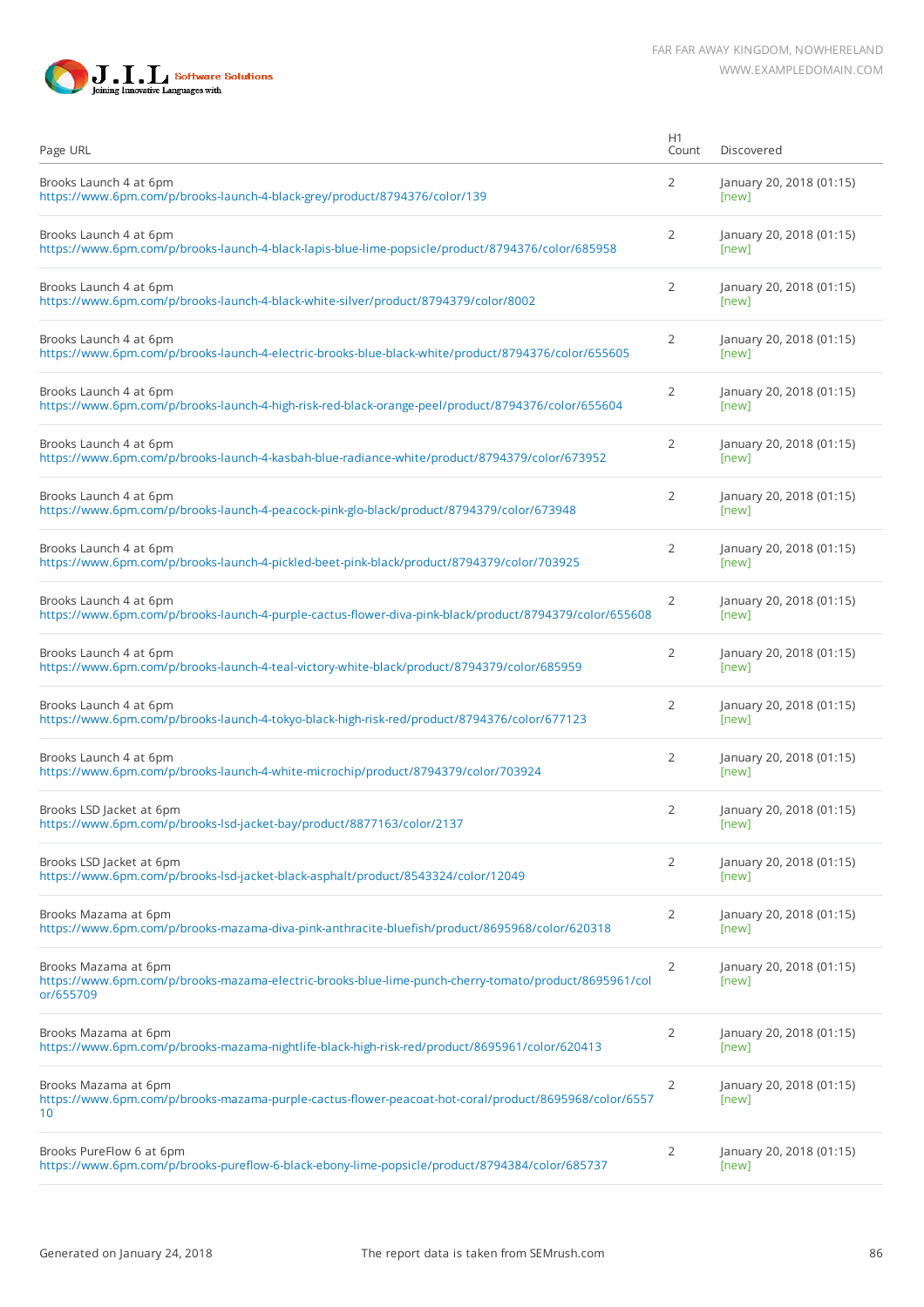| Page URL | H1 Count | Discovered |
|---|---|---|
| Brooks Launch 4 at 6pm<br>https://www.6pm.com/p/brooks-launch-4-black-grey/product/8794376/color/139 | 2 | January 20, 2018 (01:15)<br>[new] |
| Brooks Launch 4 at 6pm<br>https://www.6pm.com/p/brooks-launch-4-black-lapis-blue-lime-popsicle/product/8794376/color/685958 | 2 | January 20, 2018 (01:15)<br>[new] |
| Brooks Launch 4 at 6pm<br>https://www.6pm.com/p/brooks-launch-4-black-white-silver/product/8794379/color/8002 | 2 | January 20, 2018 (01:15)<br>[new] |
| Brooks Launch 4 at 6pm<br>https://www.6pm.com/p/brooks-launch-4-electric-brooks-blue-black-white/product/8794376/color/655605 | 2 | January 20, 2018 (01:15)<br>[new] |
| Brooks Launch 4 at 6pm<br>https://www.6pm.com/p/brooks-launch-4-high-risk-red-black-orange-peel/product/8794376/color/655604 | 2 | January 20, 2018 (01:15)<br>[new] |
| Brooks Launch 4 at 6pm<br>https://www.6pm.com/p/brooks-launch-4-kasbah-blue-radiance-white/product/8794379/color/673952 | 2 | January 20, 2018 (01:15)<br>[new] |
| Brooks Launch 4 at 6pm<br>https://www.6pm.com/p/brooks-launch-4-peacock-pink-glo-black/product/8794379/color/673948 | 2 | January 20, 2018 (01:15)<br>[new] |
| Brooks Launch 4 at 6pm<br>https://www.6pm.com/p/brooks-launch-4-pickled-beet-pink-black/product/8794379/color/703925 | 2 | January 20, 2018 (01:15)<br>[new] |
| Brooks Launch 4 at 6pm<br>https://www.6pm.com/p/brooks-launch-4-purple-cactus-flower-diva-pink-black/product/8794379/color/655608 | 2 | January 20, 2018 (01:15)<br>[new] |
| Brooks Launch 4 at 6pm<br>https://www.6pm.com/p/brooks-launch-4-teal-victory-white-black/product/8794379/color/685959 | 2 | January 20, 2018 (01:15)<br>[new] |
| Brooks Launch 4 at 6pm<br>https://www.6pm.com/p/brooks-launch-4-tokyo-black-high-risk-red/product/8794376/color/677123 | 2 | January 20, 2018 (01:15)<br>[new] |
| Brooks Launch 4 at 6pm<br>https://www.6pm.com/p/brooks-launch-4-white-microchip/product/8794379/color/703924 | 2 | January 20, 2018 (01:15)<br>[new] |
| Brooks LSD Jacket at 6pm<br>https://www.6pm.com/p/brooks-lsd-jacket-bay/product/8877163/color/2137 | 2 | January 20, 2018 (01:15)<br>[new] |
| Brooks LSD Jacket at 6pm<br>https://www.6pm.com/p/brooks-lsd-jacket-black-asphalt/product/8543324/color/12049 | 2 | January 20, 2018 (01:15)<br>[new] |
| Brooks Mazama at 6pm<br>https://www.6pm.com/p/brooks-mazama-diva-pink-anthracite-bluefish/product/8695968/color/620318 | 2 | January 20, 2018 (01:15)<br>[new] |
| Brooks Mazama at 6pm<br>https://www.6pm.com/p/brooks-mazama-electric-brooks-blue-lime-punch-cherry-tomato/product/8695961/color/655709 | 2 | January 20, 2018 (01:15)<br>[new] |
| Brooks Mazama at 6pm<br>https://www.6pm.com/p/brooks-mazama-nightlife-black-high-risk-red/product/8695961/color/620413 | 2 | January 20, 2018 (01:15)<br>[new] |
| Brooks Mazama at 6pm<br>https://www.6pm.com/p/brooks-mazama-purple-cactus-flower-peacoat-hot-coral/product/8695968/color/655710 | 2 | January 20, 2018 (01:15)<br>[new] |
| Brooks PureFlow 6 at 6pm<br>https://www.6pm.com/p/brooks-pureflow-6-black-ebony-lime-popsicle/product/8794384/color/685737 | 2 | January 20, 2018 (01:15)<br>[new] |

Generated on January 24, 2018 The report data is taken from SEMrush.com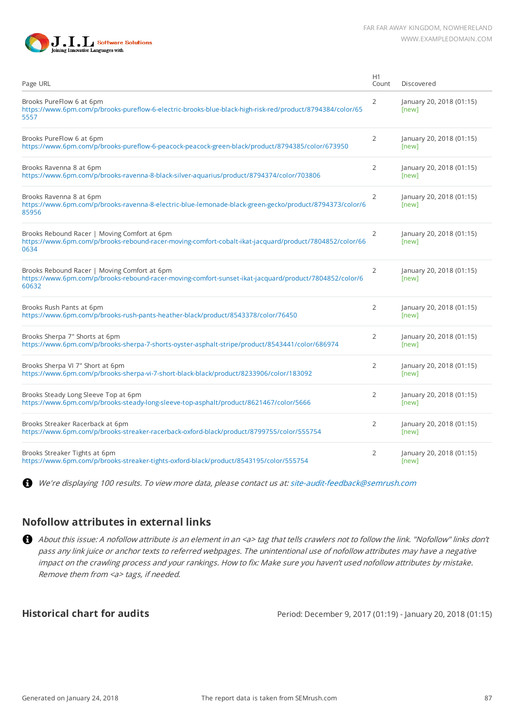| Page URL | H1 Count | Discovered |
|---|---|---|
| Brooks PureFlow 6 at 6pm<br>https://www.6pm.com/p/brooks-pureflow-6-electric-brooks-blue-black-high-risk-red/product/8794384/color/655557 | 2 | January 20, 2018 (01:15)<br>[new] |
| Brooks PureFlow 6 at 6pm<br>https://www.6pm.com/p/brooks-pureflow-6-peacock-peacock-green-black/product/8794385/color/673950 | 2 | January 20, 2018 (01:15)<br>[new] |
| Brooks Ravenna 8 at 6pm<br>https://www.6pm.com/p/brooks-ravenna-8-black-silver-aquarius/product/8794374/color/703806 | 2 | January 20, 2018 (01:15)<br>[new] |
| Brooks Ravenna 8 at 6pm<br>https://www.6pm.com/p/brooks-ravenna-8-electric-blue-lemonade-black-green-gecko/product/8794373/color/685956 | 2 | January 20, 2018 (01:15)<br>[new] |
| Brooks Rebound Racer \| Moving Comfort at 6pm<br>https://www.6pm.com/p/brooks-rebound-racer-moving-comfort-cobalt-ikat-jacquard/product/7804852/color/660634 | 2 | January 20, 2018 (01:15)<br>[new] |
| Brooks Rebound Racer \| Moving Comfort at 6pm<br>https://www.6pm.com/p/brooks-rebound-racer-moving-comfort-sunset-ikat-jacquard/product/7804852/color/660632 | 2 | January 20, 2018 (01:15)<br>[new] |
| Brooks Rush Pants at 6pm<br>https://www.6pm.com/p/brooks-rush-pants-heather-black/product/8543378/color/76450 | 2 | January 20, 2018 (01:15)<br>[new] |
| Brooks Sherpa 7" Shorts at 6pm<br>https://www.6pm.com/p/brooks-sherpa-7-shorts-oyster-asphalt-stripe/product/8543441/color/686974 | 2 | January 20, 2018 (01:15)<br>[new] |
| Brooks Sherpa VI 7" Short at 6pm<br>https://www.6pm.com/p/brooks-sherpa-vi-7-short-black-black/product/8233906/color/183092 | 2 | January 20, 2018 (01:15)<br>[new] |
| Brooks Steady Long Sleeve Top at 6pm<br>https://www.6pm.com/p/brooks-steady-long-sleeve-top-asphalt/product/8621467/color/5666 | 2 | January 20, 2018 (01:15)<br>[new] |
| Brooks Streaker Racerback at 6pm<br>https://www.6pm.com/p/brooks-streaker-racerback-oxford-black/product/8799755/color/555754 | 2 | January 20, 2018 (01:15)<br>[new] |
| Brooks Streaker Tights at 6pm<br>https://www.6pm.com/p/brooks-streaker-tights-oxford-black/product/8543195/color/555754 | 2 | January 20, 2018 (01:15)<br>[new] |

*We're displaying 100 results. To view more data, please contact us at: site-audit-feedback@semrush.com*

## Nofollow attributes in external links

*About this issue: A nofollow attribute is an element in an <a> tag that tells crawlers not to follow the link. "Nofollow" links don't pass any link juice or anchor texts to referred webpages. The unintentional use of nofollow attributes may have a negative impact on the crawling process and your rankings. How to fix: Make sure you haven't used nofollow attributes by mistake. Remove them from <a> tags, if needed.*

## Historical chart for audits

Period: December 9, 2017 (01:19) - January 20, 2018 (01:15)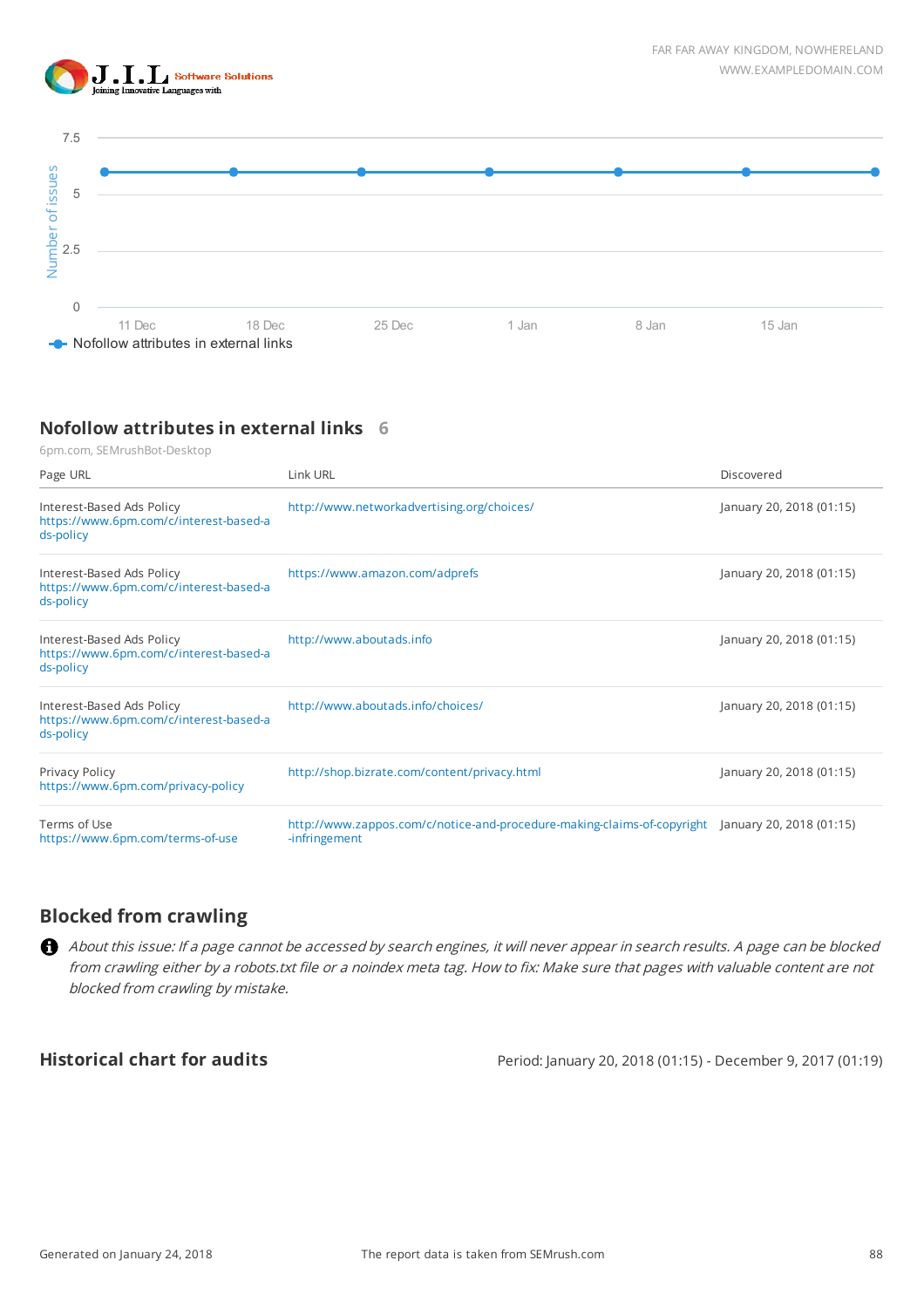## Nofollow attributes in external links 6

6pm.com, SEMrushBot-Desktop

| Page URL | Link URL | Discovered |
|---|---|---|
| Interest-Based Ads Policy https://www.6pm.com/c/interest-based-ads-policy | http://www.networkadvertising.org/choices/ | January 20, 2018 (01:15) |
| Interest-Based Ads Policy https://www.6pm.com/c/interest-based-ads-policy | https://www.amazon.com/adprefs | January 20, 2018 (01:15) |
| Interest-Based Ads Policy https://www.6pm.com/c/interest-based-ads-policy | http://www.aboutads.info | January 20, 2018 (01:15) |
| Interest-Based Ads Policy https://www.6pm.com/c/interest-based-ads-policy | http://www.aboutads.info/choices/ | January 20, 2018 (01:15) |
| Privacy Policy https://www.6pm.com/privacy-policy | http://shop.bizrate.com/content/privacy.html | January 20, 2018 (01:15) |
| Terms of Use https://www.6pm.com/terms-of-use | http://www.zappos.com/c/notice-and-procedure-making-claims-of-copyright-infringement | January 20, 2018 (01:15) |

## Blocked from crawling

*About this issue: If a page cannot be accessed by search engines, it will never appear in search results. A page can be blocked from crawling either by a robots.txt file or a noindex meta tag. How to fix: Make sure that pages with valuable content are not blocked from crawling by mistake.*

## Historical chart for audits

Period: January 20, 2018 (01:15) - December 9, 2017 (01:19)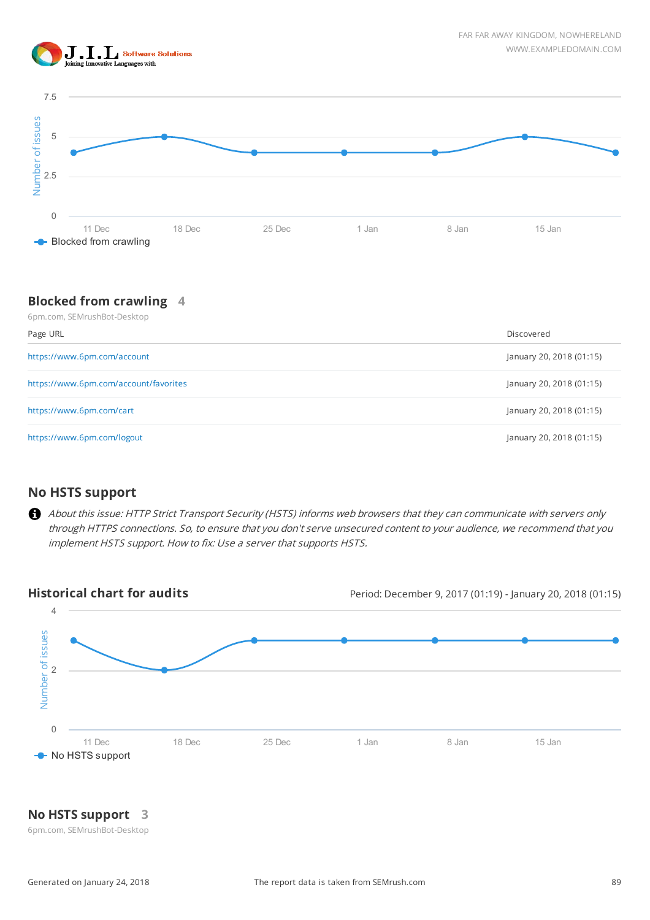## Blocked from crawling 4

6pm.com, SEMrushBot-Desktop

| Page URL | Discovered |
| --- | --- |
| https://www.6pm.com/account | January 20, 2018 (01:15) |
| https://www.6pm.com/account/favorites | January 20, 2018 (01:15) |
| https://www.6pm.com/cart | January 20, 2018 (01:15) |
| https://www.6pm.com/logout | January 20, 2018 (01:15) |

## No HSTS support

*About this issue: HTTP Strict Transport Security (HSTS) informs web browsers that they can communicate with servers only through HTTPS connections. So, to ensure that you don't serve unsecured content to your audience, we recommend that you implement HSTS support. How to fix: Use a server that supports HSTS.*

### Historical chart for audits

Period: December 9, 2017 (01:19) - January 20, 2018 (01:15)

## No HSTS support 3

6pm.com, SEMrushBot-Desktop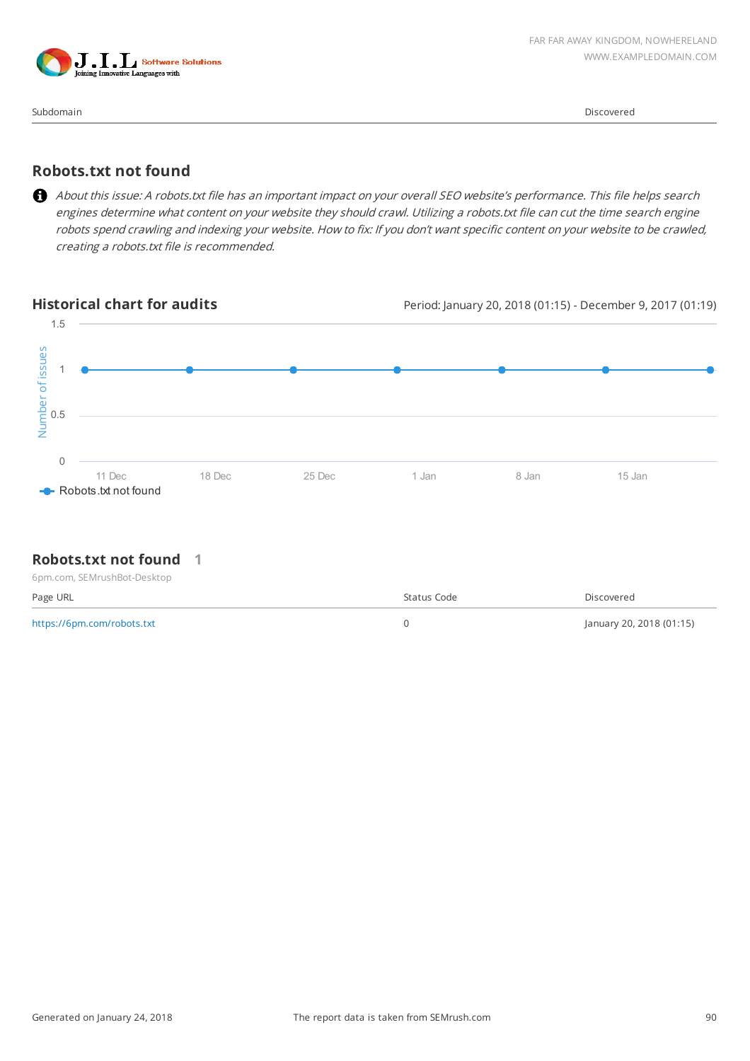| Subdomain | Discovered |
| --- | --- |

## Robots.txt not found

*About this issue: A robots.txt file has an important impact on your overall SEO website's performance. This file helps search engines determine what content on your website they should crawl. Utilizing a robots.txt file can cut the time search engine robots spend crawling and indexing your website. How to fix: If you don't want specific content on your website to be crawled, creating a robots.txt file is recommended.*

### Historical chart for audits

Period: January 20, 2018 (01:15) - December 9, 2017 (01:19)

Number of issues

1.5

1

0.5

0

11 Dec

18 Dec

25 Dec

1 Jan

8 Jan

15 Jan

Robots.txt not found

### Robots.txt not found 1

6pm.com, SEMrushBot-Desktop

| Page URL | Status Code | Discovered |
| --- | --- | --- |
| https://6pm.com/robots.txt | 0 | January 20, 2018 (01:15) |